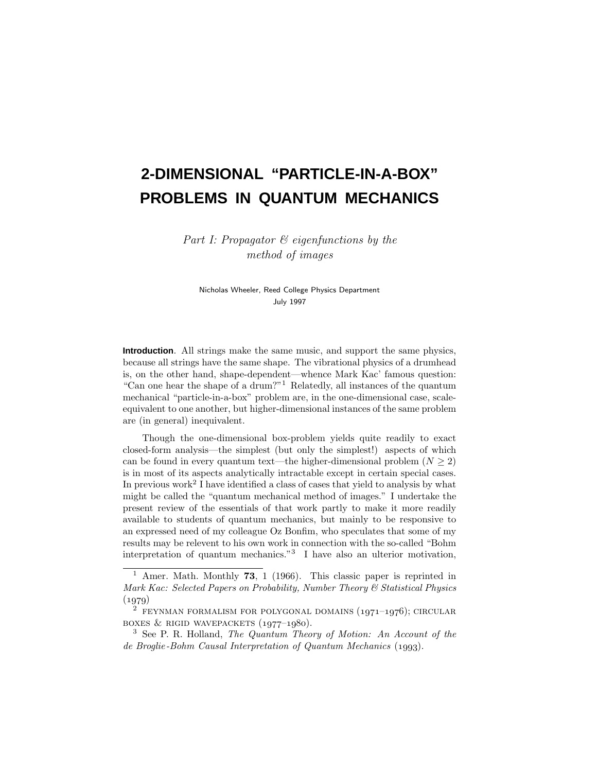# 2-DIMENSIONAL "PARTICLE-IN-A-BOX" PROBLEMS IN QUANTUM MECHANICS

*Part I: Propagator & eigenfunctions by the method of images*

Nicholas Wheeler, Reed College Physics Department
July 1997

**Introduction**. All strings make the same music, and support the same physics, because all strings have the same shape. The vibrational physics of a drumhead is, on the other hand, shape-dependent—whence Mark Kac' famous question: "Can one hear the shape of a drum?"[1] Relatedly, all instances of the quantum mechanical "particle-in-a-box" problem are, in the one-dimensional case, scale-equivalent to one another, but higher-dimensional instances of the same problem are (in general) inequivalent.

Though the one-dimensional box-problem yields quite readily to exact closed-form analysis—the simplest (but only the simplest!) aspects of which can be found in every quantum text—the higher-dimensional problem ($N \geq 2$) is in most of its aspects analytically intractable except in certain special cases. In previous work[2] I have identified a class of cases that yield to analysis by what might be called the "quantum mechanical method of images." I undertake the present review of the essentials of that work partly to make it more readily available to students of quantum mechanics, but mainly to be responsive to an expressed need of my colleague Oz Bonfim, who speculates that some of my results may be relevent to his own work in connection with the so-called "Bohm interpretation of quantum mechanics."[3] I have also an ulterior motivation,

---

[1] Amer. Math. Monthly **73**, 1 (1966). This classic paper is reprinted in *Mark Kac: Selected Papers on Probability, Number Theory & Statistical Physics* (1979)

[2] FEYNMAN FORMALISM FOR POLYGONAL DOMAINS (1971–1976); CIRCULAR BOXES & RIGID WAVEPACKETS (1977–1980).

[3] See P. R. Holland, *The Quantum Theory of Motion: An Account of the de Broglie-Bohm Causal Interpretation of Quantum Mechanics* (1993).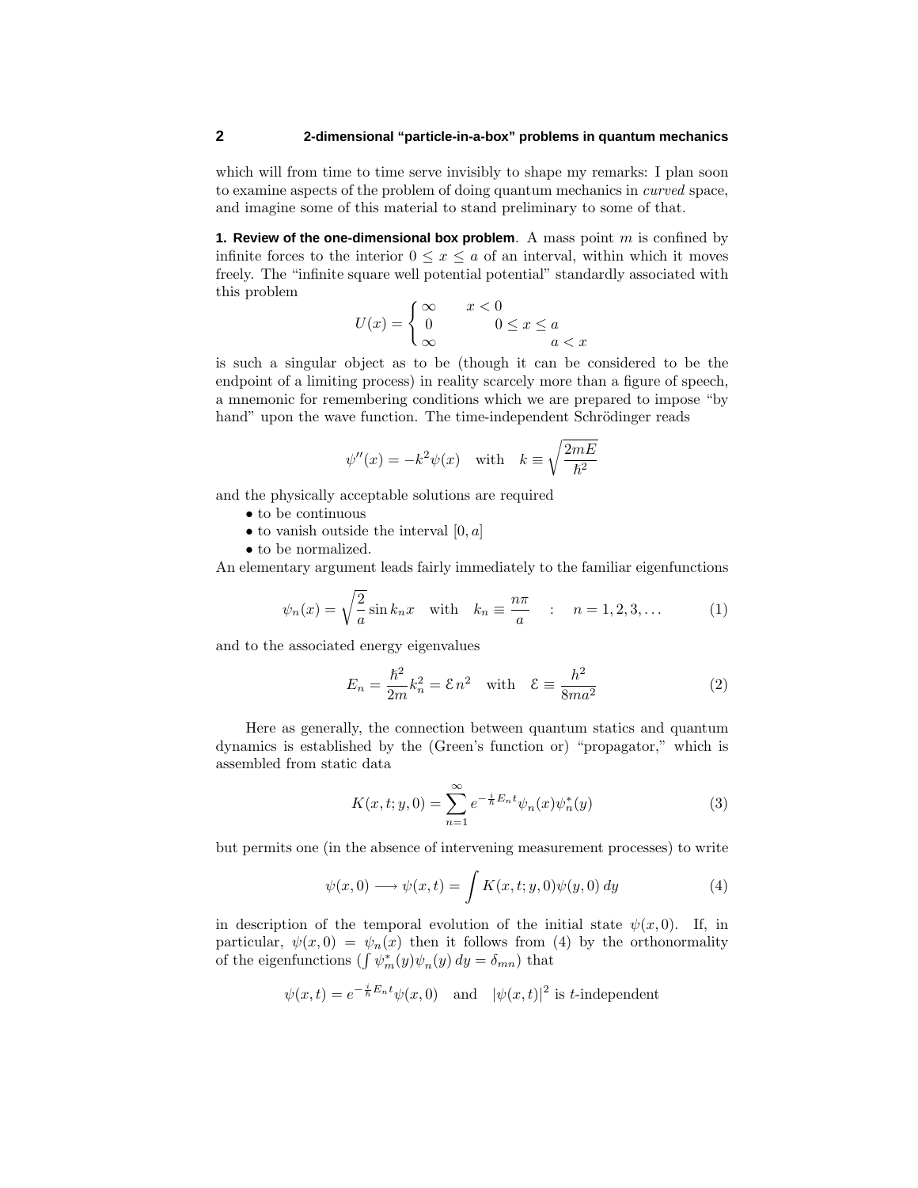which will from time to time serve invisibly to shape my remarks: I plan soon to examine aspects of the problem of doing quantum mechanics in *curved* space, and imagine some of this material to stand preliminary to some of that.

**1. Review of the one-dimensional box problem**. A mass point $m$ is confined by infinite forces to the interior $0 \le x \le a$ of an interval, within which it moves freely. The "infinite square well potential potential" standardly associated with this problem

$$U(x) = \begin{cases} \infty & x < 0 \\ 0 & 0 \le x \le a \\ \infty & a < x \end{cases}$$

is such a singular object as to be (though it can be considered to be the endpoint of a limiting process) in reality scarcely more than a figure of speech, a mnemonic for remembering conditions which we are prepared to impose "by hand" upon the wave function. The time-independent Schrödinger reads

$$\psi''(x) = -k^2\psi(x) \quad \text{with} \quad k \equiv \sqrt{\frac{2mE}{\hbar^2}}$$

and the physically acceptable solutions are required

- to be continuous
- to vanish outside the interval $[0, a]$
- to be normalized.

An elementary argument leads fairly immediately to the familiar eigenfunctions

$$\psi_n(x) = \sqrt{\frac{2}{a}}\sin k_n x \quad \text{with} \quad k_n \equiv \frac{n\pi}{a} \quad : \quad n = 1, 2, 3, \ldots \tag{1}$$

and to the associated energy eigenvalues

$$E_n = \frac{\hbar^2}{2m}k_n^2 = \mathcal{E}\, n^2 \quad \text{with} \quad \mathcal{E} \equiv \frac{h^2}{8ma^2} \tag{2}$$

Here as generally, the connection between quantum statics and quantum dynamics is established by the (Green's function or) "propagator," which is assembled from static data

$$K(x, t; y, 0) = \sum_{n=1}^{\infty} e^{-\frac{i}{\hbar}E_n t}\psi_n(x)\psi_n^*(y) \tag{3}$$

but permits one (in the absence of intervening measurement processes) to write

$$\psi(x, 0) \longrightarrow \psi(x, t) = \int K(x, t; y, 0)\psi(y, 0)\, dy \tag{4}$$

in description of the temporal evolution of the initial state $\psi(x, 0)$. If, in particular, $\psi(x, 0) = \psi_n(x)$ then it follows from (4) by the orthonormality of the eigenfunctions ($\int \psi_m^*(y)\psi_n(y)\, dy = \delta_{mn}$) that

$$\psi(x, t) = e^{-\frac{i}{\hbar}E_n t}\psi(x, 0) \quad \text{and} \quad |\psi(x, t)|^2 \text{ is } t\text{-independent}$$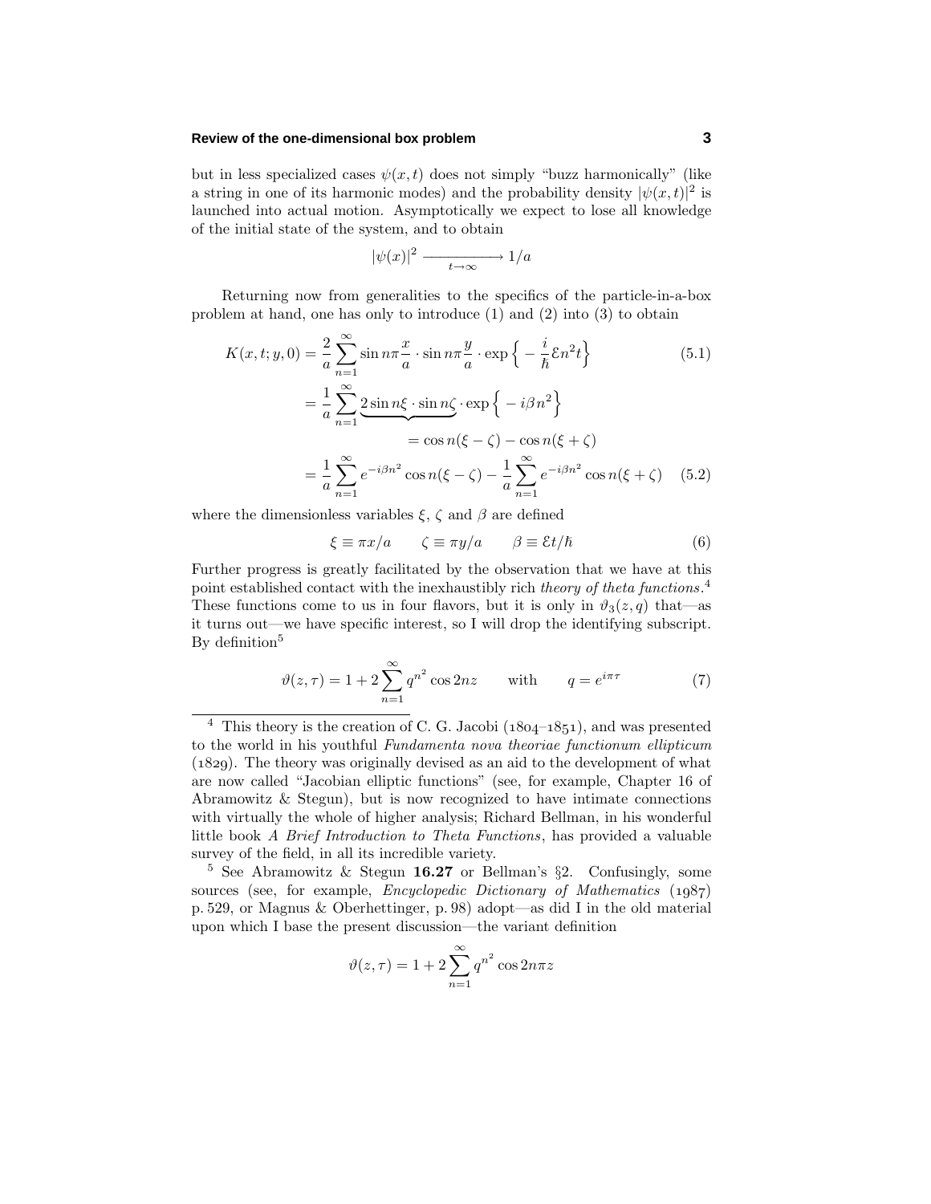but in less specialized cases $\psi(x,t)$ does not simply "buzz harmonically" (like a string in one of its harmonic modes) and the probability density $|\psi(x,t)|^2$ is launched into actual motion. Asymptotically we expect to lose all knowledge of the initial state of the system, and to obtain

$$|\psi(x)|^2 \xrightarrow[t\to\infty]{} 1/a$$

Returning now from generalities to the specifics of the particle-in-a-box problem at hand, one has only to introduce (1) and (2) into (3) to obtain

$$\begin{aligned}
K(x,t;y,0) &= \frac{2}{a}\sum_{n=1}^{\infty} \sin n\pi\frac{x}{a}\cdot \sin n\pi\frac{y}{a}\cdot \exp\Big\{-\frac{i}{\hbar}\mathcal{E}n^2 t\Big\} && (5.1)\\
&= \frac{1}{a}\sum_{n=1}^{\infty} \underbrace{2\sin n\xi\cdot \sin n\zeta}_{=\,\cos n(\xi-\zeta)\,-\,\cos n(\xi+\zeta)}\cdot \exp\Big\{-i\beta n^2\Big\}\\
&= \frac{1}{a}\sum_{n=1}^{\infty} e^{-i\beta n^2}\cos n(\xi-\zeta) - \frac{1}{a}\sum_{n=1}^{\infty} e^{-i\beta n^2}\cos n(\xi+\zeta) && (5.2)
\end{aligned}$$

where the dimensionless variables $\xi$, $\zeta$ and $\beta$ are defined

$$\xi \equiv \pi x/a \qquad \zeta \equiv \pi y/a \qquad \beta \equiv \mathcal{E}t/\hbar \tag{6}$$

Further progress is greatly facilitated by the observation that we have at this point established contact with the inexhaustibly rich *theory of theta functions*.[4] These functions come to us in four flavors, but it is only in $\vartheta_3(z,q)$ that—as it turns out—we have specific interest, so I will drop the identifying subscript. By definition[5]

$$\vartheta(z,\tau) = 1 + 2\sum_{n=1}^{\infty} q^{n^2}\cos 2nz \qquad \text{with} \qquad q = e^{i\pi\tau} \tag{7}$$

---

[4] This theory is the creation of C. G. Jacobi (1804–1851), and was presented to the world in his youthful *Fundamenta nova theoriae functionum ellipticum* (1829). The theory was originally devised as an aid to the development of what are now called "Jacobian elliptic functions" (see, for example, Chapter 16 of Abramowitz & Stegun), but is now recognized to have intimate connections with virtually the whole of higher analysis; Richard Bellman, in his wonderful little book *A Brief Introduction to Theta Functions*, has provided a valuable survey of the field, in all its incredible variety.

[5] See Abramowitz & Stegun **16.27** or Bellman's §2. Confusingly, some sources (see, for example, *Encyclopedic Dictionary of Mathematics* (1987) p. 529, or Magnus & Oberhettinger, p. 98) adopt—as did I in the old material upon which I base the present discussion—the variant definition

$$\vartheta(z,\tau) = 1 + 2\sum_{n=1}^{\infty} q^{n^2}\cos 2n\pi z$$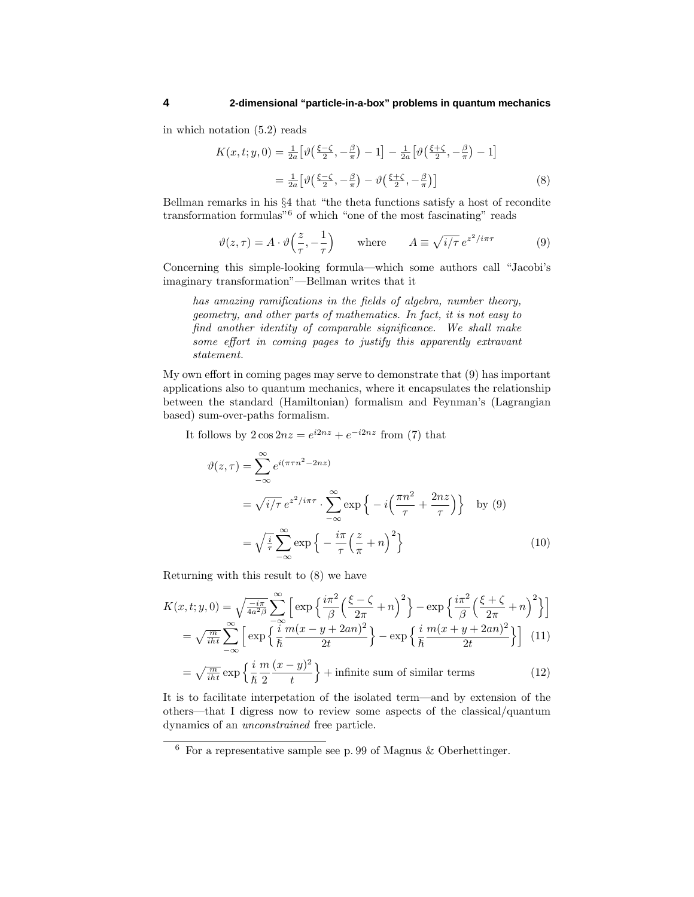in which notation (5.2) reads

$$
\begin{aligned}
K(x,t;y,0) &= \tfrac{1}{2a}\big[\vartheta\big(\tfrac{\xi-\zeta}{2},-\tfrac{\beta}{\pi}\big)-1\big] - \tfrac{1}{2a}\big[\vartheta\big(\tfrac{\xi+\zeta}{2},-\tfrac{\beta}{\pi}\big)-1\big]\\
&= \tfrac{1}{2a}\big[\vartheta\big(\tfrac{\xi-\zeta}{2},-\tfrac{\beta}{\pi}\big)-\vartheta\big(\tfrac{\xi+\zeta}{2},-\tfrac{\beta}{\pi}\big)\big] \qquad (8)
\end{aligned}
$$

Bellman remarks in his §4 that "the theta functions satisfy a host of recondite transformation formulas"[6] of which "one of the most fascinating" reads

$$
\vartheta(z,\tau) = A\cdot\vartheta\Big(\frac{z}{\tau},-\frac{1}{\tau}\Big) \qquad \text{where} \qquad A \equiv \sqrt{i/\tau}\,e^{z^2/i\pi\tau} \qquad (9)
$$

Concerning this simple-looking formula—which some authors call "Jacobi's imaginary transformation"—Bellman writes that it

> *has amazing ramifications in the fields of algebra, number theory, geometry, and other parts of mathematics. In fact, it is not easy to find another identity of comparable significance. We shall make some effort in coming pages to justify this apparently extravant statement.*

My own effort in coming pages may serve to demonstrate that (9) has important applications also to quantum mechanics, where it encapsulates the relationship between the standard (Hamiltonian) formalism and Feynman's (Lagrangian based) sum-over-paths formalism.

It follows by $2\cos 2nz = e^{i2nz}+e^{-i2nz}$ from (7) that

$$
\begin{aligned}
\vartheta(z,\tau) &= \sum_{-\infty}^{\infty} e^{i(\pi\tau n^2-2nz)}\\
&= \sqrt{i/\tau}\,e^{z^2/i\pi\tau}\cdot\sum_{-\infty}^{\infty}\exp\Big\{-i\Big(\frac{\pi n^2}{\tau}+\frac{2nz}{\tau}\Big)\Big\} \quad \text{by (9)}\\
&= \sqrt{\tfrac{i}{\tau}}\sum_{-\infty}^{\infty}\exp\Big\{-\frac{i\pi}{\tau}\Big(\frac{z}{\pi}+n\Big)^2\Big\} \qquad (10)
\end{aligned}
$$

Returning with this result to (8) we have

$$
\begin{aligned}
K(x,t;y,0) &= \sqrt{\tfrac{-i\pi}{4a^2\beta}}\sum_{-\infty}^{\infty}\Big[\exp\Big\{\frac{i\pi^2}{\beta}\Big(\frac{\xi-\zeta}{2\pi}+n\Big)^2\Big\}-\exp\Big\{\frac{i\pi^2}{\beta}\Big(\frac{\xi+\zeta}{2\pi}+n\Big)^2\Big\}\Big]\\
&= \sqrt{\tfrac{m}{iht}}\sum_{-\infty}^{\infty}\Big[\exp\Big\{\frac{i}{\hbar}\frac{m(x-y+2an)^2}{2t}\Big\}-\exp\Big\{\frac{i}{\hbar}\frac{m(x+y+2an)^2}{2t}\Big\}\Big] \quad (11)\\
&= \sqrt{\tfrac{m}{iht}}\exp\Big\{\frac{i}{\hbar}\frac{m}{2}\frac{(x-y)^2}{t}\Big\} + \text{infinite sum of similar terms} \qquad (12)
\end{aligned}
$$

It is to facilitate interpetation of the isolated term—and by extension of the others—that I digress now to review some aspects of the classical/quantum dynamics of an *unconstrained* free particle.

---

[6] For a representative sample see p. 99 of Magnus & Oberhettinger.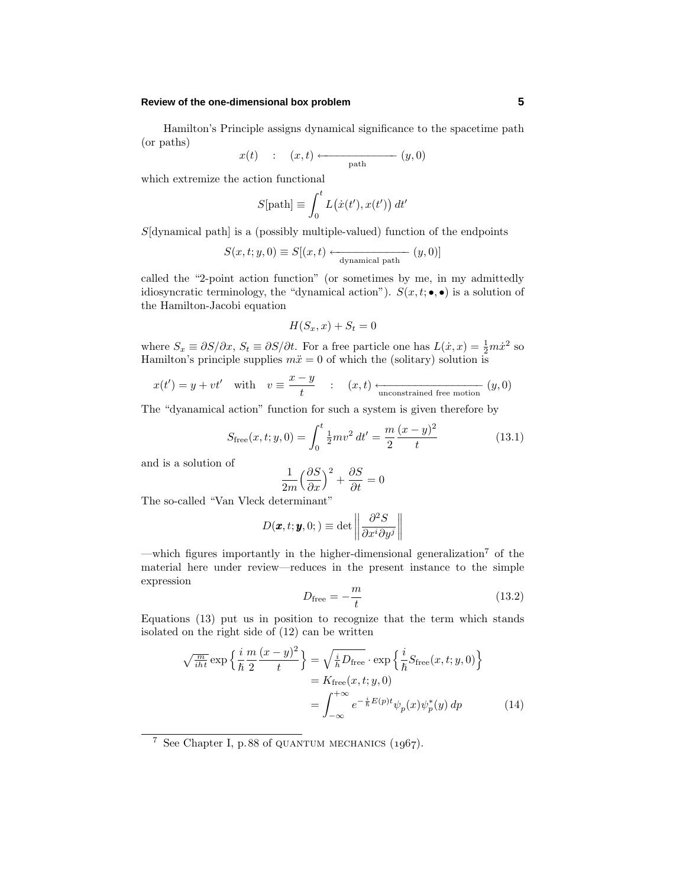Hamilton's Principle assigns dynamical significance to the spacetime path (or paths)

$$x(t) \quad : \quad (x,t) \xleftarrow[\text{path}]{\hspace{2cm}} (y,0)$$

which extremize the action functional

$$S[\text{path}] \equiv \int_0^t L\big(\dot{x}(t'), x(t')\big)\,dt'$$

$S[\text{dynamical path}]$ is a (possibly multiple-valued) function of the endpoints

$$S(x,t;y,0) \equiv S[(x,t) \xleftarrow[\text{dynamical path}]{\hspace{2cm}} (y,0)]$$

called the "2-point action function" (or sometimes by me, in my admittedly idiosyncratic terminology, the "dynamical action"). $S(x,t;\bullet,\bullet)$ is a solution of the Hamilton-Jacobi equation

$$H(S_x, x) + S_t = 0$$

where $S_x \equiv \partial S/\partial x$, $S_t \equiv \partial S/\partial t$. For a free particle one has $L(\dot{x},x) = \frac{1}{2}m\dot{x}^2$ so Hamilton's principle supplies $m\ddot{x} = 0$ of which the (solitary) solution is

$$x(t') = y + vt' \quad \text{with} \quad v \equiv \frac{x-y}{t} \quad : \quad (x,t) \xleftarrow[\text{unconstrained free motion}]{\hspace{2.5cm}} (y,0)$$

The "dyanamical action" function for such a system is given therefore by

$$S_{\text{free}}(x,t;y,0) = \int_0^t \tfrac{1}{2}mv^2\,dt' = \frac{m}{2}\frac{(x-y)^2}{t} \tag{13.1}$$

and is a solution of

$$\frac{1}{2m}\Big(\frac{\partial S}{\partial x}\Big)^2 + \frac{\partial S}{\partial t} = 0$$

The so-called "Van Vleck determinant"

$$D(\boldsymbol{x},t;\boldsymbol{y},0;) \equiv \det\left\|\frac{\partial^2 S}{\partial x^i \partial y^j}\right\|$$

—which figures importantly in the higher-dimensional generalization[7] of the material here under review—reduces in the present instance to the simple expression

$$D_{\text{free}} = -\frac{m}{t} \tag{13.2}$$

Equations (13) put us in position to recognize that the term which stands isolated on the right side of (12) can be written

$$\begin{aligned}
\sqrt{\tfrac{m}{iht}}\exp\Big\{\frac{i}{\hbar}\frac{m}{2}\frac{(x-y)^2}{t}\Big\} &= \sqrt{\tfrac{i}{h}D_{\text{free}}}\cdot\exp\Big\{\frac{i}{\hbar}S_{\text{free}}(x,t;y,0)\Big\} \\
&= K_{\text{free}}(x,t;y,0) \\
&= \int_{-\infty}^{+\infty} e^{-\frac{i}{\hbar}E(p)t}\psi_p(x)\psi_p^*(y)\,dp
\end{aligned} \tag{14}$$

---

[7] See Chapter I, p. 88 of QUANTUM MECHANICS (1967).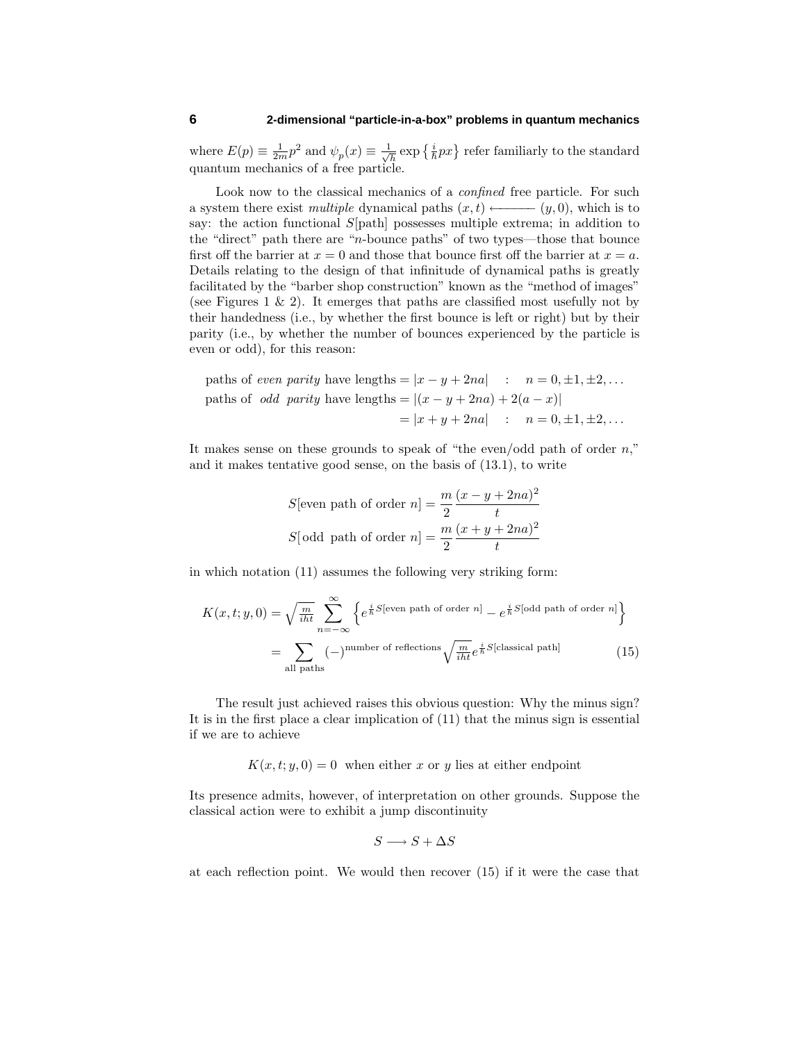where $E(p) \equiv \frac{1}{2m}p^2$ and $\psi_p(x) \equiv \frac{1}{\sqrt{h}}\exp\left\{\frac{i}{\hbar}px\right\}$ refer familiarly to the standard quantum mechanics of a free particle.

Look now to the classical mechanics of a *confined* free particle. For such a system there exist *multiple* dynamical paths $(x,t) \longleftarrow (y,0)$, which is to say: the action functional $S[\text{path}]$ possesses multiple extrema; in addition to the "direct" path there are "$n$-bounce paths" of two types—those that bounce first off the barrier at $x = 0$ and those that bounce first off the barrier at $x = a$. Details relating to the design of that infinitude of dynamical paths is greatly facilitated by the "barber shop construction" known as the "method of images" (see Figures 1 & 2). It emerges that paths are classified most usefully not by their handedness (i.e., by whether the first bounce is left or right) but by their parity (i.e., by whether the number of bounces experienced by the particle is even or odd), for this reason:

$$
\begin{aligned}
\text{paths of } \textit{even parity} \text{ have lengths} &= |x - y + 2na| \quad : \quad n = 0, \pm1, \pm2, \ldots \\
\text{paths of } \textit{odd parity} \text{ have lengths} &= |(x - y + 2na) + 2(a - x)| \\
&= |x + y + 2na| \quad : \quad n = 0, \pm1, \pm2, \ldots
\end{aligned}
$$

It makes sense on these grounds to speak of "the even/odd path of order $n$," and it makes tentative good sense, on the basis of (13.1), to write

$$
\begin{aligned}
S[\text{even path of order } n] &= \frac{m}{2}\frac{(x - y + 2na)^2}{t} \\
S[\text{odd path of order } n] &= \frac{m}{2}\frac{(x + y + 2na)^2}{t}
\end{aligned}
$$

in which notation (11) assumes the following very striking form:

$$
\begin{aligned}
K(x,t;y,0) &= \sqrt{\tfrac{m}{iht}}\sum_{n=-\infty}^{\infty}\Big\{e^{\frac{i}{\hbar}S[\text{even path of order } n]} - e^{\frac{i}{\hbar}S[\text{odd path of order } n]}\Big\} \\
&= \sum_{\text{all paths}}(-)^{\text{number of reflections}}\sqrt{\tfrac{m}{iht}}\,e^{\frac{i}{\hbar}S[\text{classical path}]} \qquad (15)
\end{aligned}
$$

The result just achieved raises this obvious question: Why the minus sign? It is in the first place a clear implication of (11) that the minus sign is essential if we are to achieve

$$
K(x,t;y,0) = 0 \;\text{ when either } x \text{ or } y \text{ lies at either endpoint}
$$

Its presence admits, however, of interpretation on other grounds. Suppose the classical action were to exhibit a jump discontinuity

$$
S \longrightarrow S + \Delta S
$$

at each reflection point. We would then recover (15) if it were the case that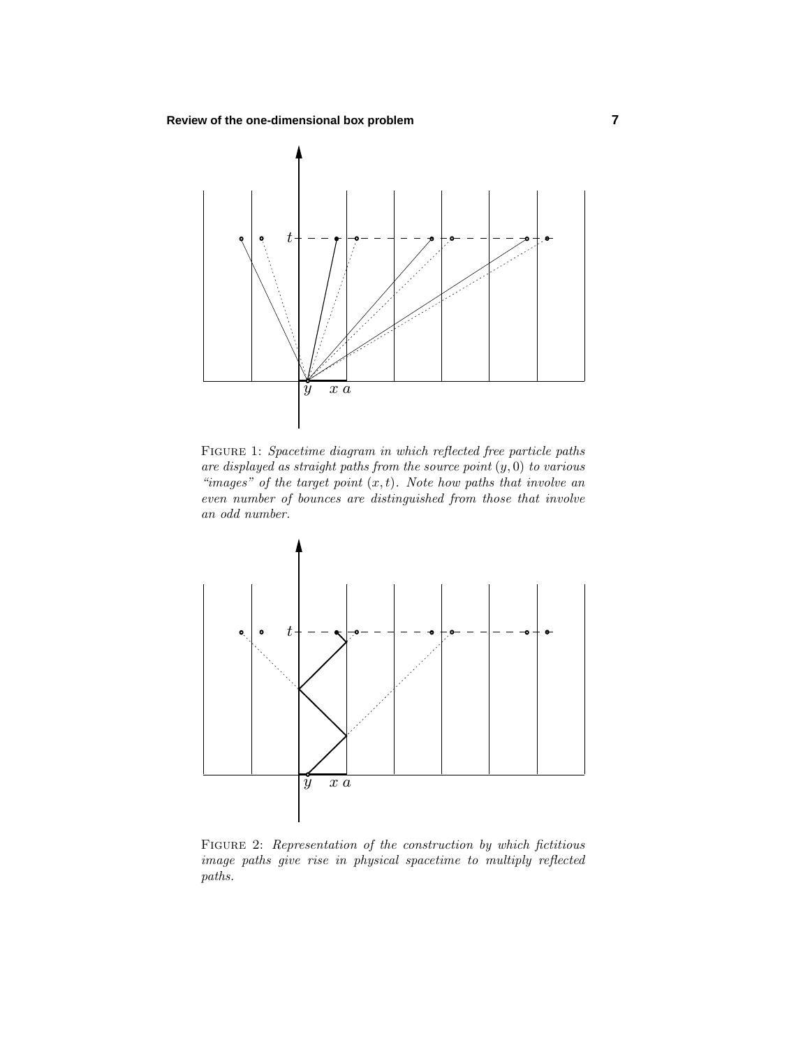FIGURE 1: *Spacetime diagram in which reflected free particle paths are displayed as straight paths from the source point $(y, 0)$ to various "images" of the target point $(x, t)$. Note how paths that involve an even number of bounces are distinguished from those that involve an odd number.*

FIGURE 2: *Representation of the construction by which fictitious image paths give rise in physical spacetime to multiply reflected paths.*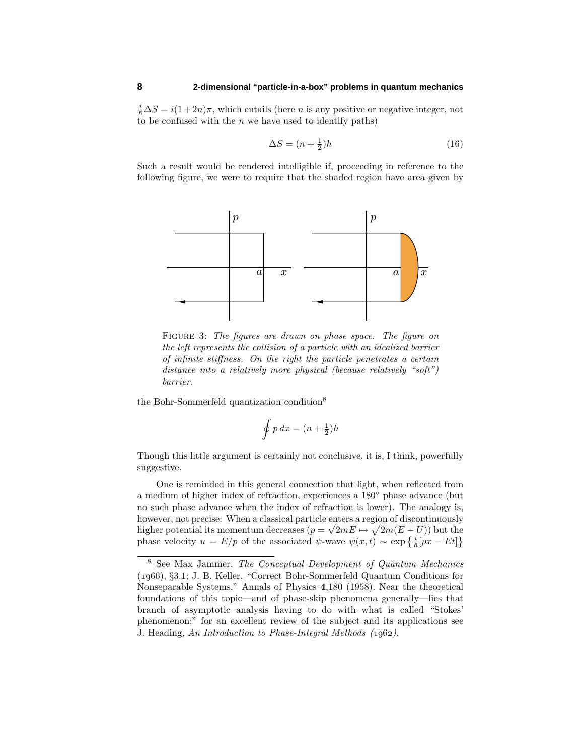$\frac{i}{\hbar}\Delta S = i(1+2n)\pi$, which entails (here $n$ is any positive or negative integer, not to be confused with the $n$ we have used to identify paths)

$$\Delta S = (n + \tfrac{1}{2})h \tag{16}$$

Such a result would be rendered intelligible if, proceeding in reference to the following figure, we were to require that the shaded region have area given by

FIGURE 3: *The figures are drawn on phase space. The figure on the left represents the collision of a particle with an idealized barrier of infinite stiffness. On the right the particle penetrates a certain distance into a relatively more physical (because relatively "soft") barrier.*

the Bohr-Sommerfeld quantization condition[8]

$$\oint p\,dx = (n + \tfrac{1}{2})h$$

Though this little argument is certainly not conclusive, it is, I think, powerfully suggestive.

One is reminded in this general connection that light, when reflected from a medium of higher index of refraction, experiences a 180° phase advance (but no such phase advance when the index of refraction is lower). The analogy is, however, not precise: When a classical particle enters a region of discontinuously higher potential its momentum decreases ($p = \sqrt{2mE} \mapsto \sqrt{2m(E-U)}$) but the phase velocity $u = E/p$ of the associated $\psi$-wave $\psi(x,t) \sim \exp\left\{\frac{i}{\hbar}[px - Et]\right\}$

[8] See Max Jammer, *The Conceptual Development of Quantum Mechanics* (1966), §3.1; J. B. Keller, "Correct Bohr-Sommerfeld Quantum Conditions for Nonseparable Systems," Annals of Physics **4**,180 (1958). Near the theoretical foundations of this topic—and of phase-skip phenomena generally—lies that branch of asymptotic analysis having to do with what is called "Stokes' phenomenon;" for an excellent review of the subject and its applications see J. Heading, *An Introduction to Phase-Integral Methods (1962)*.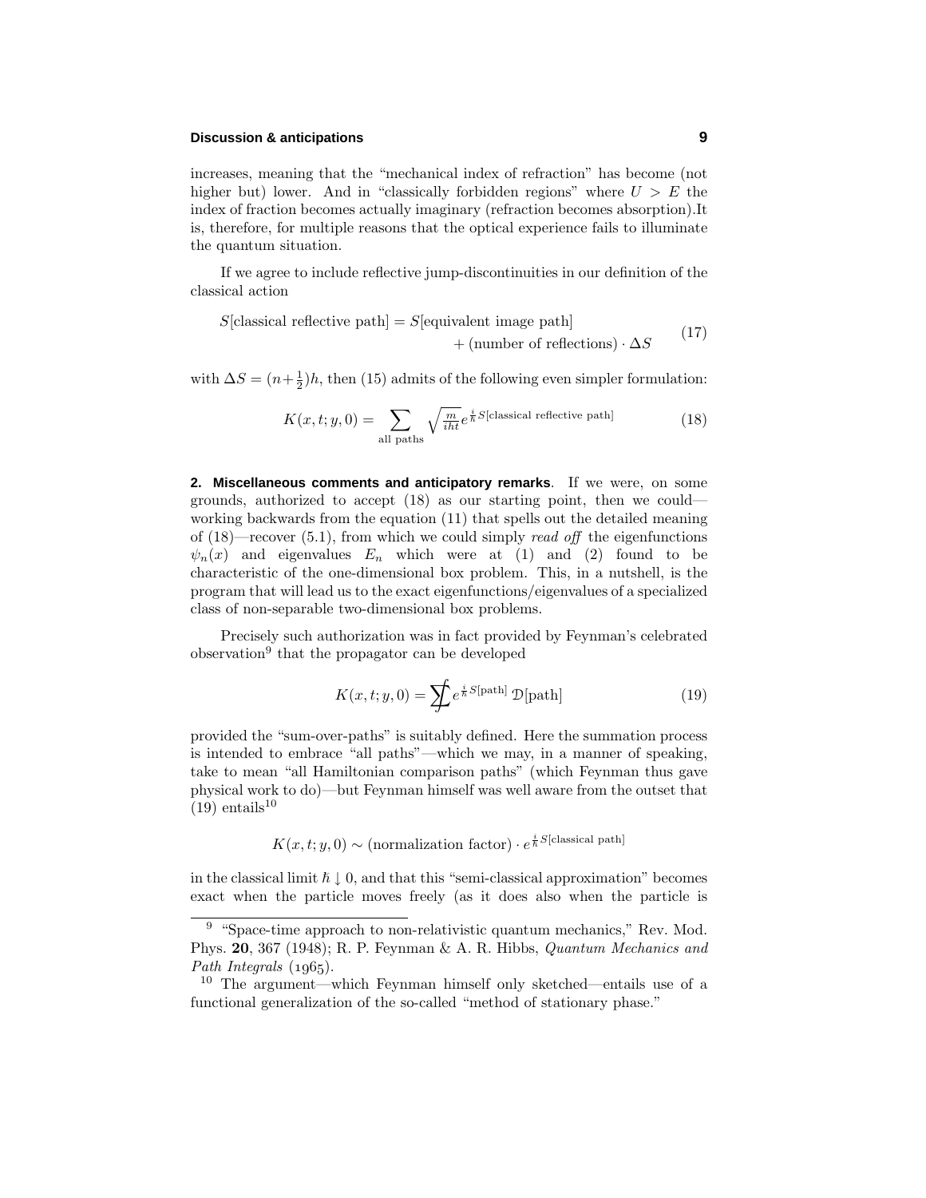increases, meaning that the "mechanical index of refraction" has become (not higher but) lower. And in "classically forbidden regions" where $U > E$ the index of fraction becomes actually imaginary (refraction becomes absorption).It is, therefore, for multiple reasons that the optical experience fails to illuminate the quantum situation.

If we agree to include reflective jump-discontinuities in our definition of the classical action

$$S[\text{classical reflective path}] = S[\text{equivalent image path}] + (\text{number of reflections}) \cdot \Delta S \tag{17}$$

with $\Delta S = (n+\frac{1}{2})h$, then (15) admits of the following even simpler formulation:

$$K(x,t;y,0) = \sum_{\text{all paths}} \sqrt{\tfrac{m}{iht}}\, e^{\frac{i}{\hbar}S[\text{classical reflective path}]} \tag{18}$$

**2. Miscellaneous comments and anticipatory remarks**. If we were, on some grounds, authorized to accept (18) as our starting point, then we could—working backwards from the equation (11) that spells out the detailed meaning of (18)—recover (5.1), from which we could simply *read off* the eigenfunctions $\psi_n(x)$ and eigenvalues $E_n$ which were at (1) and (2) found to be characteristic of the one-dimensional box problem. This, in a nutshell, is the program that will lead us to the exact eigenfunctions/eigenvalues of a specialized class of non-separable two-dimensional box problems.

Precisely such authorization was in fact provided by Feynman's celebrated observation[9] that the propagator can be developed

$$K(x,t;y,0) = \sum\!\!\!\!\!\!\int e^{\frac{i}{\hbar}S[\text{path}]}\, \mathcal{D}[\text{path}] \tag{19}$$

provided the "sum-over-paths" is suitably defined. Here the summation process is intended to embrace "all paths"—which we may, in a manner of speaking, take to mean "all Hamiltonian comparison paths" (which Feynman thus gave physical work to do)—but Feynman himself was well aware from the outset that (19) entails[10]

$$K(x,t;y,0) \sim (\text{normalization factor}) \cdot e^{\frac{i}{\hbar}S[\text{classical path}]}$$

in the classical limit $\hbar \downarrow 0$, and that this "semi-classical approximation" becomes exact when the particle moves freely (as it does also when the particle is

---

[9] "Space-time approach to non-relativistic quantum mechanics," Rev. Mod. Phys. **20**, 367 (1948); R. P. Feynman & A. R. Hibbs, *Quantum Mechanics and Path Integrals* (1965).

[10] The argument—which Feynman himself only sketched—entails use of a functional generalization of the so-called "method of stationary phase."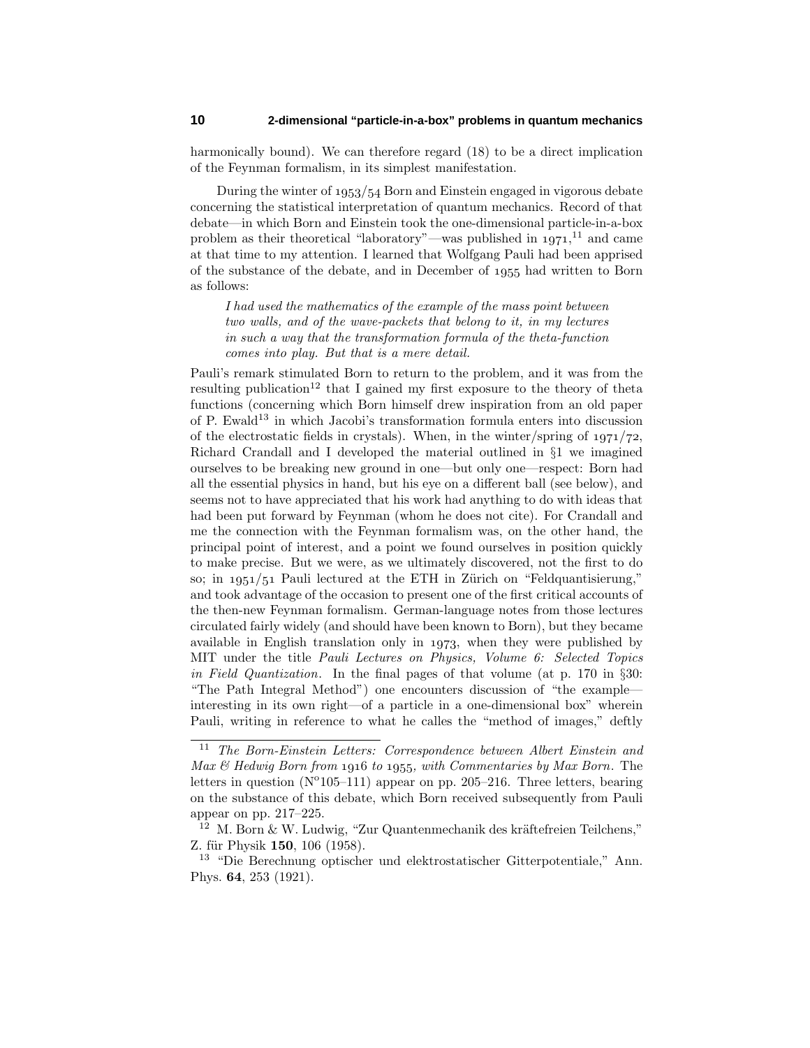harmonically bound). We can therefore regard (18) to be a direct implication of the Feynman formalism, in its simplest manifestation.

During the winter of 1953/54 Born and Einstein engaged in vigorous debate concerning the statistical interpretation of quantum mechanics. Record of that debate—in which Born and Einstein took the one-dimensional particle-in-a-box problem as their theoretical "laboratory"—was published in 1971,[11] and came at that time to my attention. I learned that Wolfgang Pauli had been apprised of the substance of the debate, and in December of 1955 had written to Born as follows:

> *I had used the mathematics of the example of the mass point between two walls, and of the wave-packets that belong to it, in my lectures in such a way that the transformation formula of the theta-function comes into play. But that is a mere detail.*

Pauli's remark stimulated Born to return to the problem, and it was from the resulting publication[12] that I gained my first exposure to the theory of theta functions (concerning which Born himself drew inspiration from an old paper of P. Ewald[13] in which Jacobi's transformation formula enters into discussion of the electrostatic fields in crystals). When, in the winter/spring of 1971/72, Richard Crandall and I developed the material outlined in §1 we imagined ourselves to be breaking new ground in one—but only one—respect: Born had all the essential physics in hand, but his eye on a different ball (see below), and seems not to have appreciated that his work had anything to do with ideas that had been put forward by Feynman (whom he does not cite). For Crandall and me the connection with the Feynman formalism was, on the other hand, the principal point of interest, and a point we found ourselves in position quickly to make precise. But we were, as we ultimately discovered, not the first to do so; in 1951/51 Pauli lectured at the ETH in Zürich on "Feldquantisierung," and took advantage of the occasion to present one of the first critical accounts of the then-new Feynman formalism. German-language notes from those lectures circulated fairly widely (and should have been known to Born), but they became available in English translation only in 1973, when they were published by MIT under the title *Pauli Lectures on Physics, Volume 6: Selected Topics in Field Quantization*. In the final pages of that volume (at p. 170 in §30: "The Path Integral Method") one encounters discussion of "the example—interesting in its own right—of a particle in a one-dimensional box" wherein Pauli, writing in reference to what he calles the "method of images," deftly

---

[11] *The Born-Einstein Letters: Correspondence between Albert Einstein and Max & Hedwig Born from 1916 to 1955, with Commentaries by Max Born*. The letters in question (N°105–111) appear on pp. 205–216. Three letters, bearing on the substance of this debate, which Born received subsequently from Pauli appear on pp. 217–225.

[12] M. Born & W. Ludwig, "Zur Quantenmechanik des kräftefreien Teilchens," Z. für Physik **150**, 106 (1958).

[13] "Die Berechnung optischer und elektrostatischer Gitterpotentiale," Ann. Phys. **64**, 253 (1921).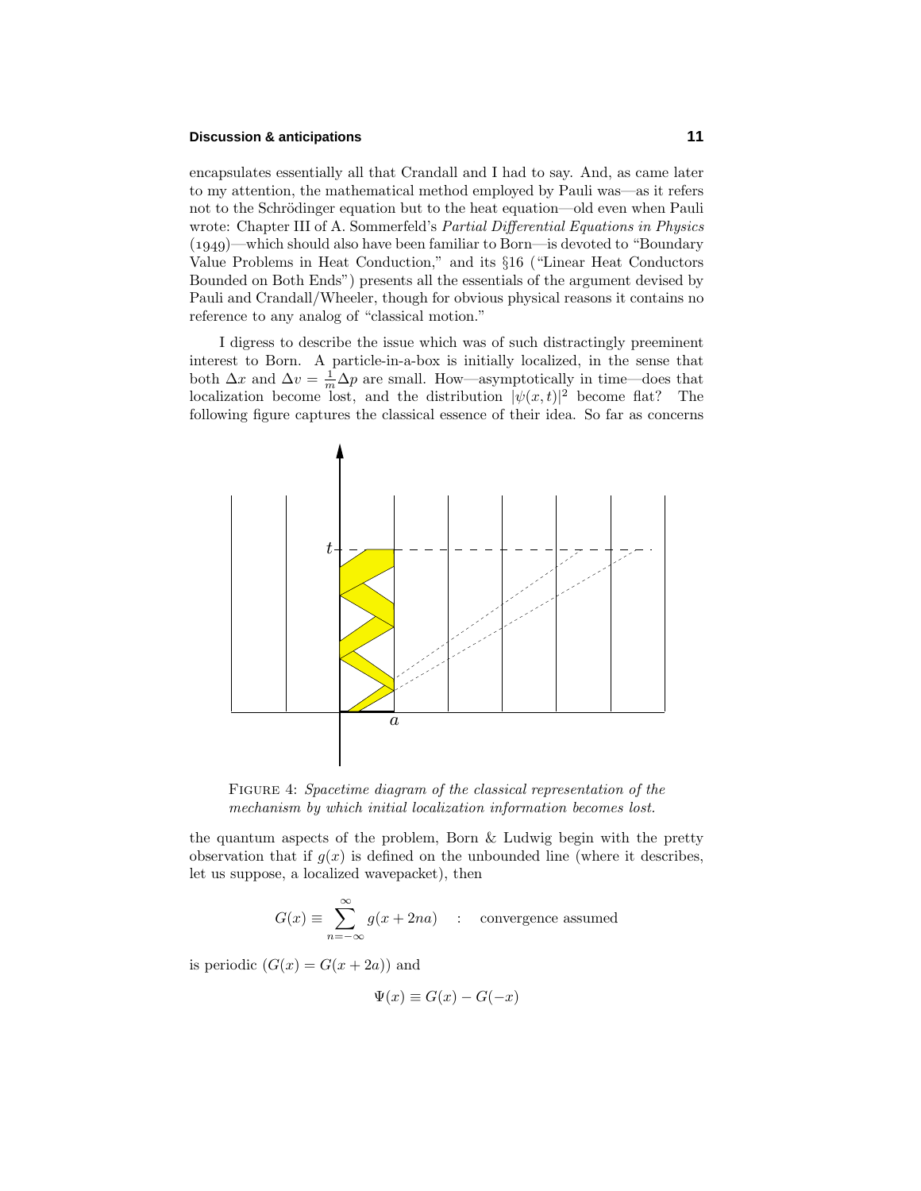encapsulates essentially all that Crandall and I had to say. And, as came later to my attention, the mathematical method employed by Pauli was—as it refers not to the Schrödinger equation but to the heat equation—old even when Pauli wrote: Chapter III of A. Sommerfeld's *Partial Differential Equations in Physics* (1949)—which should also have been familiar to Born—is devoted to "Boundary Value Problems in Heat Conduction," and its §16 ("Linear Heat Conductors Bounded on Both Ends") presents all the essentials of the argument devised by Pauli and Crandall/Wheeler, though for obvious physical reasons it contains no reference to any analog of "classical motion."

I digress to describe the issue which was of such distractingly preeminent interest to Born. A particle-in-a-box is initially localized, in the sense that both $\Delta x$ and $\Delta v = \frac{1}{m}\Delta p$ are small. How—asymptotically in time—does that localization become lost, and the distribution $|\psi(x,t)|^2$ become flat? The following figure captures the classical essence of their idea. So far as concerns

FIGURE 4: *Spacetime diagram of the classical representation of the mechanism by which initial localization information becomes lost.*

the quantum aspects of the problem, Born & Ludwig begin with the pretty observation that if $g(x)$ is defined on the unbounded line (where it describes, let us suppose, a localized wavepacket), then

$$G(x) \equiv \sum_{n=-\infty}^{\infty} g(x + 2na) \quad : \quad \text{convergence assumed}$$

is periodic ($G(x) = G(x + 2a)$) and

$$\Psi(x) \equiv G(x) - G(-x)$$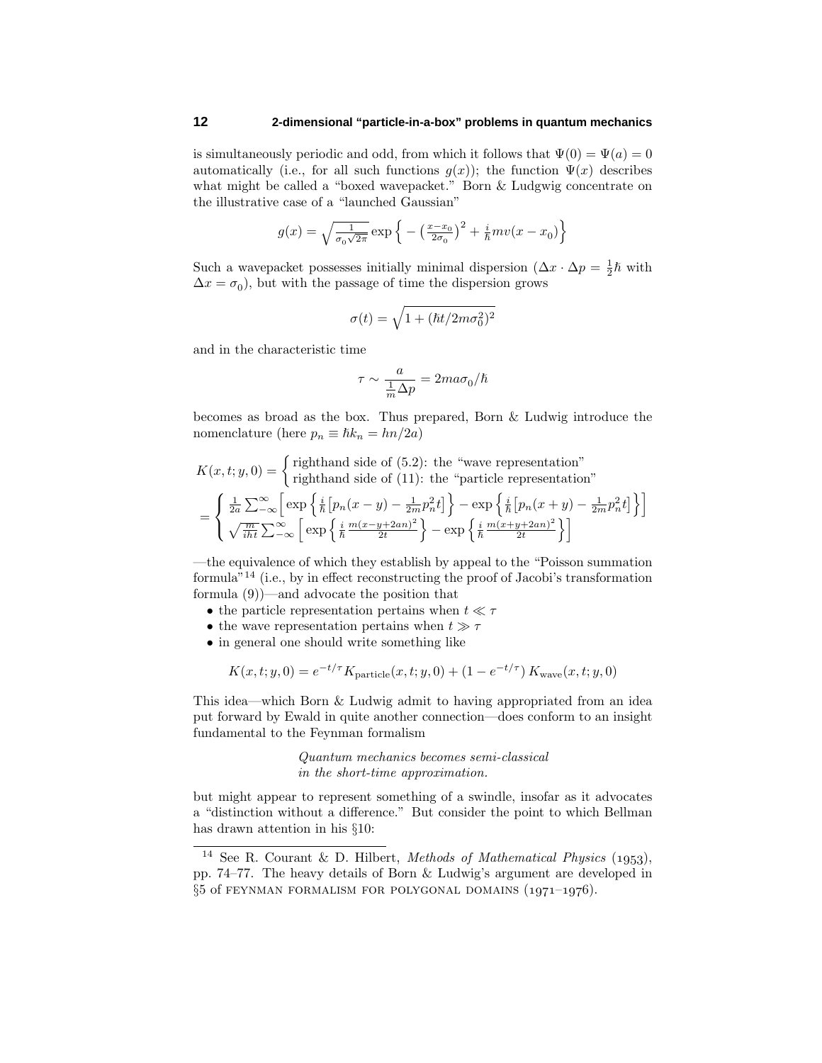is simultaneously periodic and odd, from which it follows that $\Psi(0) = \Psi(a) = 0$ automatically (i.e., for all such functions $g(x)$); the function $\Psi(x)$ describes what might be called a "boxed wavepacket." Born & Ludgwig concentrate on the illustrative case of a "launched Gaussian"

$$g(x) = \sqrt{\tfrac{1}{\sigma_0\sqrt{2\pi}}}\exp\Big\{-\big(\tfrac{x-x_0}{2\sigma_0}\big)^2 + \tfrac{i}{\hbar}mv(x-x_0)\Big\}$$

Such a wavepacket possesses initially minimal dispersion ($\Delta x\cdot\Delta p = \frac{1}{2}\hbar$ with $\Delta x = \sigma_0$), but with the passage of time the dispersion grows

$$\sigma(t) = \sqrt{1 + (\hbar t/2m\sigma_0^2)^2}$$

and in the characteristic time

$$\tau \sim \frac{a}{\frac{1}{m}\Delta p} = 2ma\sigma_0/\hbar$$

becomes as broad as the box. Thus prepared, Born & Ludwig introduce the nomenclature (here $p_n \equiv \hbar k_n = hn/2a$)

$$K(x,t;y,0) = \begin{cases}\text{righthand side of (5.2): the "wave representation"}\\ \text{righthand side of (11): the "particle representation"}\end{cases}$$

$$= \begin{cases}\frac{1}{2a}\sum_{-\infty}^{\infty}\Big[\exp\Big\{\frac{i}{\hbar}\big[p_n(x-y) - \frac{1}{2m}p_n^2 t\big]\Big\} - \exp\Big\{\frac{i}{\hbar}\big[p_n(x+y) - \frac{1}{2m}p_n^2 t\big]\Big\}\Big]\\ \sqrt{\frac{m}{iht}}\sum_{-\infty}^{\infty}\Big[\exp\Big\{\frac{i}{\hbar}\frac{m(x-y+2an)^2}{2t}\Big\} - \exp\Big\{\frac{i}{\hbar}\frac{m(x+y+2an)^2}{2t}\Big\}\Big]\end{cases}$$

—the equivalence of which they establish by appeal to the "Poisson summation formula"[14] (i.e., by in effect reconstructing the proof of Jacobi's transformation formula (9))—and advocate the position that

- the particle representation pertains when $t \ll \tau$
- the wave representation pertains when $t \gg \tau$
- in general one should write something like

$$K(x,t;y,0) = e^{-t/\tau}K_{\text{particle}}(x,t;y,0) + (1-e^{-t/\tau})\,K_{\text{wave}}(x,t;y,0)$$

This idea—which Born & Ludwig admit to having appropriated from an idea put forward by Ewald in quite another connection—does conform to an insight fundamental to the Feynman formalism

*Quantum mechanics becomes semi-classical*
*in the short-time approximation.*

but might appear to represent something of a swindle, insofar as it advocates a "distinction without a difference." But consider the point to which Bellman has drawn attention in his §10:

---

[14] See R. Courant & D. Hilbert, *Methods of Mathematical Physics* (1953), pp. 74–77. The heavy details of Born & Ludwig's argument are developed in §5 of FEYNMAN FORMALISM FOR POLYGONAL DOMAINS (1971–1976).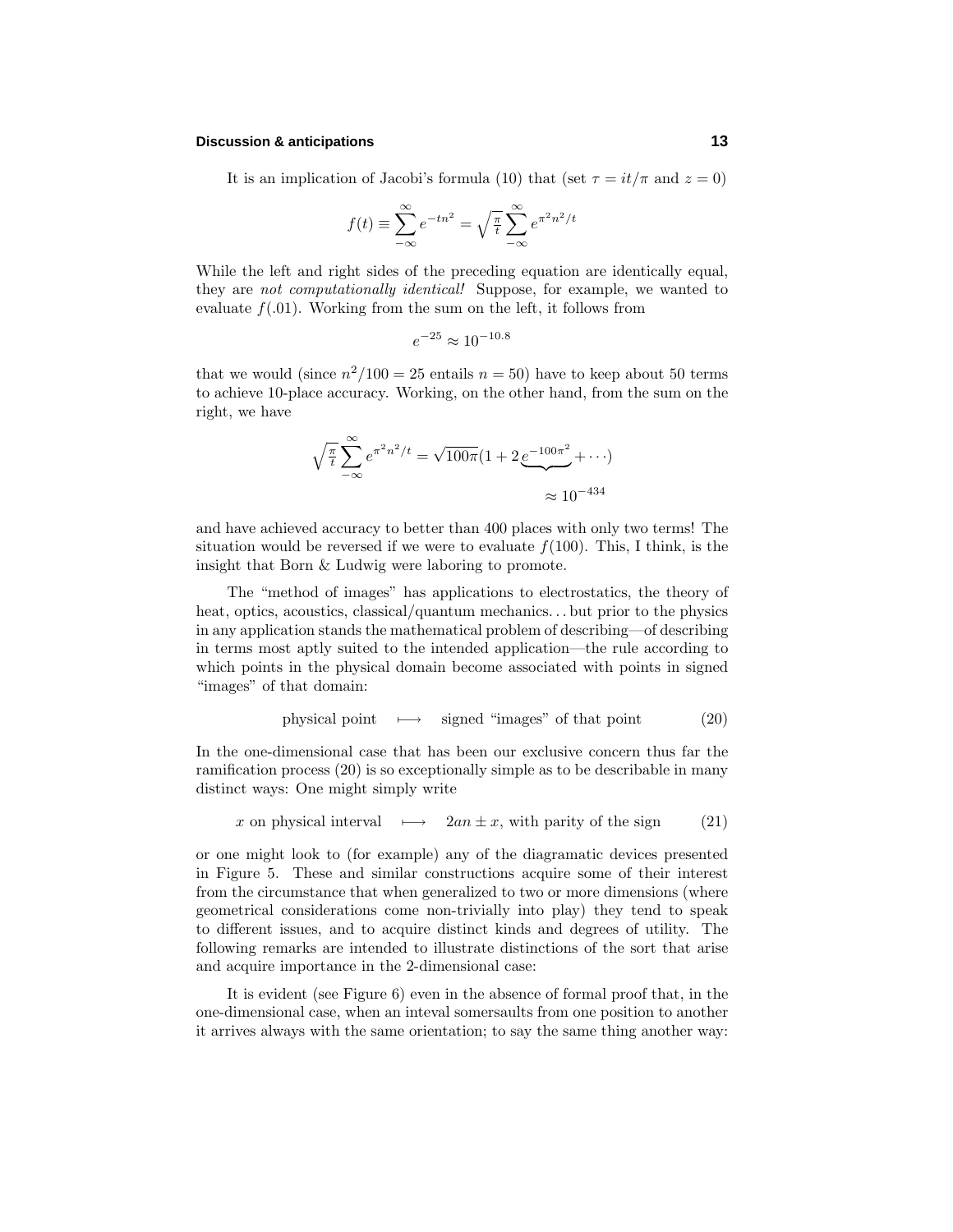It is an implication of Jacobi's formula (10) that (set $\tau = it/\pi$ and $z = 0$)

$$f(t) \equiv \sum_{-\infty}^{\infty} e^{-tn^2} = \sqrt{\tfrac{\pi}{t}} \sum_{-\infty}^{\infty} e^{\pi^2 n^2/t}$$

While the left and right sides of the preceding equation are identically equal, they are *not computationally identical!* Suppose, for example, we wanted to evaluate $f(.01)$. Working from the sum on the left, it follows from

$$e^{-25} \approx 10^{-10.8}$$

that we would (since $n^2/100 = 25$ entails $n = 50$) have to keep about 50 terms to achieve 10-place accuracy. Working, on the other hand, from the sum on the right, we have

$$\sqrt{\tfrac{\pi}{t}} \sum_{-\infty}^{\infty} e^{\pi^2 n^2/t} = \sqrt{100\pi}(1 + 2\underbrace{e^{-100\pi^2}}_{\approx 10^{-434}} + \cdots)$$

and have achieved accuracy to better than 400 places with only two terms! The situation would be reversed if we were to evaluate $f(100)$. This, I think, is the insight that Born & Ludwig were laboring to promote.

The "method of images" has applications to electrostatics, the theory of heat, optics, acoustics, classical/quantum mechanics... but prior to the physics in any application stands the mathematical problem of describing—of describing in terms most aptly suited to the intended application—the rule according to which points in the physical domain become associated with points in signed "images" of that domain:

$$\text{physical point} \quad \longmapsto \quad \text{signed "images" of that point} \tag{20}$$

In the one-dimensional case that has been our exclusive concern thus far the ramification process (20) is so exceptionally simple as to be describable in many distinct ways: One might simply write

$$x \text{ on physical interval} \quad \longmapsto \quad 2an \pm x, \text{ with parity of the sign} \tag{21}$$

or one might look to (for example) any of the diagramatic devices presented in Figure 5. These and similar constructions acquire some of their interest from the circumstance that when generalized to two or more dimensions (where geometrical considerations come non-trivially into play) they tend to speak to different issues, and to acquire distinct kinds and degrees of utility. The following remarks are intended to illustrate distinctions of the sort that arise and acquire importance in the 2-dimensional case:

It is evident (see Figure 6) even in the absence of formal proof that, in the one-dimensional case, when an inteval somersaults from one position to another it arrives always with the same orientation; to say the same thing another way: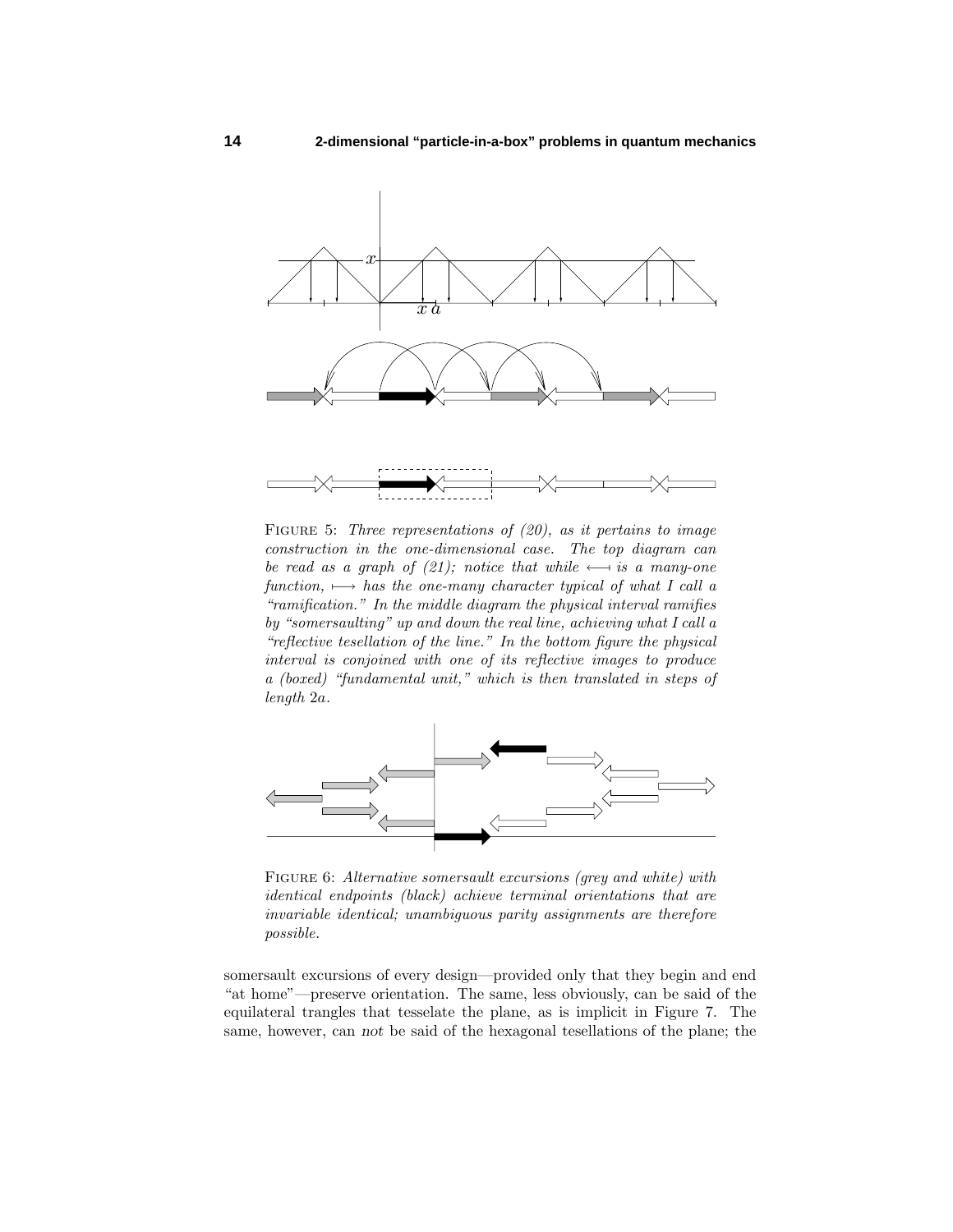FIGURE 5: *Three representations of (20), as it pertains to image construction in the one-dimensional case. The top diagram can be read as a graph of (21); notice that while* $\longleftarrow$ *is a many-one function,* $\longmapsto$ *has the one-many character typical of what I call a "ramification." In the middle diagram the physical interval ramifies by "somersaulting" up and down the real line, achieving what I call a "reflective tessellation of the line." In the bottom figure the physical interval is conjoined with one of its reflective images to produce a (boxed) "fundamental unit," which is then translated in steps of length* $2a$.

FIGURE 6: *Alternative somersault excursions (grey and white) with identical endpoints (black) achieve terminal orientations that are invariable identical; unambiguous parity assignments are therefore possible.*

somersault excursions of every design—provided only that they begin and end "at home"—preserve orientation. The same, less obviously, can be said of the equilateral trangles that tesselate the plane, as is implicit in Figure 7. The same, however, can *not* be said of the hexagonal tessellations of the plane; the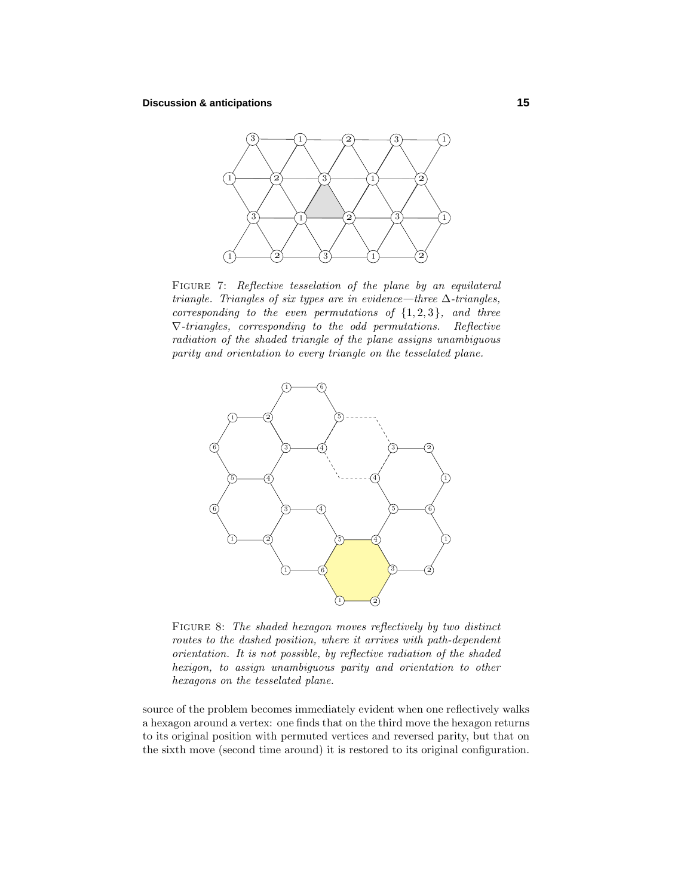Figure 7: *Reflective tesselation of the plane by an equilateral triangle. Triangles of six types are in evidence—three $\Delta$-triangles, corresponding to the even permutations of $\{1,2,3\}$, and three $\nabla$-triangles, corresponding to the odd permutations. Reflective radiation of the shaded triangle of the plane assigns unambiguous parity and orientation to every triangle on the tesselated plane.*

Figure 8: *The shaded hexagon moves reflectively by two distinct routes to the dashed position, where it arrives with path-dependent orientation. It is not possible, by reflective radiation of the shaded hexigon, to assign unambiguous parity and orientation to other hexagons on the tesselated plane.*

source of the problem becomes immediately evident when one reflectively walks a hexagon around a vertex: one finds that on the third move the hexagon returns to its original position with permuted vertices and reversed parity, but that on the sixth move (second time around) it is restored to its original configuration.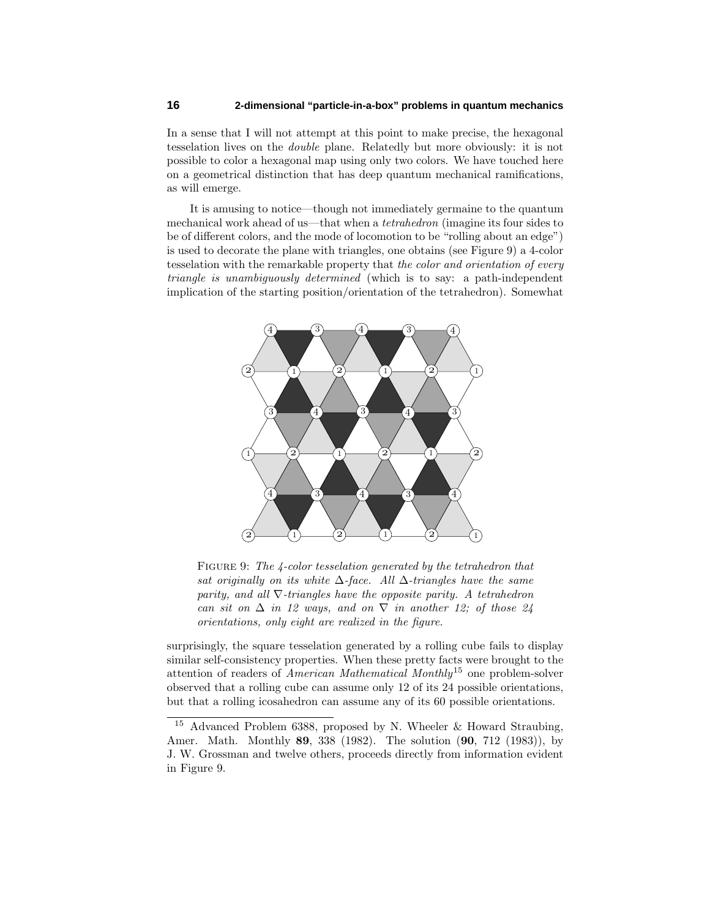In a sense that I will not attempt at this point to make precise, the hexagonal tesselation lives on the *double* plane. Relatedly but more obviously: it is not possible to color a hexagonal map using only two colors. We have touched here on a geometrical distinction that has deep quantum mechanical ramifications, as will emerge.

It is amusing to notice—though not immediately germaine to the quantum mechanical work ahead of us—that when a *tetrahedron* (imagine its four sides to be of different colors, and the mode of locomotion to be "rolling about an edge") is used to decorate the plane with triangles, one obtains (see Figure 9) a 4-color tesselation with the remarkable property that *the color and orientation of every triangle is unambiguously determined* (which is to say: a path-independent implication of the starting position/orientation of the tetrahedron). Somewhat

FIGURE 9: *The 4-color tesselation generated by the tetrahedron that sat originally on its white* $\Delta$*-face. All* $\Delta$*-triangles have the same parity, and all* $\nabla$*-triangles have the opposite parity. A tetrahedron can sit on* $\Delta$ *in 12 ways, and on* $\nabla$ *in another 12; of those 24 orientations, only eight are realized in the figure.*

surprisingly, the square tesselation generated by a rolling cube fails to display similar self-consistency properties. When these pretty facts were brought to the attention of readers of *American Mathematical Monthly*[15] one problem-solver observed that a rolling cube can assume only 12 of its 24 possible orientations, but that a rolling icosahedron can assume any of its 60 possible orientations.

[15] Advanced Problem 6388, proposed by N. Wheeler & Howard Straubing, Amer. Math. Monthly **89**, 338 (1982). The solution (**90**, 712 (1983)), by J. W. Grossman and twelve others, proceeds directly from information evident in Figure 9.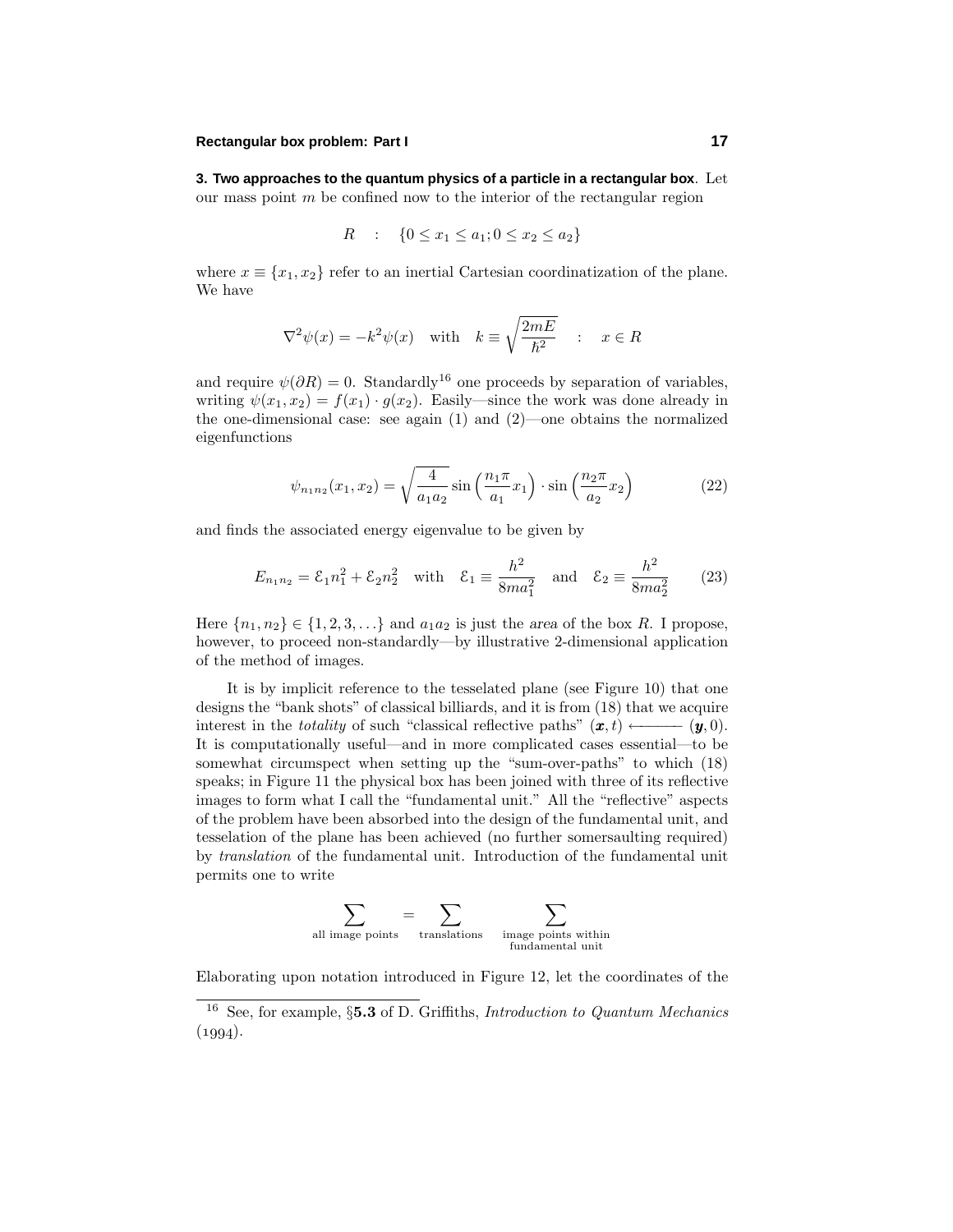**3. Two approaches to the quantum physics of a particle in a rectangular box**. Let our mass point $m$ be confined now to the interior of the rectangular region

$$R \quad : \quad \{0 \le x_1 \le a_1; 0 \le x_2 \le a_2\}$$

where $x \equiv \{x_1, x_2\}$ refer to an inertial Cartesian coordinatization of the plane. We have

$$\nabla^2 \psi(x) = -k^2 \psi(x) \quad \text{with} \quad k \equiv \sqrt{\frac{2mE}{\hbar^2}} \quad : \quad x \in R$$

and require $\psi(\partial R) = 0$. Standardly[16] one proceeds by separation of variables, writing $\psi(x_1, x_2) = f(x_1) \cdot g(x_2)$. Easily—since the work was done already in the one-dimensional case: see again (1) and (2)—one obtains the normalized eigenfunctions

$$\psi_{n_1 n_2}(x_1, x_2) = \sqrt{\frac{4}{a_1 a_2}} \sin\left(\frac{n_1 \pi}{a_1} x_1\right) \cdot \sin\left(\frac{n_2 \pi}{a_2} x_2\right) \tag{22}$$

and finds the associated energy eigenvalue to be given by

$$E_{n_1 n_2} = \mathcal{E}_1 n_1^2 + \mathcal{E}_2 n_2^2 \quad \text{with} \quad \mathcal{E}_1 \equiv \frac{h^2}{8ma_1^2} \quad \text{and} \quad \mathcal{E}_2 \equiv \frac{h^2}{8ma_2^2} \tag{23}$$

Here $\{n_1, n_2\} \in \{1, 2, 3, \ldots\}$ and $a_1 a_2$ is just the *area* of the box $R$. I propose, however, to proceed non-standardly—by illustrative 2-dimensional application of the method of images.

It is by implicit reference to the tesselated plane (see Figure 10) that one designs the "bank shots" of classical billiards, and it is from (18) that we acquire interest in the *totality* of such "classical reflective paths" $(\boldsymbol{x}, t) \longleftarrow (\boldsymbol{y}, 0)$. It is computationally useful—and in more complicated cases essential—to be somewhat circumspect when setting up the "sum-over-paths" to which (18) speaks; in Figure 11 the physical box has been joined with three of its reflective images to form what I call the "fundamental unit." All the "reflective" aspects of the problem have been absorbed into the design of the fundamental unit, and tesselation of the plane has been achieved (no further somersaulting required) by *translation* of the fundamental unit. Introduction of the fundamental unit permits one to write

$$\sum_{\text{all image points}} = \sum_{\text{translations}} \sum_{\substack{\text{image points within} \\ \text{fundamental unit}}}$$

Elaborating upon notation introduced in Figure 12, let the coordinates of the

---

[16] See, for example, §**5.3** of D. Griffiths, *Introduction to Quantum Mechanics* (1994).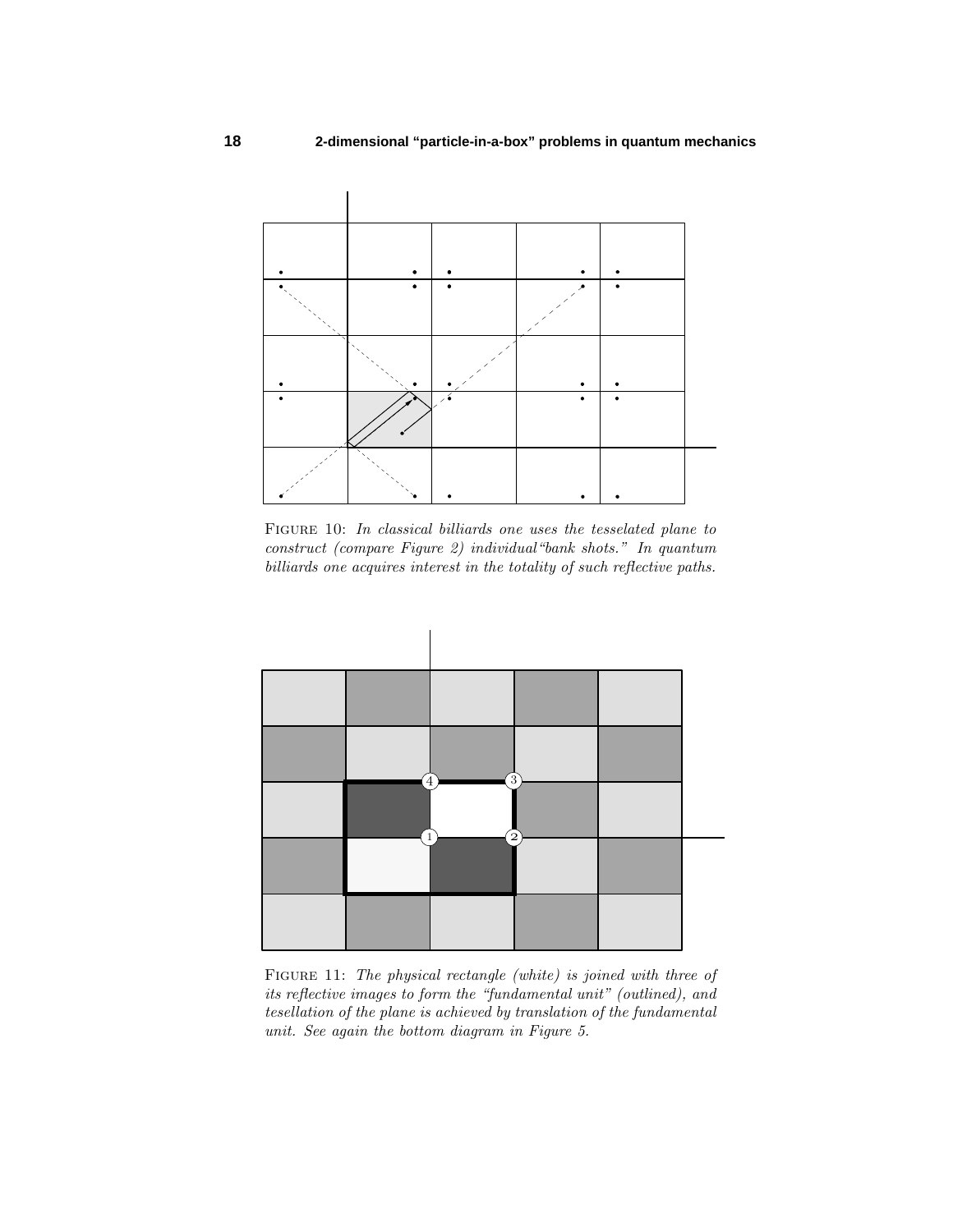FIGURE 10: *In classical billiards one uses the tesselated plane to construct (compare Figure 2) individual "bank shots." In quantum billiards one acquires interest in the totality of such reflective paths.*

FIGURE 11: *The physical rectangle (white) is joined with three of its reflective images to form the "fundamental unit" (outlined), and tesellation of the plane is achieved by translation of the fundamental unit. See again the bottom diagram in Figure 5.*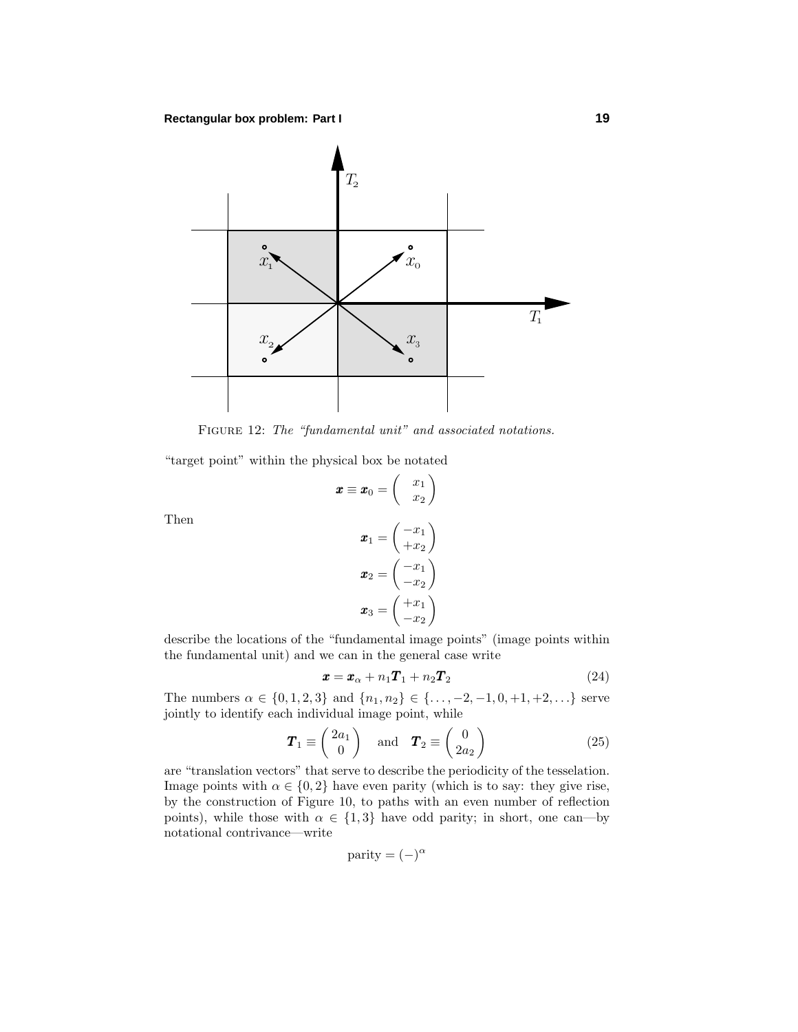FIGURE 12: *The "fundamental unit" and associated notations.*

"target point" within the physical box be notated

$$\boldsymbol{x} \equiv \boldsymbol{x}_0 = \begin{pmatrix} x_1 \\ x_2 \end{pmatrix}$$

Then

$$\boldsymbol{x}_1 = \begin{pmatrix} -x_1 \\ +x_2 \end{pmatrix}$$

$$\boldsymbol{x}_2 = \begin{pmatrix} -x_1 \\ -x_2 \end{pmatrix}$$

$$\boldsymbol{x}_3 = \begin{pmatrix} +x_1 \\ -x_2 \end{pmatrix}$$

describe the locations of the "fundamental image points" (image points within the fundamental unit) and we can in the general case write

$$\boldsymbol{x} = \boldsymbol{x}_\alpha + n_1\boldsymbol{T}_1 + n_2\boldsymbol{T}_2 \tag{24}$$

The numbers $\alpha \in \{0, 1, 2, 3\}$ and $\{n_1, n_2\} \in \{\ldots, -2, -1, 0, +1, +2, \ldots\}$ serve jointly to identify each individual image point, while

$$\boldsymbol{T}_1 \equiv \begin{pmatrix} 2a_1 \\ 0 \end{pmatrix} \quad \text{and} \quad \boldsymbol{T}_2 \equiv \begin{pmatrix} 0 \\ 2a_2 \end{pmatrix} \tag{25}$$

are "translation vectors" that serve to describe the periodicity of the tesselation. Image points with $\alpha \in \{0, 2\}$ have even parity (which is to say: they give rise, by the construction of Figure 10, to paths with an even number of reflection points), while those with $\alpha \in \{1, 3\}$ have odd parity; in short, one can—by notational contrivance—write

$$\text{parity} = (-)^\alpha$$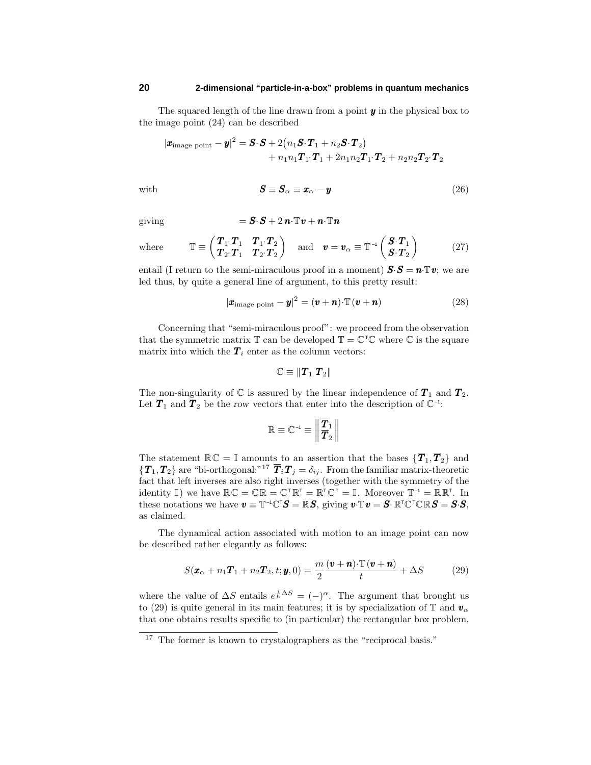The squared length of the line drawn from a point $\boldsymbol{y}$ in the physical box to the image point (24) can be described

$$
\begin{aligned}
|\boldsymbol{x}_{\text{image point}} - \boldsymbol{y}|^2 = \boldsymbol{S}\cdot\boldsymbol{S} &+ 2\big(n_1\boldsymbol{S}\cdot\boldsymbol{T}_1 + n_2\boldsymbol{S}\cdot\boldsymbol{T}_2\big)\\
&+ n_1n_1\boldsymbol{T}_1\cdot\boldsymbol{T}_1 + 2n_1n_2\boldsymbol{T}_1\cdot\boldsymbol{T}_2 + n_2n_2\boldsymbol{T}_2\cdot\boldsymbol{T}_2
\end{aligned}
$$

with
$$
\boldsymbol{S} \equiv \boldsymbol{S}_\alpha \equiv \boldsymbol{x}_\alpha - \boldsymbol{y} \tag{26}
$$

giving
$$
= \boldsymbol{S}\cdot\boldsymbol{S} + 2\,\boldsymbol{n}\cdot\mathbb{T}\boldsymbol{v} + \boldsymbol{n}\cdot\mathbb{T}\boldsymbol{n}
$$

where
$$
\mathbb{T} \equiv \begin{pmatrix} \boldsymbol{T}_1\cdot\boldsymbol{T}_1 & \boldsymbol{T}_1\cdot\boldsymbol{T}_2 \\ \boldsymbol{T}_2\cdot\boldsymbol{T}_1 & \boldsymbol{T}_2\cdot\boldsymbol{T}_2 \end{pmatrix} \quad\text{and}\quad \boldsymbol{v} = \boldsymbol{v}_\alpha \equiv \mathbb{T}^{-1}\begin{pmatrix} \boldsymbol{S}\cdot\boldsymbol{T}_1 \\ \boldsymbol{S}\cdot\boldsymbol{T}_2 \end{pmatrix} \tag{27}
$$

entail (I return to the semi-miraculous proof in a moment) $\boldsymbol{S}\cdot\boldsymbol{S} = \boldsymbol{n}\cdot\mathbb{T}\boldsymbol{v}$; we are led thus, by quite a general line of argument, to this pretty result:

$$
|\boldsymbol{x}_{\text{image point}} - \boldsymbol{y}|^2 = (\boldsymbol{v}+\boldsymbol{n})\cdot\mathbb{T}\,(\boldsymbol{v}+\boldsymbol{n}) \tag{28}
$$

Concerning that "semi-miraculous proof": we proceed from the observation that the symmetric matrix $\mathbb{T}$ can be developed $\mathbb{T} = \mathbb{C}^{\intercal}\mathbb{C}$ where $\mathbb{C}$ is the square matrix into which the $\boldsymbol{T}_i$ enter as the column vectors:

$$
\mathbb{C} \equiv \|\boldsymbol{T}_1\ \boldsymbol{T}_2\|
$$

The non-singularity of $\mathbb{C}$ is assured by the linear independence of $\boldsymbol{T}_1$ and $\boldsymbol{T}_2$. Let $\overline{\boldsymbol{T}}_1$ and $\overline{\boldsymbol{T}}_2$ be the *row* vectors that enter into the description of $\mathbb{C}^{-1}$:

$$
\mathbb{R} \equiv \mathbb{C}^{-1} \equiv \left\| \begin{matrix} \overline{\boldsymbol{T}}_1 \\ \overline{\boldsymbol{T}}_2 \end{matrix} \right\|
$$

The statement $\mathbb{R}\mathbb{C} = \mathbb{I}$ amounts to an assertion that the bases $\{\overline{\boldsymbol{T}}_1, \overline{\boldsymbol{T}}_2\}$ and $\{\boldsymbol{T}_1, \boldsymbol{T}_2\}$ are "bi-orthogonal:"[17] $\overline{\boldsymbol{T}}_i\boldsymbol{T}_j = \delta_{ij}$. From the familiar matrix-theoretic fact that left inverses are also right inverses (together with the symmetry of the identity $\mathbb{I}$) we have $\mathbb{R}\mathbb{C} = \mathbb{C}\mathbb{R} = \mathbb{C}^{\intercal}\mathbb{R}^{\intercal} = \mathbb{R}^{\intercal}\mathbb{C}^{\intercal} = \mathbb{I}$. Moreover $\mathbb{T}^{-1} = \mathbb{R}\mathbb{R}^{\intercal}$. In these notations we have $\boldsymbol{v} \equiv \mathbb{T}^{-1}\mathbb{C}^{\intercal}\boldsymbol{S} = \mathbb{R}\boldsymbol{S}$, giving $\boldsymbol{v}\cdot\mathbb{T}\boldsymbol{v} = \boldsymbol{S}\cdot\mathbb{R}^{\intercal}\mathbb{C}^{\intercal}\mathbb{C}\mathbb{R}\boldsymbol{S} = \boldsymbol{S}\cdot\boldsymbol{S}$, as claimed.

The dynamical action associated with motion to an image point can now be described rather elegantly as follows:

$$
S(\boldsymbol{x}_\alpha + n_1\boldsymbol{T}_1 + n_2\boldsymbol{T}_2, t; \boldsymbol{y}, 0) = \frac{m}{2}\frac{(\boldsymbol{v}+\boldsymbol{n})\cdot\mathbb{T}\,(\boldsymbol{v}+\boldsymbol{n})}{t} + \Delta S \tag{29}
$$

where the value of $\Delta S$ entails $e^{\frac{i}{\hbar}\Delta S} = (-)^\alpha$. The argument that brought us to (29) is quite general in its main features; it is by specialization of $\mathbb{T}$ and $\boldsymbol{v}_\alpha$ that one obtains results specific to (in particular) the rectangular box problem.

[17] The former is known to crystalographers as the "reciprocal basis."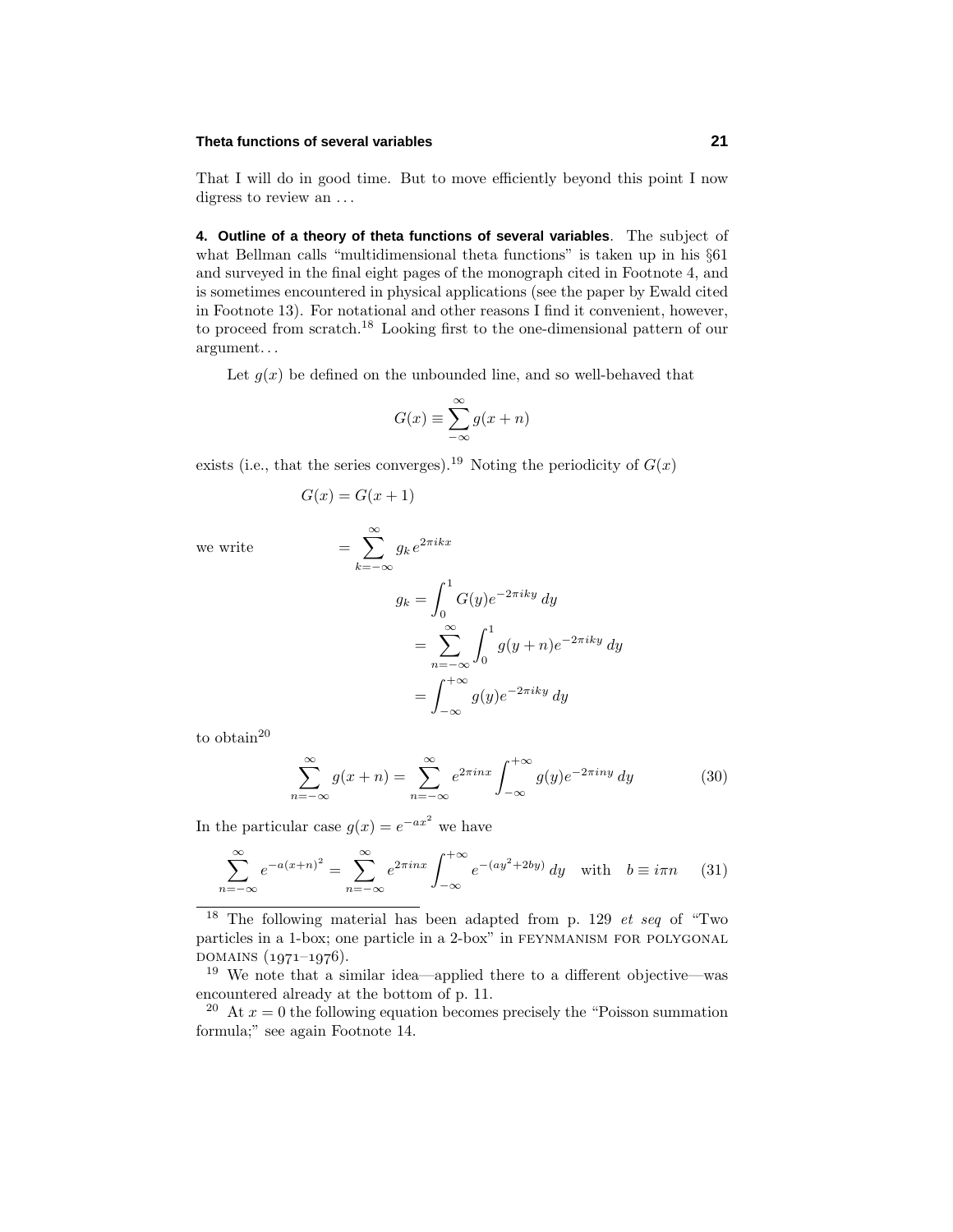That I will do in good time. But to move efficiently beyond this point I now digress to review an . . .

**4. Outline of a theory of theta functions of several variables**. The subject of what Bellman calls "multidimensional theta functions" is taken up in his §61 and surveyed in the final eight pages of the monograph cited in Footnote 4, and is sometimes encountered in physical applications (see the paper by Ewald cited in Footnote 13). For notational and other reasons I find it convenient, however, to proceed from scratch.[18] Looking first to the one-dimensional pattern of our argument. . .

Let $g(x)$ be defined on the unbounded line, and so well-behaved that

$$G(x) \equiv \sum_{-\infty}^{\infty} g(x+n)$$

exists (i.e., that the series converges).[19] Noting the periodicity of $G(x)$

$$G(x) = G(x+1)$$

we write

$$= \sum_{k=-\infty}^{\infty} g_k e^{2\pi i k x}$$

$$\begin{aligned}
g_k &= \int_0^1 G(y) e^{-2\pi i k y}\, dy \\
&= \sum_{n=-\infty}^{\infty} \int_0^1 g(y+n) e^{-2\pi i k y}\, dy \\
&= \int_{-\infty}^{+\infty} g(y) e^{-2\pi i k y}\, dy
\end{aligned}$$

to obtain[20]

$$\sum_{n=-\infty}^{\infty} g(x+n) = \sum_{n=-\infty}^{\infty} e^{2\pi i n x} \int_{-\infty}^{+\infty} g(y) e^{-2\pi i n y}\, dy \tag{30}$$

In the particular case $g(x) = e^{-ax^2}$ we have

$$\sum_{n=-\infty}^{\infty} e^{-a(x+n)^2} = \sum_{n=-\infty}^{\infty} e^{2\pi i n x} \int_{-\infty}^{+\infty} e^{-(ay^2 + 2by)}\, dy \quad \text{with} \quad b \equiv i\pi n \tag{31}$$

---

[18] The following material has been adapted from p. 129 *et seq* of "Two particles in a 1-box; one particle in a 2-box" in FEYNMANISM FOR POLYGONAL DOMAINS (1971–1976).

[19] We note that a similar idea—applied there to a different objective—was encountered already at the bottom of p. 11.

[20] At $x = 0$ the following equation becomes precisely the "Poisson summation formula;" see again Footnote 14.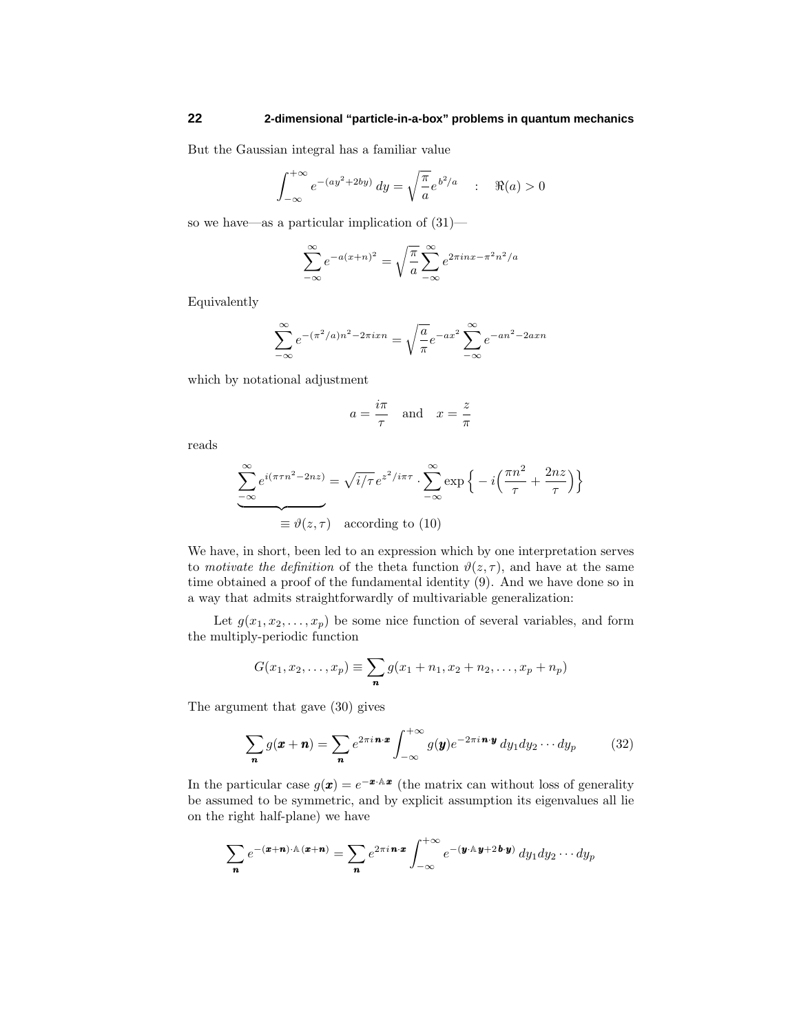But the Gaussian integral has a familiar value

$$\int_{-\infty}^{+\infty} e^{-(ay^2+2by)}\,dy = \sqrt{\frac{\pi}{a}}\,e^{\,b^2/a} \quad : \quad \Re(a) > 0$$

so we have—as a particular implication of (31)—

$$\sum_{-\infty}^{\infty} e^{-a(x+n)^2} = \sqrt{\frac{\pi}{a}}\sum_{-\infty}^{\infty} e^{2\pi i n x - \pi^2 n^2/a}$$

Equivalently

$$\sum_{-\infty}^{\infty} e^{-(\pi^2/a)n^2 - 2\pi i x n} = \sqrt{\frac{a}{\pi}}\,e^{-ax^2}\sum_{-\infty}^{\infty} e^{-an^2 - 2axn}$$

which by notational adjustment

$$a = \frac{i\pi}{\tau} \quad \text{and} \quad x = \frac{z}{\pi}$$

reads

$$\underbrace{\sum_{-\infty}^{\infty} e^{i(\pi\tau n^2 - 2nz)}}_{\equiv\, \vartheta(z,\tau) \quad \text{according to (10)}} = \sqrt{i/\tau}\,e^{z^2/i\pi\tau}\cdot\sum_{-\infty}^{\infty}\exp\Big\{-i\Big(\frac{\pi n^2}{\tau} + \frac{2nz}{\tau}\Big)\Big\}$$

We have, in short, been led to an expression which by one interpretation serves to *motivate the definition* of the theta function $\vartheta(z,\tau)$, and have at the same time obtained a proof of the fundamental identity (9). And we have done so in a way that admits straightforwardly of multivariable generalization:

Let $g(x_1, x_2, \ldots, x_p)$ be some nice function of several variables, and form the multiply-periodic function

$$G(x_1, x_2, \ldots, x_p) \equiv \sum_{\boldsymbol{n}} g(x_1 + n_1, x_2 + n_2, \ldots, x_p + n_p)$$

The argument that gave (30) gives

$$\sum_{\boldsymbol{n}} g(\boldsymbol{x}+\boldsymbol{n}) = \sum_{\boldsymbol{n}} e^{2\pi i\,\boldsymbol{n}\cdot\boldsymbol{x}}\int_{-\infty}^{+\infty} g(\boldsymbol{y})e^{-2\pi i\,\boldsymbol{n}\cdot\boldsymbol{y}}\,dy_1 dy_2\cdots dy_p \tag{32}$$

In the particular case $g(\boldsymbol{x}) = e^{-\boldsymbol{x}\cdot\mathbb{A}\boldsymbol{x}}$ (the matrix can without loss of generality be assumed to be symmetric, and by explicit assumption its eigenvalues all lie on the right half-plane) we have

$$\sum_{\boldsymbol{n}} e^{-(\boldsymbol{x}+\boldsymbol{n})\cdot\mathbb{A}(\boldsymbol{x}+\boldsymbol{n})} = \sum_{\boldsymbol{n}} e^{2\pi i\,\boldsymbol{n}\cdot\boldsymbol{x}}\int_{-\infty}^{+\infty} e^{-(\boldsymbol{y}\cdot\mathbb{A}\boldsymbol{y} + 2\boldsymbol{b}\cdot\boldsymbol{y})}\,dy_1 dy_2\cdots dy_p$$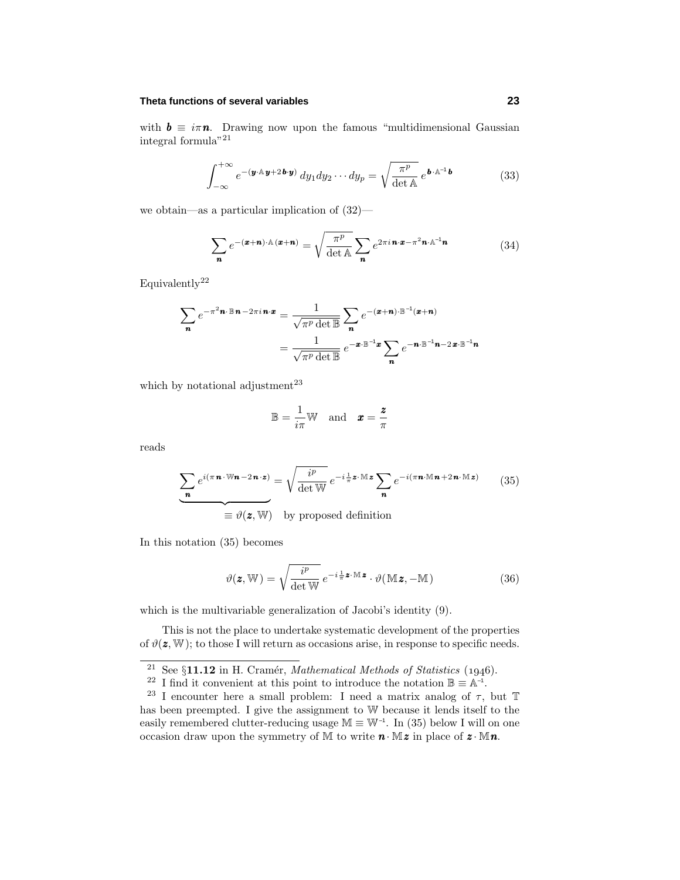with $\boldsymbol{b} \equiv i\pi\boldsymbol{n}$. Drawing now upon the famous "multidimensional Gaussian integral formula"[21]

$$\int_{-\infty}^{+\infty} e^{-(\boldsymbol{y}\cdot\mathbb{A}\boldsymbol{y}+2\boldsymbol{b}\cdot\boldsymbol{y})}\,dy_1 dy_2\cdots dy_p = \sqrt{\frac{\pi^p}{\det\mathbb{A}}}\,e^{\boldsymbol{b}\cdot\mathbb{A}^{-1}\boldsymbol{b}} \tag{33}$$

we obtain—as a particular implication of (32)—

$$\sum_{\boldsymbol{n}} e^{-(\boldsymbol{x}+\boldsymbol{n})\cdot\mathbb{A}(\boldsymbol{x}+\boldsymbol{n})} = \sqrt{\frac{\pi^p}{\det\mathbb{A}}}\sum_{\boldsymbol{n}} e^{2\pi i\boldsymbol{n}\cdot\boldsymbol{x}-\pi^2\boldsymbol{n}\cdot\mathbb{A}^{-1}\boldsymbol{n}} \tag{34}$$

Equivalently[22]

$$\begin{aligned}
\sum_{\boldsymbol{n}} e^{-\pi^2\boldsymbol{n}\cdot\mathbb{B}\boldsymbol{n}-2\pi i\boldsymbol{n}\cdot\boldsymbol{x}} &= \frac{1}{\sqrt{\pi^p\det\mathbb{B}}}\sum_{\boldsymbol{n}} e^{-(\boldsymbol{x}+\boldsymbol{n})\cdot\mathbb{B}^{-1}(\boldsymbol{x}+\boldsymbol{n})}\\
&= \frac{1}{\sqrt{\pi^p\det\mathbb{B}}}\,e^{-\boldsymbol{x}\cdot\mathbb{B}^{-1}\boldsymbol{x}}\sum_{\boldsymbol{n}} e^{-\boldsymbol{n}\cdot\mathbb{B}^{-1}\boldsymbol{n}-2\boldsymbol{x}\cdot\mathbb{B}^{-1}\boldsymbol{n}}
\end{aligned}$$

which by notational adjustment[23]

$$\mathbb{B} = \frac{1}{i\pi}\mathbb{W} \quad \text{and} \quad \boldsymbol{x} = \frac{\boldsymbol{z}}{\pi}$$

reads

$$\underbrace{\sum_{\boldsymbol{n}} e^{i(\pi\boldsymbol{n}\cdot\mathbb{W}\boldsymbol{n}-2\boldsymbol{n}\cdot\boldsymbol{z})}}_{\equiv\,\vartheta(\boldsymbol{z},\mathbb{W})\quad\text{by proposed definition}} = \sqrt{\frac{i^p}{\det\mathbb{W}}}\,e^{-i\frac{1}{\pi}\boldsymbol{z}\cdot\mathbb{M}\boldsymbol{z}}\sum_{\boldsymbol{n}} e^{-i(\pi\boldsymbol{n}\cdot\mathbb{M}\boldsymbol{n}+2\boldsymbol{n}\cdot\mathbb{M}\boldsymbol{z})} \tag{35}$$

In this notation (35) becomes

$$\vartheta(\boldsymbol{z},\mathbb{W}) = \sqrt{\frac{i^p}{\det\mathbb{W}}}\,e^{-i\frac{1}{\pi}\boldsymbol{z}\cdot\mathbb{M}\boldsymbol{z}}\cdot\vartheta(\mathbb{M}\boldsymbol{z},-\mathbb{M}) \tag{36}$$

which is the multivariable generalization of Jacobi's identity (9).

This is not the place to undertake systematic development of the properties of $\vartheta(\boldsymbol{z},\mathbb{W})$; to those I will return as occasions arise, in response to specific needs.

---

[21] See §**11.12** in H. Cramér, *Mathematical Methods of Statistics* (1946).

[22] I find it convenient at this point to introduce the notation $\mathbb{B} \equiv \mathbb{A}^{-1}$.

[23] I encounter here a small problem: I need a matrix analog of $\tau$, but $\mathbb{T}$ has been preempted. I give the assignment to $\mathbb{W}$ because it lends itself to the easily remembered clutter-reducing usage $\mathbb{M} \equiv \mathbb{W}^{-1}$. In (35) below I will on one occasion draw upon the symmetry of $\mathbb{M}$ to write $\boldsymbol{n}\cdot\mathbb{M}\boldsymbol{z}$ in place of $\boldsymbol{z}\cdot\mathbb{M}\boldsymbol{n}$.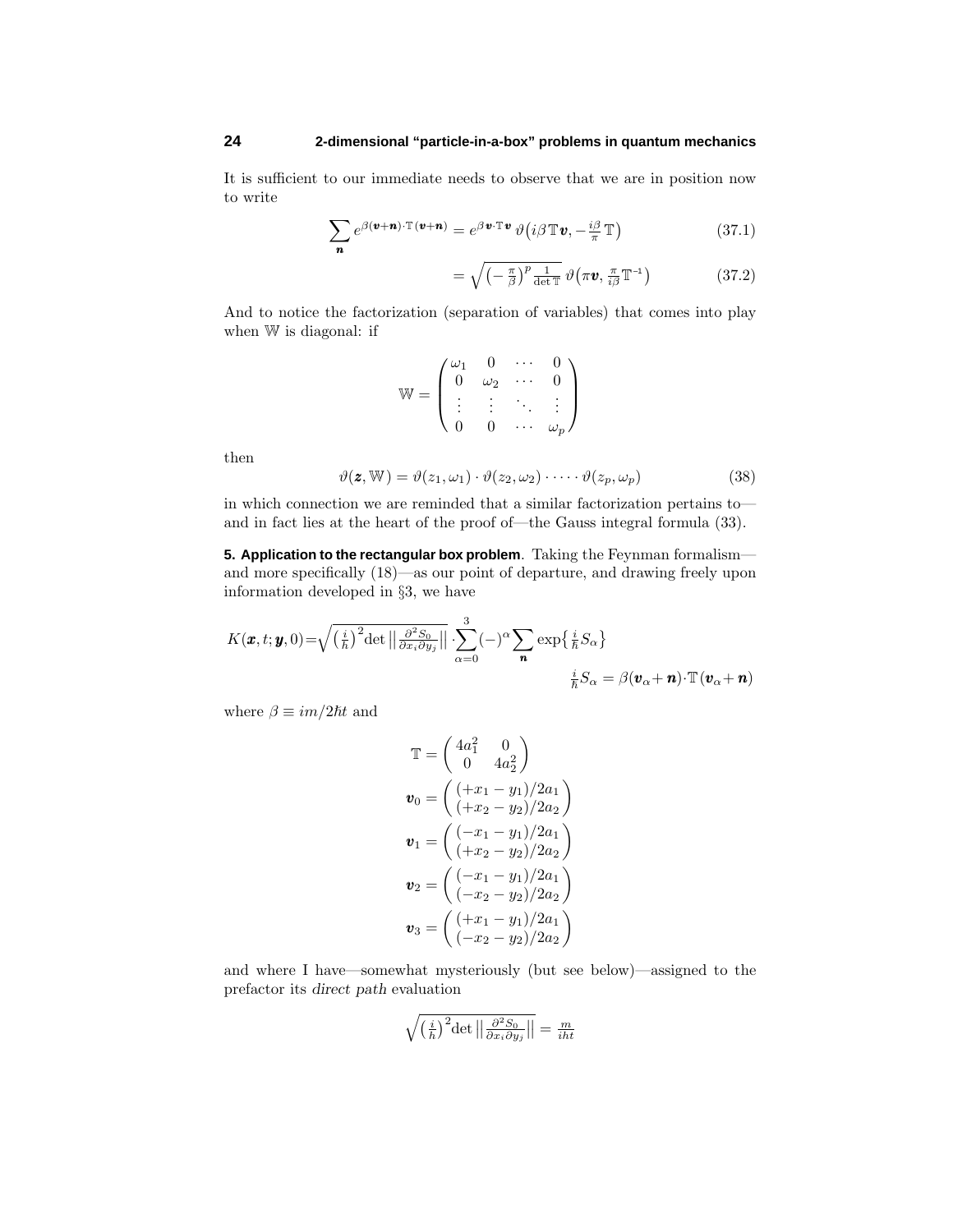It is sufficient to our immediate needs to observe that we are in position now to write

$$\sum_{\boldsymbol{n}} e^{\beta(\boldsymbol{v}+\boldsymbol{n})\cdot\mathbb{T}(\boldsymbol{v}+\boldsymbol{n})} = e^{\beta\boldsymbol{v}\cdot\mathbb{T}\boldsymbol{v}}\,\vartheta\big(i\beta\,\mathbb{T}\boldsymbol{v}, -\tfrac{i\beta}{\pi}\,\mathbb{T}\big) \tag{37.1}$$

$$= \sqrt{\big(-\tfrac{\pi}{\beta}\big)^p \tfrac{1}{\det\mathbb{T}}}\;\vartheta\big(\pi\boldsymbol{v}, \tfrac{\pi}{i\beta}\mathbb{T}^{-1}\big) \tag{37.2}$$

And to notice the factorization (separation of variables) that comes into play when $\mathbb{W}$ is diagonal: if

$$\mathbb{W} = \begin{pmatrix} \omega_1 & 0 & \cdots & 0 \\ 0 & \omega_2 & \cdots & 0 \\ \vdots & \vdots & \ddots & \vdots \\ 0 & 0 & \cdots & \omega_p \end{pmatrix}$$

then

$$\vartheta(\boldsymbol{z}, \mathbb{W}) = \vartheta(z_1, \omega_1)\cdot\vartheta(z_2,\omega_2)\cdot\cdots\cdot\vartheta(z_p,\omega_p) \tag{38}$$

in which connection we are reminded that a similar factorization pertains to—and in fact lies at the heart of the proof of—the Gauss integral formula (33).

**5. Application to the rectangular box problem**. Taking the Feynman formalism—and more specifically (18)—as our point of departure, and drawing freely upon information developed in §3, we have

$$K(\boldsymbol{x},t;\boldsymbol{y},0) = \sqrt{\big(\tfrac{i}{\hbar}\big)^2 \det\big\|\tfrac{\partial^2 S_0}{\partial x_i \partial y_j}\big\|}\cdot\sum_{\alpha=0}^{3}(-)^\alpha\sum_{\boldsymbol{n}}\exp\big\{\tfrac{i}{\hbar}S_\alpha\big\}$$

$$\tfrac{i}{\hbar}S_\alpha = \beta(\boldsymbol{v}_\alpha+\boldsymbol{n})\cdot\mathbb{T}(\boldsymbol{v}_\alpha+\boldsymbol{n})$$

where $\beta \equiv im/2\hbar t$ and

$$\mathbb{T} = \begin{pmatrix} 4a_1^2 & 0 \\ 0 & 4a_2^2 \end{pmatrix}$$

$$\boldsymbol{v}_0 = \begin{pmatrix} (+x_1 - y_1)/2a_1 \\ (+x_2 - y_2)/2a_2 \end{pmatrix}$$

$$\boldsymbol{v}_1 = \begin{pmatrix} (-x_1 - y_1)/2a_1 \\ (+x_2 - y_2)/2a_2 \end{pmatrix}$$

$$\boldsymbol{v}_2 = \begin{pmatrix} (-x_1 - y_1)/2a_1 \\ (-x_2 - y_2)/2a_2 \end{pmatrix}$$

$$\boldsymbol{v}_3 = \begin{pmatrix} (+x_1 - y_1)/2a_1 \\ (-x_2 - y_2)/2a_2 \end{pmatrix}$$

and where I have—somewhat mysteriously (but see below)—assigned to the prefactor its *direct path* evaluation

$$\sqrt{\big(\tfrac{i}{\hbar}\big)^2 \det\big\|\tfrac{\partial^2 S_0}{\partial x_i \partial y_j}\big\|} = \tfrac{m}{iht}$$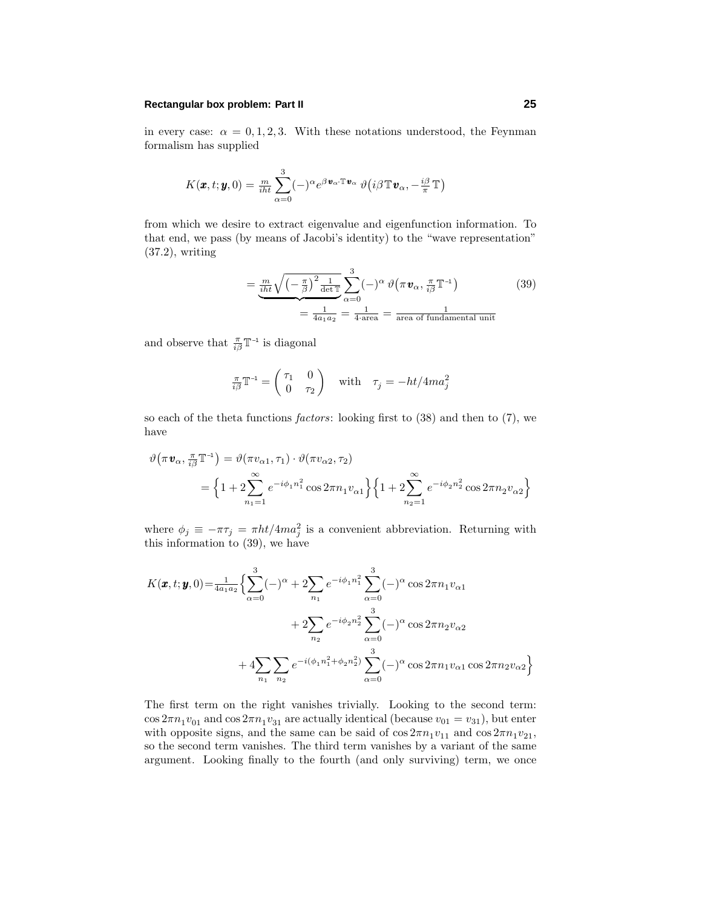in every case: $\alpha = 0, 1, 2, 3$. With these notations understood, the Feynman formalism has supplied

$$K(\boldsymbol{x}, t; \boldsymbol{y}, 0) = \tfrac{m}{iht} \sum_{\alpha=0}^{3} (-)^{\alpha} e^{\beta \boldsymbol{v}_\alpha \cdot \mathbb{T} \boldsymbol{v}_\alpha} \, \vartheta\big(i\beta \mathbb{T} \boldsymbol{v}_\alpha, -\tfrac{i\beta}{\pi}\mathbb{T}\big)$$

from which we desire to extract eigenvalue and eigenfunction information. To that end, we pass (by means of Jacobi's identity) to the "wave representation" (37.2), writing

$$= \underbrace{\tfrac{m}{iht}\sqrt{\big(-\tfrac{\pi}{\beta}\big)^2 \tfrac{1}{\det \mathbb{T}}}}_{= \frac{1}{4a_1 a_2} = \frac{1}{4\cdot\text{area}} = \frac{1}{\text{area of fundamental unit}}} \sum_{\alpha=0}^{3} (-)^{\alpha} \, \vartheta\big(\pi \boldsymbol{v}_\alpha, \tfrac{\pi}{i\beta}\mathbb{T}^{-1}\big) \tag{39}$$

and observe that $\frac{\pi}{i\beta}\mathbb{T}^{-1}$ is diagonal

$$\tfrac{\pi}{i\beta}\mathbb{T}^{-1} = \begin{pmatrix} \tau_1 & 0 \\ 0 & \tau_2 \end{pmatrix} \quad \text{with} \quad \tau_j = -ht/4ma_j^2$$

so each of the theta functions *factors*: looking first to (38) and then to (7), we have

$$\begin{aligned}
\vartheta\big(\pi \boldsymbol{v}_\alpha, \tfrac{\pi}{i\beta}\mathbb{T}^{-1}\big) &= \vartheta(\pi v_{\alpha 1}, \tau_1) \cdot \vartheta(\pi v_{\alpha 2}, \tau_2) \\
&= \Big\{1 + 2\sum_{n_1=1}^{\infty} e^{-i\phi_1 n_1^2} \cos 2\pi n_1 v_{\alpha 1}\Big\}\Big\{1 + 2\sum_{n_2=1}^{\infty} e^{-i\phi_2 n_2^2} \cos 2\pi n_2 v_{\alpha 2}\Big\}
\end{aligned}$$

where $\phi_j \equiv -\pi\tau_j = \pi ht/4ma_j^2$ is a convenient abbreviation. Returning with this information to (39), we have

$$\begin{aligned}
K(\boldsymbol{x}, t; \boldsymbol{y}, 0) = \tfrac{1}{4a_1 a_2}\Big\{ &\sum_{\alpha=0}^{3}(-)^{\alpha} + 2\sum_{n_1} e^{-i\phi_1 n_1^2} \sum_{\alpha=0}^{3} (-)^{\alpha} \cos 2\pi n_1 v_{\alpha 1} \\
&+ 2\sum_{n_2} e^{-i\phi_2 n_2^2} \sum_{\alpha=0}^{3} (-)^{\alpha} \cos 2\pi n_2 v_{\alpha 2} \\
&+ 4\sum_{n_1}\sum_{n_2} e^{-i(\phi_1 n_1^2 + \phi_2 n_2^2)} \sum_{\alpha=0}^{3} (-)^{\alpha} \cos 2\pi n_1 v_{\alpha 1} \cos 2\pi n_2 v_{\alpha 2}\Big\}
\end{aligned}$$

The first term on the right vanishes trivially. Looking to the second term: $\cos 2\pi n_1 v_{01}$ and $\cos 2\pi n_1 v_{31}$ are actually identical (because $v_{01} = v_{31}$), but enter with opposite signs, and the same can be said of $\cos 2\pi n_1 v_{11}$ and $\cos 2\pi n_1 v_{21}$, so the second term vanishes. The third term vanishes by a variant of the same argument. Looking finally to the fourth (and only surviving) term, we once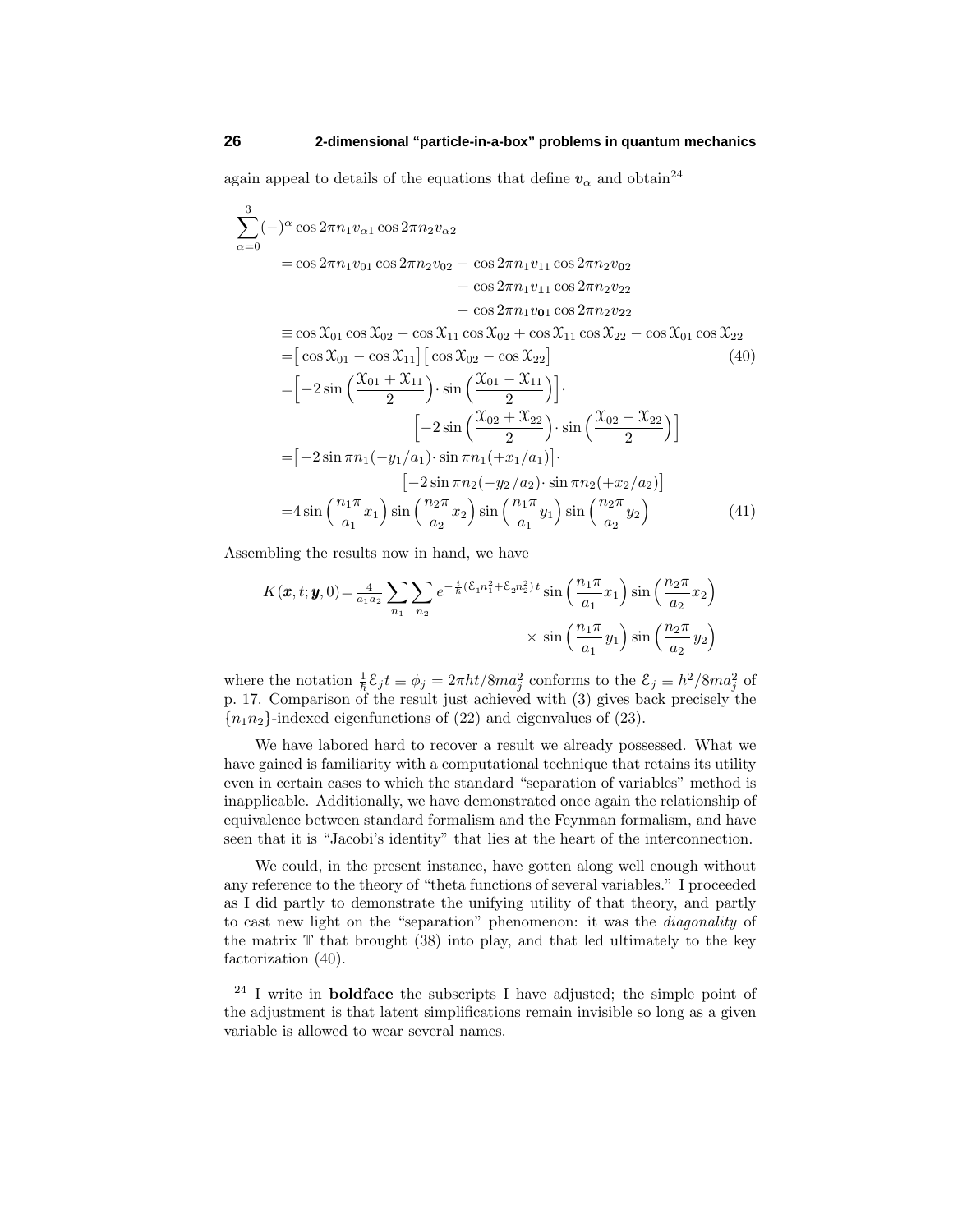again appeal to details of the equations that define $\boldsymbol{v}_\alpha$ and obtain[24]

$$
\begin{aligned}
\sum_{\alpha=0}^{3}(-)^\alpha &\cos 2\pi n_1 v_{\alpha 1}\cos 2\pi n_2 v_{\alpha 2}\\
&=\cos 2\pi n_1 v_{01}\cos 2\pi n_2 v_{02} - \cos 2\pi n_1 v_{11}\cos 2\pi n_2 v_{\mathbf{02}}\\
&\qquad\qquad + \cos 2\pi n_1 v_{\mathbf{11}}\cos 2\pi n_2 v_{22}\\
&\qquad\qquad - \cos 2\pi n_1 v_{\mathbf{01}}\cos 2\pi n_2 v_{\mathbf{22}}\\
&\equiv \cos\mathcal{X}_{01}\cos\mathcal{X}_{02} - \cos\mathcal{X}_{11}\cos\mathcal{X}_{02} + \cos\mathcal{X}_{11}\cos\mathcal{X}_{22} - \cos\mathcal{X}_{01}\cos\mathcal{X}_{22}\\
&=\big[\cos\mathcal{X}_{01} - \cos\mathcal{X}_{11}\big]\big[\cos\mathcal{X}_{02} - \cos\mathcal{X}_{22}\big] \qquad\qquad (40)\\
&=\Big[-2\sin\Big(\frac{\mathcal{X}_{01}+\mathcal{X}_{11}}{2}\Big)\cdot\sin\Big(\frac{\mathcal{X}_{01}-\mathcal{X}_{11}}{2}\Big)\Big]\cdot\\
&\qquad\qquad\Big[-2\sin\Big(\frac{\mathcal{X}_{02}+\mathcal{X}_{22}}{2}\Big)\cdot\sin\Big(\frac{\mathcal{X}_{02}-\mathcal{X}_{22}}{2}\Big)\Big]\\
&=\big[-2\sin \pi n_1(-y_1/a_1)\cdot \sin\pi n_1(+x_1/a_1)\big]\cdot\\
&\qquad\qquad\big[-2\sin \pi n_2(-y_2/a_2)\cdot \sin\pi n_2(+x_2/a_2)\big]\\
&=4\sin\Big(\frac{n_1\pi}{a_1}x_1\Big)\sin\Big(\frac{n_2\pi}{a_2}x_2\Big)\sin\Big(\frac{n_1\pi}{a_1}y_1\Big)\sin\Big(\frac{n_2\pi}{a_2}y_2\Big) \qquad (41)
\end{aligned}
$$

Assembling the results now in hand, we have

$$
\begin{aligned}
K(\boldsymbol{x},t;\boldsymbol{y},0) = \tfrac{4}{a_1 a_2}\sum_{n_1}\sum_{n_2} e^{-\frac{i}{\hbar}(\mathcal{E}_1 n_1^2+\mathcal{E}_2 n_2^2)\,t}\sin\Big(\frac{n_1\pi}{a_1}x_1\Big)\sin\Big(\frac{n_2\pi}{a_2}x_2\Big)\\
\times\,\sin\Big(\frac{n_1\pi}{a_1}y_1\Big)\sin\Big(\frac{n_2\pi}{a_2}y_2\Big)
\end{aligned}
$$

where the notation $\frac{1}{\hbar}\mathcal{E}_j t \equiv \phi_j = 2\pi h t/8ma_j^2$ conforms to the $\mathcal{E}_j \equiv h^2/8ma_j^2$ of p. 17. Comparison of the result just achieved with (3) gives back precisely the $\{n_1 n_2\}$-indexed eigenfunctions of (22) and eigenvalues of (23).

We have labored hard to recover a result we already possessed. What we have gained is familiarity with a computational technique that retains its utility even in certain cases to which the standard "separation of variables" method is inapplicable. Additionally, we have demonstrated once again the relationship of equivalence between standard formalism and the Feynman formalism, and have seen that it is "Jacobi's identity" that lies at the heart of the interconnection.

We could, in the present instance, have gotten along well enough without any reference to the theory of "theta functions of several variables." I proceeded as I did partly to demonstrate the unifying utility of that theory, and partly to cast new light on the "separation" phenomenon: it was the *diagonality* of the matrix $\mathbb{T}$ that brought (38) into play, and that led ultimately to the key factorization (40).

---

[24] I write in **boldface** the subscripts I have adjusted; the simple point of the adjustment is that latent simplifications remain invisible so long as a given variable is allowed to wear several names.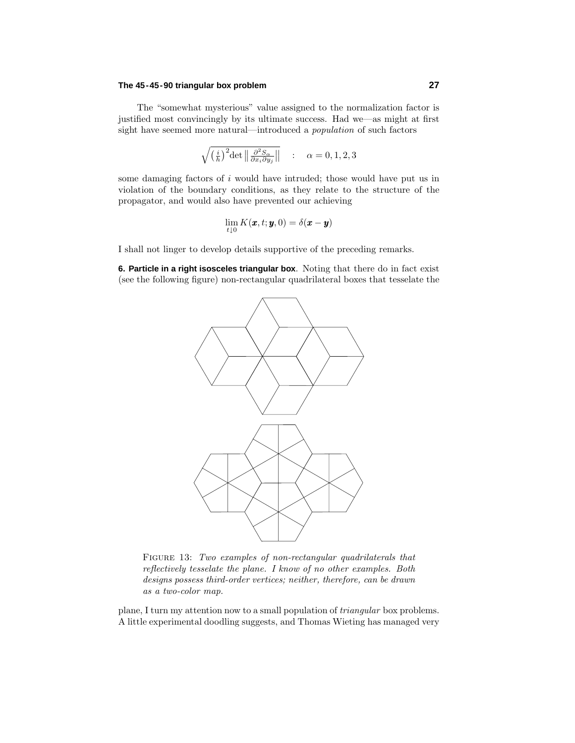The "somewhat mysterious" value assigned to the normalization factor is justified most convincingly by its ultimate success. Had we—as might at first sight have seemed more natural—introduced a *population* of such factors

$$\sqrt{\left(\tfrac{i}{\hbar}\right)^2 \det \left\| \tfrac{\partial^2 S_\alpha}{\partial x_i \partial y_j} \right\|} \quad : \quad \alpha = 0, 1, 2, 3$$

some damaging factors of $i$ would have intruded; those would have put us in violation of the boundary conditions, as they relate to the structure of the propagator, and would also have prevented our achieving

$$\lim_{t \downarrow 0} K(\boldsymbol{x}, t; \boldsymbol{y}, 0) = \delta(\boldsymbol{x} - \boldsymbol{y})$$

I shall not linger to develop details supportive of the preceding remarks.

**6. Particle in a right isosceles triangular box**. Noting that there do in fact exist (see the following figure) non-rectangular quadrilateral boxes that tesselate the plane, I turn my attention now to a small population of *triangular* box problems. A little experimental doodling suggests, and Thomas Wieting has managed very

FIGURE 13: *Two examples of non-rectangular quadrilaterals that reflectively tesselate the plane. I know of no other examples. Both designs possess third-order vertices; neither, therefore, can be drawn as a two-color map.*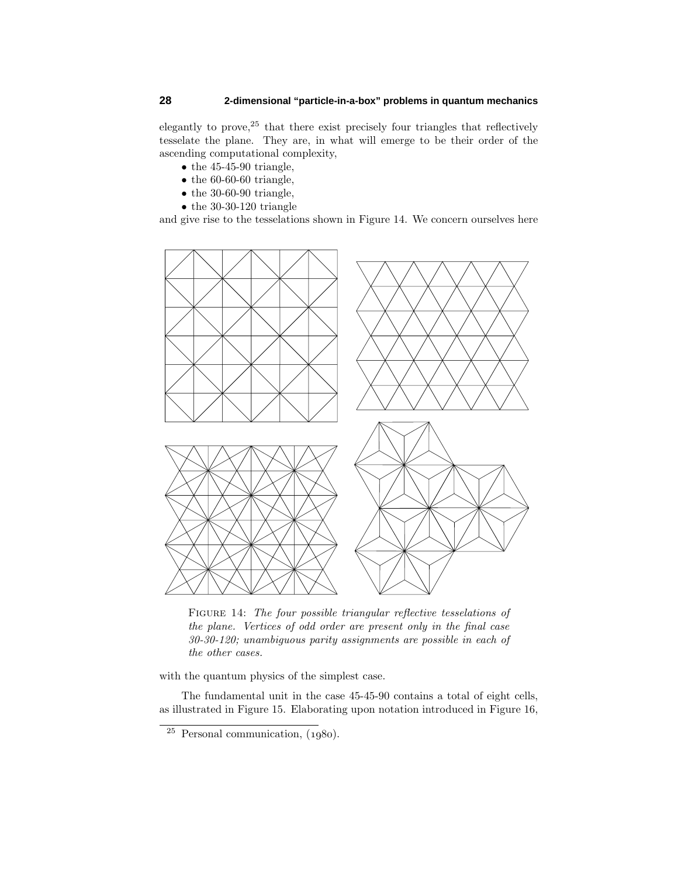elegantly to prove,[25] that there exist precisely four triangles that reflectively tesselate the plane. They are, in what will emerge to be their order of the ascending computational complexity,

- the 45-45-90 triangle,
- the 60-60-60 triangle,
- the 30-60-90 triangle,
- the 30-30-120 triangle

and give rise to the tesselations shown in Figure 14. We concern ourselves here

FIGURE 14: *The four possible triangular reflective tesselations of the plane. Vertices of odd order are present only in the final case 30-30-120; unambiguous parity assignments are possible in each of the other cases.*

with the quantum physics of the simplest case.

The fundamental unit in the case 45-45-90 contains a total of eight cells, as illustrated in Figure 15. Elaborating upon notation introduced in Figure 16,

---

[25] Personal communication, (1980).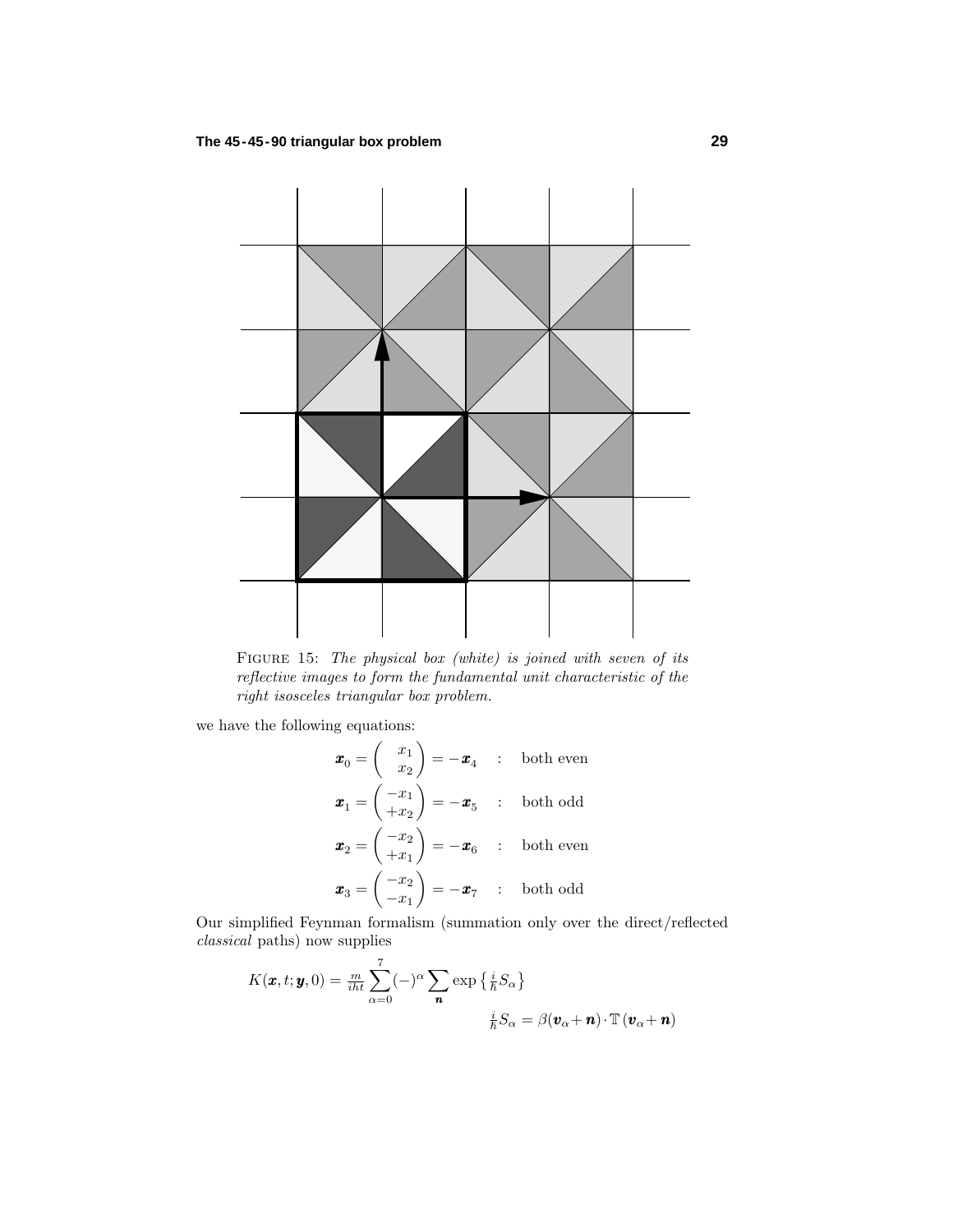FIGURE 15: *The physical box (white) is joined with seven of its reflective images to form the fundamental unit characteristic of the right isosceles triangular box problem.*

we have the following equations:

$$\boldsymbol{x}_0 = \begin{pmatrix} x_1 \\ x_2 \end{pmatrix} = -\boldsymbol{x}_4 \quad : \quad \text{both even}$$

$$\boldsymbol{x}_1 = \begin{pmatrix} -x_1 \\ +x_2 \end{pmatrix} = -\boldsymbol{x}_5 \quad : \quad \text{both odd}$$

$$\boldsymbol{x}_2 = \begin{pmatrix} -x_2 \\ +x_1 \end{pmatrix} = -\boldsymbol{x}_6 \quad : \quad \text{both even}$$

$$\boldsymbol{x}_3 = \begin{pmatrix} -x_2 \\ -x_1 \end{pmatrix} = -\boldsymbol{x}_7 \quad : \quad \text{both odd}$$

Our simplified Feynman formalism (summation only over the direct/reflected *classical* paths) now supplies

$$K(\boldsymbol{x}, t; \boldsymbol{y}, 0) = \tfrac{m}{iht} \sum_{\alpha=0}^{7} (-)^{\alpha} \sum_{\boldsymbol{n}} \exp\left\{ \tfrac{i}{\hbar} S_{\alpha} \right\}$$

$$\tfrac{i}{\hbar} S_{\alpha} = \beta(\boldsymbol{v}_{\alpha} + \boldsymbol{n}) \cdot \mathbb{T}\,(\boldsymbol{v}_{\alpha} + \boldsymbol{n})$$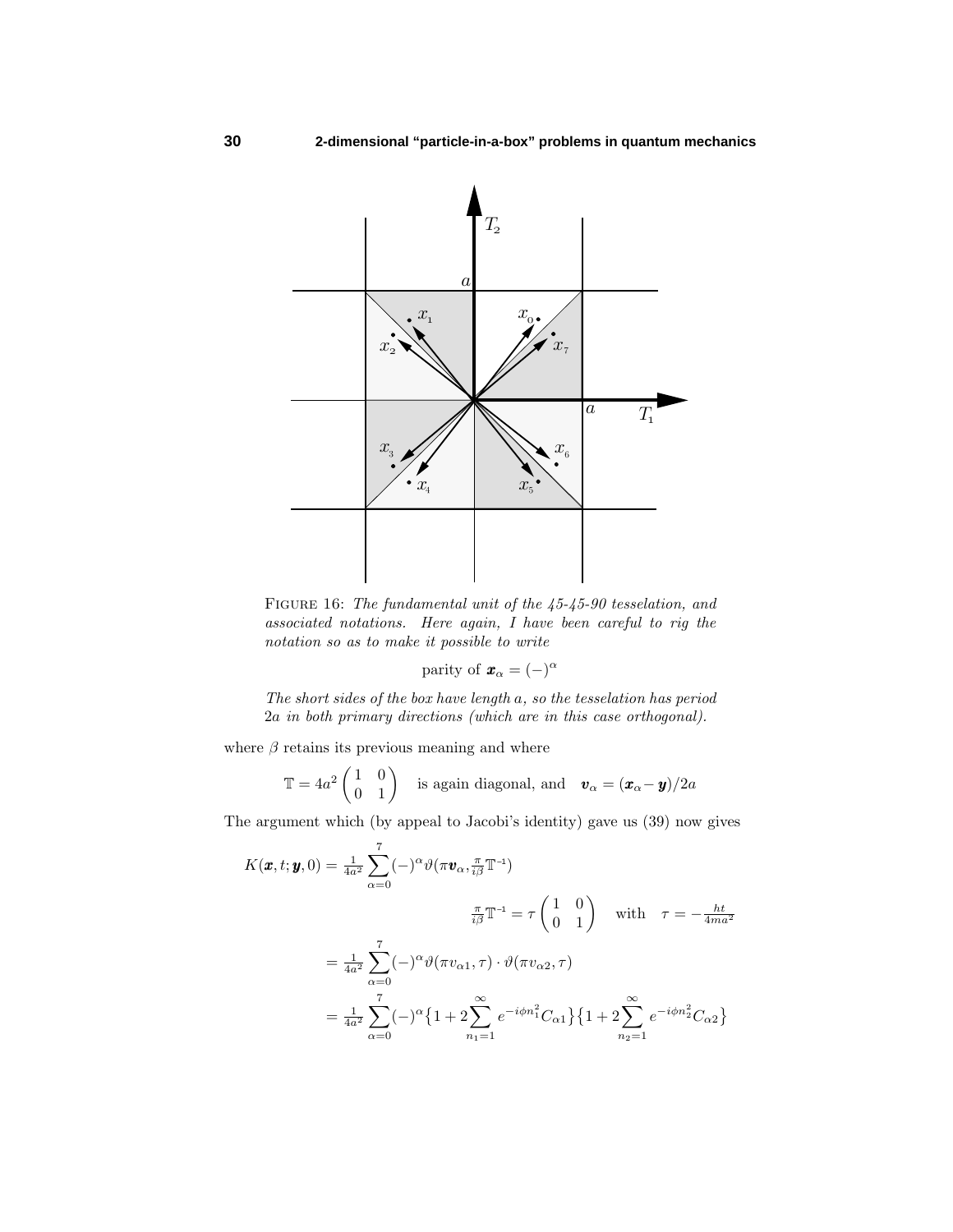FIGURE 16: *The fundamental unit of the 45-45-90 tesselation, and associated notations. Here again, I have been careful to rig the notation so as to make it possible to write*

$$\text{parity of } \boldsymbol{x}_\alpha = (-)^\alpha$$

*The short sides of the box have length $a$, so the tesselation has period $2a$ in both primary directions (which are in this case orthogonal).*

where $\beta$ retains its previous meaning and where

$$\mathbb{T} = 4a^2 \begin{pmatrix} 1 & 0 \\ 0 & 1 \end{pmatrix} \quad \text{is again diagonal, and} \quad \boldsymbol{v}_\alpha = (\boldsymbol{x}_\alpha - \boldsymbol{y})/2a$$

The argument which (by appeal to Jacobi's identity) gave us (39) now gives

$$K(\boldsymbol{x}, t; \boldsymbol{y}, 0) = \tfrac{1}{4a^2} \sum_{\alpha=0}^{7} (-)^\alpha \vartheta(\pi \boldsymbol{v}_\alpha, \tfrac{\pi}{i\beta}\mathbb{T}^{-1})$$

$$\tfrac{\pi}{i\beta}\mathbb{T}^{-1} = \tau \begin{pmatrix} 1 & 0 \\ 0 & 1 \end{pmatrix} \quad \text{with} \quad \tau = -\tfrac{ht}{4ma^2}$$

$$= \tfrac{1}{4a^2} \sum_{\alpha=0}^{7} (-)^\alpha \vartheta(\pi v_{\alpha 1}, \tau) \cdot \vartheta(\pi v_{\alpha 2}, \tau)$$

$$= \tfrac{1}{4a^2} \sum_{\alpha=0}^{7} (-)^\alpha \big\{ 1 + 2\sum_{n_1=1}^{\infty} e^{-i\phi n_1^2} C_{\alpha 1} \big\} \big\{ 1 + 2\sum_{n_2=1}^{\infty} e^{-i\phi n_2^2} C_{\alpha 2} \big\}$$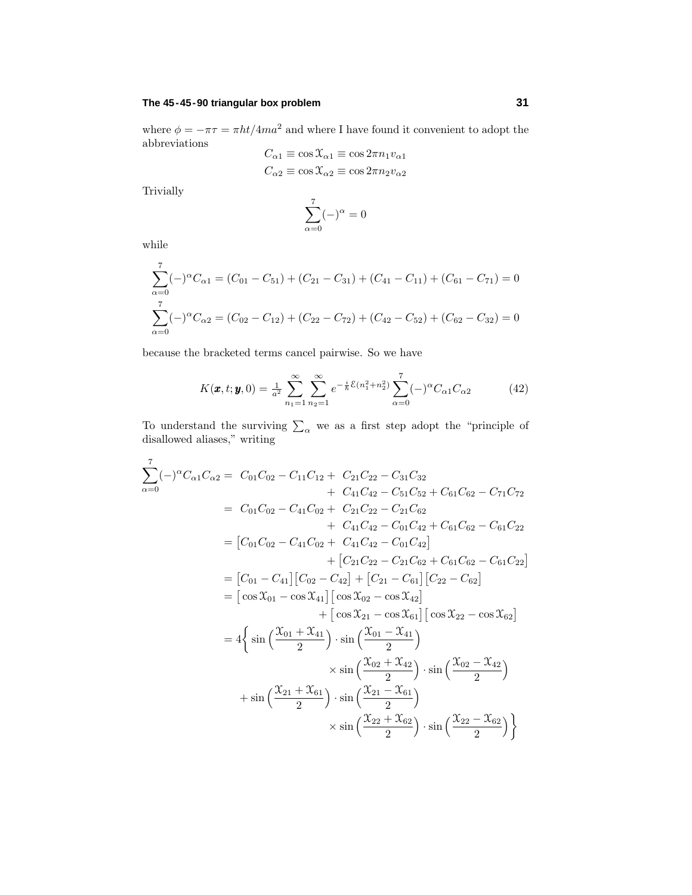where $\phi = -\pi\tau = \pi h t/4ma^2$ and where I have found it convenient to adopt the abbreviations

$$C_{\alpha 1} \equiv \cos \mathcal{X}_{\alpha 1} \equiv \cos 2\pi n_1 v_{\alpha 1}$$

$$C_{\alpha 2} \equiv \cos \mathcal{X}_{\alpha 2} \equiv \cos 2\pi n_2 v_{\alpha 2}$$

Trivially

$$\sum_{\alpha=0}^{7} (-)^\alpha = 0$$

while

$$\sum_{\alpha=0}^{7} (-)^\alpha C_{\alpha 1} = (C_{01} - C_{51}) + (C_{21} - C_{31}) + (C_{41} - C_{11}) + (C_{61} - C_{71}) = 0$$

$$\sum_{\alpha=0}^{7} (-)^\alpha C_{\alpha 2} = (C_{02} - C_{12}) + (C_{22} - C_{72}) + (C_{42} - C_{52}) + (C_{62} - C_{32}) = 0$$

because the bracketed terms cancel pairwise. So we have

$$K(\boldsymbol{x}, t; \boldsymbol{y}, 0) = \tfrac{1}{a^2} \sum_{n_1=1}^{\infty} \sum_{n_2=1}^{\infty} e^{-\frac{i}{\hbar}\mathcal{E}(n_1^2+n_2^2)} \sum_{\alpha=0}^{7} (-)^\alpha C_{\alpha 1} C_{\alpha 2} \tag{42}$$

To understand the surviving $\sum_\alpha$ we as a first step adopt the "principle of disallowed aliases," writing

$$\begin{aligned}
\sum_{\alpha=0}^{7} (-)^\alpha C_{\alpha 1} C_{\alpha 2} &= C_{01}C_{02} - C_{11}C_{12} + C_{21}C_{22} - C_{31}C_{32} \\
&\qquad + C_{41}C_{42} - C_{51}C_{52} + C_{61}C_{62} - C_{71}C_{72} \\
&= C_{01}C_{02} - C_{41}C_{02} + C_{21}C_{22} - C_{21}C_{62} \\
&\qquad + C_{41}C_{42} - C_{01}C_{42} + C_{61}C_{62} - C_{61}C_{22} \\
&= \big[C_{01}C_{02} - C_{41}C_{02} + C_{41}C_{42} - C_{01}C_{42}\big] \\
&\qquad + \big[C_{21}C_{22} - C_{21}C_{62} + C_{61}C_{62} - C_{61}C_{22}\big] \\
&= \big[C_{01} - C_{41}\big]\big[C_{02} - C_{42}\big] + \big[C_{21} - C_{61}\big]\big[C_{22} - C_{62}\big] \\
&= \big[\cos \mathcal{X}_{01} - \cos \mathcal{X}_{41}\big]\big[\cos \mathcal{X}_{02} - \cos \mathcal{X}_{42}\big] \\
&\qquad + \big[\cos \mathcal{X}_{21} - \cos \mathcal{X}_{61}\big]\big[\cos \mathcal{X}_{22} - \cos \mathcal{X}_{62}\big] \\
&= 4\bigg\{ \sin\Big(\frac{\mathcal{X}_{01} + \mathcal{X}_{41}}{2}\Big) \cdot \sin\Big(\frac{\mathcal{X}_{01} - \mathcal{X}_{41}}{2}\Big) \\
&\qquad\qquad \times \sin\Big(\frac{\mathcal{X}_{02} + \mathcal{X}_{42}}{2}\Big) \cdot \sin\Big(\frac{\mathcal{X}_{02} - \mathcal{X}_{42}}{2}\Big) \\
&\quad + \sin\Big(\frac{\mathcal{X}_{21} + \mathcal{X}_{61}}{2}\Big) \cdot \sin\Big(\frac{\mathcal{X}_{21} - \mathcal{X}_{61}}{2}\Big) \\
&\qquad\qquad \times \sin\Big(\frac{\mathcal{X}_{22} + \mathcal{X}_{62}}{2}\Big) \cdot \sin\Big(\frac{\mathcal{X}_{22} - \mathcal{X}_{62}}{2}\Big) \bigg\}
\end{aligned}$$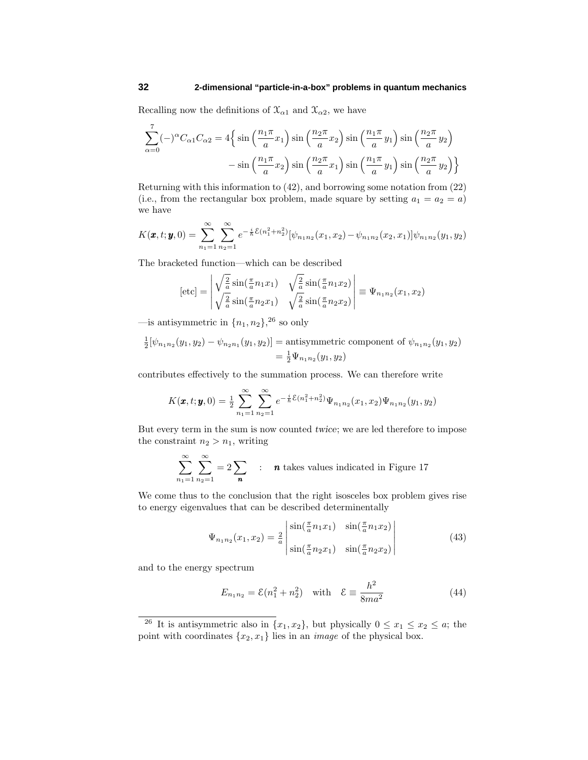Recalling now the definitions of $\mathcal{X}_{\alpha 1}$ and $\mathcal{X}_{\alpha 2}$, we have

$$\sum_{\alpha=0}^{7}(-)^{\alpha}C_{\alpha 1}C_{\alpha 2} = 4\Big\{\sin\Big(\frac{n_1\pi}{a}x_1\Big)\sin\Big(\frac{n_2\pi}{a}x_2\Big)\sin\Big(\frac{n_1\pi}{a}y_1\Big)\sin\Big(\frac{n_2\pi}{a}y_2\Big) - \sin\Big(\frac{n_1\pi}{a}x_2\Big)\sin\Big(\frac{n_2\pi}{a}x_1\Big)\sin\Big(\frac{n_1\pi}{a}y_1\Big)\sin\Big(\frac{n_2\pi}{a}y_2\Big)\Big\}$$

Returning with this information to (42), and borrowing some notation from (22) (i.e., from the rectangular box problem, made square by setting $a_1 = a_2 = a$) we have

$$K(\boldsymbol{x},t;\boldsymbol{y},0) = \sum_{n_1=1}^{\infty}\sum_{n_2=1}^{\infty} e^{-\frac{i}{\hbar}\mathcal{E}(n_1^2+n_2^2)}[\psi_{n_1n_2}(x_1,x_2)-\psi_{n_1n_2}(x_2,x_1)]\psi_{n_1n_2}(y_1,y_2)$$

The bracketed function—which can be described

$$[\text{etc}] = \begin{vmatrix} \sqrt{\frac{2}{a}}\sin(\frac{\pi}{a}n_1x_1) & \sqrt{\frac{2}{a}}\sin(\frac{\pi}{a}n_1x_2) \\ \sqrt{\frac{2}{a}}\sin(\frac{\pi}{a}n_2x_1) & \sqrt{\frac{2}{a}}\sin(\frac{\pi}{a}n_2x_2) \end{vmatrix} \equiv \Psi_{n_1n_2}(x_1,x_2)$$

—is antisymmetric in $\{n_1, n_2\}$,[26] so only

$$\begin{aligned} \tfrac{1}{2}[\psi_{n_1n_2}(y_1,y_2) - \psi_{n_2n_1}(y_1,y_2)] &= \text{antisymmetric component of } \psi_{n_1n_2}(y_1,y_2) \\ &= \tfrac{1}{2}\Psi_{n_1n_2}(y_1,y_2) \end{aligned}$$

contributes effectively to the summation process. We can therefore write

$$K(\boldsymbol{x},t;\boldsymbol{y},0) = \tfrac{1}{2}\sum_{n_1=1}^{\infty}\sum_{n_2=1}^{\infty} e^{-\frac{i}{\hbar}\mathcal{E}(n_1^2+n_2^2)}\Psi_{n_1n_2}(x_1,x_2)\Psi_{n_1n_2}(y_1,y_2)$$

But every term in the sum is now counted *twice*; we are led therefore to impose the constraint $n_2 > n_1$, writing

$$\sum_{n_1=1}^{\infty}\sum_{n_2=1}^{\infty} = 2\sum_{\boldsymbol{n}} \quad : \quad \boldsymbol{n} \text{ takes values indicated in Figure 17}$$

We come thus to the conclusion that the right isosceles box problem gives rise to energy eigenvalues that can be described determinentally

$$\Psi_{n_1n_2}(x_1,x_2) = \tfrac{2}{a}\begin{vmatrix} \sin(\frac{\pi}{a}n_1x_1) & \sin(\frac{\pi}{a}n_1x_2) \\ \sin(\frac{\pi}{a}n_2x_1) & \sin(\frac{\pi}{a}n_2x_2) \end{vmatrix} \tag{43}$$

and to the energy spectrum

$$E_{n_1n_2} = \mathcal{E}(n_1^2+n_2^2) \quad \text{with} \quad \mathcal{E} \equiv \frac{h^2}{8ma^2} \tag{44}$$

---

[26] It is antisymmetric also in $\{x_1, x_2\}$, but physically $0 \le x_1 \le x_2 \le a$; the point with coordinates $\{x_2, x_1\}$ lies in an *image* of the physical box.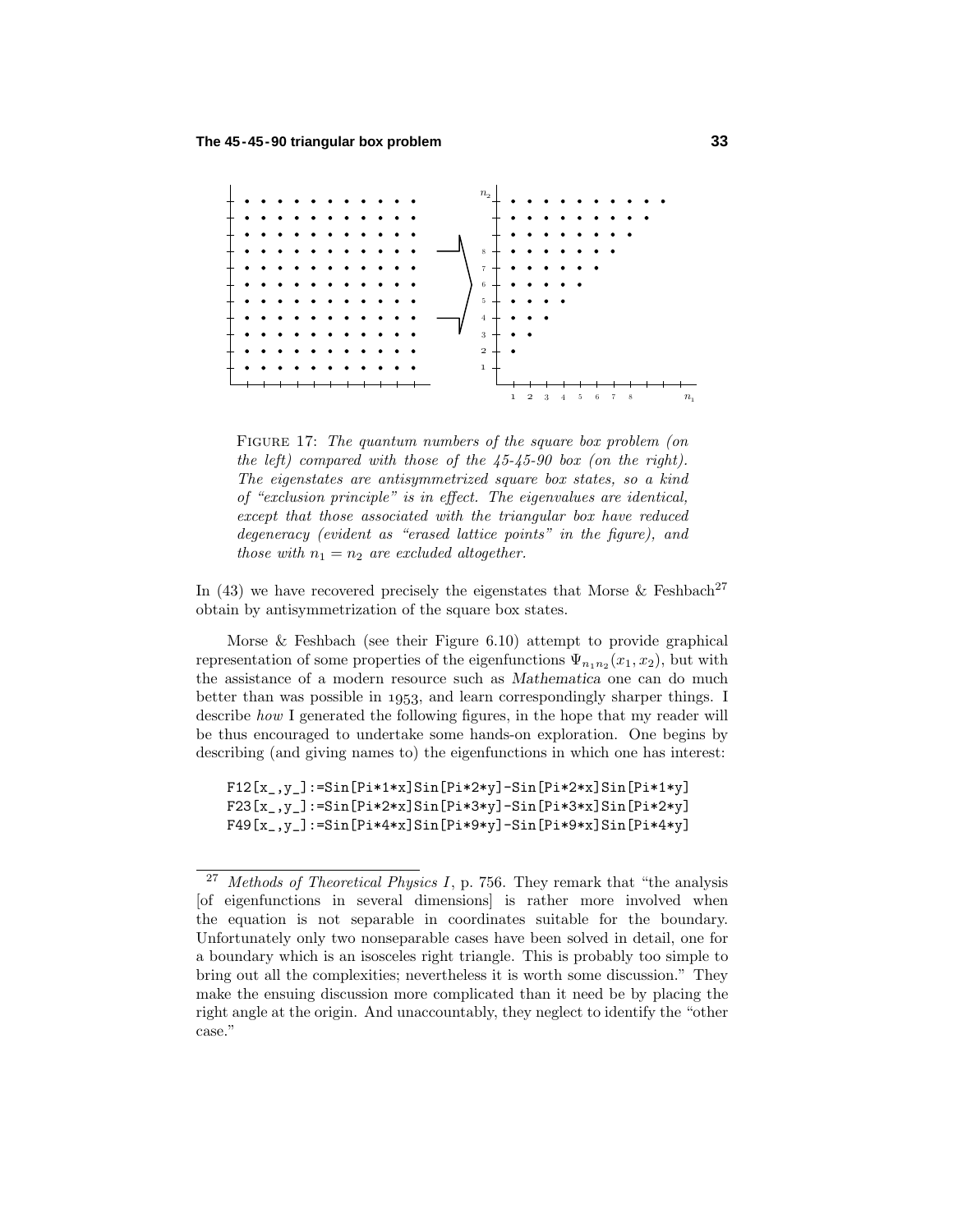FIGURE 17: *The quantum numbers of the square box problem (on the left) compared with those of the 45-45-90 box (on the right). The eigenstates are antisymmetrized square box states, so a kind of "exclusion principle" is in effect. The eigenvalues are identical, except that those associated with the triangular box have reduced degeneracy (evident as "erased lattice points" in the figure), and those with $n_1 = n_2$ are excluded altogether.*

In (43) we have recovered precisely the eigenstates that Morse & Feshbach[27] obtain by antisymmetrization of the square box states.

Morse & Feshbach (see their Figure 6.10) attempt to provide graphical representation of some properties of the eigenfunctions $\Psi_{n_1 n_2}(x_1, x_2)$, but with the assistance of a modern resource such as *Mathematica* one can do much better than was possible in 1953, and learn correspondingly sharper things. I describe *how* I generated the following figures, in the hope that my reader will be thus encouraged to undertake some hands-on exploration. One begins by describing (and giving names to) the eigenfunctions in which one has interest:

```
F12[x_,y_]:=Sin[Pi*1*x]Sin[Pi*2*y]-Sin[Pi*2*x]Sin[Pi*1*y]
F23[x_,y_]:=Sin[Pi*2*x]Sin[Pi*3*y]-Sin[Pi*3*x]Sin[Pi*2*y]
F49[x_,y_]:=Sin[Pi*4*x]Sin[Pi*9*y]-Sin[Pi*9*x]Sin[Pi*4*y]
```

---

[27] *Methods of Theoretical Physics I*, p. 756. They remark that "the analysis [of eigenfunctions in several dimensions] is rather more involved when the equation is not separable in coordinates suitable for the boundary. Unfortunately only two nonseparable cases have been solved in detail, one for a boundary which is an isosceles right triangle. This is probably too simple to bring out all the complexities; nevertheless it is worth some discussion." They make the ensuing discussion more complicated than it need be by placing the right angle at the origin. And unaccountably, they neglect to identify the "other case."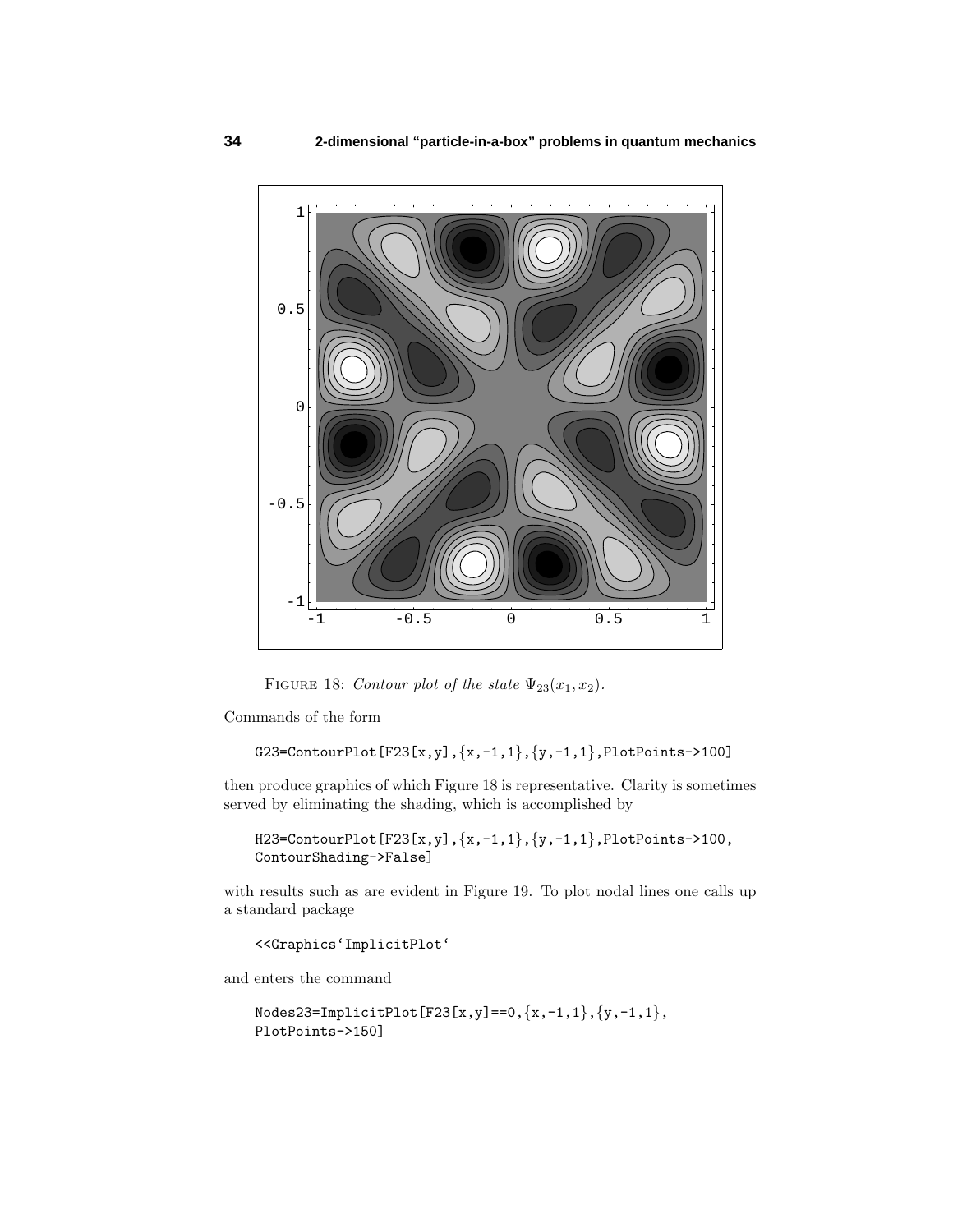FIGURE 18: *Contour plot of the state* $\Psi_{23}(x_1, x_2)$.

Commands of the form

```
G23=ContourPlot[F23[x,y],{x,-1,1},{y,-1,1},PlotPoints->100]
```

then produce graphics of which Figure 18 is representative. Clarity is sometimes served by eliminating the shading, which is accomplished by

```
H23=ContourPlot[F23[x,y],{x,-1,1},{y,-1,1},PlotPoints->100,
ContourShading->False]
```

with results such as are evident in Figure 19. To plot nodal lines one calls up a standard package

```
<<Graphics‘ImplicitPlot‘
```

and enters the command

```
Nodes23=ImplicitPlot[F23[x,y]==0,{x,-1,1},{y,-1,1},
PlotPoints->150]
```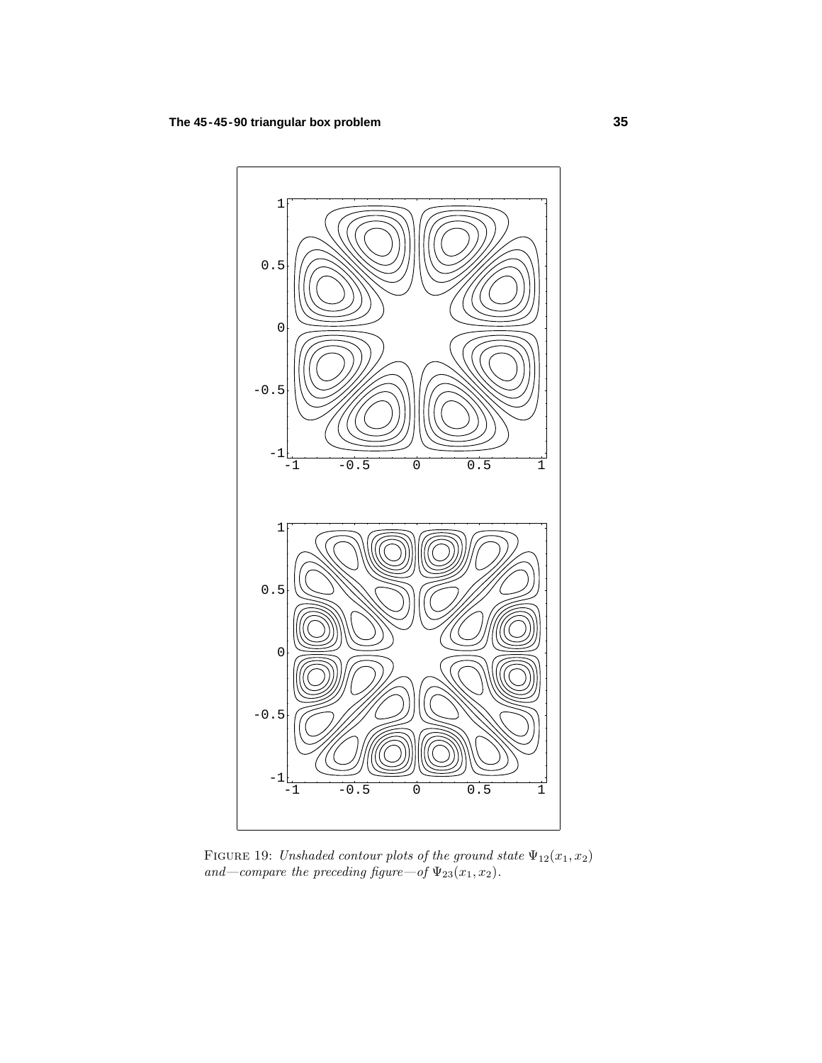FIGURE 19: *Unshaded contour plots of the ground state $\Psi_{12}(x_1, x_2)$ and—compare the preceding figure—of $\Psi_{23}(x_1, x_2)$.*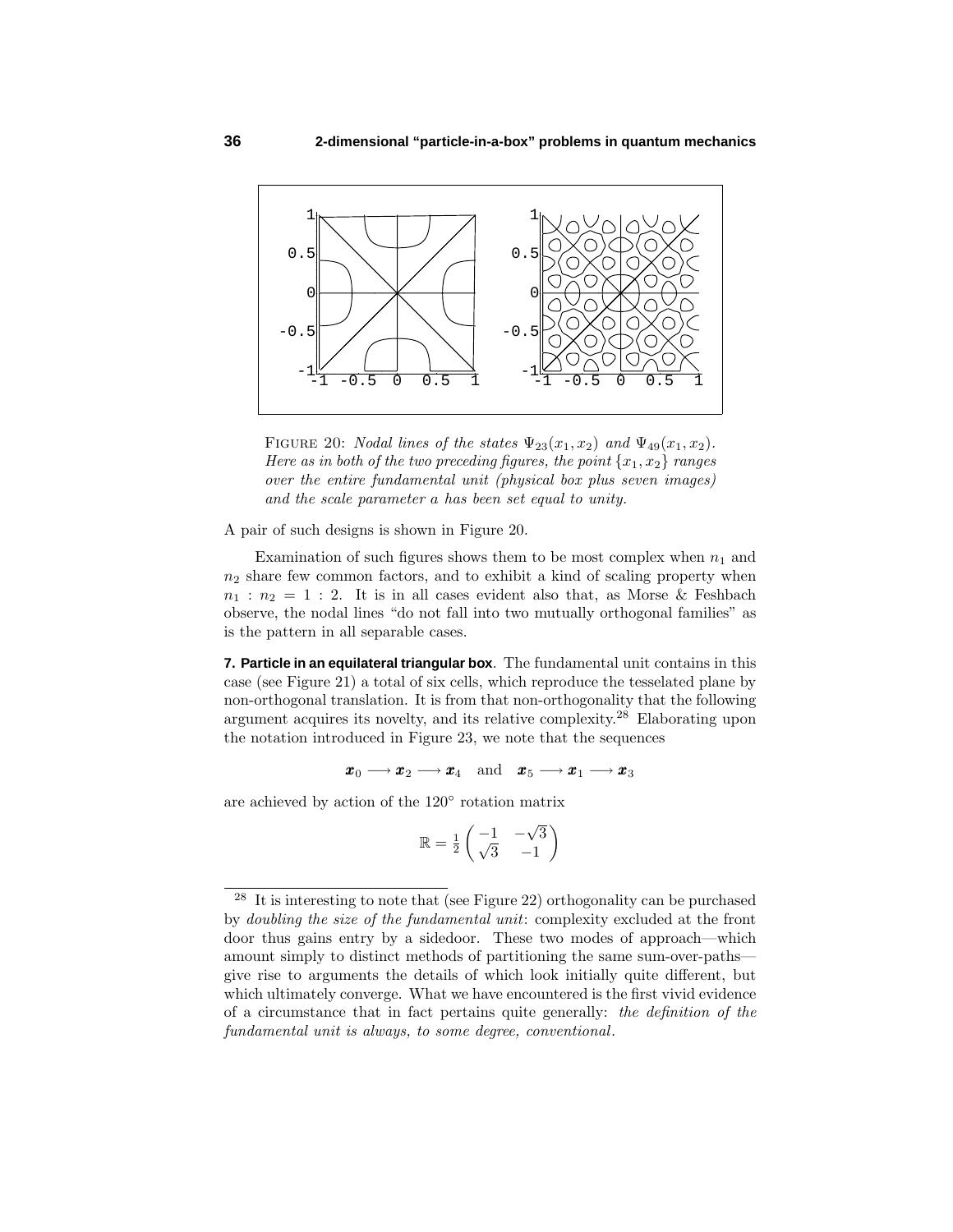FIGURE 20: *Nodal lines of the states $\Psi_{23}(x_1, x_2)$ and $\Psi_{49}(x_1, x_2)$. Here as in both of the two preceding figures, the point $\{x_1, x_2\}$ ranges over the entire fundamental unit (physical box plus seven images) and the scale parameter $a$ has been set equal to unity.*

A pair of such designs is shown in Figure 20.

Examination of such figures shows them to be most complex when $n_1$ and $n_2$ share few common factors, and to exhibit a kind of scaling property when $n_1 : n_2 = 1 : 2$. It is in all cases evident also that, as Morse & Feshbach observe, the nodal lines "do not fall into two mutually orthogonal families" as is the pattern in all separable cases.

**7. Particle in an equilateral triangular box**. The fundamental unit contains in this case (see Figure 21) a total of six cells, which reproduce the tesselated plane by non-orthogonal translation. It is from that non-orthogonality that the following argument acquires its novelty, and its relative complexity.[28] Elaborating upon the notation introduced in Figure 23, we note that the sequences

$$\boldsymbol{x}_0 \longrightarrow \boldsymbol{x}_2 \longrightarrow \boldsymbol{x}_4 \quad \text{and} \quad \boldsymbol{x}_5 \longrightarrow \boldsymbol{x}_1 \longrightarrow \boldsymbol{x}_3$$

are achieved by action of the 120° rotation matrix

$$\mathbb{R} = \tfrac{1}{2}\begin{pmatrix} -1 & -\sqrt{3} \\ \sqrt{3} & -1 \end{pmatrix}$$

[28] It is interesting to note that (see Figure 22) orthogonality can be purchased by *doubling the size of the fundamental unit*: complexity excluded at the front door thus gains entry by a sidedoor. These two modes of approach—which amount simply to distinct methods of partitioning the same sum-over-paths—give rise to arguments the details of which look initially quite different, but which ultimately converge. What we have encountered is the first vivid evidence of a circumstance that in fact pertains quite generally: *the definition of the fundamental unit is always, to some degree, conventional*.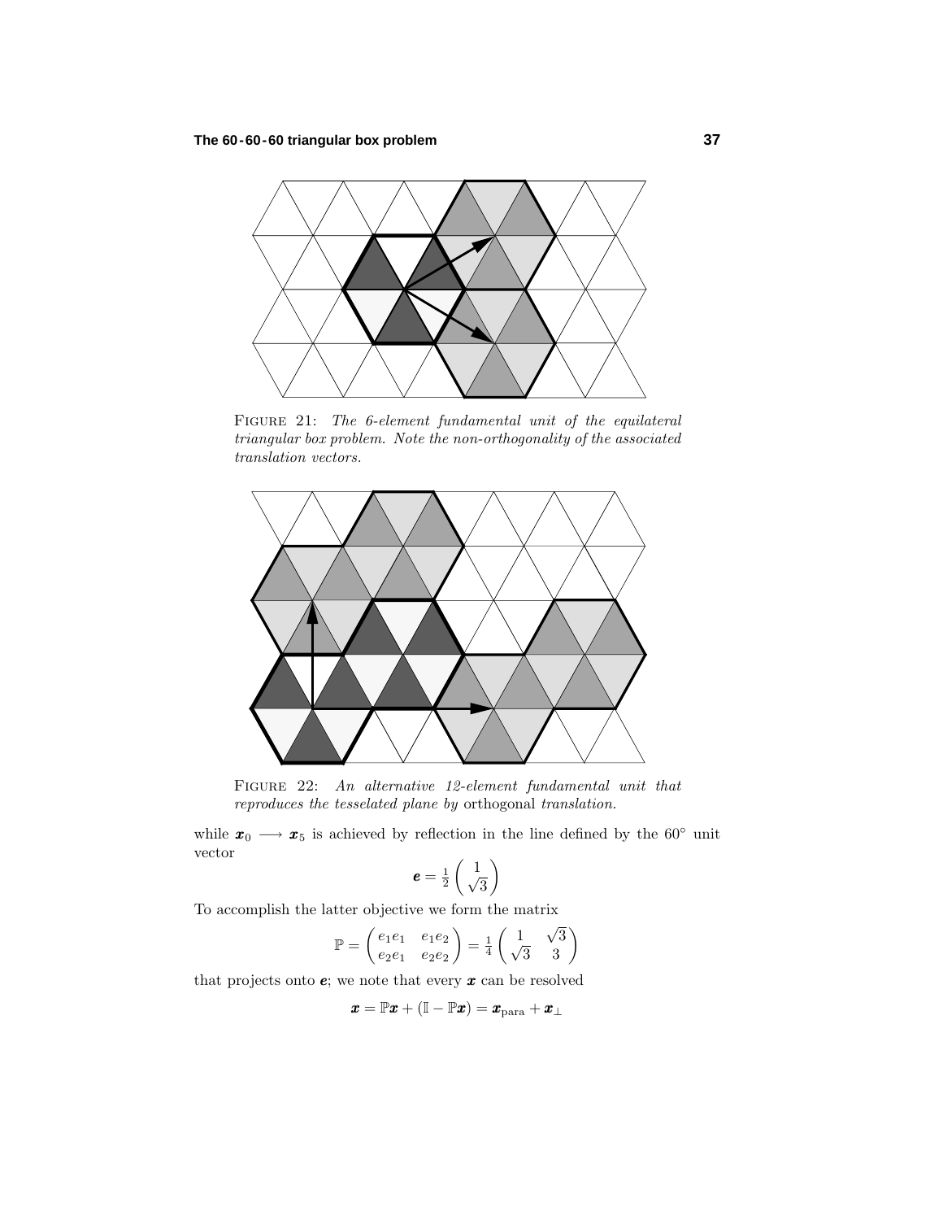FIGURE 21: *The 6-element fundamental unit of the equilateral triangular box problem. Note the non-orthogonality of the associated translation vectors.*

FIGURE 22: *An alternative 12-element fundamental unit that reproduces the tesselated plane by* orthogonal *translation.*

while $\boldsymbol{x}_0 \longrightarrow \boldsymbol{x}_5$ is achieved by reflection in the line defined by the 60° unit vector

$$\boldsymbol{e} = \tfrac{1}{2}\begin{pmatrix} 1 \\ \sqrt{3} \end{pmatrix}$$

To accomplish the latter objective we form the matrix

$$\mathbb{P} = \begin{pmatrix} e_1 e_1 & e_1 e_2 \\ e_2 e_1 & e_2 e_2 \end{pmatrix} = \tfrac{1}{4}\begin{pmatrix} 1 & \sqrt{3} \\ \sqrt{3} & 3 \end{pmatrix}$$

that projects onto $\boldsymbol{e}$; we note that every $\boldsymbol{x}$ can be resolved

$$\boldsymbol{x} = \mathbb{P}\boldsymbol{x} + (\mathbb{I} - \mathbb{P}\boldsymbol{x}) = \boldsymbol{x}_{\text{para}} + \boldsymbol{x}_{\perp}$$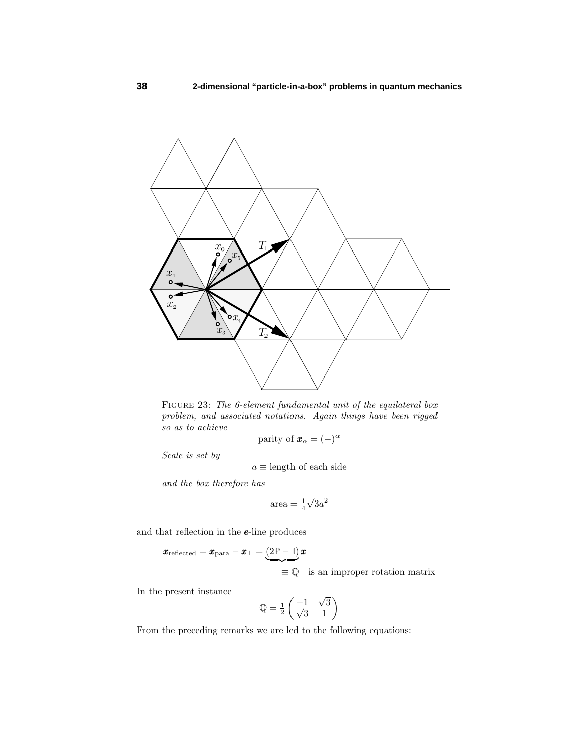FIGURE 23: *The 6-element fundamental unit of the equilateral box problem, and associated notations. Again things have been rigged so as to achieve*

$$\text{parity of } \boldsymbol{x}_\alpha = (-)^\alpha$$

*Scale is set by*

$$a \equiv \text{length of each side}$$

*and the box therefore has*

$$\text{area} = \tfrac{1}{4}\sqrt{3}a^2$$

and that reflection in the $\boldsymbol{e}$-line produces

$$\boldsymbol{x}_{\text{reflected}} = \boldsymbol{x}_{\text{para}} - \boldsymbol{x}_\perp = \underbrace{(2\mathbb{P} - \mathbb{I})}_{\equiv\, \mathbb{Q} \text{ is an improper rotation matrix}}\boldsymbol{x}$$

In the present instance

$$\mathbb{Q} = \tfrac{1}{2}\begin{pmatrix} -1 & \sqrt{3} \\ \sqrt{3} & 1 \end{pmatrix}$$

From the preceding remarks we are led to the following equations: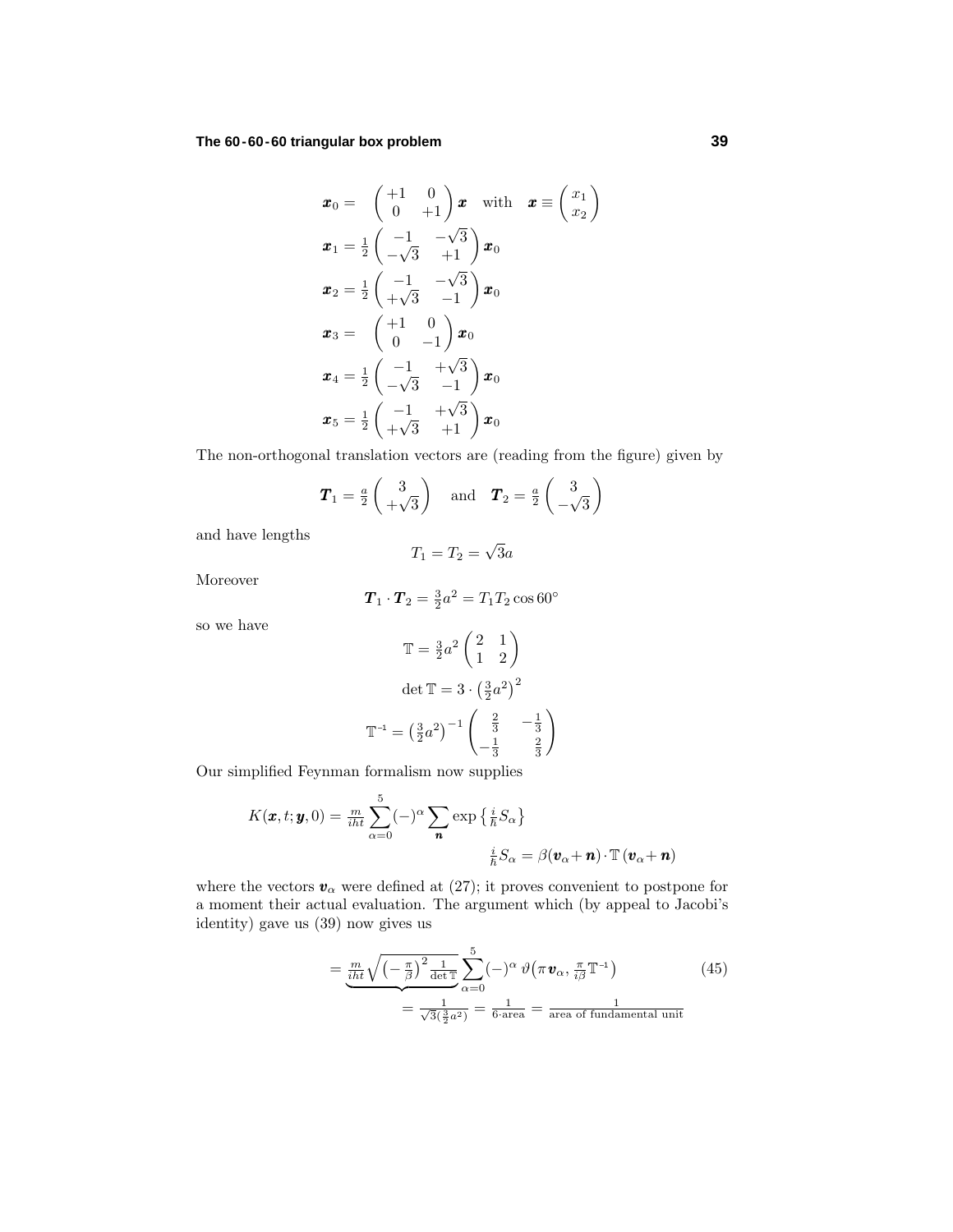$$
\begin{aligned}
\boldsymbol{x}_0 &= \begin{pmatrix} +1 & 0 \\ 0 & +1 \end{pmatrix} \boldsymbol{x} \quad \text{with} \quad \boldsymbol{x} \equiv \begin{pmatrix} x_1 \\ x_2 \end{pmatrix} \\
\boldsymbol{x}_1 &= \tfrac{1}{2} \begin{pmatrix} -1 & -\sqrt{3} \\ -\sqrt{3} & +1 \end{pmatrix} \boldsymbol{x}_0 \\
\boldsymbol{x}_2 &= \tfrac{1}{2} \begin{pmatrix} -1 & -\sqrt{3} \\ +\sqrt{3} & -1 \end{pmatrix} \boldsymbol{x}_0 \\
\boldsymbol{x}_3 &= \begin{pmatrix} +1 & 0 \\ 0 & -1 \end{pmatrix} \boldsymbol{x}_0 \\
\boldsymbol{x}_4 &= \tfrac{1}{2} \begin{pmatrix} -1 & +\sqrt{3} \\ -\sqrt{3} & -1 \end{pmatrix} \boldsymbol{x}_0 \\
\boldsymbol{x}_5 &= \tfrac{1}{2} \begin{pmatrix} -1 & +\sqrt{3} \\ +\sqrt{3} & +1 \end{pmatrix} \boldsymbol{x}_0
\end{aligned}
$$

The non-orthogonal translation vectors are (reading from the figure) given by

$$
\boldsymbol{T}_1 = \tfrac{a}{2} \begin{pmatrix} 3 \\ +\sqrt{3} \end{pmatrix} \quad \text{and} \quad \boldsymbol{T}_2 = \tfrac{a}{2} \begin{pmatrix} 3 \\ -\sqrt{3} \end{pmatrix}
$$

and have lengths

$$
T_1 = T_2 = \sqrt{3}a
$$

Moreover

$$
\boldsymbol{T}_1 \cdot \boldsymbol{T}_2 = \tfrac{3}{2}a^2 = T_1 T_2 \cos 60^\circ
$$

so we have

$$
\begin{gathered}
\mathbb{T} = \tfrac{3}{2}a^2 \begin{pmatrix} 2 & 1 \\ 1 & 2 \end{pmatrix} \\
\det \mathbb{T} = 3 \cdot \left(\tfrac{3}{2}a^2\right)^2 \\
\mathbb{T}^{-1} = \left(\tfrac{3}{2}a^2\right)^{-1} \begin{pmatrix} \frac{2}{3} & -\frac{1}{3} \\ -\frac{1}{3} & \frac{2}{3} \end{pmatrix}
\end{gathered}
$$

Our simplified Feynman formalism now supplies

$$
K(\boldsymbol{x}, t; \boldsymbol{y}, 0) = \tfrac{m}{iht} \sum_{\alpha=0}^{5} (-)^\alpha \sum_{\boldsymbol{n}} \exp\left\{\tfrac{i}{\hbar} S_\alpha\right\}
$$

$$
\tfrac{i}{\hbar} S_\alpha = \beta(\boldsymbol{v}_\alpha + \boldsymbol{n}) \cdot \mathbb{T}\, (\boldsymbol{v}_\alpha + \boldsymbol{n})
$$

where the vectors $\boldsymbol{v}_\alpha$ were defined at (27); it proves convenient to postpone for a moment their actual evaluation. The argument which (by appeal to Jacobi's identity) gave us (39) now gives us

$$
= \underbrace{\tfrac{m}{iht} \sqrt{\left(-\tfrac{\pi}{\beta}\right)^2 \tfrac{1}{\det \mathbb{T}}}}_{= \frac{1}{\sqrt{3}(\frac{3}{2}a^2)} = \frac{1}{6 \cdot \text{area}} = \frac{1}{\text{area of fundamental unit}}} \sum_{\alpha=0}^{5} (-)^\alpha \, \vartheta\big(\pi \boldsymbol{v}_\alpha, \tfrac{\pi}{i\beta} \mathbb{T}^{-1}\big) \tag{45}
$$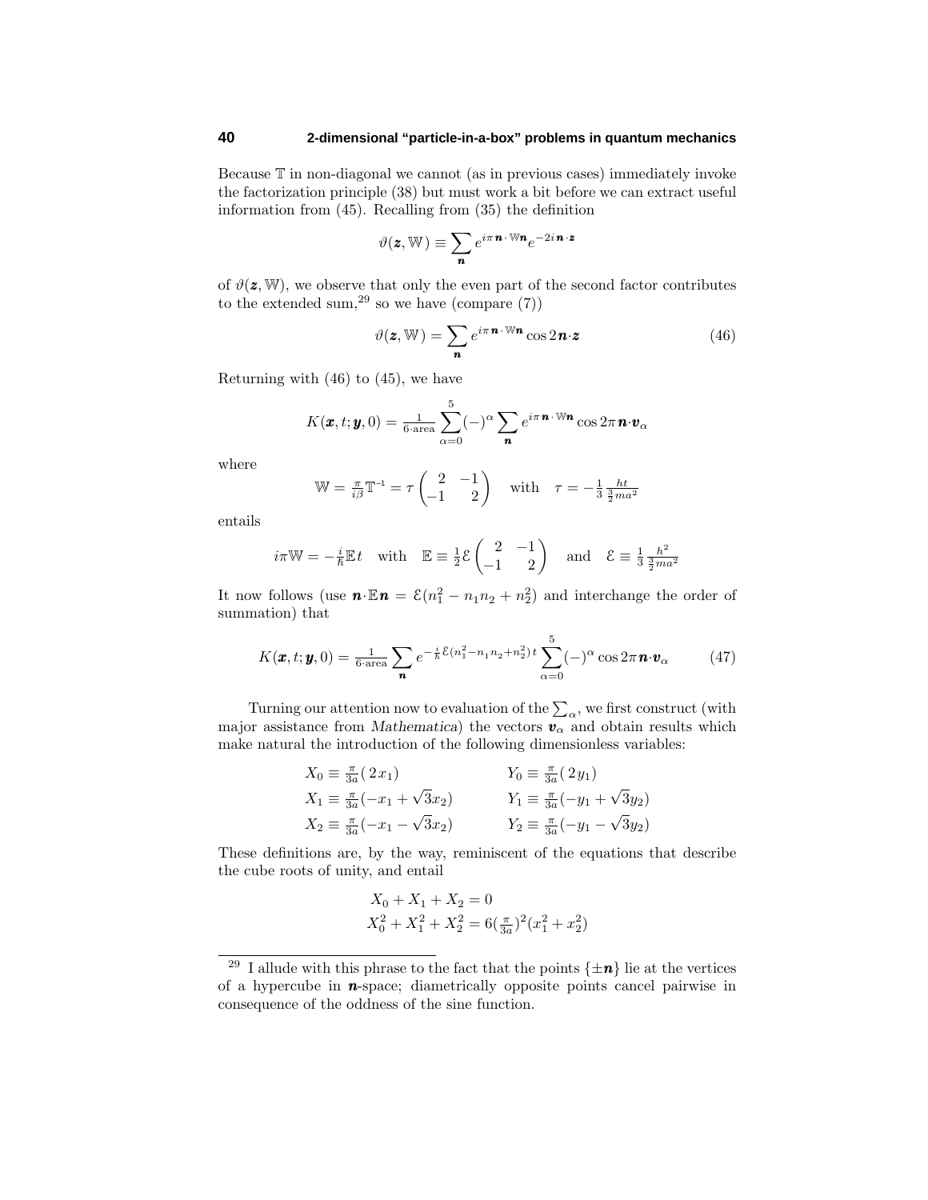Because $\mathbb{T}$ in non-diagonal we cannot (as in previous cases) immediately invoke the factorization principle (38) but must work a bit before we can extract useful information from (45). Recalling from (35) the definition

$$\vartheta(\boldsymbol{z}, \mathbb{W}) \equiv \sum_{\boldsymbol{n}} e^{i\pi\,\boldsymbol{n}\cdot\mathbb{W}\boldsymbol{n}} e^{-2i\,\boldsymbol{n}\cdot\boldsymbol{z}}$$

of $\vartheta(\boldsymbol{z}, \mathbb{W})$, we observe that only the even part of the second factor contributes to the extended sum,[29] so we have (compare (7))

$$\vartheta(\boldsymbol{z}, \mathbb{W}) = \sum_{\boldsymbol{n}} e^{i\pi\,\boldsymbol{n}\cdot\mathbb{W}\boldsymbol{n}} \cos 2\boldsymbol{n}\cdot\boldsymbol{z} \tag{46}$$

Returning with (46) to (45), we have

$$K(\boldsymbol{x}, t; \boldsymbol{y}, 0) = \tfrac{1}{6\cdot\text{area}} \sum_{\alpha=0}^{5} (-)^{\alpha} \sum_{\boldsymbol{n}} e^{i\pi\,\boldsymbol{n}\cdot\mathbb{W}\boldsymbol{n}} \cos 2\pi\boldsymbol{n}\cdot\boldsymbol{v}_{\alpha}$$

where

$$\mathbb{W} = \tfrac{\pi}{i\beta}\mathbb{T}^{-1} = \tau \begin{pmatrix} 2 & -1 \\ -1 & 2 \end{pmatrix} \quad \text{with} \quad \tau = -\tfrac{1}{3}\tfrac{ht}{\frac{3}{2}ma^2}$$

entails

$$i\pi\mathbb{W} = -\tfrac{i}{\hbar}\mathbb{E}t \quad \text{with} \quad \mathbb{E} \equiv \tfrac{1}{2}\mathcal{E}\begin{pmatrix} 2 & -1 \\ -1 & 2 \end{pmatrix} \quad \text{and} \quad \mathcal{E} \equiv \tfrac{1}{3}\tfrac{h^2}{\frac{3}{2}ma^2}$$

It now follows (use $\boldsymbol{n}\cdot\mathbb{E}\boldsymbol{n} = \mathcal{E}(n_1^2 - n_1 n_2 + n_2^2)$ and interchange the order of summation) that

$$K(\boldsymbol{x}, t; \boldsymbol{y}, 0) = \tfrac{1}{6\cdot\text{area}} \sum_{\boldsymbol{n}} e^{-\frac{i}{\hbar}\mathcal{E}(n_1^2 - n_1 n_2 + n_2^2)\,t} \sum_{\alpha=0}^{5} (-)^{\alpha} \cos 2\pi\boldsymbol{n}\cdot\boldsymbol{v}_{\alpha} \tag{47}$$

Turning our attention now to evaluation of the $\sum_{\alpha}$, we first construct (with major assistance from *Mathematica*) the vectors $\boldsymbol{v}_{\alpha}$ and obtain results which make natural the introduction of the following dimensionless variables:

$$\begin{aligned}
X_0 &\equiv \tfrac{\pi}{3a}(\,2x_1) & \qquad Y_0 &\equiv \tfrac{\pi}{3a}(\,2y_1) \\
X_1 &\equiv \tfrac{\pi}{3a}(-x_1 + \sqrt{3}x_2) & \qquad Y_1 &\equiv \tfrac{\pi}{3a}(-y_1 + \sqrt{3}y_2) \\
X_2 &\equiv \tfrac{\pi}{3a}(-x_1 - \sqrt{3}x_2) & \qquad Y_2 &\equiv \tfrac{\pi}{3a}(-y_1 - \sqrt{3}y_2)
\end{aligned}$$

These definitions are, by the way, reminiscent of the equations that describe the cube roots of unity, and entail

$$\begin{aligned}
&X_0 + X_1 + X_2 = 0 \\
&X_0^2 + X_1^2 + X_2^2 = 6(\tfrac{\pi}{3a})^2(x_1^2 + x_2^2)
\end{aligned}$$

---

[29] I allude with this phrase to the fact that the points $\{\pm\boldsymbol{n}\}$ lie at the vertices of a hypercube in $\boldsymbol{n}$-space; diametrically opposite points cancel pairwise in consequence of the oddness of the sine function.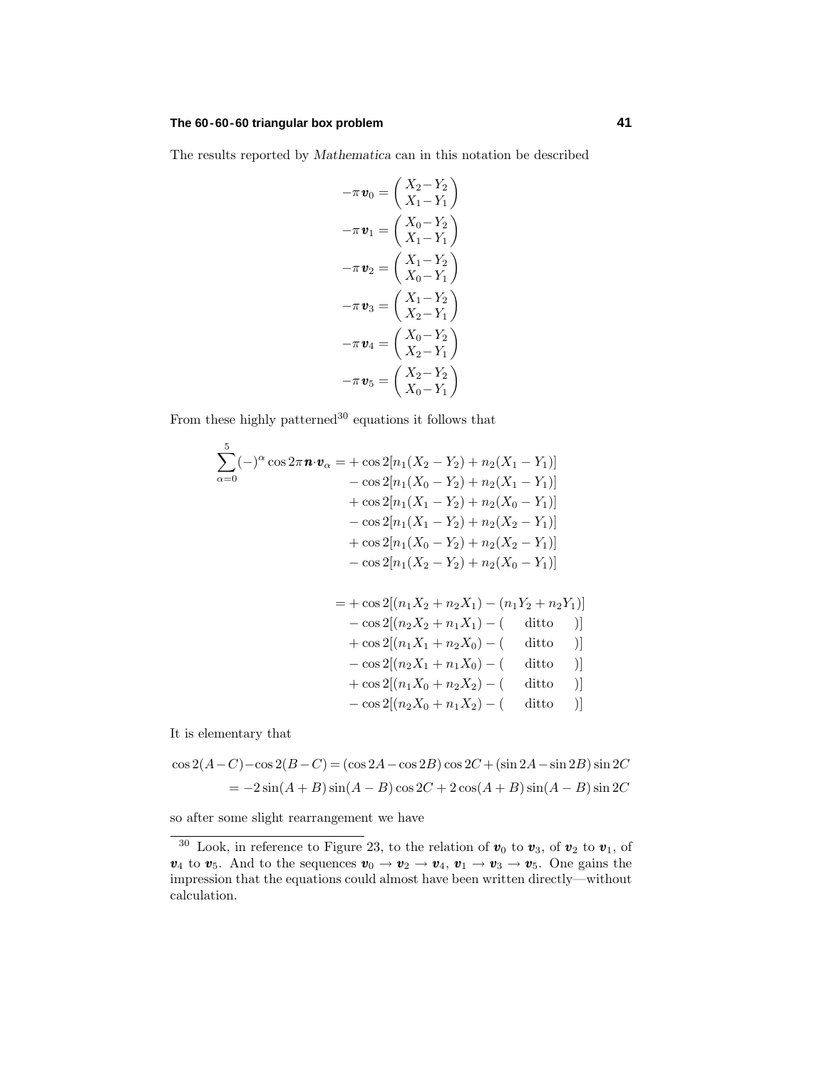The results reported by *Mathematica* can in this notation be described

$$
\begin{aligned}
-\pi\,\boldsymbol{v}_0 &= \begin{pmatrix} X_2 - Y_2 \\ X_1 - Y_1 \end{pmatrix}\\
-\pi\,\boldsymbol{v}_1 &= \begin{pmatrix} X_0 - Y_2 \\ X_1 - Y_1 \end{pmatrix}\\
-\pi\,\boldsymbol{v}_2 &= \begin{pmatrix} X_1 - Y_2 \\ X_0 - Y_1 \end{pmatrix}\\
-\pi\,\boldsymbol{v}_3 &= \begin{pmatrix} X_1 - Y_2 \\ X_2 - Y_1 \end{pmatrix}\\
-\pi\,\boldsymbol{v}_4 &= \begin{pmatrix} X_0 - Y_2 \\ X_2 - Y_1 \end{pmatrix}\\
-\pi\,\boldsymbol{v}_5 &= \begin{pmatrix} X_2 - Y_2 \\ X_0 - Y_1 \end{pmatrix}
\end{aligned}
$$

From these highly patterned[30] equations it follows that

$$
\begin{aligned}
\sum_{\alpha=0}^{5}(-)^\alpha \cos 2\pi \boldsymbol{n}\cdot\boldsymbol{v}_\alpha = &+\cos 2[n_1(X_2-Y_2)+n_2(X_1-Y_1)]\\
&-\cos 2[n_1(X_0-Y_2)+n_2(X_1-Y_1)]\\
&+\cos 2[n_1(X_1-Y_2)+n_2(X_0-Y_1)]\\
&-\cos 2[n_1(X_1-Y_2)+n_2(X_2-Y_1)]\\
&+\cos 2[n_1(X_0-Y_2)+n_2(X_2-Y_1)]\\
&-\cos 2[n_1(X_2-Y_2)+n_2(X_0-Y_1)]\\
\\
= &+\cos 2[(n_1X_2+n_2X_1)-(n_1Y_2+n_2Y_1)]\\
&-\cos 2[(n_2X_2+n_1X_1)-(\quad\text{ditto}\quad)]\\
&+\cos 2[(n_1X_1+n_2X_0)-(\quad\text{ditto}\quad)]\\
&-\cos 2[(n_2X_1+n_1X_0)-(\quad\text{ditto}\quad)]\\
&+\cos 2[(n_1X_0+n_2X_2)-(\quad\text{ditto}\quad)]\\
&-\cos 2[(n_2X_0+n_1X_2)-(\quad\text{ditto}\quad)]
\end{aligned}
$$

It is elementary that

$$
\begin{aligned}
\cos 2(A-C)-\cos 2(B-C) &= (\cos 2A-\cos 2B)\cos 2C+(\sin 2A-\sin 2B)\sin 2C\\
&= -2\sin(A+B)\sin(A-B)\cos 2C+2\cos(A+B)\sin(A-B)\sin 2C
\end{aligned}
$$

so after some slight rearrangement we have

---

[30] Look, in reference to Figure 23, to the relation of $\boldsymbol{v}_0$ to $\boldsymbol{v}_3$, of $\boldsymbol{v}_2$ to $\boldsymbol{v}_1$, of $\boldsymbol{v}_4$ to $\boldsymbol{v}_5$. And to the sequences $\boldsymbol{v}_0 \to \boldsymbol{v}_2 \to \boldsymbol{v}_4$, $\boldsymbol{v}_1 \to \boldsymbol{v}_3 \to \boldsymbol{v}_5$. One gains the impression that the equations could almost have been written directly—without calculation.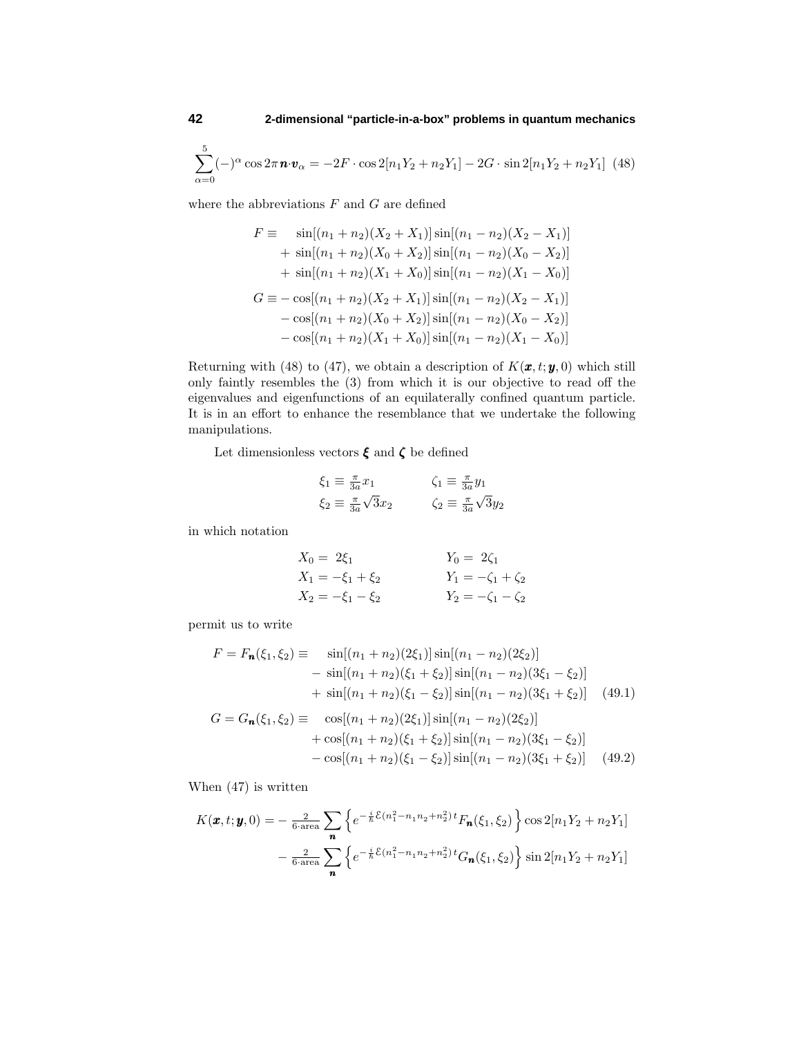$$\sum_{\alpha=0}^{5}(-)^{\alpha}\cos 2\pi\boldsymbol{n}\!\cdot\!\boldsymbol{v}_{\alpha} = -2F\cdot\cos 2[n_1Y_2+n_2Y_1] - 2G\cdot\sin 2[n_1Y_2+n_2Y_1] \quad (48)$$

where the abbreviations $F$ and $G$ are defined

$$\begin{aligned}
F \equiv\ & \quad\sin[(n_1+n_2)(X_2+X_1)]\sin[(n_1-n_2)(X_2-X_1)]\\
&+\ \sin[(n_1+n_2)(X_0+X_2)]\sin[(n_1-n_2)(X_0-X_2)]\\
&+\ \sin[(n_1+n_2)(X_1+X_0)]\sin[(n_1-n_2)(X_1-X_0)]\\
G \equiv & -\cos[(n_1+n_2)(X_2+X_1)]\sin[(n_1-n_2)(X_2-X_1)]\\
&-\cos[(n_1+n_2)(X_0+X_2)]\sin[(n_1-n_2)(X_0-X_2)]\\
&-\cos[(n_1+n_2)(X_1+X_0)]\sin[(n_1-n_2)(X_1-X_0)]
\end{aligned}$$

Returning with (48) to (47), we obtain a description of $K(\boldsymbol{x},t;\boldsymbol{y},0)$ which still only faintly resembles the (3) from which it is our objective to read off the eigenvalues and eigenfunctions of an equilaterally confined quantum particle. It is in an effort to enhance the resemblance that we undertake the following manipulations.

Let dimensionless vectors $\boldsymbol{\xi}$ and $\boldsymbol{\zeta}$ be defined

$$\begin{aligned}
\xi_1 &\equiv \tfrac{\pi}{3a}x_1 & \qquad \zeta_1 &\equiv \tfrac{\pi}{3a}y_1\\
\xi_2 &\equiv \tfrac{\pi}{3a}\sqrt{3}x_2 & \qquad \zeta_2 &\equiv \tfrac{\pi}{3a}\sqrt{3}y_2
\end{aligned}$$

in which notation

$$\begin{aligned}
X_0 &= 2\xi_1 & \qquad Y_0 &= 2\zeta_1\\
X_1 &= -\xi_1+\xi_2 & \qquad Y_1 &= -\zeta_1+\zeta_2\\
X_2 &= -\xi_1-\xi_2 & \qquad Y_2 &= -\zeta_1-\zeta_2
\end{aligned}$$

permit us to write

$$\begin{aligned}
F = F_{\boldsymbol{n}}(\xi_1,\xi_2) \equiv\ & \quad\sin[(n_1+n_2)(2\xi_1)]\sin[(n_1-n_2)(2\xi_2)]\\
&-\ \sin[(n_1+n_2)(\xi_1+\xi_2)]\sin[(n_1-n_2)(3\xi_1-\xi_2)]\\
&+\ \sin[(n_1+n_2)(\xi_1-\xi_2)]\sin[(n_1-n_2)(3\xi_1+\xi_2)] \qquad (49.1)\\
G = G_{\boldsymbol{n}}(\xi_1,\xi_2) \equiv\ & \quad\cos[(n_1+n_2)(2\xi_1)]\sin[(n_1-n_2)(2\xi_2)]\\
&+\cos[(n_1+n_2)(\xi_1+\xi_2)]\sin[(n_1-n_2)(3\xi_1-\xi_2)]\\
&-\cos[(n_1+n_2)(\xi_1-\xi_2)]\sin[(n_1-n_2)(3\xi_1+\xi_2)] \qquad (49.2)
\end{aligned}$$

When (47) is written

$$\begin{aligned}
K(\boldsymbol{x},t;\boldsymbol{y},0) = &-\tfrac{2}{6\cdot\text{area}}\sum_{\boldsymbol{n}}\Big\{e^{-\frac{i}{\hbar}\mathcal{E}(n_1^2-n_1n_2+n_2^2)\,t}F_{\boldsymbol{n}}(\xi_1,\xi_2)\Big\}\cos 2[n_1Y_2+n_2Y_1]\\
&-\tfrac{2}{6\cdot\text{area}}\sum_{\boldsymbol{n}}\Big\{e^{-\frac{i}{\hbar}\mathcal{E}(n_1^2-n_1n_2+n_2^2)\,t}G_{\boldsymbol{n}}(\xi_1,\xi_2)\Big\}\sin 2[n_1Y_2+n_2Y_1]
\end{aligned}$$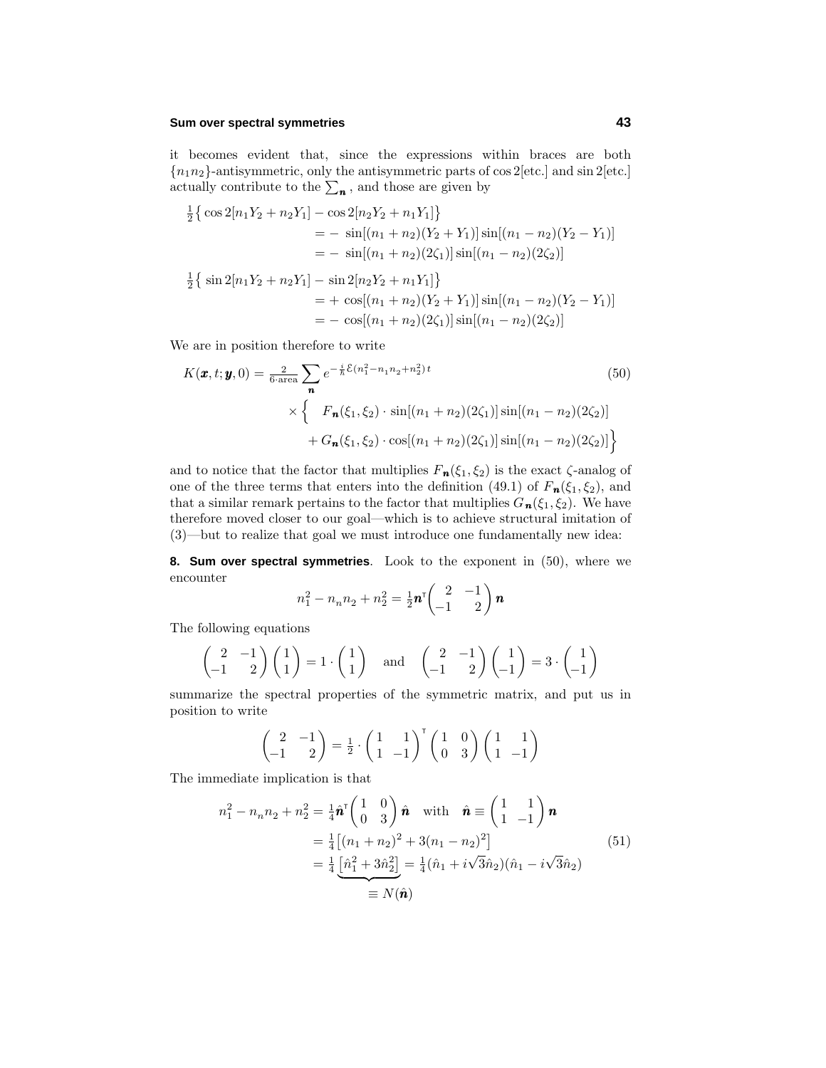it becomes evident that, since the expressions within braces are both $\{n_1 n_2\}$-antisymmetric, only the antisymmetric parts of $\cos 2[\text{etc.}]$ and $\sin 2[\text{etc.}]$ actually contribute to the $\sum_{\boldsymbol{n}}$, and those are given by

$$
\begin{aligned}
\tfrac{1}{2}\big\{\cos 2[n_1Y_2+n_2Y_1]-\cos 2[n_2Y_2+n_1Y_1]\big\}&\\
&= -\,\sin[(n_1+n_2)(Y_2+Y_1)]\sin[(n_1-n_2)(Y_2-Y_1)]\\
&= -\,\sin[(n_1+n_2)(2\zeta_1)]\sin[(n_1-n_2)(2\zeta_2)]\\
\tfrac{1}{2}\big\{\sin 2[n_1Y_2+n_2Y_1]-\sin 2[n_2Y_2+n_1Y_1]\big\}&\\
&= +\,\cos[(n_1+n_2)(Y_2+Y_1)]\sin[(n_1-n_2)(Y_2-Y_1)]\\
&= -\,\cos[(n_1+n_2)(2\zeta_1)]\sin[(n_1-n_2)(2\zeta_2)]
\end{aligned}
$$

We are in position therefore to write

$$
\begin{aligned}
K(\boldsymbol{x},t;\boldsymbol{y},0)=\tfrac{2}{6\cdot\text{area}}\sum_{\boldsymbol{n}} & e^{-\frac{i}{\hbar}\mathcal{E}(n_1^2-n_1n_2+n_2^2)t} \\
&\times\Big\{\quad F_{\boldsymbol{n}}(\xi_1,\xi_2)\cdot\sin[(n_1+n_2)(2\zeta_1)]\sin[(n_1-n_2)(2\zeta_2)]\\
&\quad+G_{\boldsymbol{n}}(\xi_1,\xi_2)\cdot\cos[(n_1+n_2)(2\zeta_1)]\sin[(n_1-n_2)(2\zeta_2)]\Big\}
\end{aligned}
\tag{50}
$$

and to notice that the factor that multiplies $F_{\boldsymbol{n}}(\xi_1,\xi_2)$ is the exact $\zeta$-analog of one of the three terms that enters into the definition (49.1) of $F_{\boldsymbol{n}}(\xi_1,\xi_2)$, and that a similar remark pertains to the factor that multiplies $G_{\boldsymbol{n}}(\xi_1,\xi_2)$. We have therefore moved closer to our goal—which is to achieve structural imitation of (3)—but to realize that goal we must introduce one fundamentally new idea:

## 8. Sum over spectral symmetries

Look to the exponent in (50), where we encounter

$$
n_1^2-n_nn_2+n_2^2=\tfrac{1}{2}\boldsymbol{n}^{\mathsf T}\begin{pmatrix}2&-1\\-1&2\end{pmatrix}\boldsymbol{n}
$$

The following equations

$$
\begin{pmatrix}2&-1\\-1&2\end{pmatrix}\begin{pmatrix}1\\1\end{pmatrix}=1\cdot\begin{pmatrix}1\\1\end{pmatrix}\quad\text{and}\quad\begin{pmatrix}2&-1\\-1&2\end{pmatrix}\begin{pmatrix}1\\-1\end{pmatrix}=3\cdot\begin{pmatrix}1\\-1\end{pmatrix}
$$

summarize the spectral properties of the symmetric matrix, and put us in position to write

$$
\begin{pmatrix}2&-1\\-1&2\end{pmatrix}=\tfrac{1}{2}\cdot\begin{pmatrix}1&1\\1&-1\end{pmatrix}^{\mathsf T}\begin{pmatrix}1&0\\0&3\end{pmatrix}\begin{pmatrix}1&1\\1&-1\end{pmatrix}
$$

The immediate implication is that

$$
\begin{aligned}
n_1^2-n_nn_2+n_2^2&=\tfrac{1}{4}\hat{\boldsymbol{n}}^{\mathsf T}\begin{pmatrix}1&0\\0&3\end{pmatrix}\hat{\boldsymbol{n}}\quad\text{with}\quad\hat{\boldsymbol{n}}\equiv\begin{pmatrix}1&1\\1&-1\end{pmatrix}\boldsymbol{n}\\
&=\tfrac{1}{4}\big[(n_1+n_2)^2+3(n_1-n_2)^2\big]\\
&=\tfrac{1}{4}\underbrace{\big[\hat{n}_1^2+3\hat{n}_2^2\big]}_{\equiv N(\hat{\boldsymbol{n}})}=\tfrac{1}{4}(\hat{n}_1+i\sqrt{3}\hat{n}_2)(\hat{n}_1-i\sqrt{3}\hat{n}_2)
\end{aligned}
\tag{51}
$$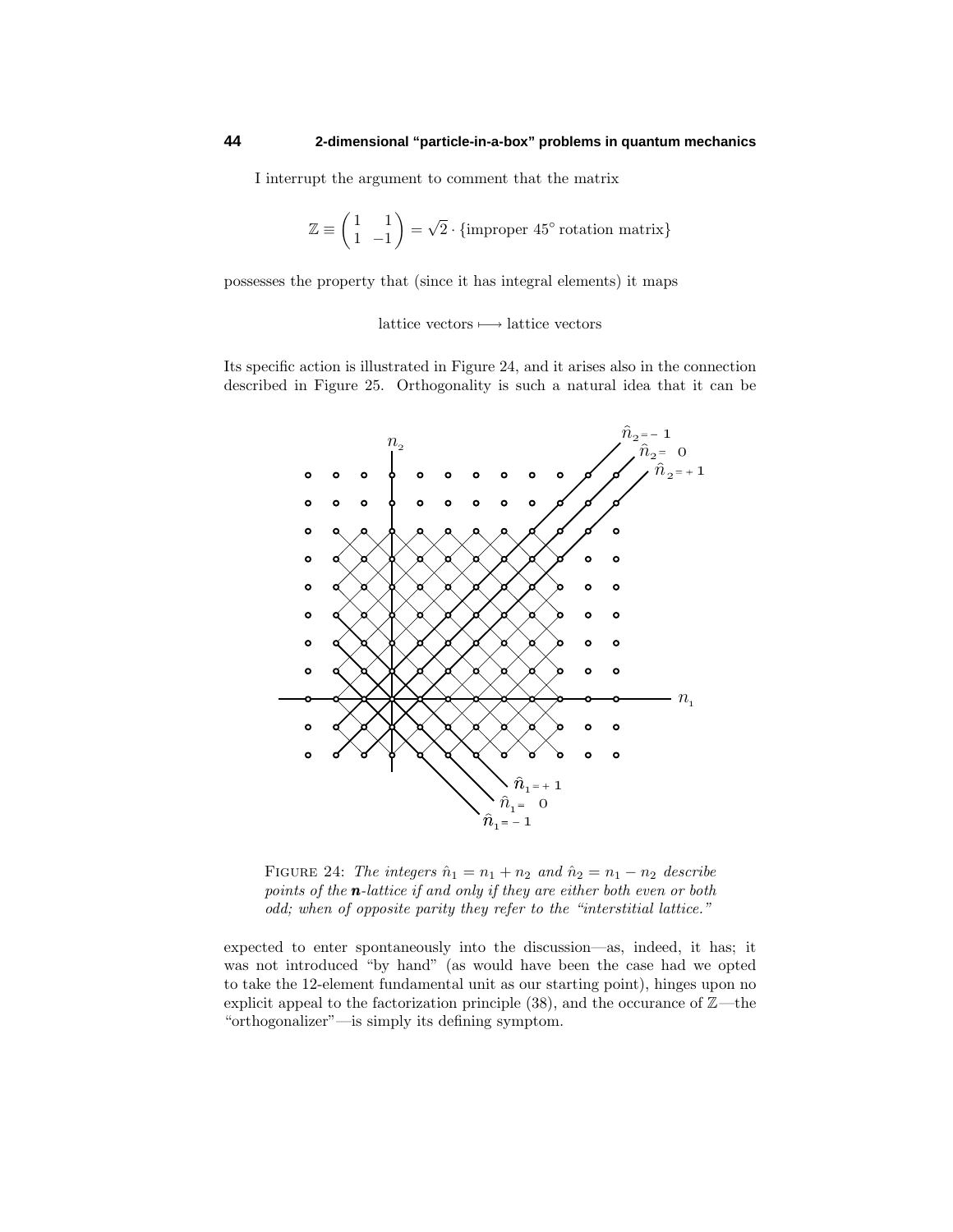I interrupt the argument to comment that the matrix

$$\mathbb{Z} \equiv \begin{pmatrix} 1 & 1 \\ 1 & -1 \end{pmatrix} = \sqrt{2} \cdot \{\text{improper } 45^\circ \text{ rotation matrix}\}$$

possesses the property that (since it has integral elements) it maps

$$\text{lattice vectors} \longmapsto \text{lattice vectors}$$

Its specific action is illustrated in Figure 24, and it arises also in the connection described in Figure 25. Orthogonality is such a natural idea that it can be

FIGURE 24: *The integers $\hat{n}_1 = n_1 + n_2$ and $\hat{n}_2 = n_1 - n_2$ describe points of the $\boldsymbol{n}$-lattice if and only if they are either both even or both odd; when of opposite parity they refer to the "interstitial lattice."*

expected to enter spontaneously into the discussion—as, indeed, it has; it was not introduced "by hand" (as would have been the case had we opted to take the 12-element fundamental unit as our starting point), hinges upon no explicit appeal to the factorization principle (38), and the occurance of $\mathbb{Z}$—the "orthogonalizer"—is simply its defining symptom.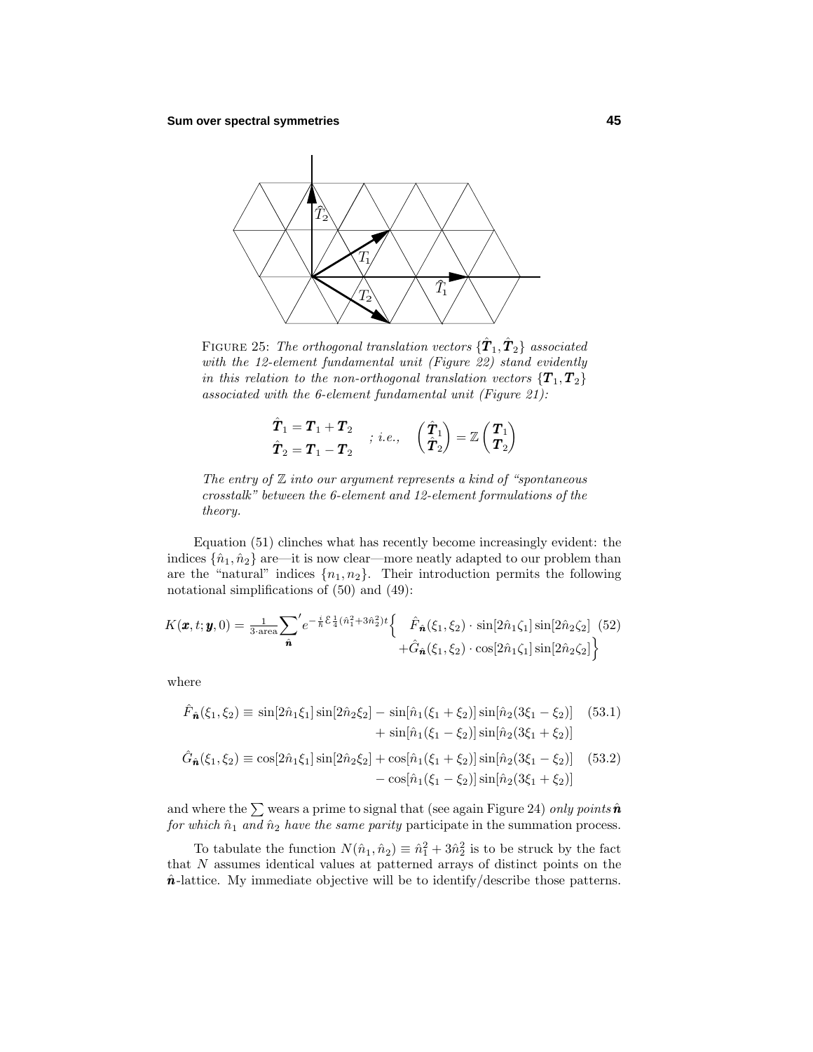FIGURE 25: *The orthogonal translation vectors* $\{\hat{\boldsymbol{T}}_1, \hat{\boldsymbol{T}}_2\}$ *associated with the 12-element fundamental unit (Figure 22) stand evidently in this relation to the non-orthogonal translation vectors* $\{\boldsymbol{T}_1, \boldsymbol{T}_2\}$ *associated with the 6-element fundamental unit (Figure 21):*

$$\begin{aligned}\hat{\boldsymbol{T}}_1 &= \boldsymbol{T}_1 + \boldsymbol{T}_2 \\ \hat{\boldsymbol{T}}_2 &= \boldsymbol{T}_1 - \boldsymbol{T}_2\end{aligned} \quad ;\ i.e., \quad \begin{pmatrix}\hat{\boldsymbol{T}}_1 \\ \hat{\boldsymbol{T}}_2\end{pmatrix} = \mathbb{Z}\begin{pmatrix}\boldsymbol{T}_1 \\ \boldsymbol{T}_2\end{pmatrix}$$

*The entry of* $\mathbb{Z}$ *into our argument represents a kind of "spontaneous crosstalk" between the 6-element and 12-element formulations of the theory.*

Equation (51) clinches what has recently become increasingly evident: the indices $\{\hat{n}_1, \hat{n}_2\}$ are—it is now clear—more neatly adapted to our problem than are the "natural" indices $\{n_1, n_2\}$. Their introduction permits the following notational simplifications of (50) and (49):

$$K(\boldsymbol{x}, t; \boldsymbol{y}, 0) = \tfrac{1}{3\cdot\text{area}}\sum_{\hat{\boldsymbol{n}}}{}' e^{-\frac{i}{\hbar}\mathcal{E}\frac{1}{4}(\hat{n}_1^2+3\hat{n}_2^2)t}\Big\{\ \hat{F}_{\hat{\boldsymbol{n}}}(\xi_1,\xi_2)\cdot\sin[2\hat{n}_1\zeta_1]\sin[2\hat{n}_2\zeta_2] + \hat{G}_{\hat{\boldsymbol{n}}}(\xi_1,\xi_2)\cdot\cos[2\hat{n}_1\zeta_1]\sin[2\hat{n}_2\zeta_2]\Big\} \tag{52}$$

where

$$\begin{aligned}\hat{F}_{\hat{\boldsymbol{n}}}(\xi_1,\xi_2) \equiv \sin[2\hat{n}_1\xi_1]\sin[2\hat{n}_2\xi_2] &- \sin[\hat{n}_1(\xi_1+\xi_2)]\sin[\hat{n}_2(3\xi_1-\xi_2)] \\ &+ \sin[\hat{n}_1(\xi_1-\xi_2)]\sin[\hat{n}_2(3\xi_1+\xi_2)]\end{aligned} \tag{53.1}$$

$$\begin{aligned}\hat{G}_{\hat{\boldsymbol{n}}}(\xi_1,\xi_2) \equiv \cos[2\hat{n}_1\xi_1]\sin[2\hat{n}_2\xi_2] &+ \cos[\hat{n}_1(\xi_1+\xi_2)]\sin[\hat{n}_2(3\xi_1-\xi_2)] \\ &- \cos[\hat{n}_1(\xi_1-\xi_2)]\sin[\hat{n}_2(3\xi_1+\xi_2)]\end{aligned} \tag{53.2}$$

and where the $\sum$ wears a prime to signal that (see again Figure 24) *only points* $\hat{\boldsymbol{n}}$ *for which* $\hat{n}_1$ *and* $\hat{n}_2$ *have the same parity* participate in the summation process.

To tabulate the function $N(\hat{n}_1, \hat{n}_2) \equiv \hat{n}_1^2 + 3\hat{n}_2^2$ is to be struck by the fact that $N$ assumes identical values at patterned arrays of distinct points on the $\hat{\boldsymbol{n}}$-lattice. My immediate objective will be to identify/describe those patterns.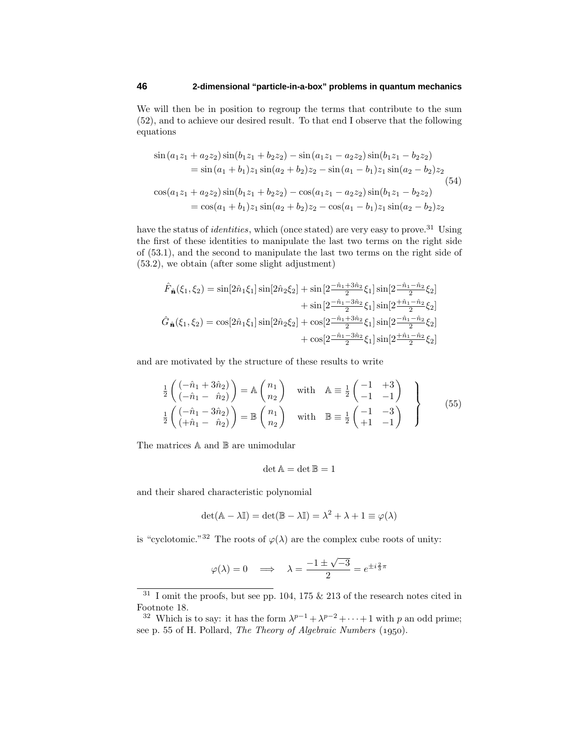We will then be in position to regroup the terms that contribute to the sum (52), and to achieve our desired result. To that end I observe that the following equations

$$
\begin{aligned}
&\sin(a_1 z_1 + a_2 z_2)\sin(b_1 z_1 + b_2 z_2) - \sin(a_1 z_1 - a_2 z_2)\sin(b_1 z_1 - b_2 z_2)\\
&\qquad = \sin(a_1 + b_1)z_1 \sin(a_2 + b_2)z_2 - \sin(a_1 - b_1)z_1 \sin(a_2 - b_2)z_2\\
&\cos(a_1 z_1 + a_2 z_2)\sin(b_1 z_1 + b_2 z_2) - \cos(a_1 z_1 - a_2 z_2)\sin(b_1 z_1 - b_2 z_2)\\
&\qquad = \cos(a_1 + b_1)z_1 \sin(a_2 + b_2)z_2 - \cos(a_1 - b_1)z_1 \sin(a_2 - b_2)z_2
\end{aligned}
\tag{54}
$$

have the status of *identities*, which (once stated) are very easy to prove.[31] Using the first of these identities to manipulate the last two terms on the right side of (53.1), and the second to manipulate the last two terms on the right side of (53.2), we obtain (after some slight adjustment)

$$
\begin{aligned}
\hat F_{\hat{\boldsymbol n}}(\xi_1,\xi_2) &= \sin[2\hat n_1\xi_1]\sin[2\hat n_2\xi_2] + \sin[2\tfrac{-\hat n_1+3\hat n_2}{2}\xi_1]\sin[2\tfrac{-\hat n_1-\hat n_2}{2}\xi_2]\\
&\qquad + \sin[2\tfrac{-\hat n_1-3\hat n_2}{2}\xi_1]\sin[2\tfrac{+\hat n_1-\hat n_2}{2}\xi_2]\\
\hat G_{\hat{\boldsymbol n}}(\xi_1,\xi_2) &= \cos[2\hat n_1\xi_1]\sin[2\hat n_2\xi_2] + \cos[2\tfrac{-\hat n_1+3\hat n_2}{2}\xi_1]\sin[2\tfrac{-\hat n_1-\hat n_2}{2}\xi_2]\\
&\qquad + \cos[2\tfrac{-\hat n_1-3\hat n_2}{2}\xi_1]\sin[2\tfrac{+\hat n_1-\hat n_2}{2}\xi_2]
\end{aligned}
$$

and are motivated by the structure of these results to write

$$
\left.
\begin{aligned}
\tfrac{1}{2}\begin{pmatrix}(-\hat n_1+3\hat n_2)\\(-\hat n_1-\ \hat n_2)\end{pmatrix} &= \mathbb{A}\begin{pmatrix}n_1\\n_2\end{pmatrix}\quad\text{with}\quad \mathbb{A}\equiv\tfrac{1}{2}\begin{pmatrix}-1 & +3\\-1 & -1\end{pmatrix}\\
\tfrac{1}{2}\begin{pmatrix}(-\hat n_1-3\hat n_2)\\(+\hat n_1-\ \hat n_2)\end{pmatrix} &= \mathbb{B}\begin{pmatrix}n_1\\n_2\end{pmatrix}\quad\text{with}\quad \mathbb{B}\equiv\tfrac{1}{2}\begin{pmatrix}-1 & -3\\+1 & -1\end{pmatrix}
\end{aligned}
\right\}
\tag{55}
$$

The matrices $\mathbb{A}$ and $\mathbb{B}$ are unimodular

$$
\det\mathbb{A} = \det\mathbb{B} = 1
$$

and their shared characteristic polynomial

$$
\det(\mathbb{A}-\lambda\mathbb{I}) = \det(\mathbb{B}-\lambda\mathbb{I}) = \lambda^2+\lambda+1 \equiv \varphi(\lambda)
$$

is "cyclotomic."[32] The roots of $\varphi(\lambda)$ are the complex cube roots of unity:

$$
\varphi(\lambda) = 0 \quad\Longrightarrow\quad \lambda = \frac{-1\pm\sqrt{-3}}{2} = e^{\pm i\frac{2}{3}\pi}
$$

---

[31] I omit the proofs, but see pp. 104, 175 & 213 of the research notes cited in Footnote 18.

[32] Which is to say: it has the form $\lambda^{p-1}+\lambda^{p-2}+\cdots+1$ with $p$ an odd prime; see p. 55 of H. Pollard, *The Theory of Algebraic Numbers* (1950).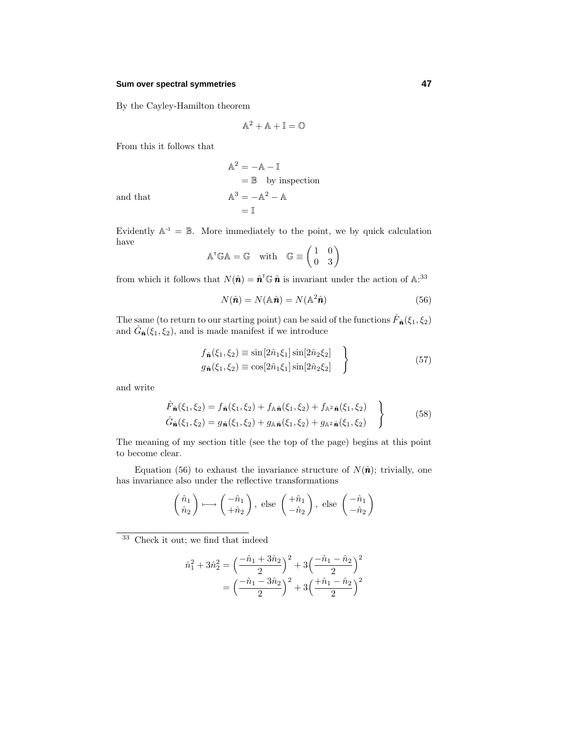By the Cayley-Hamilton theorem

$$\mathbb{A}^2 + \mathbb{A} + \mathbb{I} = \mathbb{O}$$

From this it follows that

$$\begin{aligned}\mathbb{A}^2 &= -\mathbb{A} - \mathbb{I}\\ &= \mathbb{B} \quad \text{by inspection}\end{aligned}$$

and that

$$\begin{aligned}\mathbb{A}^3 &= -\mathbb{A}^2 - \mathbb{A}\\ &= \mathbb{I}\end{aligned}$$

Evidently $\mathbb{A}^{-1} = \mathbb{B}$. More immediately to the point, we by quick calculation have

$$\mathbb{A}^{\mathsf{T}}\mathbb{G}\mathbb{A} = \mathbb{G} \quad \text{with} \quad \mathbb{G} \equiv \begin{pmatrix} 1 & 0\\ 0 & 3\end{pmatrix}$$

from which it follows that $N(\hat{\boldsymbol{n}}) = \hat{\boldsymbol{n}}^{\mathsf{T}}\mathbb{G}\,\hat{\boldsymbol{n}}$ is invariant under the action of $\mathbb{A}$:[33]

$$N(\hat{\boldsymbol{n}}) = N(\mathbb{A}\hat{\boldsymbol{n}}) = N(\mathbb{A}^2\hat{\boldsymbol{n}}) \tag{56}$$

The same (to return to our starting point) can be said of the functions $\hat{F}_{\hat{\boldsymbol{n}}}(\xi_1,\xi_2)$ and $\hat{G}_{\hat{\boldsymbol{n}}}(\xi_1,\xi_2)$, and is made manifest if we introduce

$$\left.\begin{aligned} f_{\hat{\boldsymbol{n}}}(\xi_1,\xi_2) &\equiv \sin[2\hat{n}_1\xi_1]\sin[2\hat{n}_2\xi_2]\\ g_{\hat{\boldsymbol{n}}}(\xi_1,\xi_2) &\equiv \cos[2\hat{n}_1\xi_1]\sin[2\hat{n}_2\xi_2]\end{aligned}\right\} \tag{57}$$

and write

$$\left.\begin{aligned} \hat{F}_{\hat{\boldsymbol{n}}}(\xi_1,\xi_2) &= f_{\hat{\boldsymbol{n}}}(\xi_1,\xi_2) + f_{\mathbb{A}\hat{\boldsymbol{n}}}(\xi_1,\xi_2) + f_{\mathbb{A}^2\hat{\boldsymbol{n}}}(\xi_1,\xi_2)\\ \hat{G}_{\hat{\boldsymbol{n}}}(\xi_1,\xi_2) &= g_{\hat{\boldsymbol{n}}}(\xi_1,\xi_2) + g_{\mathbb{A}\hat{\boldsymbol{n}}}(\xi_1,\xi_2) + g_{\mathbb{A}^2\hat{\boldsymbol{n}}}(\xi_1,\xi_2)\end{aligned}\right\} \tag{58}$$

The meaning of my section title (see the top of the page) begins at this point to become clear.

Equation (56) to exhaust the invariance structure of $N(\hat{\boldsymbol{n}})$; trivially, one has invariance also under the reflective transformations

$$\begin{pmatrix}\hat{n}_1\\ \hat{n}_2\end{pmatrix} \longmapsto \begin{pmatrix}-\hat{n}_1\\ +\hat{n}_2\end{pmatrix},\ \text{else}\ \begin{pmatrix}+\hat{n}_1\\ -\hat{n}_2\end{pmatrix},\ \text{else}\ \begin{pmatrix}-\hat{n}_1\\ -\hat{n}_2\end{pmatrix}$$

---

[33] Check it out; we find that indeed

$$\begin{aligned}\hat{n}_1^2 + 3\hat{n}_2^2 &= \Big(\frac{-\hat{n}_1 + 3\hat{n}_2}{2}\Big)^2 + 3\Big(\frac{-\hat{n}_1 - \hat{n}_2}{2}\Big)^2\\ &= \Big(\frac{-\hat{n}_1 - 3\hat{n}_2}{2}\Big)^2 + 3\Big(\frac{+\hat{n}_1 - \hat{n}_2}{2}\Big)^2\end{aligned}$$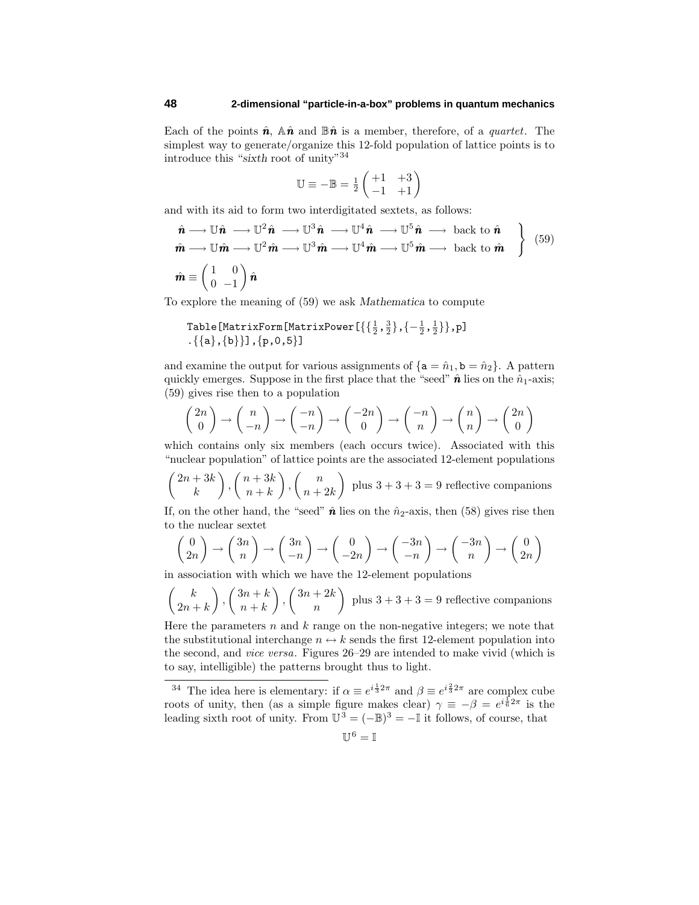Each of the points $\hat{\boldsymbol{n}}$, $\mathbb{A}\hat{\boldsymbol{n}}$ and $\mathbb{B}\hat{\boldsymbol{n}}$ is a member, therefore, of a *quartet*. The simplest way to generate/organize this 12-fold population of lattice points is to introduce this "*sixth* root of unity"[34]

$$\mathbb{U} \equiv -\mathbb{B} = \tfrac{1}{2}\begin{pmatrix} +1 & +3 \\ -1 & +1 \end{pmatrix}$$

and with its aid to form two interdigitated sextets, as follows:

$$\left.\begin{array}{l}
\hat{\boldsymbol{n}} \longrightarrow \mathbb{U}\hat{\boldsymbol{n}} \longrightarrow \mathbb{U}^2\hat{\boldsymbol{n}} \longrightarrow \mathbb{U}^3\hat{\boldsymbol{n}} \longrightarrow \mathbb{U}^4\hat{\boldsymbol{n}} \longrightarrow \mathbb{U}^5\hat{\boldsymbol{n}} \longrightarrow \text{ back to } \hat{\boldsymbol{n}} \\
\hat{\boldsymbol{m}} \longrightarrow \mathbb{U}\hat{\boldsymbol{m}} \longrightarrow \mathbb{U}^2\hat{\boldsymbol{m}} \longrightarrow \mathbb{U}^3\hat{\boldsymbol{m}} \longrightarrow \mathbb{U}^4\hat{\boldsymbol{m}} \longrightarrow \mathbb{U}^5\hat{\boldsymbol{m}} \longrightarrow \text{ back to } \hat{\boldsymbol{m}} \\
\hat{\boldsymbol{m}} \equiv \begin{pmatrix} 1 & 0 \\ 0 & -1 \end{pmatrix}\hat{\boldsymbol{n}}
\end{array}\right\} \tag{59}$$

To explore the meaning of (59) we ask *Mathematica* to compute

```
Table[MatrixForm[MatrixPower[{{1/2,3/2},{-1/2,1/2}},p]
.{{a},{b}}],{p,0,5}]
```

and examine the output for various assignments of $\{\mathtt{a} = \hat{n}_1, \mathtt{b} = \hat{n}_2\}$. A pattern quickly emerges. Suppose in the first place that the "seed" $\hat{\boldsymbol{n}}$ lies on the $\hat{n}_1$-axis; (59) gives rise then to a population

$$\begin{pmatrix} 2n \\ 0 \end{pmatrix} \to \begin{pmatrix} n \\ -n \end{pmatrix} \to \begin{pmatrix} -n \\ -n \end{pmatrix} \to \begin{pmatrix} -2n \\ 0 \end{pmatrix} \to \begin{pmatrix} -n \\ n \end{pmatrix} \to \begin{pmatrix} n \\ n \end{pmatrix} \to \begin{pmatrix} 2n \\ 0 \end{pmatrix}$$

which contains only six members (each occurs twice). Associated with this "nuclear population" of lattice points are the associated 12-element populations

$$\begin{pmatrix} 2n+3k \\ k \end{pmatrix}, \begin{pmatrix} n+3k \\ n+k \end{pmatrix}, \begin{pmatrix} n \\ n+2k \end{pmatrix} \text{ plus } 3+3+3 = 9 \text{ reflective companions}$$

If, on the other hand, the "seed" $\hat{\boldsymbol{n}}$ lies on the $\hat{n}_2$-axis, then (58) gives rise then to the nuclear sextet

$$\begin{pmatrix} 0 \\ 2n \end{pmatrix} \to \begin{pmatrix} 3n \\ n \end{pmatrix} \to \begin{pmatrix} 3n \\ -n \end{pmatrix} \to \begin{pmatrix} 0 \\ -2n \end{pmatrix} \to \begin{pmatrix} -3n \\ -n \end{pmatrix} \to \begin{pmatrix} -3n \\ n \end{pmatrix} \to \begin{pmatrix} 0 \\ 2n \end{pmatrix}$$

in association with which we have the 12-element populations

$$\begin{pmatrix} k \\ 2n+k \end{pmatrix}, \begin{pmatrix} 3n+k \\ n+k \end{pmatrix}, \begin{pmatrix} 3n+2k \\ n \end{pmatrix} \text{ plus } 3+3+3 = 9 \text{ reflective companions}$$

Here the parameters $n$ and $k$ range on the non-negative integers; we note that the substitutional interchange $n \leftrightarrow k$ sends the first 12-element population into the second, and *vice versa*. Figures 26–29 are intended to make vivid (which is to say, intelligible) the patterns brought thus to light.

---

[34] The idea here is elementary: if $\alpha \equiv e^{i\frac{1}{3}2\pi}$ and $\beta \equiv e^{i\frac{2}{3}2\pi}$ are complex cube roots of unity, then (as a simple figure makes clear) $\gamma \equiv -\beta = e^{i\frac{1}{6}2\pi}$ is the leading sixth root of unity. From $\mathbb{U}^3 = (-\mathbb{B})^3 = -\mathbb{I}$ it follows, of course, that

$$\mathbb{U}^6 = \mathbb{I}$$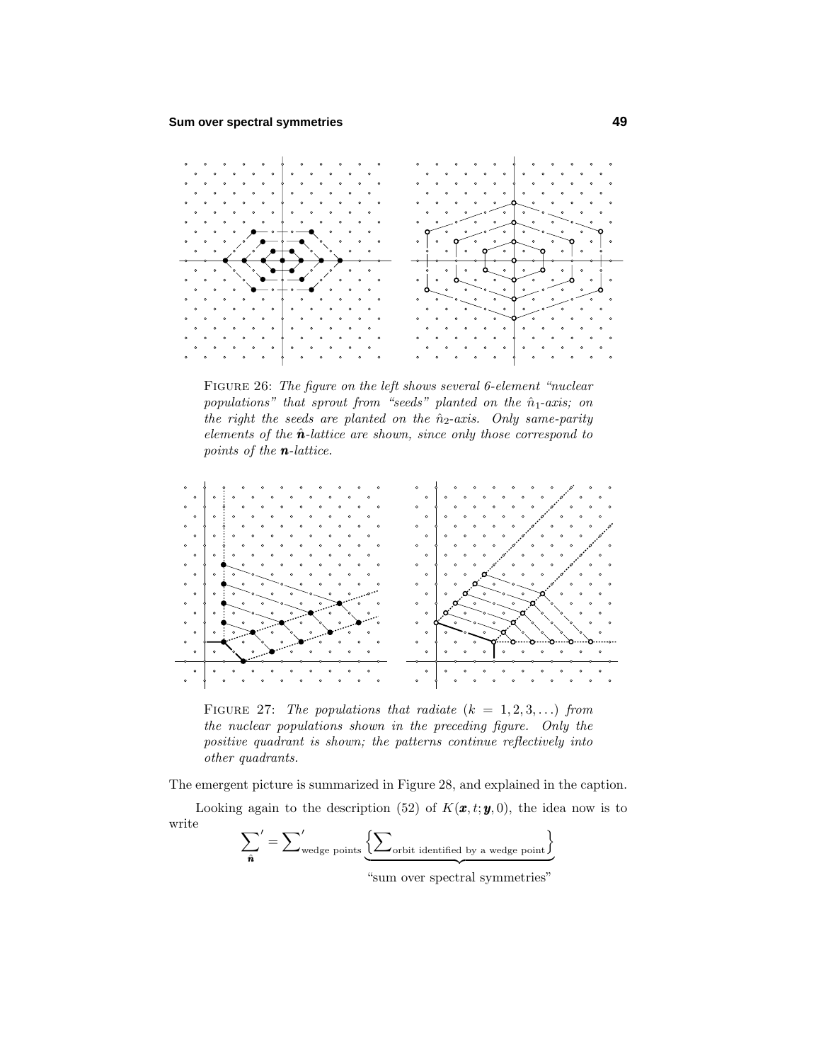Figure 26: *The figure on the left shows several 6-element "nuclear populations" that sprout from "seeds" planted on the $\hat{n}_1$-axis; on the right the seeds are planted on the $\hat{n}_2$-axis. Only same-parity elements of the $\hat{\boldsymbol{n}}$-lattice are shown, since only those correspond to points of the $\boldsymbol{n}$-lattice.*

Figure 27: *The populations that radiate ($k = 1, 2, 3, \ldots$) from the nuclear populations shown in the preceding figure. Only the positive quadrant is shown; the patterns continue reflectively into other quadrants.*

The emergent picture is summarized in Figure 28, and explained in the caption.

Looking again to the description (52) of $K(\boldsymbol{x}, t; \boldsymbol{y}, 0)$, the idea now is to write

$$\sum_{\hat{\boldsymbol{n}}}{}' = \sum{}'_{\text{wedge points}} \underbrace{\Big\{ \sum\nolimits_{\text{orbit identified by a wedge point}} \Big\}}_{\text{"sum over spectral symmetries"}}$$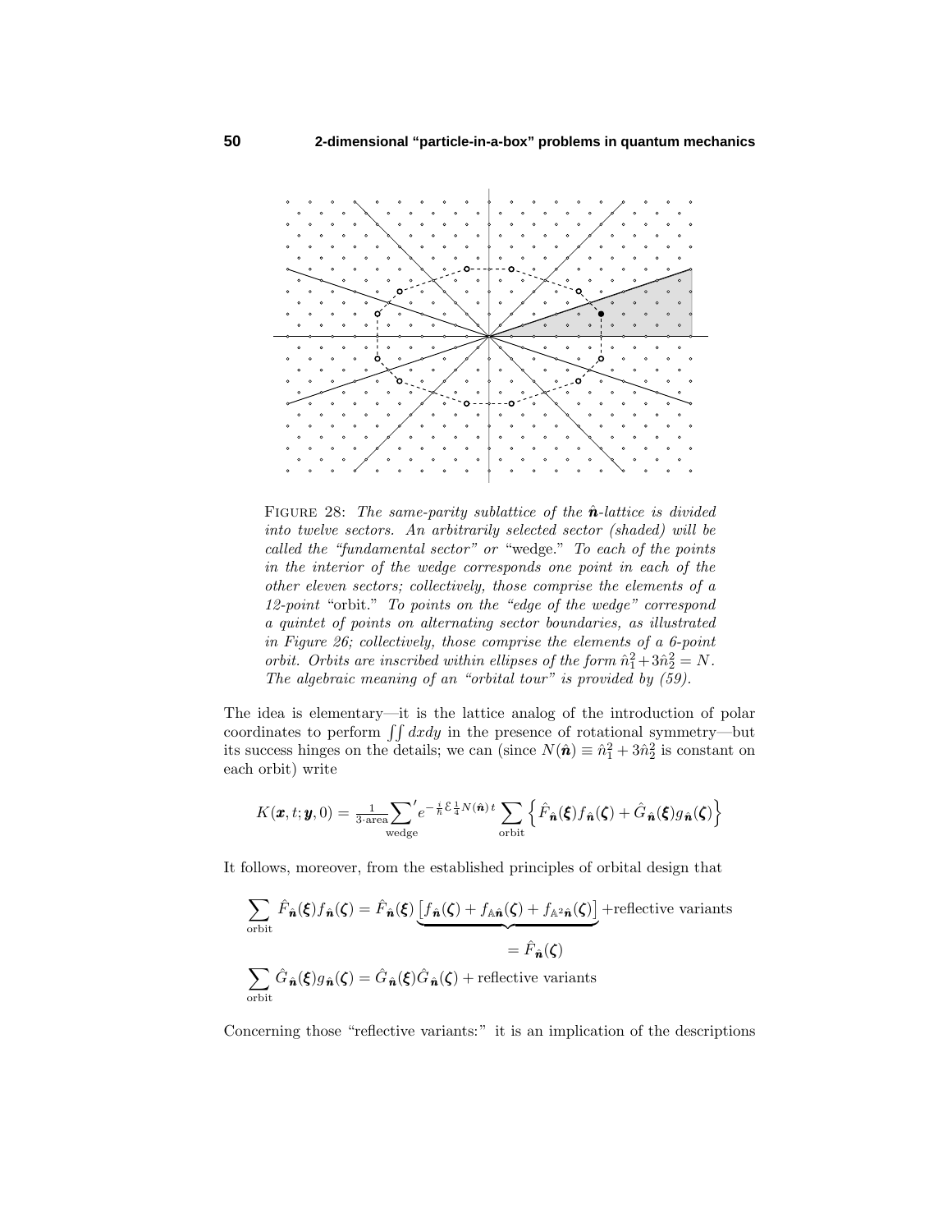FIGURE 28: *The same-parity sublattice of the $\hat{\boldsymbol{n}}$-lattice is divided into twelve sectors. An arbitrarily selected sector (shaded) will be called the "fundamental sector" or* "wedge." *To each of the points in the interior of the wedge corresponds one point in each of the other eleven sectors; collectively, those comprise the elements of a 12-point* "orbit." *To points on the "edge of the wedge" correspond a quintet of points on alternating sector boundaries, as illustrated in Figure 26; collectively, those comprise the elements of a 6-point orbit. Orbits are inscribed within ellipses of the form $\hat{n}_1^2 + 3\hat{n}_2^2 = N$. The algebraic meaning of an "orbital tour" is provided by (59).*

The idea is elementary—it is the lattice analog of the introduction of polar coordinates to perform $\iint dxdy$ in the presence of rotational symmetry—but its success hinges on the details; we can (since $N(\hat{\boldsymbol{n}}) \equiv \hat{n}_1^2 + 3\hat{n}_2^2$ is constant on each orbit) write

$$K(\boldsymbol{x}, t; \boldsymbol{y}, 0) = \tfrac{1}{3\cdot\text{area}} \sideset{}{'}\sum_{\text{wedge}} e^{-\frac{i}{\hbar}\mathcal{E}\frac{1}{4}N(\hat{\boldsymbol{n}})\,t} \sum_{\text{orbit}} \Big\{ \hat{F}_{\hat{\boldsymbol{n}}}(\boldsymbol{\xi}) f_{\hat{\boldsymbol{n}}}(\boldsymbol{\zeta}) + \hat{G}_{\hat{\boldsymbol{n}}}(\boldsymbol{\xi}) g_{\hat{\boldsymbol{n}}}(\boldsymbol{\zeta}) \Big\}$$

It follows, moreover, from the established principles of orbital design that

$$\sum_{\text{orbit}} \hat{F}_{\hat{\boldsymbol{n}}}(\boldsymbol{\xi}) f_{\hat{\boldsymbol{n}}}(\boldsymbol{\zeta}) = \hat{F}_{\hat{\boldsymbol{n}}}(\boldsymbol{\xi}) \underbrace{\big[ f_{\hat{\boldsymbol{n}}}(\boldsymbol{\zeta}) + f_{\mathbb{A}\hat{\boldsymbol{n}}}(\boldsymbol{\zeta}) + f_{\mathbb{A}^2\hat{\boldsymbol{n}}}(\boldsymbol{\zeta}) \big]}_{=\,\hat{F}_{\hat{\boldsymbol{n}}}(\boldsymbol{\zeta})} + \text{reflective variants}$$

$$\sum_{\text{orbit}} \hat{G}_{\hat{\boldsymbol{n}}}(\boldsymbol{\xi}) g_{\hat{\boldsymbol{n}}}(\boldsymbol{\zeta}) = \hat{G}_{\hat{\boldsymbol{n}}}(\boldsymbol{\xi}) \hat{G}_{\hat{\boldsymbol{n}}}(\boldsymbol{\zeta}) + \text{reflective variants}$$

Concerning those "reflective variants:" it is an implication of the descriptions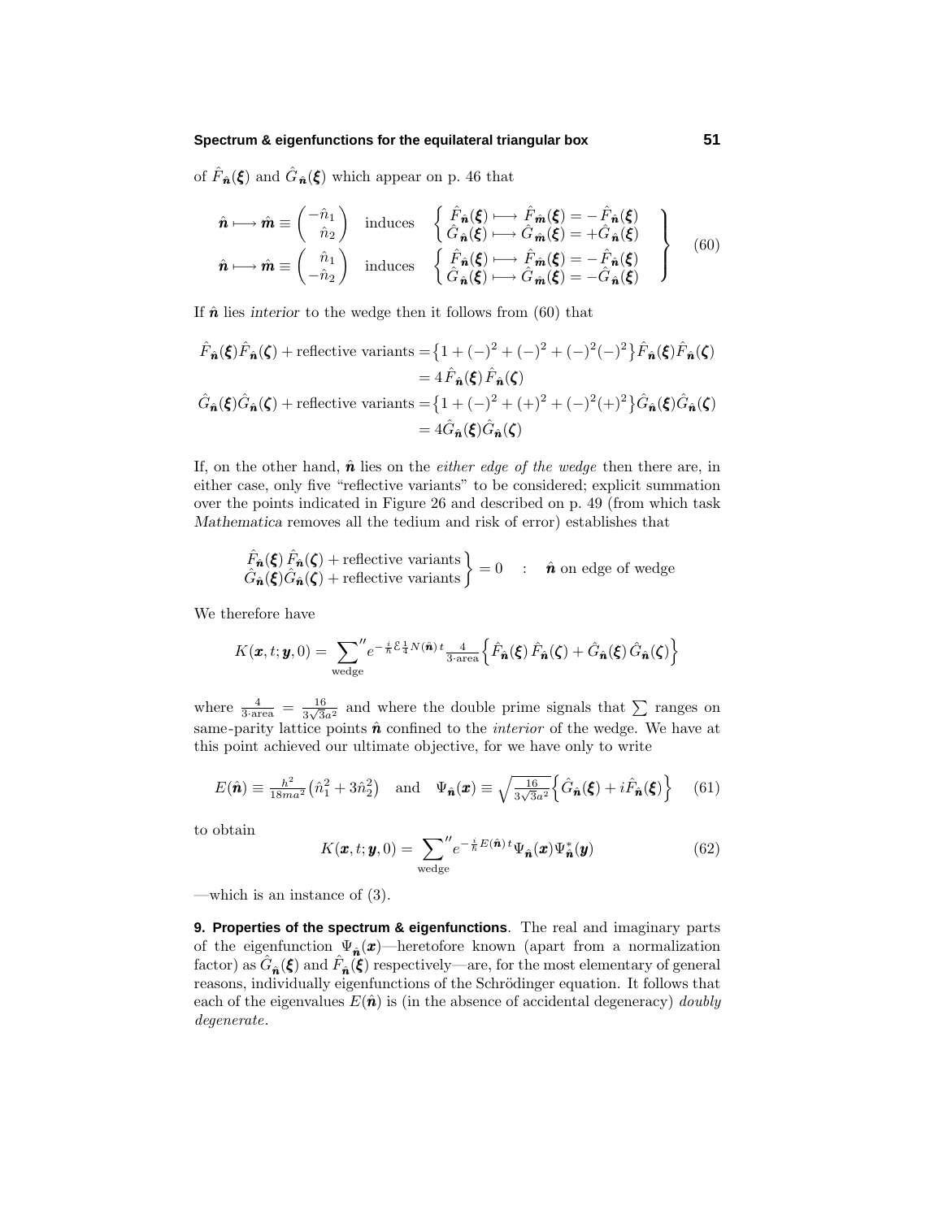of $\hat{F}_{\hat{\boldsymbol{n}}}(\boldsymbol{\xi})$ and $\hat{G}_{\hat{\boldsymbol{n}}}(\boldsymbol{\xi})$ which appear on p. 46 that

$$
\left.
\begin{aligned}
\hat{\boldsymbol{n}} \longmapsto \hat{\boldsymbol{m}} \equiv \begin{pmatrix} -\hat{n}_1 \\ \hat{n}_2 \end{pmatrix} \quad \text{induces} \quad & \left\{ \begin{array}{l} \hat{F}_{\hat{\boldsymbol{n}}}(\boldsymbol{\xi}) \longmapsto \hat{F}_{\hat{\boldsymbol{m}}}(\boldsymbol{\xi}) = -\hat{F}_{\hat{\boldsymbol{n}}}(\boldsymbol{\xi}) \\ \hat{G}_{\hat{\boldsymbol{n}}}(\boldsymbol{\xi}) \longmapsto \hat{G}_{\hat{\boldsymbol{m}}}(\boldsymbol{\xi}) = +\hat{G}_{\hat{\boldsymbol{n}}}(\boldsymbol{\xi}) \end{array} \right. \\
\hat{\boldsymbol{n}} \longmapsto \hat{\boldsymbol{m}} \equiv \begin{pmatrix} \hat{n}_1 \\ -\hat{n}_2 \end{pmatrix} \quad \text{induces} \quad & \left\{ \begin{array}{l} \hat{F}_{\hat{\boldsymbol{n}}}(\boldsymbol{\xi}) \longmapsto \hat{F}_{\hat{\boldsymbol{m}}}(\boldsymbol{\xi}) = -\hat{F}_{\hat{\boldsymbol{n}}}(\boldsymbol{\xi}) \\ \hat{G}_{\hat{\boldsymbol{n}}}(\boldsymbol{\xi}) \longmapsto \hat{G}_{\hat{\boldsymbol{m}}}(\boldsymbol{\xi}) = -\hat{G}_{\hat{\boldsymbol{n}}}(\boldsymbol{\xi}) \end{array} \right.
\end{aligned}
\right\} \tag{60}
$$

If $\hat{\boldsymbol{n}}$ lies *interior* to the wedge then it follows from (60) that

$$
\begin{aligned}
\hat{F}_{\hat{\boldsymbol{n}}}(\boldsymbol{\xi})\hat{F}_{\hat{\boldsymbol{n}}}(\boldsymbol{\zeta}) + \text{reflective variants} &= \big\{1 + (-)^2 + (-)^2 + (-)^2(-)^2\big\}\hat{F}_{\hat{\boldsymbol{n}}}(\boldsymbol{\xi})\hat{F}_{\hat{\boldsymbol{n}}}(\boldsymbol{\zeta}) \\
&= 4\,\hat{F}_{\hat{\boldsymbol{n}}}(\boldsymbol{\xi})\,\hat{F}_{\hat{\boldsymbol{n}}}(\boldsymbol{\zeta}) \\
\hat{G}_{\hat{\boldsymbol{n}}}(\boldsymbol{\xi})\hat{G}_{\hat{\boldsymbol{n}}}(\boldsymbol{\zeta}) + \text{reflective variants} &= \big\{1 + (-)^2 + (+)^2 + (-)^2(+)^2\big\}\hat{G}_{\hat{\boldsymbol{n}}}(\boldsymbol{\xi})\hat{G}_{\hat{\boldsymbol{n}}}(\boldsymbol{\zeta}) \\
&= 4\hat{G}_{\hat{\boldsymbol{n}}}(\boldsymbol{\xi})\hat{G}_{\hat{\boldsymbol{n}}}(\boldsymbol{\zeta})
\end{aligned}
$$

If, on the other hand, $\hat{\boldsymbol{n}}$ lies on the *either edge of the wedge* then there are, in either case, only five "reflective variants" to be considered; explicit summation over the points indicated in Figure 26 and described on p. 49 (from which task *Mathematica* removes all the tedium and risk of error) establishes that

$$
\left.\begin{array}{l} \hat{F}_{\hat{\boldsymbol{n}}}(\boldsymbol{\xi})\,\hat{F}_{\hat{\boldsymbol{n}}}(\boldsymbol{\zeta}) + \text{reflective variants} \\ \hat{G}_{\hat{\boldsymbol{n}}}(\boldsymbol{\xi})\hat{G}_{\hat{\boldsymbol{n}}}(\boldsymbol{\zeta}) + \text{reflective variants} \end{array}\right\} = 0 \quad : \quad \hat{\boldsymbol{n}} \text{ on edge of wedge}
$$

We therefore have

$$
K(\boldsymbol{x},t;\boldsymbol{y},0) = \sum_{\text{wedge}}{}'' e^{-\frac{i}{\hbar}\mathcal{E}\frac{1}{4}N(\hat{\boldsymbol{n}})\,t}\,\tfrac{4}{3\cdot\text{area}}\Big\{\hat{F}_{\hat{\boldsymbol{n}}}(\boldsymbol{\xi})\,\hat{F}_{\hat{\boldsymbol{n}}}(\boldsymbol{\zeta}) + \hat{G}_{\hat{\boldsymbol{n}}}(\boldsymbol{\xi})\,\hat{G}_{\hat{\boldsymbol{n}}}(\boldsymbol{\zeta})\Big\}
$$

where $\frac{4}{3\cdot\text{area}} = \frac{16}{3\sqrt{3}a^2}$ and where the double prime signals that $\sum$ ranges on same-parity lattice points $\hat{\boldsymbol{n}}$ confined to the *interior* of the wedge. We have at this point achieved our ultimate objective, for we have only to write

$$
E(\hat{\boldsymbol{n}}) \equiv \tfrac{h^2}{18ma^2}\big(\hat{n}_1^2 + 3\hat{n}_2^2\big) \quad \text{and} \quad \Psi_{\hat{\boldsymbol{n}}}(\boldsymbol{x}) \equiv \sqrt{\tfrac{16}{3\sqrt{3}a^2}}\Big\{\hat{G}_{\hat{\boldsymbol{n}}}(\boldsymbol{\xi}) + i\hat{F}_{\hat{\boldsymbol{n}}}(\boldsymbol{\xi})\Big\} \tag{61}
$$

to obtain

$$
K(\boldsymbol{x},t;\boldsymbol{y},0) = \sum_{\text{wedge}}{}'' e^{-\frac{i}{\hbar}E(\hat{\boldsymbol{n}})\,t}\,\Psi_{\hat{\boldsymbol{n}}}(\boldsymbol{x})\Psi^*_{\hat{\boldsymbol{n}}}(\boldsymbol{y}) \tag{62}
$$

—which is an instance of (3).

**9. Properties of the spectrum & eigenfunctions**. The real and imaginary parts of the eigenfunction $\Psi_{\hat{\boldsymbol{n}}}(\boldsymbol{x})$—heretofore known (apart from a normalization factor) as $\hat{G}_{\hat{\boldsymbol{n}}}(\boldsymbol{\xi})$ and $\hat{F}_{\hat{\boldsymbol{n}}}(\boldsymbol{\xi})$ respectively—are, for the most elementary of general reasons, individually eigenfunctions of the Schrödinger equation. It follows that each of the eigenvalues $E(\hat{\boldsymbol{n}})$ is (in the absence of accidental degeneracy) *doubly degenerate*.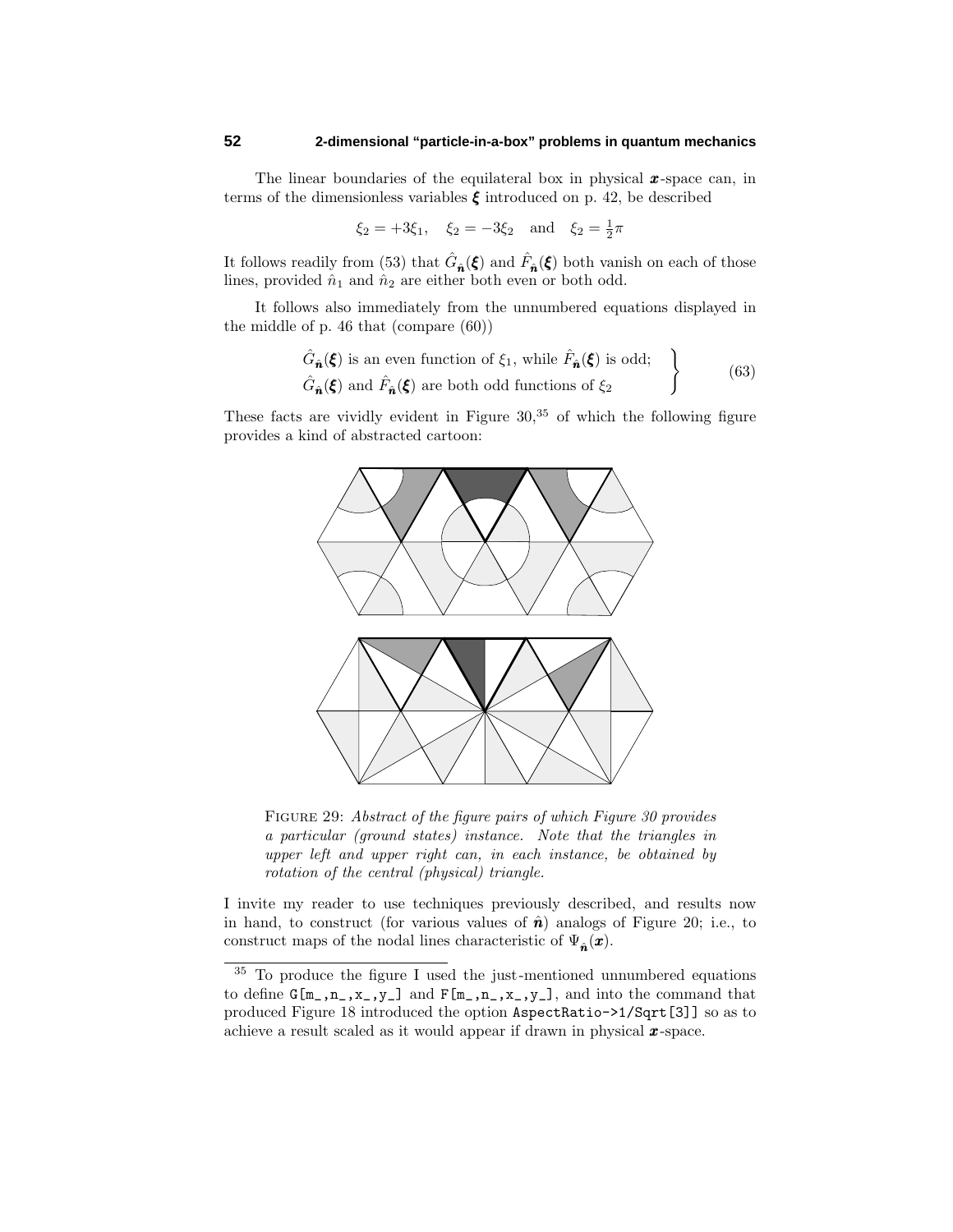The linear boundaries of the equilateral box in physical $\boldsymbol{x}$-space can, in terms of the dimensionless variables $\boldsymbol{\xi}$ introduced on p. 42, be described

$$\xi_2 = +3\xi_1, \quad \xi_2 = -3\xi_2 \quad \text{and} \quad \xi_2 = \tfrac{1}{2}\pi$$

It follows readily from (53) that $\hat{G}_{\hat{\boldsymbol{n}}}(\boldsymbol{\xi})$ and $\hat{F}_{\hat{\boldsymbol{n}}}(\boldsymbol{\xi})$ both vanish on each of those lines, provided $\hat{n}_1$ and $\hat{n}_2$ are either both even or both odd.

It follows also immediately from the unnumbered equations displayed in the middle of p. 46 that (compare (60))

$$\left.\begin{array}{l} \hat{G}_{\hat{\boldsymbol{n}}}(\boldsymbol{\xi}) \text{ is an even function of } \xi_1, \text{ while } \hat{F}_{\hat{\boldsymbol{n}}}(\boldsymbol{\xi}) \text{ is odd;} \\ \hat{G}_{\hat{\boldsymbol{n}}}(\boldsymbol{\xi}) \text{ and } \hat{F}_{\hat{\boldsymbol{n}}}(\boldsymbol{\xi}) \text{ are both odd functions of } \xi_2 \end{array}\right\} \tag{63}$$

These facts are vividly evident in Figure 30,[35] of which the following figure provides a kind of abstracted cartoon:

FIGURE 29: *Abstract of the figure pairs of which Figure 30 provides a particular (ground states) instance. Note that the triangles in upper left and upper right can, in each instance, be obtained by rotation of the central (physical) triangle.*

I invite my reader to use techniques previously described, and results now in hand, to construct (for various values of $\hat{\boldsymbol{n}}$) analogs of Figure 20; i.e., to construct maps of the nodal lines characteristic of $\Psi_{\hat{\boldsymbol{n}}}(\boldsymbol{x})$.

---

[35] To produce the figure I used the just-mentioned unnumbered equations to define `G[m_,n_,x_,y_]` and `F[m_,n_,x_,y_]`, and into the command that produced Figure 18 introduced the option `AspectRatio->1/Sqrt[3]]` so as to achieve a result scaled as it would appear if drawn in physical $\boldsymbol{x}$-space.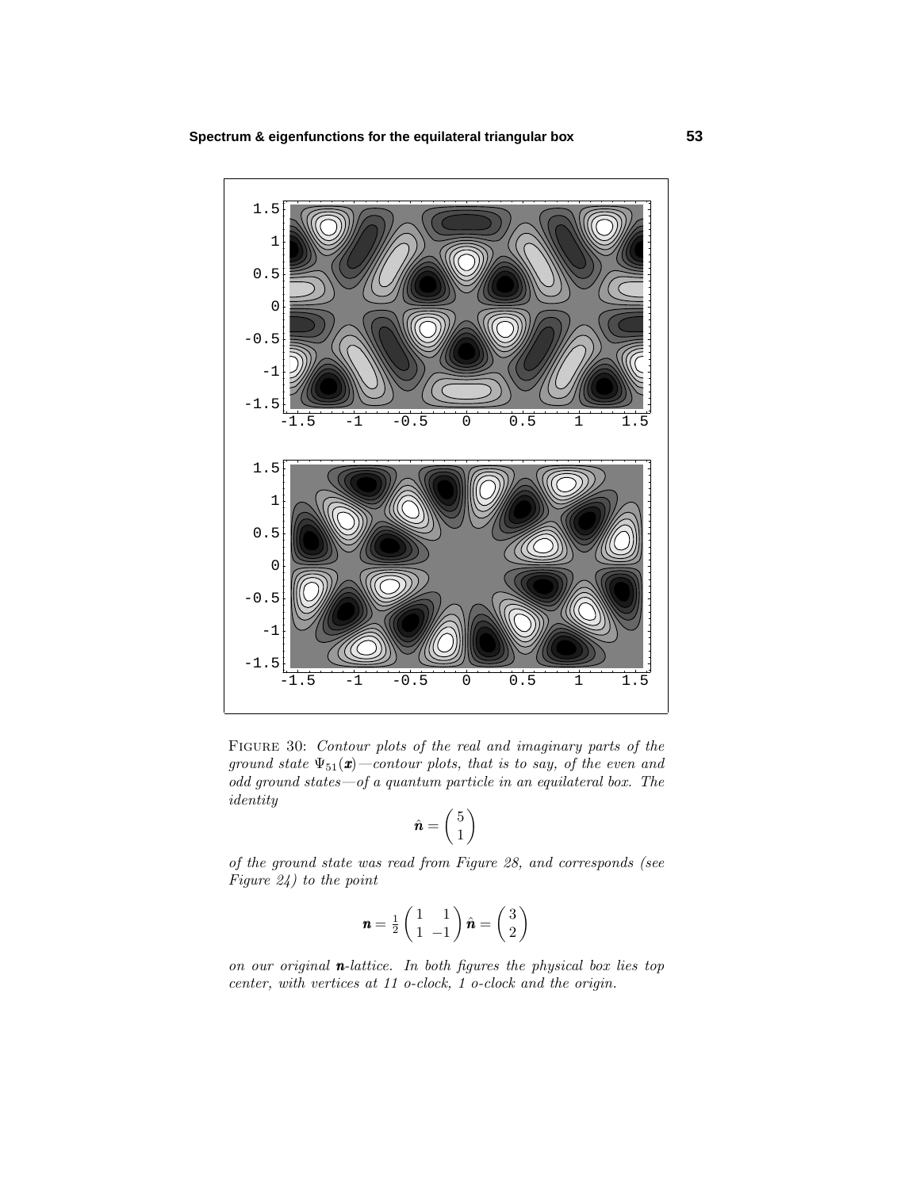FIGURE 30: *Contour plots of the real and imaginary parts of the ground state $\Psi_{51}(\boldsymbol{x})$—contour plots, that is to say, of the even and odd ground states—of a quantum particle in an equilateral box. The identity*

$$\hat{\boldsymbol{n}} = \begin{pmatrix} 5 \\ 1 \end{pmatrix}$$

*of the ground state was read from Figure 28, and corresponds (see Figure 24) to the point*

$$\boldsymbol{n} = \tfrac{1}{2}\begin{pmatrix} 1 & 1 \\ 1 & -1 \end{pmatrix}\hat{\boldsymbol{n}} = \begin{pmatrix} 3 \\ 2 \end{pmatrix}$$

*on our original $\boldsymbol{n}$-lattice. In both figures the physical box lies top center, with vertices at 11 o-clock, 1 o-clock and the origin.*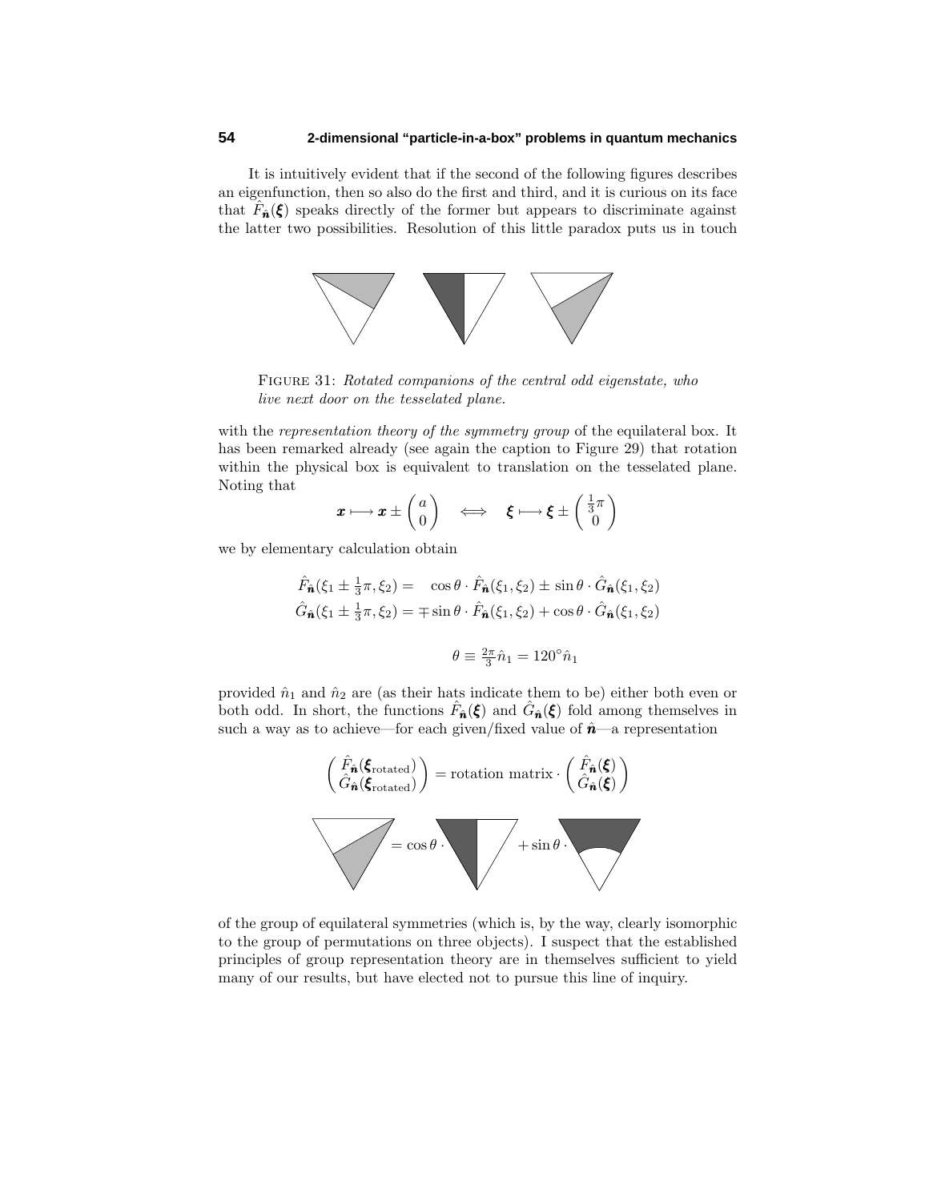It is intuitively evident that if the second of the following figures describes an eigenfunction, then so also do the first and third, and it is curious on its face that $\hat{F}_{\hat{\boldsymbol{n}}}(\boldsymbol{\xi})$ speaks directly of the former but appears to discriminate against the latter two possibilities. Resolution of this little paradox puts us in touch

FIGURE 31: *Rotated companions of the central odd eigenstate, who live next door on the tesselated plane.*

with the *representation theory of the symmetry group* of the equilateral box. It has been remarked already (see again the caption to Figure 29) that rotation within the physical box is equivalent to translation on the tesselated plane. Noting that

$$\boldsymbol{x} \longmapsto \boldsymbol{x} \pm \begin{pmatrix} a \\ 0 \end{pmatrix} \quad \Longleftrightarrow \quad \boldsymbol{\xi} \longmapsto \boldsymbol{\xi} \pm \begin{pmatrix} \frac{1}{3}\pi \\ 0 \end{pmatrix}$$

we by elementary calculation obtain

$$\begin{aligned} \hat{F}_{\hat{\boldsymbol{n}}}(\xi_1 \pm \tfrac{1}{3}\pi, \xi_2) &= \quad \cos\theta \cdot \hat{F}_{\hat{\boldsymbol{n}}}(\xi_1, \xi_2) \pm \sin\theta \cdot \hat{G}_{\hat{\boldsymbol{n}}}(\xi_1, \xi_2) \\ \hat{G}_{\hat{\boldsymbol{n}}}(\xi_1 \pm \tfrac{1}{3}\pi, \xi_2) &= \mp \sin\theta \cdot \hat{F}_{\hat{\boldsymbol{n}}}(\xi_1, \xi_2) + \cos\theta \cdot \hat{G}_{\hat{\boldsymbol{n}}}(\xi_1, \xi_2) \end{aligned}$$

$$\theta \equiv \tfrac{2\pi}{3}\hat{n}_1 = 120^\circ \hat{n}_1$$

provided $\hat{n}_1$ and $\hat{n}_2$ are (as their hats indicate them to be) either both even or both odd. In short, the functions $\hat{F}_{\hat{\boldsymbol{n}}}(\boldsymbol{\xi})$ and $\hat{G}_{\hat{\boldsymbol{n}}}(\boldsymbol{\xi})$ fold among themselves in such a way as to achieve—for each given/fixed value of $\hat{\boldsymbol{n}}$—a representation

$$\begin{pmatrix} \hat{F}_{\hat{\boldsymbol{n}}}(\boldsymbol{\xi}_{\text{rotated}}) \\ \hat{G}_{\hat{\boldsymbol{n}}}(\boldsymbol{\xi}_{\text{rotated}}) \end{pmatrix} = \text{rotation matrix} \cdot \begin{pmatrix} \hat{F}_{\hat{\boldsymbol{n}}}(\boldsymbol{\xi}) \\ \hat{G}_{\hat{\boldsymbol{n}}}(\boldsymbol{\xi}) \end{pmatrix}$$

$$= \cos\theta \cdot \qquad + \sin\theta \cdot$$

of the group of equilateral symmetries (which is, by the way, clearly isomorphic to the group of permutations on three objects). I suspect that the established principles of group representation theory are in themselves sufficient to yield many of our results, but have elected not to pursue this line of inquiry.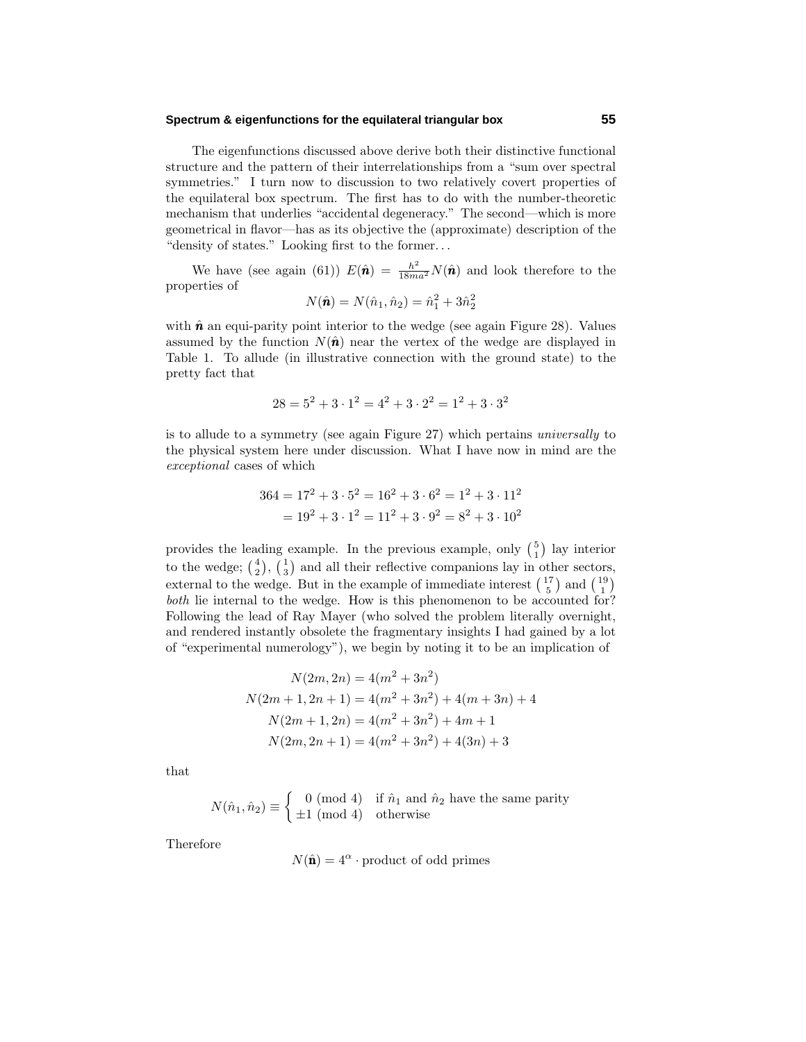The eigenfunctions discussed above derive both their distinctive functional structure and the pattern of their interrelationships from a "sum over spectral symmetries." I turn now to discussion to two relatively covert properties of the equilateral box spectrum. The first has to do with the number-theoretic mechanism that underlies "accidental degeneracy." The second—which is more geometrical in flavor—has as its objective the (approximate) description of the "density of states." Looking first to the former...

We have (see again (61)) $E(\hat{\boldsymbol{n}}) = \frac{h^2}{18ma^2}N(\hat{\boldsymbol{n}})$ and look therefore to the properties of

$$N(\hat{\boldsymbol{n}}) = N(\hat{n}_1, \hat{n}_2) = \hat{n}_1^2 + 3\hat{n}_2^2$$

with $\hat{\boldsymbol{n}}$ an equi-parity point interior to the wedge (see again Figure 28). Values assumed by the function $N(\hat{\boldsymbol{n}})$ near the vertex of the wedge are displayed in Table 1. To allude (in illustrative connection with the ground state) to the pretty fact that

$$28 = 5^2 + 3\cdot 1^2 = 4^2 + 3\cdot 2^2 = 1^2 + 3\cdot 3^2$$

is to allude to a symmetry (see again Figure 27) which pertains *universally* to the physical system here under discussion. What I have now in mind are the *exceptional* cases of which

$$\begin{aligned}
364 &= 17^2 + 3\cdot 5^2 = 16^2 + 3\cdot 6^2 = 1^2 + 3\cdot 11^2\\
&= 19^2 + 3\cdot 1^2 = 11^2 + 3\cdot 9^2 = 8^2 + 3\cdot 10^2
\end{aligned}$$

provides the leading example. In the previous example, only $\binom{5}{1}$ lay interior to the wedge; $\binom{4}{2}$, $\binom{1}{3}$ and all their reflective companions lay in other sectors, external to the wedge. But in the example of immediate interest $\binom{17}{5}$ and $\binom{19}{1}$ *both* lie internal to the wedge. How is this phenomenon to be accounted for? Following the lead of Ray Mayer (who solved the problem literally overnight, and rendered instantly obsolete the fragmentary insights I had gained by a lot of "experimental numerology"), we begin by noting it to be an implication of

$$\begin{aligned}
N(2m, 2n) &= 4(m^2 + 3n^2)\\
N(2m+1, 2n+1) &= 4(m^2 + 3n^2) + 4(m + 3n) + 4\\
N(2m+1, 2n) &= 4(m^2 + 3n^2) + 4m + 1\\
N(2m, 2n+1) &= 4(m^2 + 3n^2) + 4(3n) + 3
\end{aligned}$$

that

$$N(\hat{n}_1, \hat{n}_2) \equiv \begin{cases} \phantom{\pm}0 \pmod 4 & \text{if } \hat{n}_1 \text{ and } \hat{n}_2 \text{ have the same parity}\\ \pm 1 \pmod 4 & \text{otherwise} \end{cases}$$

Therefore

$$N(\hat{\mathbf{n}}) = 4^\alpha \cdot \text{product of odd primes}$$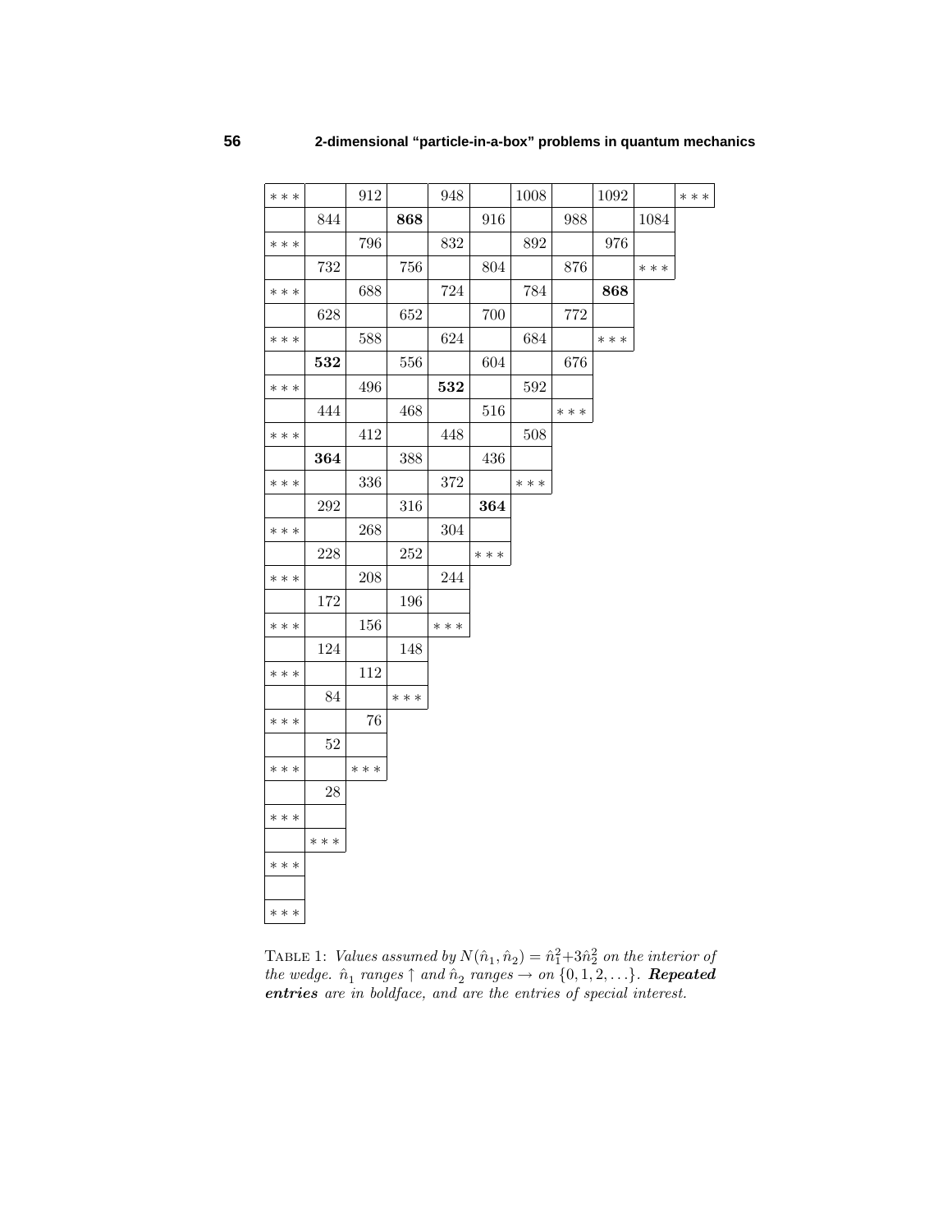| *** | | 912 | | 948 | | 1008 | | 1092 | | *** |
|---|---|---|---|---|---|---|---|---|---|---|
| | 844 | | **868** | | 916 | | 988 | | 1084 | |
| *** | | 796 | | 832 | | 892 | | 976 | | |
| | 732 | | 756 | | 804 | | 876 | | *** | |
| *** | | 688 | | 724 | | 784 | | **868** | | |
| | 628 | | 652 | | 700 | | 772 | | | |
| *** | | 588 | | 624 | | 684 | | *** | | |
| | **532** | | 556 | | 604 | | 676 | | | |
| *** | | 496 | | **532** | | 592 | | | | |
| | 444 | | 468 | | 516 | | *** | | | |
| *** | | 412 | | 448 | | 508 | | | | |
| | **364** | | 388 | | 436 | | | | | |
| *** | | 336 | | 372 | | *** | | | | |
| | 292 | | 316 | | **364** | | | | | |
| *** | | 268 | | 304 | | | | | | |
| | 228 | | 252 | | *** | | | | | |
| *** | | 208 | | 244 | | | | | | |
| | 172 | | 196 | | | | | | | |
| *** | | 156 | | *** | | | | | | |
| | 124 | | 148 | | | | | | | |
| *** | | 112 | | | | | | | | |
| | 84 | | *** | | | | | | | |
| *** | | 76 | | | | | | | | |
| | 52 | | | | | | | | | |
| *** | | *** | | | | | | | | |
| | 28 | | | | | | | | | |
| *** | | | | | | | | | | |
| | *** | | | | | | | | | |
| *** | | | | | | | | | | |
| | | | | | | | | | | |
| *** | | | | | | | | | | |

TABLE 1: *Values assumed by* $N(\hat{n}_1, \hat{n}_2) = \hat{n}_1^2 + 3\hat{n}_2^2$ *on the interior of the wedge.* $\hat{n}_1$ *ranges* $\uparrow$ *and* $\hat{n}_2$ *ranges* $\rightarrow$ *on* $\{0, 1, 2, \ldots\}$. ***Repeated entries*** *are in boldface, and are the entries of special interest.*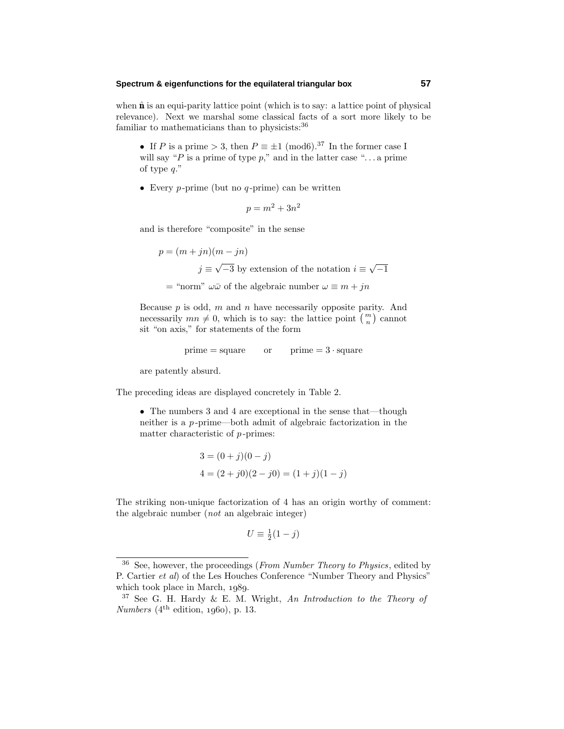when $\hat{\mathbf{n}}$ is an equi-parity lattice point (which is to say: a lattice point of physical relevance). Next we marshal some classical facts of a sort more likely to be familiar to mathematicians than to physicists:[36]

- If $P$ is a prime $> 3$, then $P \equiv \pm 1 \pmod 6$.[37] In the former case I will say "$P$ is a prime of type $p$," and in the latter case "... a prime of type $q$."

- Every $p$-prime (but no $q$-prime) can be written

$$p = m^2 + 3n^2$$

and is therefore "composite" in the sense

$$\begin{aligned}
p &= (m + jn)(m - jn) \\
&\qquad\qquad j \equiv \sqrt{-3} \text{ by extension of the notation } i \equiv \sqrt{-1} \\
&= \text{“norm” } \omega\bar{\omega} \text{ of the algebraic number } \omega \equiv m + jn
\end{aligned}$$

Because $p$ is odd, $m$ and $n$ have necessarily opposite parity. And necessarily $mn \neq 0$, which is to say: the lattice point $\binom{m}{n}$ cannot sit "on axis," for statements of the form

$$\text{prime} = \text{square} \qquad \text{or} \qquad \text{prime} = 3 \cdot \text{square}$$

are patently absurd.

The preceding ideas are displayed concretely in Table 2.

- The numbers 3 and 4 are exceptional in the sense that—though neither is a $p$-prime—both admit of algebraic factorization in the matter characteristic of $p$-primes:

$$\begin{aligned}
3 &= (0 + j)(0 - j) \\
4 &= (2 + j0)(2 - j0) = (1 + j)(1 - j)
\end{aligned}$$

The striking non-unique factorization of 4 has an origin worthy of comment: the algebraic number (*not* an algebraic integer)

$$U \equiv \tfrac{1}{2}(1 - j)$$

---

[36] See, however, the proceedings (*From Number Theory to Physics*, edited by P. Cartier *et al*) of the Les Houches Conference "Number Theory and Physics" which took place in March, 1989.

[37] See G. H. Hardy & E. M. Wright, *An Introduction to the Theory of Numbers* (4th edition, 1960), p. 13.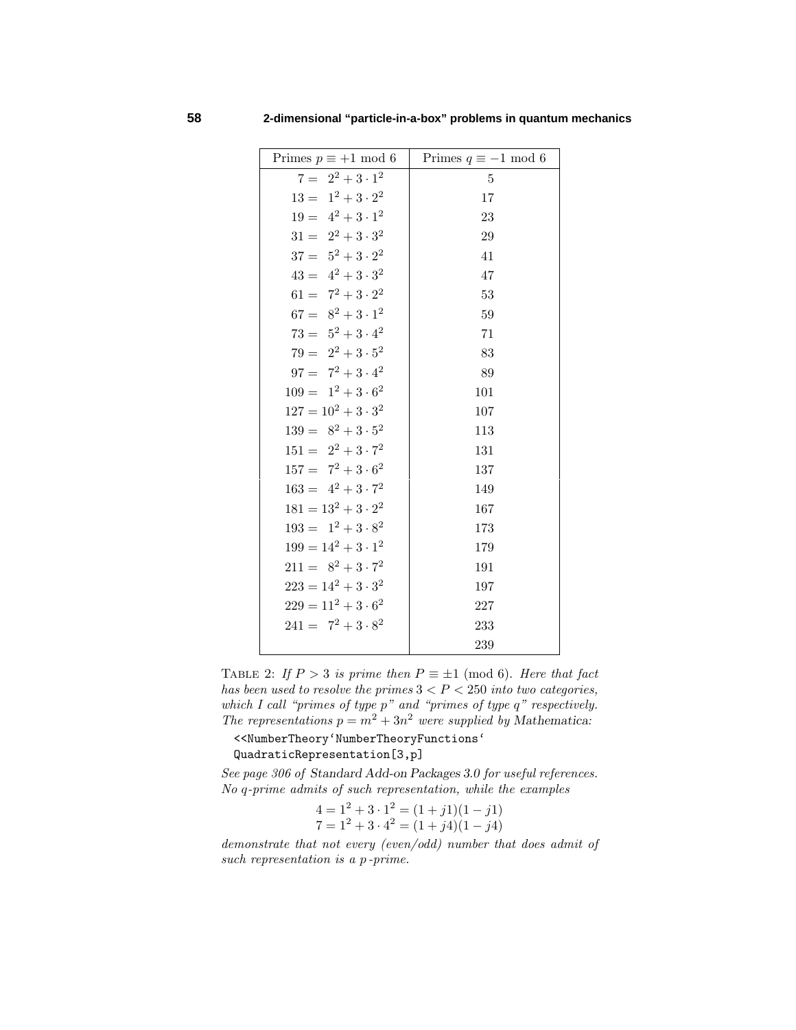| Primes $p \equiv +1 \bmod 6$ | Primes $q \equiv -1 \bmod 6$ |
|---|---|
| $7 = \phantom{0}2^2 + 3 \cdot 1^2$ | 5 |
| $13 = \phantom{0}1^2 + 3 \cdot 2^2$ | 17 |
| $19 = \phantom{0}4^2 + 3 \cdot 1^2$ | 23 |
| $31 = \phantom{0}2^2 + 3 \cdot 3^2$ | 29 |
| $37 = \phantom{0}5^2 + 3 \cdot 2^2$ | 41 |
| $43 = \phantom{0}4^2 + 3 \cdot 3^2$ | 47 |
| $61 = \phantom{0}7^2 + 3 \cdot 2^2$ | 53 |
| $67 = \phantom{0}8^2 + 3 \cdot 1^2$ | 59 |
| $73 = \phantom{0}5^2 + 3 \cdot 4^2$ | 71 |
| $79 = \phantom{0}2^2 + 3 \cdot 5^2$ | 83 |
| $97 = \phantom{0}7^2 + 3 \cdot 4^2$ | 89 |
| $109 = \phantom{0}1^2 + 3 \cdot 6^2$ | 101 |
| $127 = 10^2 + 3 \cdot 3^2$ | 107 |
| $139 = \phantom{0}8^2 + 3 \cdot 5^2$ | 113 |
| $151 = \phantom{0}2^2 + 3 \cdot 7^2$ | 131 |
| $157 = \phantom{0}7^2 + 3 \cdot 6^2$ | 137 |
| $163 = \phantom{0}4^2 + 3 \cdot 7^2$ | 149 |
| $181 = 13^2 + 3 \cdot 2^2$ | 167 |
| $193 = \phantom{0}1^2 + 3 \cdot 8^2$ | 173 |
| $199 = 14^2 + 3 \cdot 1^2$ | 179 |
| $211 = \phantom{0}8^2 + 3 \cdot 7^2$ | 191 |
| $223 = 14^2 + 3 \cdot 3^2$ | 197 |
| $229 = 11^2 + 3 \cdot 6^2$ | 227 |
| $241 = \phantom{0}7^2 + 3 \cdot 8^2$ | 233 |
| | 239 |

TABLE 2: *If $P > 3$ is prime then $P \equiv \pm 1 \pmod 6$. Here that fact has been used to resolve the primes $3 < P < 250$ into two categories, which I call "primes of type p" and "primes of type q" respectively. The representations $p = m^2 + 3n^2$ were supplied by* Mathematica:

```
<<NumberTheory`NumberTheoryFunctions`
QuadraticRepresentation[3,p]
```

*See page 306 of* Standard Add-on Packages 3.0 *for useful references. No q-prime admits of such representation, while the examples*

$$4 = 1^2 + 3 \cdot 1^2 = (1 + j1)(1 - j1)$$
$$7 = 1^2 + 3 \cdot 4^2 = (1 + j4)(1 - j4)$$

*demonstrate that not every (even/odd) number that does admit of such representation is a p-prime.*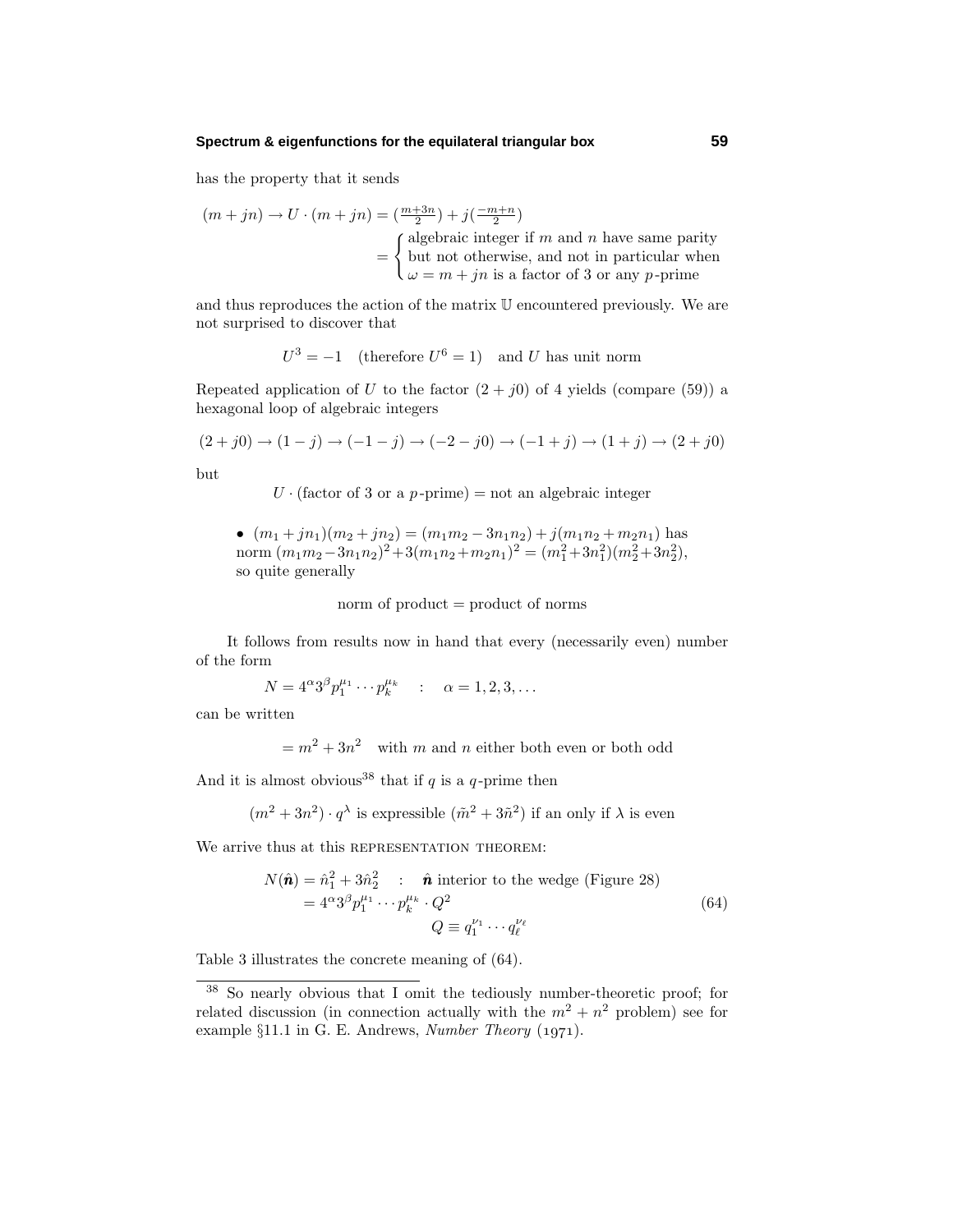has the property that it sends

$$
\begin{aligned}
(m+jn) \to U\cdot(m+jn) &= (\tfrac{m+3n}{2}) + j(\tfrac{-m+n}{2})\\
&= \begin{cases} \text{algebraic integer if } m \text{ and } n \text{ have same parity}\\ \text{but not otherwise, and not in particular when}\\ \omega = m+jn \text{ is a factor of 3 or any } p\text{-prime}\end{cases}
\end{aligned}
$$

and thus reproduces the action of the matrix $\mathbb{U}$ encountered previously. We are not surprised to discover that

$$U^3 = -1 \quad (\text{therefore } U^6 = 1) \quad \text{and } U \text{ has unit norm}$$

Repeated application of $U$ to the factor $(2+j0)$ of 4 yields (compare (59)) a hexagonal loop of algebraic integers

$$(2+j0)\to(1-j)\to(-1-j)\to(-2-j0)\to(-1+j)\to(1+j)\to(2+j0)$$

but

$$U\cdot(\text{factor of 3 or a } p\text{-prime}) = \text{not an algebraic integer}$$

- $(m_1+jn_1)(m_2+jn_2) = (m_1m_2-3n_1n_2)+j(m_1n_2+m_2n_1)$ has norm $(m_1m_2-3n_1n_2)^2+3(m_1n_2+m_2n_1)^2 = (m_1^2+3n_1^2)(m_2^2+3n_2^2)$, so quite generally

$$\text{norm of product} = \text{product of norms}$$

It follows from results now in hand that every (necessarily even) number of the form

$$N = 4^\alpha 3^\beta p_1^{\mu_1}\cdots p_k^{\mu_k} \quad : \quad \alpha = 1,2,3,\ldots$$

can be written

$$= m^2+3n^2 \quad \text{with } m \text{ and } n \text{ either both even or both odd}$$

And it is almost obvious[38] that if $q$ is a $q$-prime then

$$(m^2+3n^2)\cdot q^\lambda \text{ is expressible } (\tilde m^2 + 3\tilde n^2) \text{ if an only if } \lambda \text{ is even}$$

We arrive thus at this REPRESENTATION THEOREM:

$$
\begin{aligned}
N(\hat{\boldsymbol{n}}) &= \hat n_1^2 + 3\hat n_2^2 \quad : \quad \hat{\boldsymbol{n}} \text{ interior to the wedge (Figure 28)}\\
&= 4^\alpha 3^\beta p_1^{\mu_1}\cdots p_k^{\mu_k}\cdot Q^2\\
&\qquad\qquad\qquad Q \equiv q_1^{\nu_1}\cdots q_\ell^{\nu_\ell}
\end{aligned} \tag{64}
$$

Table 3 illustrates the concrete meaning of (64).

---

[38] So nearly obvious that I omit the tediously number-theoretic proof; for related discussion (in connection actually with the $m^2+n^2$ problem) see for example §11.1 in G. E. Andrews, *Number Theory* (1971).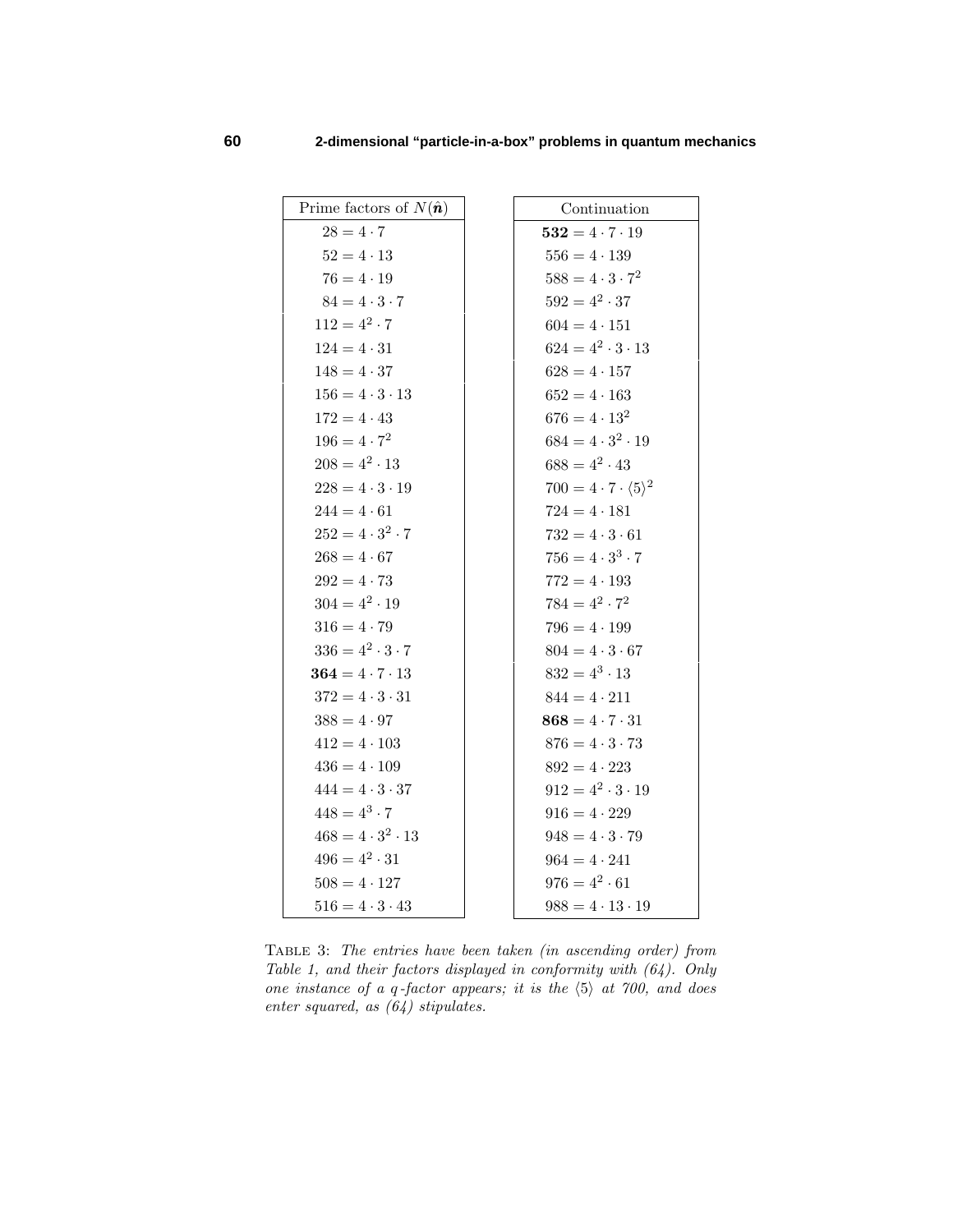| Prime factors of $N(\hat{\boldsymbol{n}})$ | Continuation |
|---|---|
| $28 = 4 \cdot 7$ | $\mathbf{532} = 4 \cdot 7 \cdot 19$ |
| $52 = 4 \cdot 13$ | $556 = 4 \cdot 139$ |
| $76 = 4 \cdot 19$ | $588 = 4 \cdot 3 \cdot 7^2$ |
| $84 = 4 \cdot 3 \cdot 7$ | $592 = 4^2 \cdot 37$ |
| $112 = 4^2 \cdot 7$ | $604 = 4 \cdot 151$ |
| $124 = 4 \cdot 31$ | $624 = 4^2 \cdot 3 \cdot 13$ |
| $148 = 4 \cdot 37$ | $628 = 4 \cdot 157$ |
| $156 = 4 \cdot 3 \cdot 13$ | $652 = 4 \cdot 163$ |
| $172 = 4 \cdot 43$ | $676 = 4 \cdot 13^2$ |
| $196 = 4 \cdot 7^2$ | $684 = 4 \cdot 3^2 \cdot 19$ |
| $208 = 4^2 \cdot 13$ | $688 = 4^2 \cdot 43$ |
| $228 = 4 \cdot 3 \cdot 19$ | $700 = 4 \cdot 7 \cdot \langle 5 \rangle^2$ |
| $244 = 4 \cdot 61$ | $724 = 4 \cdot 181$ |
| $252 = 4 \cdot 3^2 \cdot 7$ | $732 = 4 \cdot 3 \cdot 61$ |
| $268 = 4 \cdot 67$ | $756 = 4 \cdot 3^3 \cdot 7$ |
| $292 = 4 \cdot 73$ | $772 = 4 \cdot 193$ |
| $304 = 4^2 \cdot 19$ | $784 = 4^2 \cdot 7^2$ |
| $316 = 4 \cdot 79$ | $796 = 4 \cdot 199$ |
| $336 = 4^2 \cdot 3 \cdot 7$ | $804 = 4 \cdot 3 \cdot 67$ |
| $\mathbf{364} = 4 \cdot 7 \cdot 13$ | $832 = 4^3 \cdot 13$ |
| $372 = 4 \cdot 3 \cdot 31$ | $844 = 4 \cdot 211$ |
| $388 = 4 \cdot 97$ | $\mathbf{868} = 4 \cdot 7 \cdot 31$ |
| $412 = 4 \cdot 103$ | $876 = 4 \cdot 3 \cdot 73$ |
| $436 = 4 \cdot 109$ | $892 = 4 \cdot 223$ |
| $444 = 4 \cdot 3 \cdot 37$ | $912 = 4^2 \cdot 3 \cdot 19$ |
| $448 = 4^3 \cdot 7$ | $916 = 4 \cdot 229$ |
| $468 = 4 \cdot 3^2 \cdot 13$ | $948 = 4 \cdot 3 \cdot 79$ |
| $496 = 4^2 \cdot 31$ | $964 = 4 \cdot 241$ |
| $508 = 4 \cdot 127$ | $976 = 4^2 \cdot 61$ |
| $516 = 4 \cdot 3 \cdot 43$ | $988 = 4 \cdot 13 \cdot 19$ |

TABLE 3: *The entries have been taken (in ascending order) from Table 1, and their factors displayed in conformity with (64). Only one instance of a q-factor appears; it is the* $\langle 5 \rangle$ *at 700, and does enter squared, as (64) stipulates.*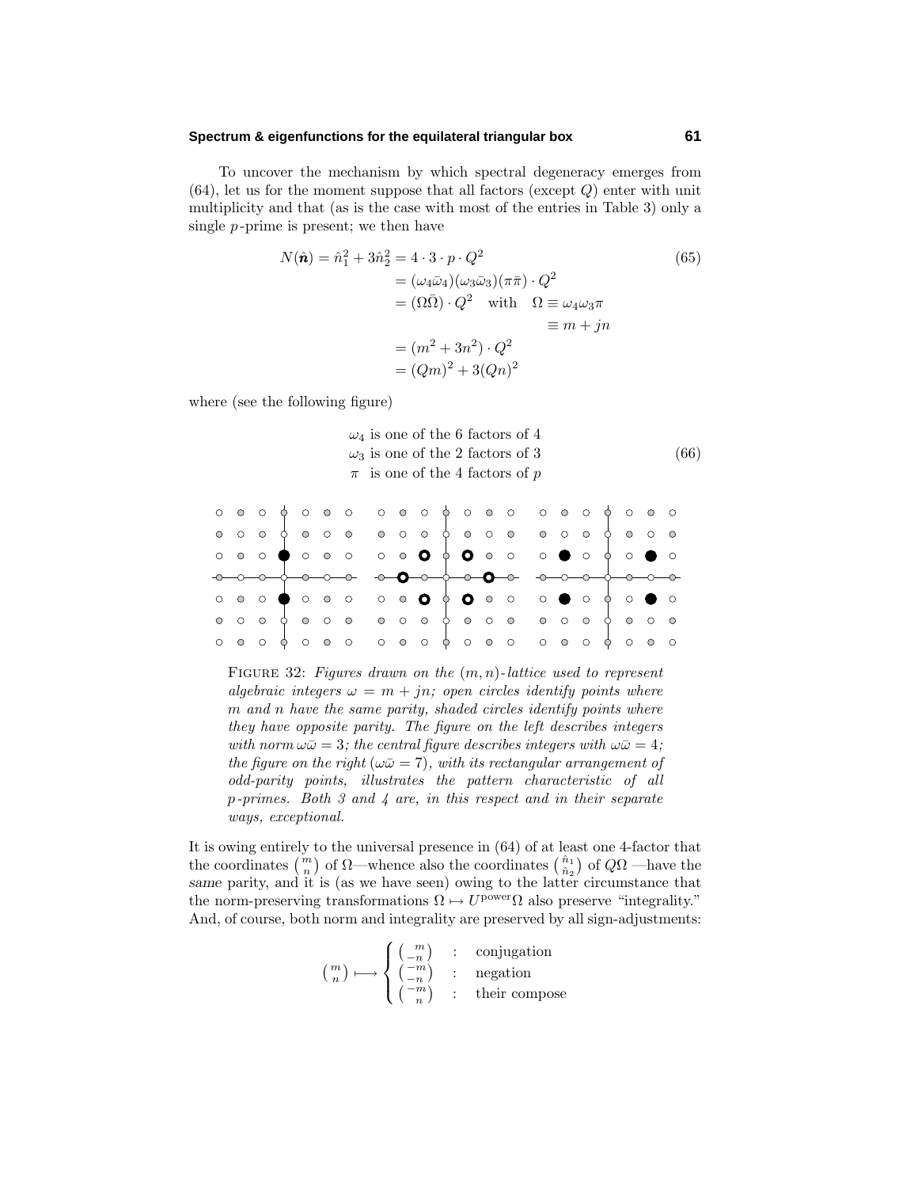To uncover the mechanism by which spectral degeneracy emerges from (64), let us for the moment suppose that all factors (except $Q$) enter with unit multiplicity and that (as is the case with most of the entries in Table 3) only a single $p$-prime is present; we then have

$$
\begin{aligned}
N(\hat{\boldsymbol{n}}) = \hat{n}_1^2 + 3\hat{n}_2^2 &= 4 \cdot 3 \cdot p \cdot Q^2 \\
&= (\omega_4\bar{\omega}_4)(\omega_3\bar{\omega}_3)(\pi\bar{\pi}) \cdot Q^2 \\
&= (\Omega\bar{\Omega}) \cdot Q^2 \quad \text{with} \quad \Omega \equiv \omega_4\omega_3\pi \\
&\qquad\qquad\qquad\qquad\quad \equiv m + jn \\
&= (m^2 + 3n^2) \cdot Q^2 \\
&= (Qm)^2 + 3(Qn)^2
\end{aligned}
\tag{65}
$$

where (see the following figure)

$$
\begin{aligned}
&\omega_4 \text{ is one of the 6 factors of } 4 \\
&\omega_3 \text{ is one of the 2 factors of } 3 \\
&\pi \;\text{ is one of the 4 factors of } p
\end{aligned}
\tag{66}
$$

FIGURE 32: *Figures drawn on the $(m,n)$-lattice used to represent algebraic integers $\omega = m + jn$; open circles identify points where $m$ and $n$ have the same parity, shaded circles identify points where they have opposite parity. The figure on the left describes integers with norm $\omega\bar{\omega} = 3$; the central figure describes integers with $\omega\bar{\omega} = 4$; the figure on the right ($\omega\bar{\omega} = 7$), with its rectangular arrangement of odd-parity points, illustrates the pattern characteristic of all $p$-primes. Both 3 and 4 are, in this respect and in their separate ways, exceptional.*

It is owing entirely to the universal presence in (64) of at least one 4-factor that the coordinates $\binom{m}{n}$ of $\Omega$—whence also the coordinates $\binom{\hat{n}_1}{\hat{n}_2}$ of $Q\Omega$ —have the *same* parity, and it is (as we have seen) owing to the latter circumstance that the norm-preserving transformations $\Omega \mapsto U^{\text{power}}\Omega$ also preserve "integrality." And, of course, both norm and integrality are preserved by all sign-adjustments:

$$
\binom{m}{n} \longmapsto \begin{cases} \binom{m}{-n} & : \quad \text{conjugation} \\ \binom{-m}{-n} & : \quad \text{negation} \\ \binom{-m}{n} & : \quad \text{their compose} \end{cases}
$$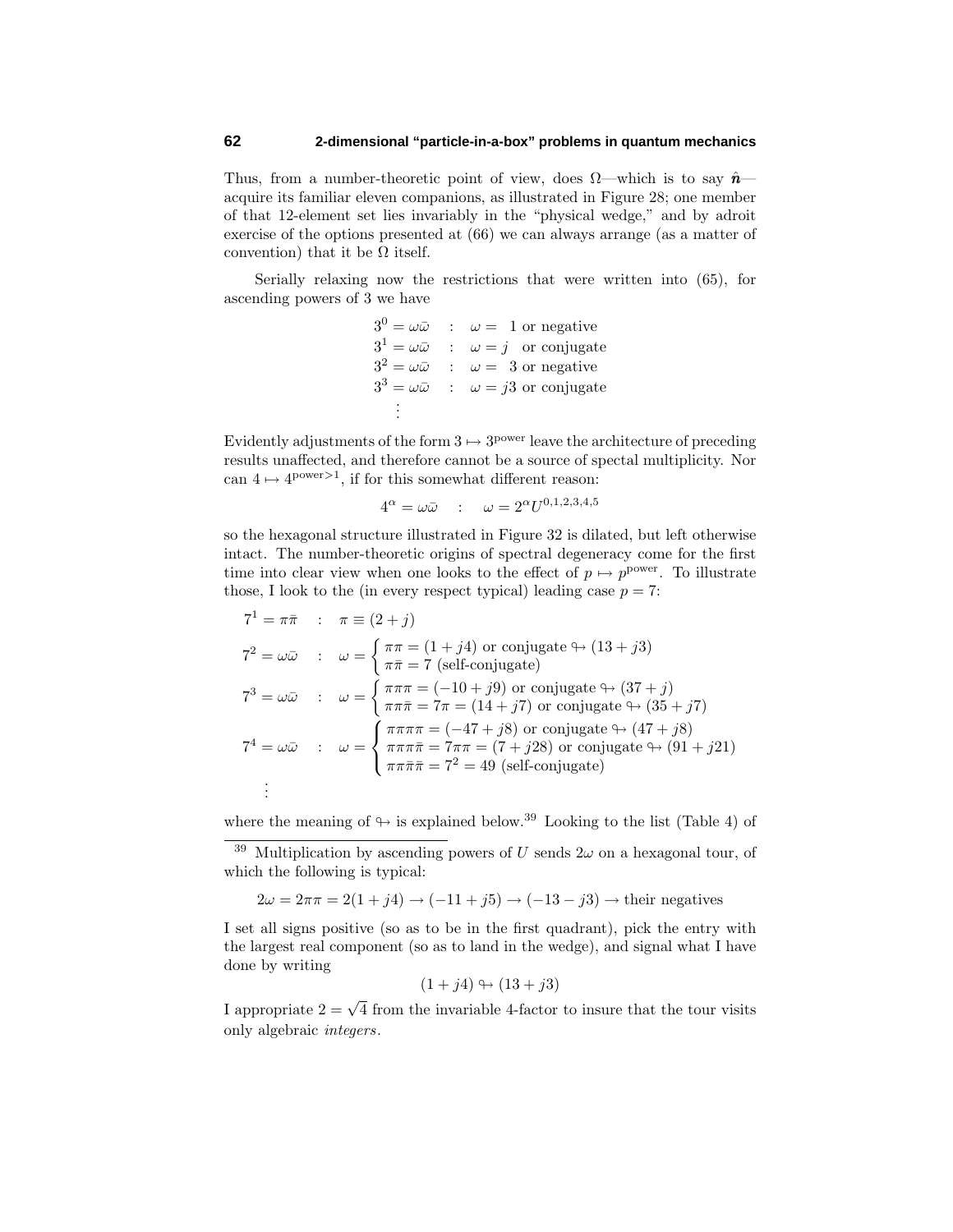Thus, from a number-theoretic point of view, does $\Omega$—which is to say $\hat{\boldsymbol{n}}$—acquire its familiar eleven companions, as illustrated in Figure 28; one member of that 12-element set lies invariably in the "physical wedge," and by adroit exercise of the options presented at (66) we can always arrange (as a matter of convention) that it be $\Omega$ itself.

Serially relaxing now the restrictions that were written into (65), for ascending powers of 3 we have

$$
\begin{aligned}
3^0 &= \omega\bar{\omega} \quad : \quad \omega = \ 1 \text{ or negative}\\
3^1 &= \omega\bar{\omega} \quad : \quad \omega = j \ \text{ or conjugate}\\
3^2 &= \omega\bar{\omega} \quad : \quad \omega = \ 3 \text{ or negative}\\
3^3 &= \omega\bar{\omega} \quad : \quad \omega = j3 \text{ or conjugate}\\
&\ \ \vdots
\end{aligned}
$$

Evidently adjustments of the form $3 \mapsto 3^{\text{power}}$ leave the architecture of preceding results unaffected, and therefore cannot be a source of spectal multiplicity. Nor can $4 \mapsto 4^{\text{power}>1}$, if for this somewhat different reason:

$$
4^\alpha = \omega\bar{\omega} \quad : \quad \omega = 2^\alpha U^{0,1,2,3,4,5}
$$

so the hexagonal structure illustrated in Figure 32 is dilated, but left otherwise intact. The number-theoretic origins of spectral degeneracy come for the first time into clear view when one looks to the effect of $p \mapsto p^{\text{power}}$. To illustrate those, I look to the (in every respect typical) leading case $p = 7$:

$$
\begin{aligned}
7^1 &= \pi\bar{\pi} \quad : \quad \pi \equiv (2 + j)\\
7^2 &= \omega\bar{\omega} \quad : \quad \omega = \begin{cases} \pi\pi = (1 + j4) \text{ or conjugate} \looparrowright (13 + j3)\\ \pi\bar{\pi} = 7 \text{ (self-conjugate)} \end{cases}\\
7^3 &= \omega\bar{\omega} \quad : \quad \omega = \begin{cases} \pi\pi\pi = (-10 + j9) \text{ or conjugate} \looparrowright (37 + j)\\ \pi\pi\bar{\pi} = 7\pi = (14 + j7) \text{ or conjugate} \looparrowright (35 + j7) \end{cases}\\
7^4 &= \omega\bar{\omega} \quad : \quad \omega = \begin{cases} \pi\pi\pi\pi = (-47 + j8) \text{ or conjugate} \looparrowright (47 + j8)\\ \pi\pi\pi\bar{\pi} = 7\pi\pi = (7 + j28) \text{ or conjugate} \looparrowright (91 + j21)\\ \pi\pi\bar{\pi}\bar{\pi} = 7^2 = 49 \text{ (self-conjugate)} \end{cases}\\
&\ \ \vdots
\end{aligned}
$$

where the meaning of $\looparrowright$ is explained below.[39] Looking to the list (Table 4) of

---

[39] Multiplication by ascending powers of $U$ sends $2\omega$ on a hexagonal tour, of which the following is typical:

$$
2\omega = 2\pi\pi = 2(1 + j4) \to (-11 + j5) \to (-13 - j3) \to \text{their negatives}
$$

I set all signs positive (so as to be in the first quadrant), pick the entry with the largest real component (so as to land in the wedge), and signal what I have done by writing

$$
(1 + j4) \looparrowright (13 + j3)
$$

I appropriate $2 = \sqrt{4}$ from the invariable 4-factor to insure that the tour visits only algebraic *integers*.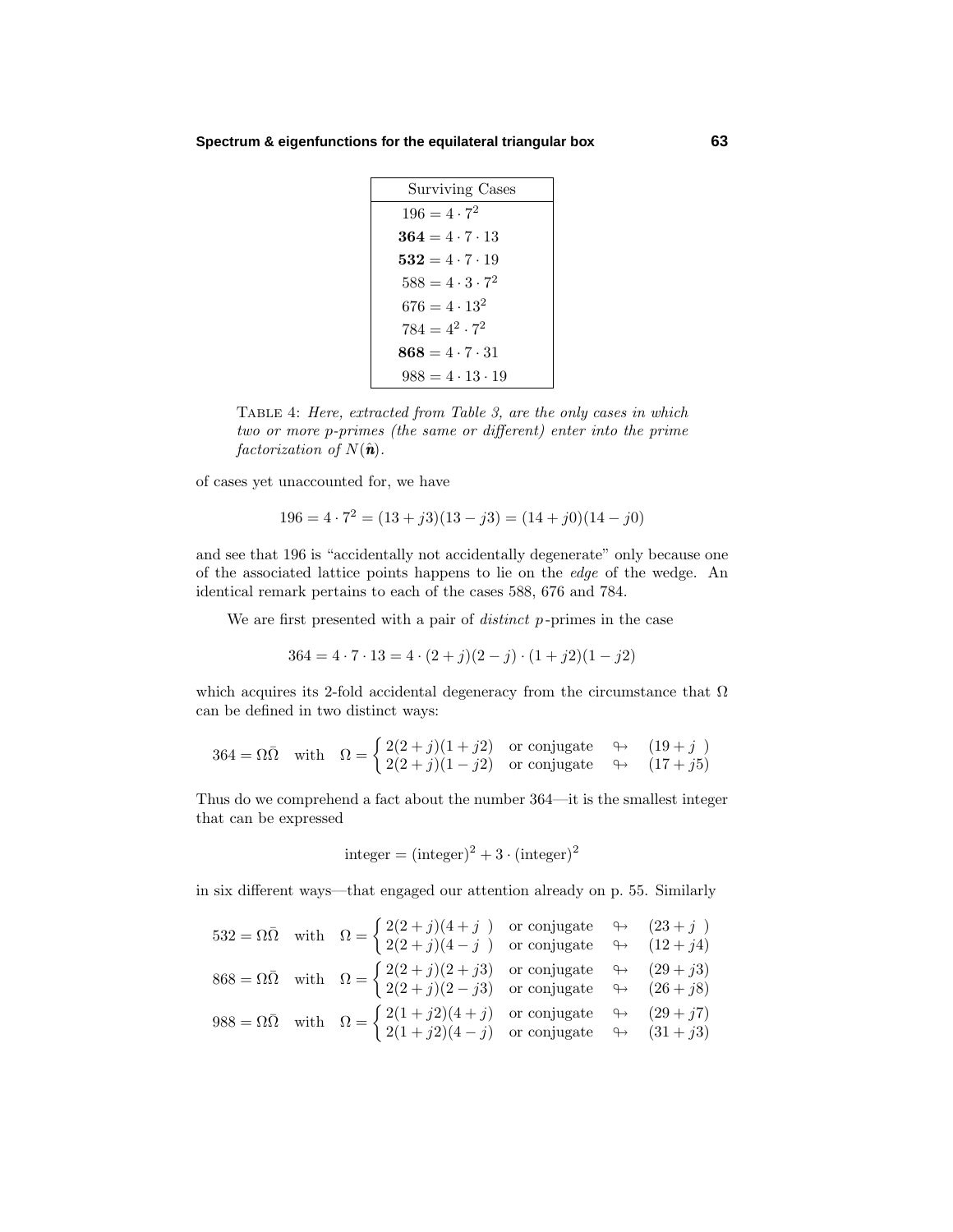| Surviving Cases |
|---|
| $196 = 4 \cdot 7^2$ |
| $\mathbf{364} = 4 \cdot 7 \cdot 13$ |
| $\mathbf{532} = 4 \cdot 7 \cdot 19$ |
| $588 = 4 \cdot 3 \cdot 7^2$ |
| $676 = 4 \cdot 13^2$ |
| $784 = 4^2 \cdot 7^2$ |
| $\mathbf{868} = 4 \cdot 7 \cdot 31$ |
| $988 = 4 \cdot 13 \cdot 19$ |

TABLE 4: *Here, extracted from Table 3, are the only cases in which two or more p-primes (the same or different) enter into the prime factorization of* $N(\hat{\boldsymbol{n}})$.

of cases yet unaccounted for, we have

$$196 = 4 \cdot 7^2 = (13 + j3)(13 - j3) = (14 + j0)(14 - j0)$$

and see that 196 is "accidentally not accidentally degenerate" only because one of the associated lattice points happens to lie on the *edge* of the wedge. An identical remark pertains to each of the cases 588, 676 and 784.

We are first presented with a pair of *distinct* $p$-primes in the case

$$364 = 4 \cdot 7 \cdot 13 = 4 \cdot (2 + j)(2 - j) \cdot (1 + j2)(1 - j2)$$

which acquires its 2-fold accidental degeneracy from the circumstance that $\Omega$ can be defined in two distinct ways:

$$364 = \Omega\bar{\Omega} \quad \text{with} \quad \Omega = \begin{cases} 2(2+j)(1+j2) & \text{or conjugate} \quad \looparrowright \quad (19 + j\ \ ) \\ 2(2+j)(1-j2) & \text{or conjugate} \quad \looparrowright \quad (17 + j5) \end{cases}$$

Thus do we comprehend a fact about the number 364—it is the smallest integer that can be expressed

$$\text{integer} = (\text{integer})^2 + 3 \cdot (\text{integer})^2$$

in six different ways—that engaged our attention already on p. 55. Similarly

$$532 = \Omega\bar{\Omega} \quad \text{with} \quad \Omega = \begin{cases} 2(2+j)(4+j\ \ ) & \text{or conjugate} \quad \looparrowright \quad (23 + j\ \ ) \\ 2(2+j)(4-j\ \ ) & \text{or conjugate} \quad \looparrowright \quad (12 + j4) \end{cases}$$

$$868 = \Omega\bar{\Omega} \quad \text{with} \quad \Omega = \begin{cases} 2(2+j)(2+j3) & \text{or conjugate} \quad \looparrowright \quad (29 + j3) \\ 2(2+j)(2-j3) & \text{or conjugate} \quad \looparrowright \quad (26 + j8) \end{cases}$$

$$988 = \Omega\bar{\Omega} \quad \text{with} \quad \Omega = \begin{cases} 2(1+j2)(4+j) & \text{or conjugate} \quad \looparrowright \quad (29 + j7) \\ 2(1+j2)(4-j) & \text{or conjugate} \quad \looparrowright \quad (31 + j3) \end{cases}$$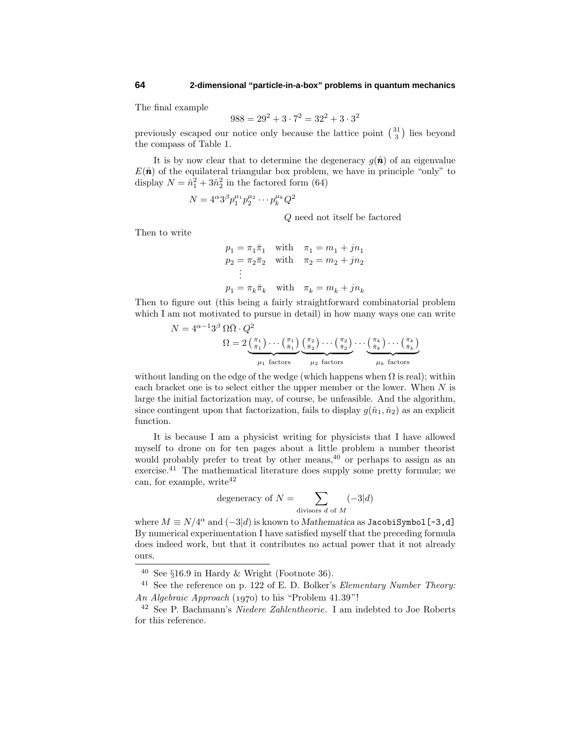The final example

$$988 = 29^2 + 3\cdot 7^2 = 32^2 + 3\cdot 3^2$$

previously escaped our notice only because the lattice point $\binom{31}{3}$ lies beyond the compass of Table 1.

It is by now clear that to determine the degeneracy $g(\hat{\boldsymbol{n}})$ of an eigenvalue $E(\hat{\boldsymbol{n}})$ of the equilateral triangular box problem, we have in principle "only" to display $N = \hat{n}_1^2 + 3\hat{n}_2^2$ in the factored form (64)

$$N = 4^\alpha 3^\beta p_1^{\mu_1} p_2^{\mu_2}\cdots p_k^{\mu_k} Q^2$$

$Q$ need not itself be factored

Then to write

$$\begin{aligned}
p_1 &= \pi_1\bar{\pi}_1 \quad \text{with} \quad \pi_1 = m_1 + jn_1\\
p_2 &= \pi_2\bar{\pi}_2 \quad \text{with} \quad \pi_2 = m_2 + jn_2\\
&\;\;\vdots\\
p_1 &= \pi_k\bar{\pi}_k \quad \text{with} \quad \pi_k = m_k + jn_k
\end{aligned}$$

Then to figure out (this being a fairly straightforward combinatorial problem which I am not motivated to pursue in detail) in how many ways one can write

$$\begin{aligned}
N &= 4^{\alpha-1}3^\beta\,\Omega\bar{\Omega}\cdot Q^2\\
\Omega &= 2\underbrace{\binom{\pi_1}{\bar{\pi}_1}\cdots\binom{\pi_1}{\bar{\pi}_1}}_{\mu_1\text{ factors}}\underbrace{\binom{\pi_2}{\bar{\pi}_2}\cdots\binom{\pi_2}{\bar{\pi}_2}}_{\mu_2\text{ factors}}\cdots\underbrace{\binom{\pi_k}{\bar{\pi}_k}\cdots\binom{\pi_k}{\bar{\pi}_k}}_{\mu_k\text{ factors}}
\end{aligned}$$

without landing on the edge of the wedge (which happens when $\Omega$ is real); within each bracket one is to select either the upper member or the lower. When $N$ is large the initial factorization may, of course, be unfeasible. And the algorithm, since contingent upon that factorization, fails to display $g(\hat{n}_1,\hat{n}_2)$ as an explicit function.

It is because I am a physicist writing for physicists that I have allowed myself to drone on for ten pages about a little problem a number theorist would probably prefer to treat by other means,[40] or perhaps to assign as an exercise.[41] The mathematical literature does supply some pretty formulæ; we can, for example, write[42]

$$\text{degeneracy of } N = \sum_{\text{divisors } d \text{ of } M} (-3|d)$$

where $M \equiv N/4^\alpha$ and $(-3|d)$ is known to *Mathematica* as `JacobiSymbol[-3,d]` By numerical experimentation I have satisfied myself that the preceding formula does indeed work, but that it contributes no actual power that it not already ours.

---

[40] See §16.9 in Hardy & Wright (Footnote 36).

[41] See the reference on p. 122 of E. D. Bolker's *Elementary Number Theory: An Algebraic Approach* (1970) to his "Problem 41.39"!

[42] See P. Bachmann's *Niedere Zahlentheorie*. I am indebted to Joe Roberts for this reference.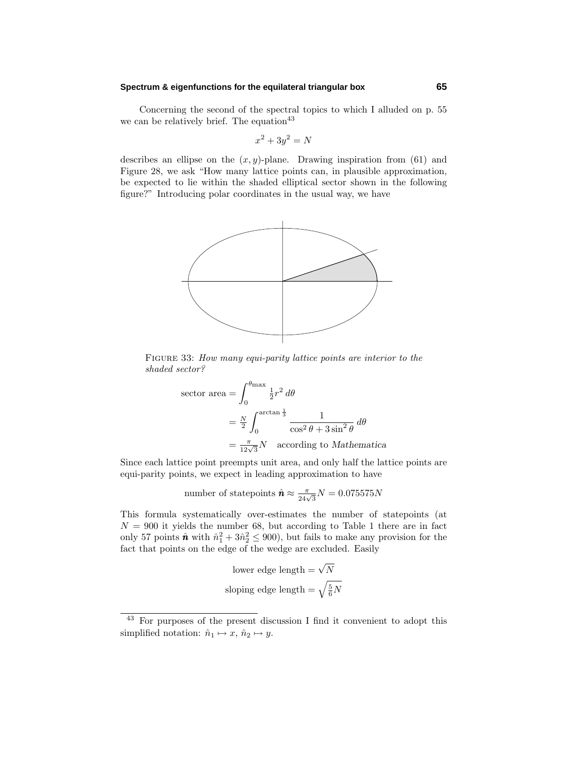Concerning the second of the spectral topics to which I alluded on p. 55 we can be relatively brief. The equation[43]

$$x^2 + 3y^2 = N$$

describes an ellipse on the $(x, y)$-plane. Drawing inspiration from (61) and Figure 28, we ask "How many lattice points can, in plausible approximation, be expected to lie within the shaded elliptical sector shown in the following figure?" Introducing polar coordinates in the usual way, we have

FIGURE 33: *How many equi-parity lattice points are interior to the shaded sector?*

$$\begin{aligned}
\text{sector area} &= \int_0^{\theta_\text{max}} \tfrac{1}{2} r^2 \, d\theta \\
&= \tfrac{N}{2} \int_0^{\arctan \frac{1}{3}} \frac{1}{\cos^2\theta + 3\sin^2\theta} \, d\theta \\
&= \tfrac{\pi}{12\sqrt{3}} N \quad \text{according to } \textit{Mathematica}
\end{aligned}$$

Since each lattice point preempts unit area, and only half the lattice points are equi-parity points, we expect in leading approximation to have

$$\text{number of statepoints } \hat{\boldsymbol{n}} \approx \tfrac{\pi}{24\sqrt{3}} N = 0.075575N$$

This formula systematically over-estimates the number of statepoints (at $N = 900$ it yields the number 68, but according to Table 1 there are in fact only 57 points $\hat{\boldsymbol{n}}$ with $\hat{n}_1^2 + 3\hat{n}_2^2 \leq 900$), but fails to make any provision for the fact that points on the edge of the wedge are excluded. Easily

$$\text{lower edge length} = \sqrt{N}$$

$$\text{sloping edge length} = \sqrt{\tfrac{5}{6} N}$$

---

[43] For purposes of the present discussion I find it convenient to adopt this simplified notation: $\hat{n}_1 \mapsto x$, $\hat{n}_2 \mapsto y$.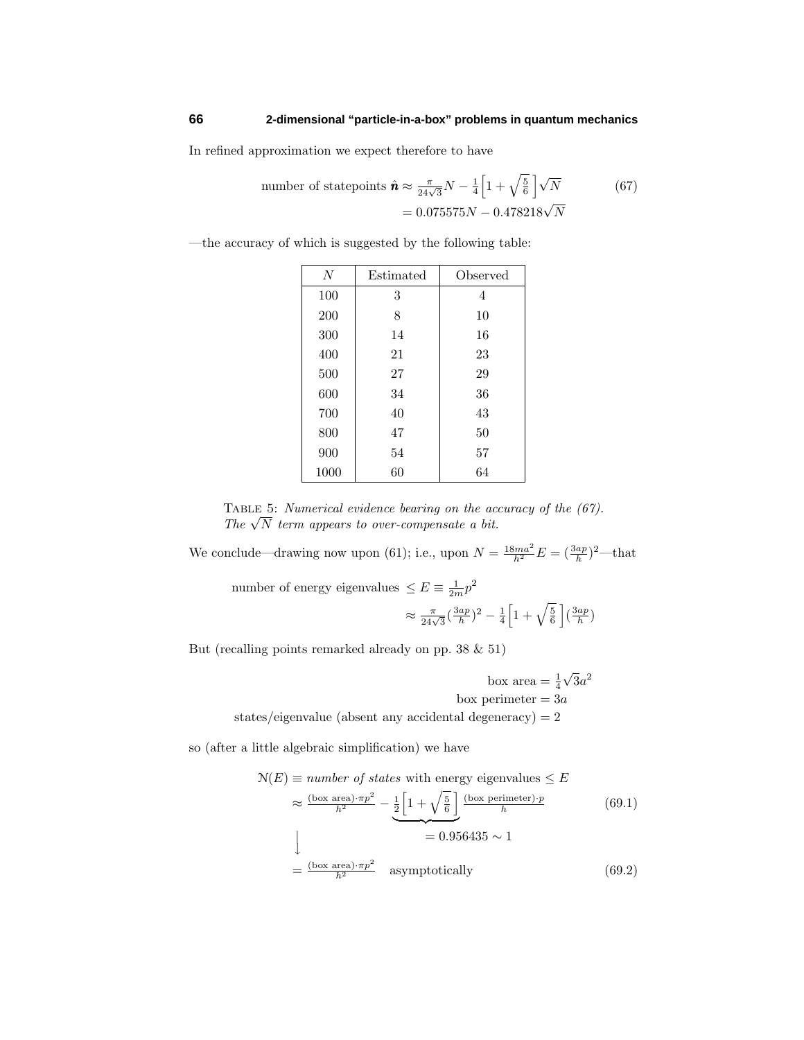In refined approximation we expect therefore to have

$$\text{number of statepoints } \hat{\boldsymbol{n}} \approx \tfrac{\pi}{24\sqrt{3}}N - \tfrac{1}{4}\Big[1+\sqrt{\tfrac{5}{6}}\,\Big]\sqrt{N} \tag{67}$$
$$= 0.075575N - 0.478218\sqrt{N}$$

—the accuracy of which is suggested by the following table:

| $N$ | Estimated | Observed |
|---|---|---|
| 100 | 3 | 4 |
| 200 | 8 | 10 |
| 300 | 14 | 16 |
| 400 | 21 | 23 |
| 500 | 27 | 29 |
| 600 | 34 | 36 |
| 700 | 40 | 43 |
| 800 | 47 | 50 |
| 900 | 54 | 57 |
| 1000 | 60 | 64 |

Table 5: *Numerical evidence bearing on the accuracy of the (67). The $\sqrt{N}$ term appears to over-compensate a bit.*

We conclude—drawing now upon (61); i.e., upon $N = \frac{18ma^2}{h^2}E = (\frac{3ap}{h})^2$—that

$$\text{number of energy eigenvalues } \leq E \equiv \tfrac{1}{2m}p^2$$
$$\approx \tfrac{\pi}{24\sqrt{3}}(\tfrac{3ap}{h})^2 - \tfrac{1}{4}\Big[1+\sqrt{\tfrac{5}{6}}\,\Big](\tfrac{3ap}{h})$$

But (recalling points remarked already on pp. 38 & 51)

$$\text{box area} = \tfrac{1}{4}\sqrt{3}a^2$$
$$\text{box perimeter} = 3a$$
$$\text{states/eigenvalue (absent any accidental degeneracy)} = 2$$

so (after a little algebraic simplification) we have

$$\mathcal{N}(E) \equiv \textit{number of states} \text{ with energy eigenvalues} \leq E$$
$$\approx \frac{(\text{box area})\cdot\pi p^2}{h^2} - \underbrace{\tfrac{1}{2}\Big[1+\sqrt{\tfrac{5}{6}}\,\Big]}_{=\,0.956435\,\sim\,1}\frac{(\text{box perimeter})\cdot p}{h} \tag{69.1}$$
$$\Big\downarrow$$
$$= \frac{(\text{box area})\cdot\pi p^2}{h^2} \quad \text{asymptotically} \tag{69.2}$$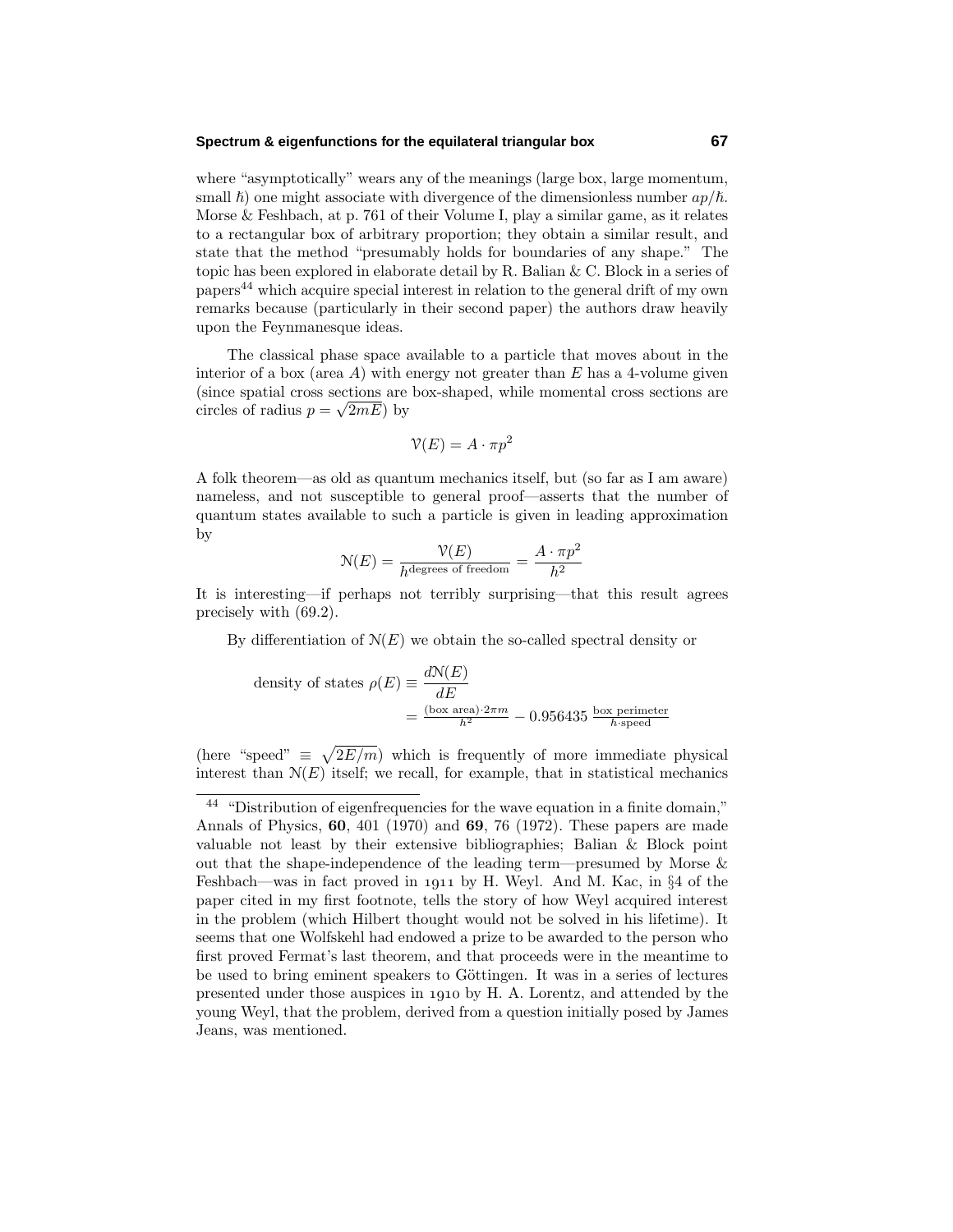where "asymptotically" wears any of the meanings (large box, large momentum, small $\hbar$) one might associate with divergence of the dimensionless number $ap/\hbar$. Morse & Feshbach, at p. 761 of their Volume I, play a similar game, as it relates to a rectangular box of arbitrary proportion; they obtain a similar result, and state that the method "presumably holds for boundaries of any shape." The topic has been explored in elaborate detail by R. Balian & C. Block in a series of papers[44] which acquire special interest in relation to the general drift of my own remarks because (particularly in their second paper) the authors draw heavily upon the Feynmanesque ideas.

The classical phase space available to a particle that moves about in the interior of a box (area $A$) with energy not greater than $E$ has a 4-volume given (since spatial cross sections are box-shaped, while momental cross sections are circles of radius $p = \sqrt{2mE}$) by

$$\mathcal{V}(E) = A \cdot \pi p^2$$

A folk theorem—as old as quantum mechanics itself, but (so far as I am aware) nameless, and not susceptible to general proof—asserts that the number of quantum states available to such a particle is given in leading approximation by

$$\mathcal{N}(E) = \frac{\mathcal{V}(E)}{h^{\text{degrees of freedom}}} = \frac{A \cdot \pi p^2}{h^2}$$

It is interesting—if perhaps not terribly surprising—that this result agrees precisely with (69.2).

By differentiation of $\mathcal{N}(E)$ we obtain the so-called spectral density or

$$\begin{aligned}\text{density of states } \rho(E) &\equiv \frac{d\mathcal{N}(E)}{dE} \\ &= \tfrac{(\text{box area})\cdot 2\pi m}{h^2} - 0.956435\,\tfrac{\text{box perimeter}}{h\cdot\text{speed}}\end{aligned}$$

(here "speed" $\equiv \sqrt{2E/m}$) which is frequently of more immediate physical interest than $\mathcal{N}(E)$ itself; we recall, for example, that in statistical mechanics

---

[44] "Distribution of eigenfrequencies for the wave equation in a finite domain," Annals of Physics, **60**, 401 (1970) and **69**, 76 (1972). These papers are made valuable not least by their extensive bibliographies; Balian & Block point out that the shape-independence of the leading term—presumed by Morse & Feshbach—was in fact proved in 1911 by H. Weyl. And M. Kac, in §4 of the paper cited in my first footnote, tells the story of how Weyl acquired interest in the problem (which Hilbert thought would not be solved in his lifetime). It seems that one Wolfskehl had endowed a prize to be awarded to the person who first proved Fermat's last theorem, and that proceeds were in the meantime to be used to bring eminent speakers to Göttingen. It was in a series of lectures presented under those auspices in 1910 by H. A. Lorentz, and attended by the young Weyl, that the problem, derived from a question initially posed by James Jeans, was mentioned.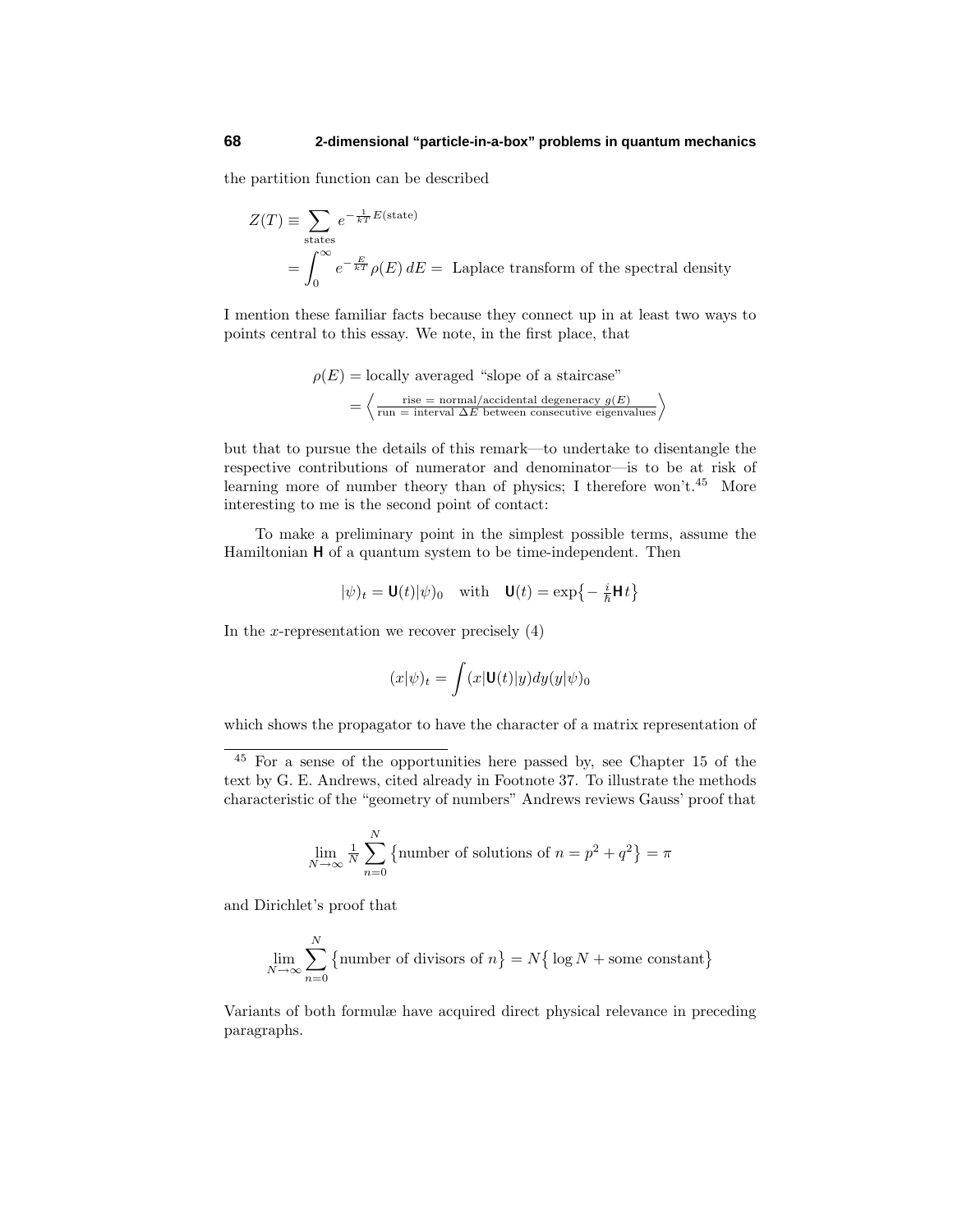the partition function can be described

$$
\begin{aligned}
Z(T) &\equiv \sum_{\text{states}} e^{-\frac{1}{kT}E(\text{state})} \\
&= \int_0^\infty e^{-\frac{E}{kT}}\rho(E)\,dE = \text{ Laplace transform of the spectral density}
\end{aligned}
$$

I mention these familiar facts because they connect up in at least two ways to points central to this essay. We note, in the first place, that

$$
\begin{aligned}
\rho(E) &= \text{locally averaged "slope of a staircase"} \\
&= \left\langle \frac{\text{rise = normal/accidental degeneracy } g(E)}{\text{run = interval } \Delta E \text{ between consecutive eigenvalues}} \right\rangle
\end{aligned}
$$

but that to pursue the details of this remark—to undertake to disentangle the respective contributions of numerator and denominator—is to be at risk of learning more of number theory than of physics; I therefore won't.[45] More interesting to me is the second point of contact:

To make a preliminary point in the simplest possible terms, assume the Hamiltonian $\mathbf{H}$ of a quantum system to be time-independent. Then

$$
|\psi)_t = \mathbf{U}(t)|\psi)_0 \quad \text{with} \quad \mathbf{U}(t) = \exp\left\{-\tfrac{i}{\hbar}\mathbf{H}\,t\right\}
$$

In the $x$-representation we recover precisely (4)

$$
(x|\psi)_t = \int (x|\mathbf{U}(t)|y)dy(y|\psi)_0
$$

which shows the propagator to have the character of a matrix representation of

---

[45] For a sense of the opportunities here passed by, see Chapter 15 of the text by G. E. Andrews, cited already in Footnote 37. To illustrate the methods characteristic of the "geometry of numbers" Andrews reviews Gauss' proof that

$$
\lim_{N\to\infty} \tfrac{1}{N}\sum_{n=0}^{N}\left\{\text{number of solutions of } n = p^2 + q^2\right\} = \pi
$$

and Dirichlet's proof that

$$
\lim_{N\to\infty} \sum_{n=0}^{N}\left\{\text{number of divisors of } n\right\} = N\left\{\log N + \text{some constant}\right\}
$$

Variants of both formulæ have acquired direct physical relevance in preceding paragraphs.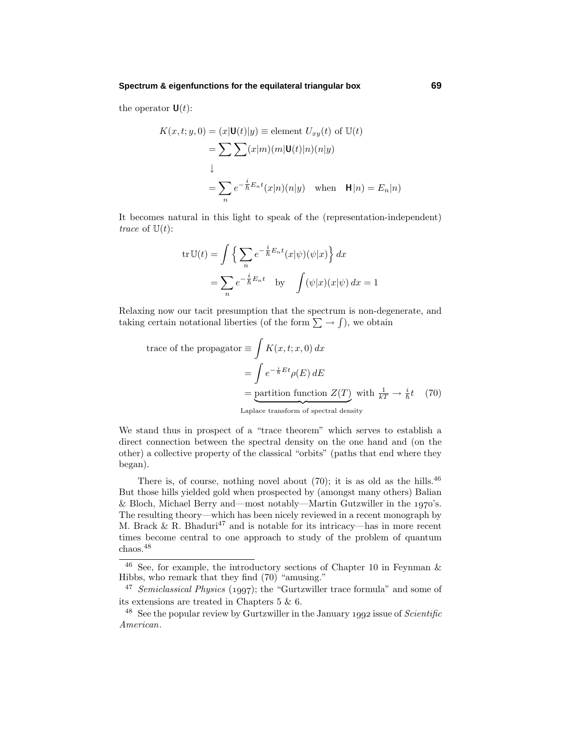the operator $\mathbf{U}(t)$:

$$
\begin{aligned}
K(x,t;y,0) &= (x|\mathbf{U}(t)|y) \equiv \text{element } U_{xy}(t) \text{ of } \mathbb{U}(t)\\
&= \sum\sum (x|m)(m|\mathbf{U}(t)|n)(n|y)\\
&\downarrow\\
&= \sum_n e^{-\frac{i}{\hbar}E_n t}(x|n)(n|y) \quad \text{when} \quad \mathbf{H}|n) = E_n|n)
\end{aligned}
$$

It becomes natural in this light to speak of the (representation-independent) *trace* of $\mathbb{U}(t)$:

$$
\begin{aligned}
\operatorname{tr}\mathbb{U}(t) &= \int \Big\{ \sum_n e^{-\frac{i}{\hbar}E_n t}(x|\psi)(\psi|x) \Big\}\, dx\\
&= \sum_n e^{-\frac{i}{\hbar}E_n t} \quad \text{by} \quad \int (\psi|x)(x|\psi)\, dx = 1
\end{aligned}
$$

Relaxing now our tacit presumption that the spectrum is non-degenerate, and taking certain notational liberties (of the form $\sum \to \int$), we obtain

$$
\begin{aligned}
\text{trace of the propagator} &\equiv \int K(x,t;x,0)\, dx\\
&= \int e^{-\frac{i}{\hbar}Et}\rho(E)\, dE\\
&= \underbrace{\text{partition function } Z(T)}_{\text{Laplace transform of spectral density}} \text{ with } \tfrac{1}{kT} \to \tfrac{i}{\hbar}t \qquad (70)
\end{aligned}
$$

We stand thus in prospect of a "trace theorem" which serves to establish a direct connection between the spectral density on the one hand and (on the other) a collective property of the classical "orbits" (paths that end where they began).

There is, of course, nothing novel about (70); it is as old as the hills.[46] But those hills yielded gold when prospected by (amongst many others) Balian & Bloch, Michael Berry and—most notably—Martin Gutzwiller in the 1970's. The resulting theory—which has been nicely reviewed in a recent monograph by M. Brack & R. Bhaduri[47] and is notable for its intricacy—has in more recent times become central to one approach to study of the problem of quantum chaos.[48]

---

[46] See, for example, the introductory sections of Chapter 10 in Feynman & Hibbs, who remark that they find (70) "amusing."

[47] *Semiclassical Physics* (1997); the "Gurtzwiller trace formula" and some of its extensions are treated in Chapters 5 & 6.

[48] See the popular review by Gurtzwiller in the January 1992 issue of *Scientific American*.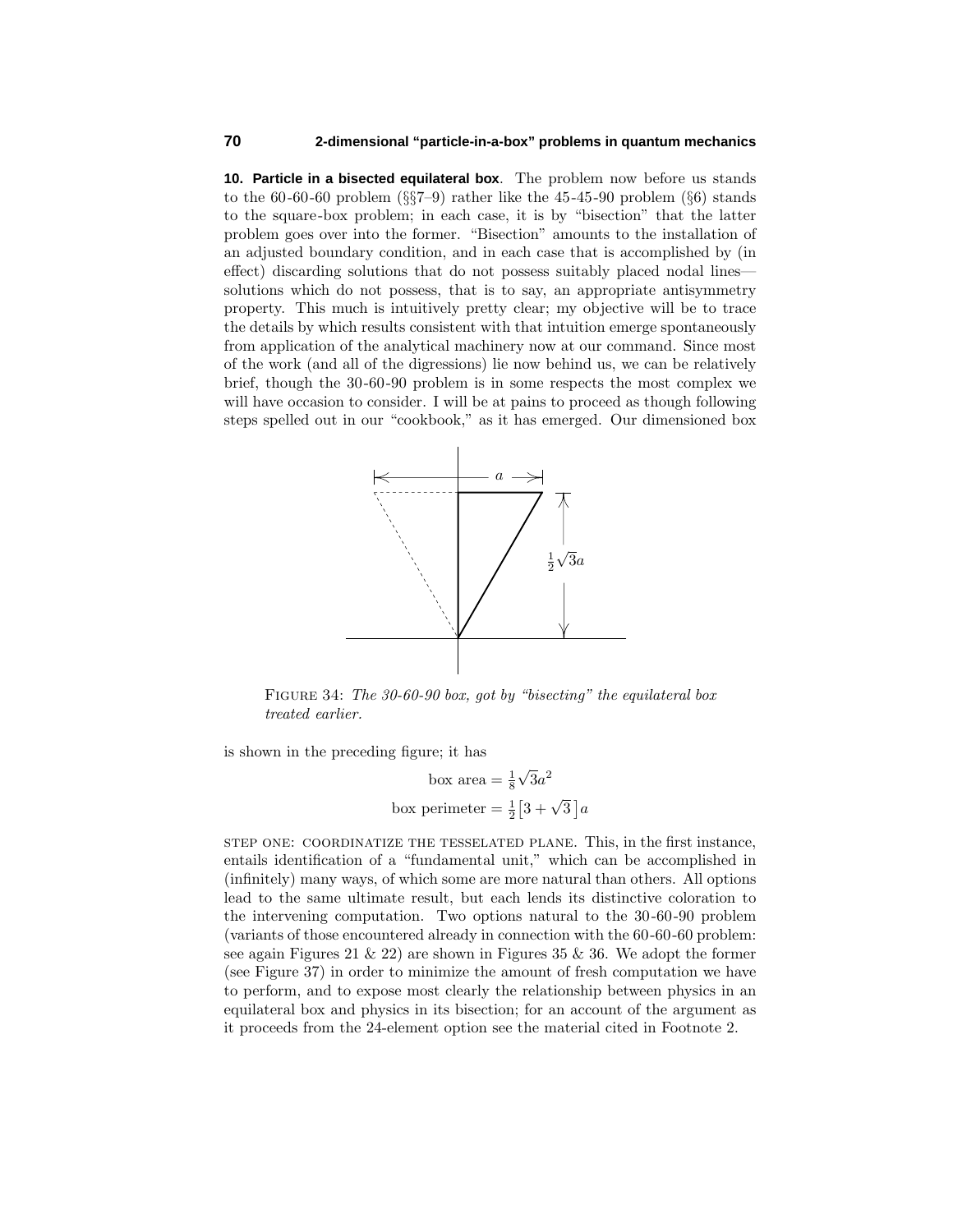**10. Particle in a bisected equilateral box**. The problem now before us stands to the 60-60-60 problem (§§7–9) rather like the 45-45-90 problem (§6) stands to the square-box problem; in each case, it is by "bisection" that the latter problem goes over into the former. "Bisection" amounts to the installation of an adjusted boundary condition, and in each case that is accomplished by (in effect) discarding solutions that do not possess suitably placed nodal lines—solutions which do not possess, that is to say, an appropriate antisymmetry property. This much is intuitively pretty clear; my objective will be to trace the details by which results consistent with that intuition emerge spontaneously from application of the analytical machinery now at our command. Since most of the work (and all of the digressions) lie now behind us, we can be relatively brief, though the 30-60-90 problem is in some respects the most complex we will have occasion to consider. I will be at pains to proceed as though following steps spelled out in our "cookbook," as it has emerged. Our dimensioned box

FIGURE 34: *The 30-60-90 box, got by "bisecting" the equilateral box treated earlier.*

is shown in the preceding figure; it has

$$\text{box area} = \tfrac{1}{8}\sqrt{3}a^2$$

$$\text{box perimeter} = \tfrac{1}{2}\big[3+\sqrt{3}\,\big]a$$

STEP ONE: COORDINATIZE THE TESSELATED PLANE. This, in the first instance, entails identification of a "fundamental unit," which can be accomplished in (infinitely) many ways, of which some are more natural than others. All options lead to the same ultimate result, but each lends its distinctive coloration to the intervening computation. Two options natural to the 30-60-90 problem (variants of those encountered already in connection with the 60-60-60 problem: see again Figures 21 & 22) are shown in Figures 35 & 36. We adopt the former (see Figure 37) in order to minimize the amount of fresh computation we have to perform, and to expose most clearly the relationship between physics in an equilateral box and physics in its bisection; for an account of the argument as it proceeds from the 24-element option see the material cited in Footnote 2.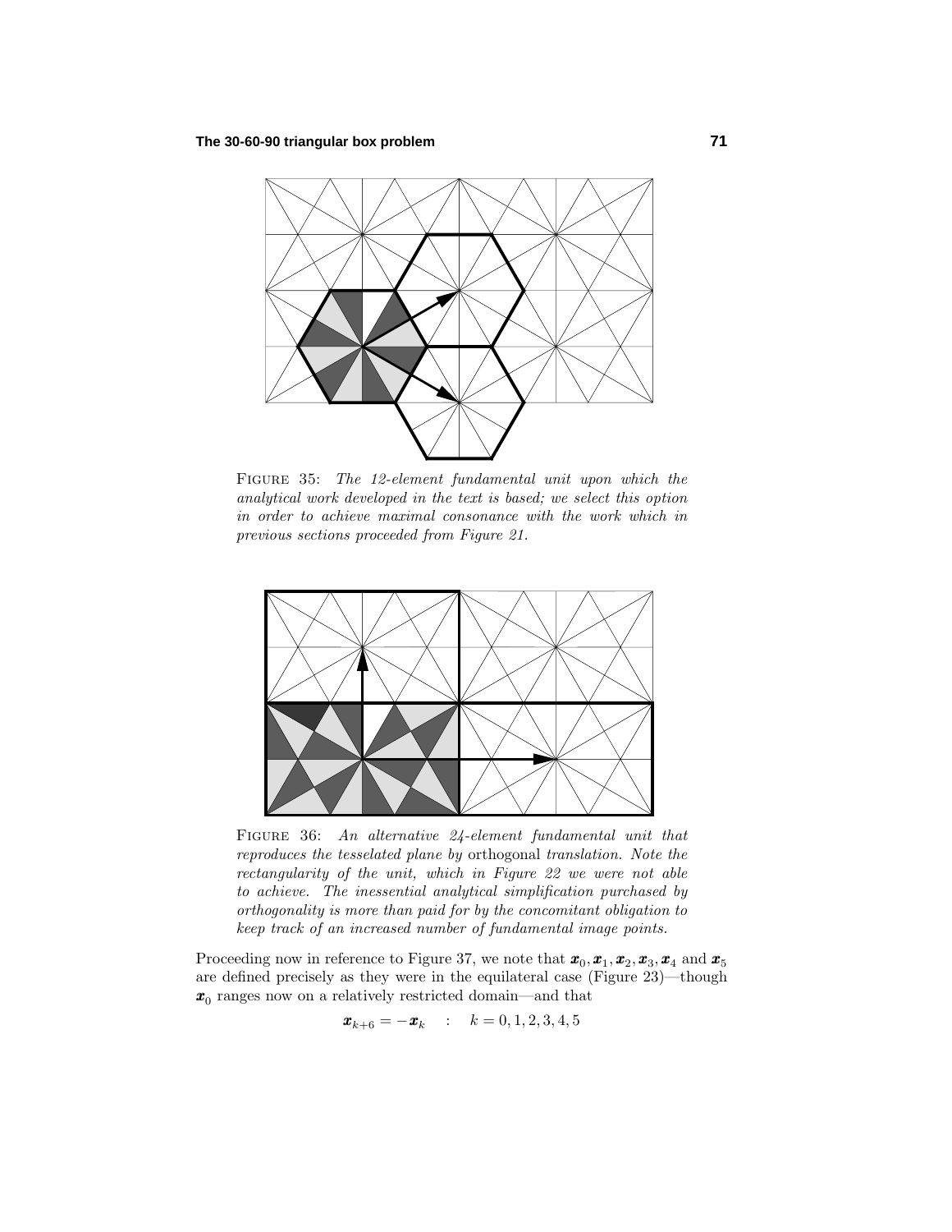FIGURE 35: *The 12-element fundamental unit upon which the analytical work developed in the text is based; we select this option in order to achieve maximal consonance with the work which in previous sections proceeded from Figure 21.*

FIGURE 36: *An alternative 24-element fundamental unit that reproduces the tesselated plane by* orthogonal *translation. Note the rectangularity of the unit, which in Figure 22 we were not able to achieve. The inessential analytical simplification purchased by orthogonality is more than paid for by the concomitant obligation to keep track of an increased number of fundamental image points.*

Proceeding now in reference to Figure 37, we note that $\boldsymbol{x}_0, \boldsymbol{x}_1, \boldsymbol{x}_2, \boldsymbol{x}_3, \boldsymbol{x}_4$ and $\boldsymbol{x}_5$ are defined precisely as they were in the equilateral case (Figure 23)—though $\boldsymbol{x}_0$ ranges now on a relatively restricted domain—and that

$$\boldsymbol{x}_{k+6} = -\boldsymbol{x}_k \quad : \quad k = 0, 1, 2, 3, 4, 5$$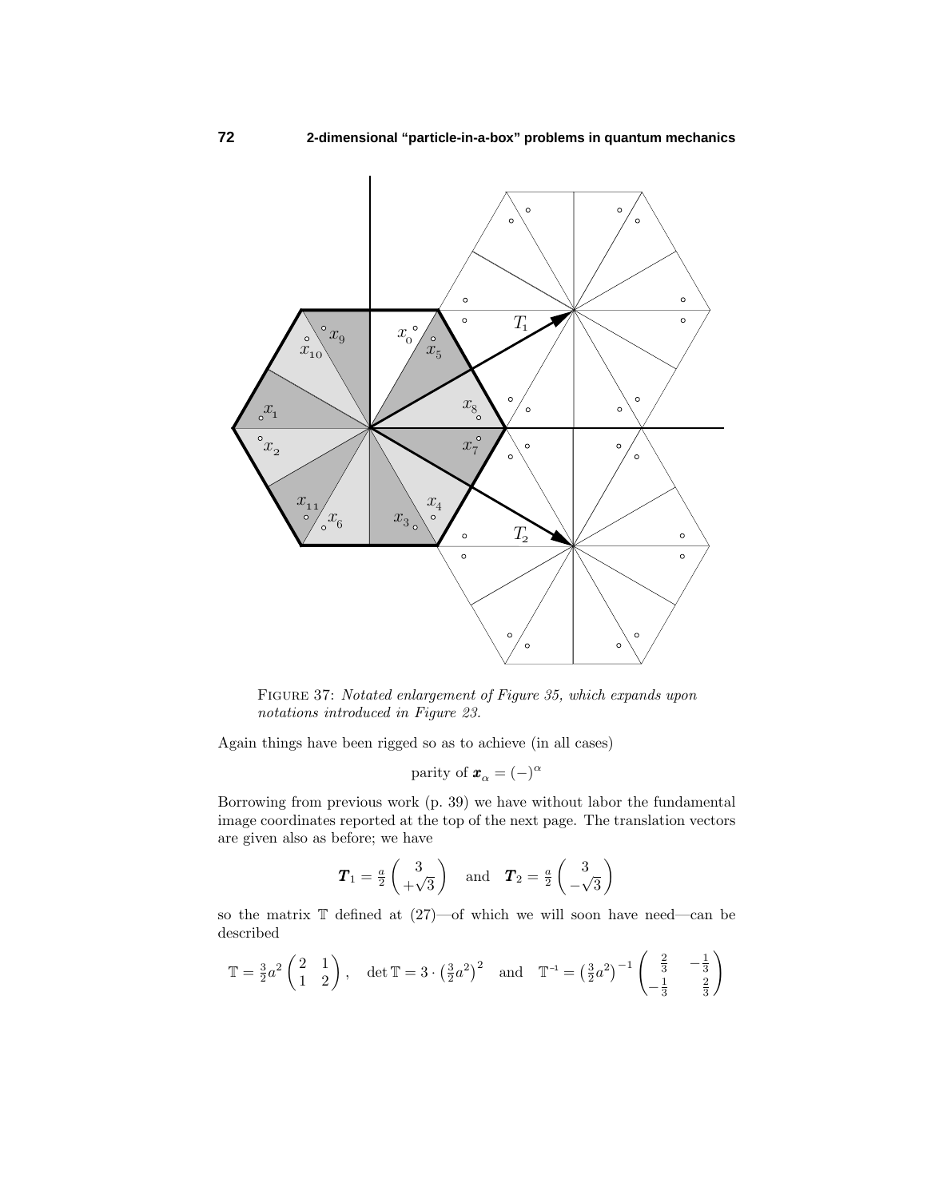FIGURE 37: *Notated enlargement of Figure 35, which expands upon notations introduced in Figure 23.*

Again things have been rigged so as to achieve (in all cases)

$$\text{parity of } \boldsymbol{x}_\alpha = (-)^\alpha$$

Borrowing from previous work (p. 39) we have without labor the fundamental image coordinates reported at the top of the next page. The translation vectors are given also as before; we have

$$\boldsymbol{T}_1 = \tfrac{a}{2}\begin{pmatrix} 3 \\ +\sqrt{3} \end{pmatrix} \quad \text{and} \quad \boldsymbol{T}_2 = \tfrac{a}{2}\begin{pmatrix} 3 \\ -\sqrt{3} \end{pmatrix}$$

so the matrix $\mathbb{T}$ defined at (27)—of which we will soon have need—can be described

$$\mathbb{T} = \tfrac{3}{2}a^2\begin{pmatrix} 2 & 1 \\ 1 & 2 \end{pmatrix}, \quad \det \mathbb{T} = 3 \cdot \left(\tfrac{3}{2}a^2\right)^2 \quad \text{and} \quad \mathbb{T}^{-1} = \left(\tfrac{3}{2}a^2\right)^{-1}\begin{pmatrix} \frac{2}{3} & -\frac{1}{3} \\ -\frac{1}{3} & \frac{2}{3} \end{pmatrix}$$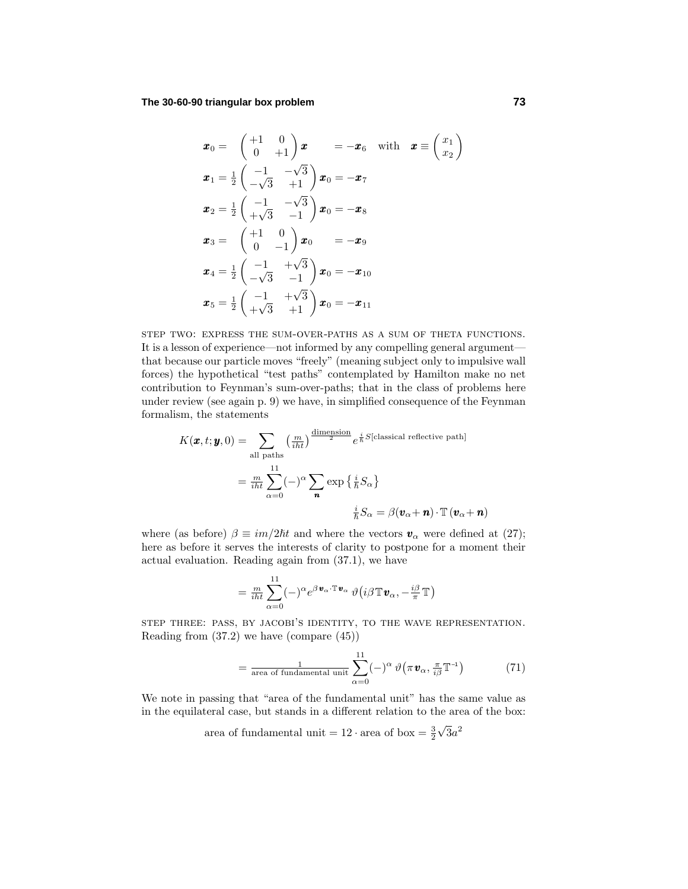$$
\begin{aligned}
\boldsymbol{x}_0 &= \begin{pmatrix} +1 & 0 \\ 0 & +1 \end{pmatrix} \boldsymbol{x} &&= -\boldsymbol{x}_6 \quad \text{with} \quad \boldsymbol{x} \equiv \begin{pmatrix} x_1 \\ x_2 \end{pmatrix} \\
\boldsymbol{x}_1 &= \tfrac{1}{2} \begin{pmatrix} -1 & -\sqrt{3} \\ -\sqrt{3} & +1 \end{pmatrix} \boldsymbol{x}_0 &&= -\boldsymbol{x}_7 \\
\boldsymbol{x}_2 &= \tfrac{1}{2} \begin{pmatrix} -1 & -\sqrt{3} \\ +\sqrt{3} & -1 \end{pmatrix} \boldsymbol{x}_0 &&= -\boldsymbol{x}_8 \\
\boldsymbol{x}_3 &= \begin{pmatrix} +1 & 0 \\ 0 & -1 \end{pmatrix} \boldsymbol{x}_0 &&= -\boldsymbol{x}_9 \\
\boldsymbol{x}_4 &= \tfrac{1}{2} \begin{pmatrix} -1 & +\sqrt{3} \\ -\sqrt{3} & -1 \end{pmatrix} \boldsymbol{x}_0 &&= -\boldsymbol{x}_{10} \\
\boldsymbol{x}_5 &= \tfrac{1}{2} \begin{pmatrix} -1 & +\sqrt{3} \\ +\sqrt{3} & +1 \end{pmatrix} \boldsymbol{x}_0 &&= -\boldsymbol{x}_{11}
\end{aligned}
$$

STEP TWO: EXPRESS THE SUM-OVER-PATHS AS A SUM OF THETA FUNCTIONS. It is a lesson of experience—not informed by any compelling general argument—that because our particle moves "freely" (meaning subject only to impulsive wall forces) the hypothetical "test paths" contemplated by Hamilton make no net contribution to Feynman's sum-over-paths; that in the class of problems here under review (see again p. 9) we have, in simplified consequence of the Feynman formalism, the statements

$$
\begin{aligned}
K(\boldsymbol{x}, t; \boldsymbol{y}, 0) &= \sum_{\text{all paths}} \left(\tfrac{m}{iht}\right)^{\frac{\text{dimension}}{2}} e^{\frac{i}{\hbar} S[\text{classical reflective path}]} \\
&= \tfrac{m}{iht} \sum_{\alpha=0}^{11} (-)^{\alpha} \sum_{\boldsymbol{n}} \exp\left\{\tfrac{i}{\hbar} S_{\alpha}\right\} \\
&\qquad\qquad\qquad \tfrac{i}{\hbar} S_{\alpha} = \beta(\boldsymbol{v}_{\alpha} + \boldsymbol{n}) \cdot \mathbb{T}\,(\boldsymbol{v}_{\alpha} + \boldsymbol{n})
\end{aligned}
$$

where (as before) $\beta \equiv im/2\hbar t$ and where the vectors $\boldsymbol{v}_{\alpha}$ were defined at (27); here as before it serves the interests of clarity to postpone for a moment their actual evaluation. Reading again from (37.1), we have

$$
= \tfrac{m}{iht} \sum_{\alpha=0}^{11} (-)^{\alpha} e^{\beta \boldsymbol{v}_{\alpha} \cdot \mathbb{T} \boldsymbol{v}_{\alpha}}\, \vartheta\big(i\beta \mathbb{T} \boldsymbol{v}_{\alpha}, -\tfrac{i\beta}{\pi} \mathbb{T}\big)
$$

STEP THREE: PASS, BY JACOBI'S IDENTITY, TO THE WAVE REPRESENTATION. Reading from (37.2) we have (compare (45))

$$
= \tfrac{1}{\text{area of fundamental unit}} \sum_{\alpha=0}^{11} (-)^{\alpha}\, \vartheta\big(\pi \boldsymbol{v}_{\alpha}, \tfrac{\pi}{i\beta} \mathbb{T}^{-1}\big) \tag{71}
$$

We note in passing that "area of the fundamental unit" has the same value as in the equilateral case, but stands in a different relation to the area of the box:

$$
\text{area of fundamental unit} = 12 \cdot \text{area of box} = \tfrac{3}{2}\sqrt{3}a^2
$$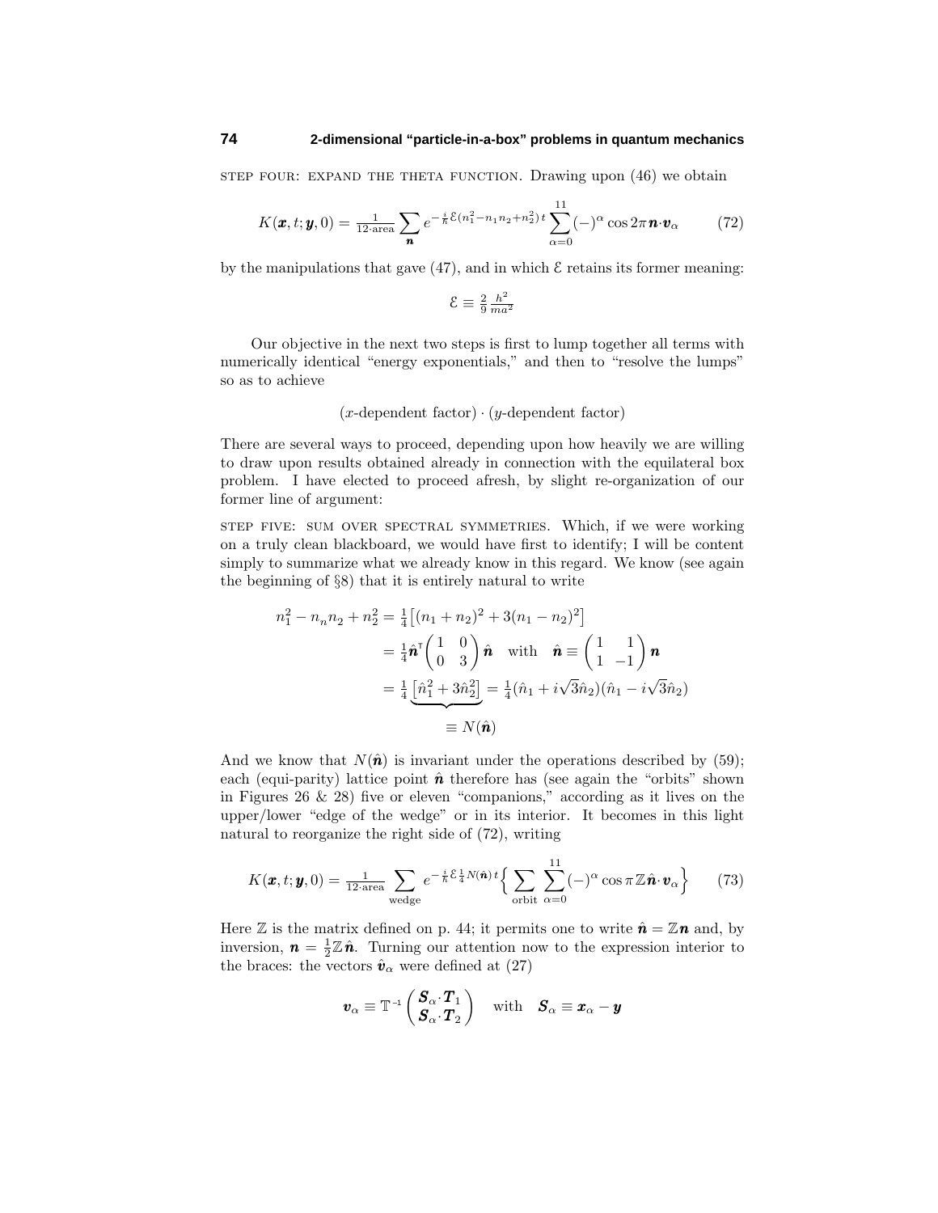STEP FOUR: EXPAND THE THETA FUNCTION. Drawing upon (46) we obtain

$$K(\boldsymbol{x},t;\boldsymbol{y},0) = \tfrac{1}{12\cdot\text{area}}\sum_{\boldsymbol{n}} e^{-\frac{i}{\hbar}\mathcal{E}(n_1^2-n_1n_2+n_2^2)\,t}\sum_{\alpha=0}^{11}(-)^\alpha\cos 2\pi\boldsymbol{n}\cdot\boldsymbol{v}_\alpha \tag{72}$$

by the manipulations that gave (47), and in which $\mathcal{E}$ retains its former meaning:

$$\mathcal{E} \equiv \tfrac{2}{9}\tfrac{h^2}{ma^2}$$

Our objective in the next two steps is first to lump together all terms with numerically identical "energy exponentials," and then to "resolve the lumps" so as to achieve

$$(x\text{-dependent factor})\cdot(y\text{-dependent factor})$$

There are several ways to proceed, depending upon how heavily we are willing to draw upon results obtained already in connection with the equilateral box problem. I have elected to proceed afresh, by slight re-organization of our former line of argument:

STEP FIVE: SUM OVER SPECTRAL SYMMETRIES. Which, if we were working on a truly clean blackboard, we would have first to identify; I will be content simply to summarize what we already know in this regard. We know (see again the beginning of §8) that it is entirely natural to write

$$\begin{aligned}
n_1^2 - n_n n_2 + n_2^2 &= \tfrac{1}{4}\big[(n_1+n_2)^2 + 3(n_1-n_2)^2\big]\\
&= \tfrac{1}{4}\hat{\boldsymbol{n}}^{\mathsf{T}}\begin{pmatrix}1 & 0\\ 0 & 3\end{pmatrix}\hat{\boldsymbol{n}} \quad\text{with}\quad \hat{\boldsymbol{n}} \equiv \begin{pmatrix}1 & 1\\ 1 & -1\end{pmatrix}\boldsymbol{n}\\
&= \tfrac{1}{4}\underbrace{\big[\hat{n}_1^2 + 3\hat{n}_2^2\big]}_{\equiv\, N(\hat{\boldsymbol{n}})} = \tfrac{1}{4}(\hat{n}_1 + i\sqrt{3}\hat{n}_2)(\hat{n}_1 - i\sqrt{3}\hat{n}_2)
\end{aligned}$$

And we know that $N(\hat{\boldsymbol{n}})$ is invariant under the operations described by (59); each (equi-parity) lattice point $\hat{\boldsymbol{n}}$ therefore has (see again the "orbits" shown in Figures 26 & 28) five or eleven "companions," according as it lives on the upper/lower "edge of the wedge" or in its interior. It becomes in this light natural to reorganize the right side of (72), writing

$$K(\boldsymbol{x},t;\boldsymbol{y},0) = \tfrac{1}{12\cdot\text{area}}\sum_{\text{wedge}} e^{-\frac{i}{\hbar}\mathcal{E}\frac{1}{4}N(\hat{\boldsymbol{n}})\,t}\Big\{\sum_{\text{orbit}}\sum_{\alpha=0}^{11}(-)^\alpha\cos\pi\mathbb{Z}\hat{\boldsymbol{n}}\cdot\boldsymbol{v}_\alpha\Big\} \tag{73}$$

Here $\mathbb{Z}$ is the matrix defined on p. 44; it permits one to write $\hat{\boldsymbol{n}} = \mathbb{Z}\boldsymbol{n}$ and, by inversion, $\boldsymbol{n} = \frac{1}{2}\mathbb{Z}\hat{\boldsymbol{n}}$. Turning our attention now to the expression interior to the braces: the vectors $\hat{\boldsymbol{v}}_\alpha$ were defined at (27)

$$\boldsymbol{v}_\alpha \equiv \mathbb{T}^{-1}\begin{pmatrix}\boldsymbol{S}_\alpha\cdot\boldsymbol{T}_1\\ \boldsymbol{S}_\alpha\cdot\boldsymbol{T}_2\end{pmatrix} \quad\text{with}\quad \boldsymbol{S}_\alpha \equiv \boldsymbol{x}_\alpha - \boldsymbol{y}$$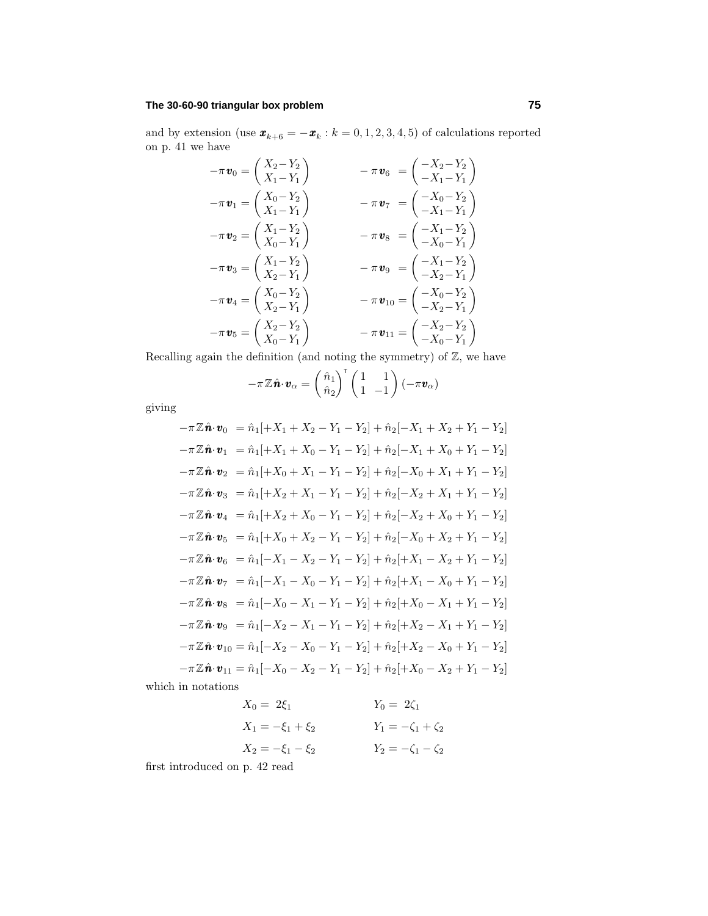and by extension (use $\boldsymbol{x}_{k+6} = -\boldsymbol{x}_k : k = 0, 1, 2, 3, 4, 5$) of calculations reported on p. 41 we have

$$
\begin{aligned}
-\pi\,\boldsymbol{v}_0 &= \begin{pmatrix} X_2 - Y_2 \\ X_1 - Y_1 \end{pmatrix} & -\pi\,\boldsymbol{v}_6 &= \begin{pmatrix} -X_2 - Y_2 \\ -X_1 - Y_1 \end{pmatrix} \\
-\pi\,\boldsymbol{v}_1 &= \begin{pmatrix} X_0 - Y_2 \\ X_1 - Y_1 \end{pmatrix} & -\pi\,\boldsymbol{v}_7 &= \begin{pmatrix} -X_0 - Y_2 \\ -X_1 - Y_1 \end{pmatrix} \\
-\pi\,\boldsymbol{v}_2 &= \begin{pmatrix} X_1 - Y_2 \\ X_0 - Y_1 \end{pmatrix} & -\pi\,\boldsymbol{v}_8 &= \begin{pmatrix} -X_1 - Y_2 \\ -X_0 - Y_1 \end{pmatrix} \\
-\pi\,\boldsymbol{v}_3 &= \begin{pmatrix} X_1 - Y_2 \\ X_2 - Y_1 \end{pmatrix} & -\pi\,\boldsymbol{v}_9 &= \begin{pmatrix} -X_1 - Y_2 \\ -X_2 - Y_1 \end{pmatrix} \\
-\pi\,\boldsymbol{v}_4 &= \begin{pmatrix} X_0 - Y_2 \\ X_2 - Y_1 \end{pmatrix} & -\pi\,\boldsymbol{v}_{10} &= \begin{pmatrix} -X_0 - Y_2 \\ -X_2 - Y_1 \end{pmatrix} \\
-\pi\,\boldsymbol{v}_5 &= \begin{pmatrix} X_2 - Y_2 \\ X_0 - Y_1 \end{pmatrix} & -\pi\,\boldsymbol{v}_{11} &= \begin{pmatrix} -X_2 - Y_2 \\ -X_0 - Y_1 \end{pmatrix}
\end{aligned}
$$

Recalling again the definition (and noting the symmetry) of $\mathbb{Z}$, we have

$$
-\pi\,\mathbb{Z}\hat{\boldsymbol{n}}\cdot\boldsymbol{v}_\alpha = \begin{pmatrix} \hat{n}_1 \\ \hat{n}_2 \end{pmatrix}^{\mathsf{T}} \begin{pmatrix} 1 & 1 \\ 1 & -1 \end{pmatrix} (-\pi\boldsymbol{v}_\alpha)
$$

giving

$$
\begin{aligned}
-\pi\,\mathbb{Z}\hat{\boldsymbol{n}}\cdot\boldsymbol{v}_0 &= \hat{n}_1[+X_1 + X_2 - Y_1 - Y_2] + \hat{n}_2[-X_1 + X_2 + Y_1 - Y_2] \\
-\pi\,\mathbb{Z}\hat{\boldsymbol{n}}\cdot\boldsymbol{v}_1 &= \hat{n}_1[+X_1 + X_0 - Y_1 - Y_2] + \hat{n}_2[-X_1 + X_0 + Y_1 - Y_2] \\
-\pi\,\mathbb{Z}\hat{\boldsymbol{n}}\cdot\boldsymbol{v}_2 &= \hat{n}_1[+X_0 + X_1 - Y_1 - Y_2] + \hat{n}_2[-X_0 + X_1 + Y_1 - Y_2] \\
-\pi\,\mathbb{Z}\hat{\boldsymbol{n}}\cdot\boldsymbol{v}_3 &= \hat{n}_1[+X_2 + X_1 - Y_1 - Y_2] + \hat{n}_2[-X_2 + X_1 + Y_1 - Y_2] \\
-\pi\,\mathbb{Z}\hat{\boldsymbol{n}}\cdot\boldsymbol{v}_4 &= \hat{n}_1[+X_2 + X_0 - Y_1 - Y_2] + \hat{n}_2[-X_2 + X_0 + Y_1 - Y_2] \\
-\pi\,\mathbb{Z}\hat{\boldsymbol{n}}\cdot\boldsymbol{v}_5 &= \hat{n}_1[+X_0 + X_2 - Y_1 - Y_2] + \hat{n}_2[-X_0 + X_2 + Y_1 - Y_2] \\
-\pi\,\mathbb{Z}\hat{\boldsymbol{n}}\cdot\boldsymbol{v}_6 &= \hat{n}_1[-X_1 - X_2 - Y_1 - Y_2] + \hat{n}_2[+X_1 - X_2 + Y_1 - Y_2] \\
-\pi\,\mathbb{Z}\hat{\boldsymbol{n}}\cdot\boldsymbol{v}_7 &= \hat{n}_1[-X_1 - X_0 - Y_1 - Y_2] + \hat{n}_2[+X_1 - X_0 + Y_1 - Y_2] \\
-\pi\,\mathbb{Z}\hat{\boldsymbol{n}}\cdot\boldsymbol{v}_8 &= \hat{n}_1[-X_0 - X_1 - Y_1 - Y_2] + \hat{n}_2[+X_0 - X_1 + Y_1 - Y_2] \\
-\pi\,\mathbb{Z}\hat{\boldsymbol{n}}\cdot\boldsymbol{v}_9 &= \hat{n}_1[-X_2 - X_1 - Y_1 - Y_2] + \hat{n}_2[+X_2 - X_1 + Y_1 - Y_2] \\
-\pi\,\mathbb{Z}\hat{\boldsymbol{n}}\cdot\boldsymbol{v}_{10} &= \hat{n}_1[-X_2 - X_0 - Y_1 - Y_2] + \hat{n}_2[+X_2 - X_0 + Y_1 - Y_2] \\
-\pi\,\mathbb{Z}\hat{\boldsymbol{n}}\cdot\boldsymbol{v}_{11} &= \hat{n}_1[-X_0 - X_2 - Y_1 - Y_2] + \hat{n}_2[+X_0 - X_2 + Y_1 - Y_2]
\end{aligned}
$$

which in notations

$$
\begin{aligned}
X_0 &= \ \ 2\xi_1 & Y_0 &= \ \ 2\zeta_1 \\
X_1 &= -\xi_1 + \xi_2 & Y_1 &= -\zeta_1 + \zeta_2 \\
X_2 &= -\xi_1 - \xi_2 & Y_2 &= -\zeta_1 - \zeta_2
\end{aligned}
$$

first introduced on p. 42 read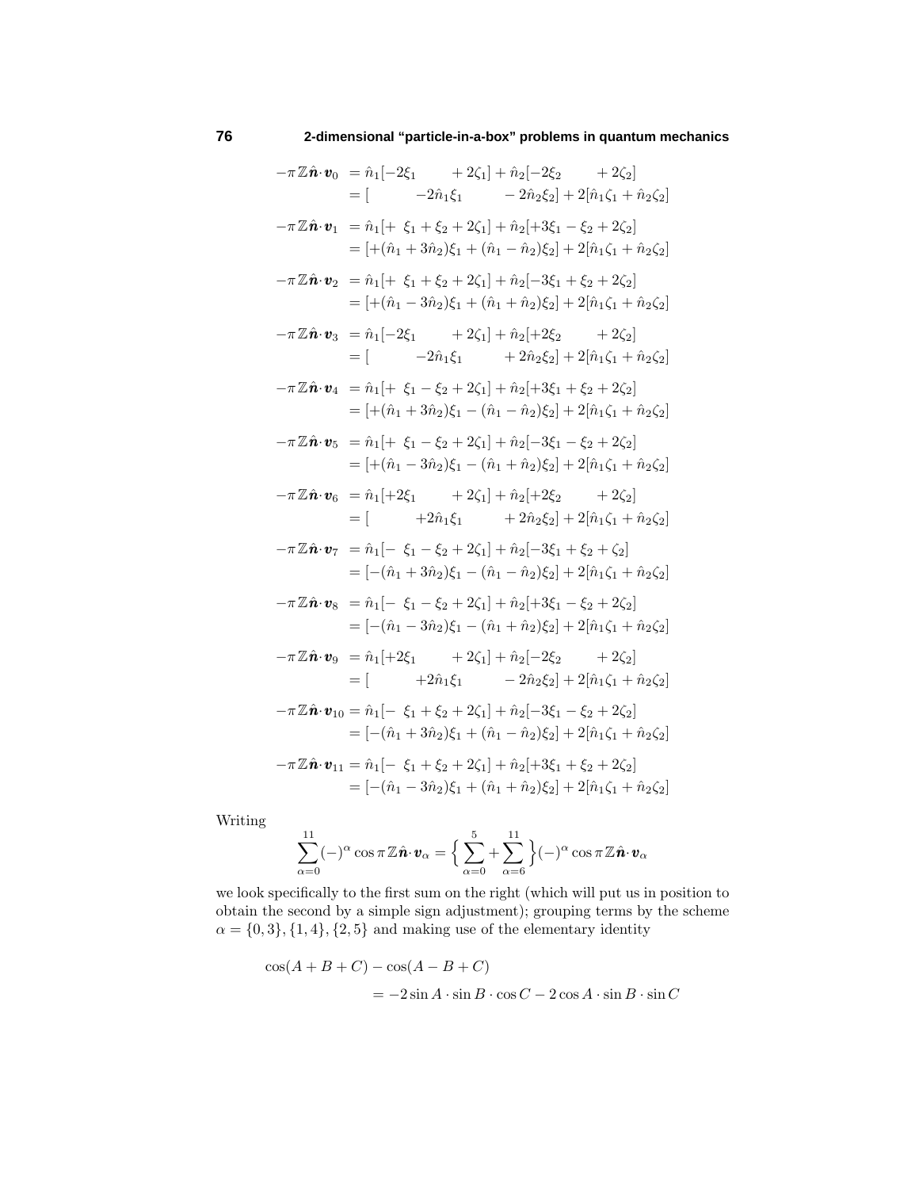$$
\begin{aligned}
-\pi\,\mathbb{Z}\hat{\boldsymbol{n}}\cdot\boldsymbol{v}_0 &= \hat{n}_1[-2\xi_1 \qquad + 2\zeta_1] + \hat{n}_2[-2\xi_2 \qquad + 2\zeta_2]\\
&= [\qquad -2\hat{n}_1\xi_1 \qquad - 2\hat{n}_2\xi_2] + 2[\hat{n}_1\zeta_1 + \hat{n}_2\zeta_2]\\[6pt]
-\pi\,\mathbb{Z}\hat{\boldsymbol{n}}\cdot\boldsymbol{v}_1 &= \hat{n}_1[+\ \xi_1 + \xi_2 + 2\zeta_1] + \hat{n}_2[+3\xi_1 - \xi_2 + 2\zeta_2]\\
&= [+(\hat{n}_1 + 3\hat{n}_2)\xi_1 + (\hat{n}_1 - \hat{n}_2)\xi_2] + 2[\hat{n}_1\zeta_1 + \hat{n}_2\zeta_2]\\[6pt]
-\pi\,\mathbb{Z}\hat{\boldsymbol{n}}\cdot\boldsymbol{v}_2 &= \hat{n}_1[+\ \xi_1 + \xi_2 + 2\zeta_1] + \hat{n}_2[-3\xi_1 + \xi_2 + 2\zeta_2]\\
&= [+(\hat{n}_1 - 3\hat{n}_2)\xi_1 + (\hat{n}_1 + \hat{n}_2)\xi_2] + 2[\hat{n}_1\zeta_1 + \hat{n}_2\zeta_2]\\[6pt]
-\pi\,\mathbb{Z}\hat{\boldsymbol{n}}\cdot\boldsymbol{v}_3 &= \hat{n}_1[-2\xi_1 \qquad + 2\zeta_1] + \hat{n}_2[+2\xi_2 \qquad + 2\zeta_2]\\
&= [\qquad -2\hat{n}_1\xi_1 \qquad + 2\hat{n}_2\xi_2] + 2[\hat{n}_1\zeta_1 + \hat{n}_2\zeta_2]\\[6pt]
-\pi\,\mathbb{Z}\hat{\boldsymbol{n}}\cdot\boldsymbol{v}_4 &= \hat{n}_1[+\ \xi_1 - \xi_2 + 2\zeta_1] + \hat{n}_2[+3\xi_1 + \xi_2 + 2\zeta_2]\\
&= [+(\hat{n}_1 + 3\hat{n}_2)\xi_1 - (\hat{n}_1 - \hat{n}_2)\xi_2] + 2[\hat{n}_1\zeta_1 + \hat{n}_2\zeta_2]\\[6pt]
-\pi\,\mathbb{Z}\hat{\boldsymbol{n}}\cdot\boldsymbol{v}_5 &= \hat{n}_1[+\ \xi_1 - \xi_2 + 2\zeta_1] + \hat{n}_2[-3\xi_1 - \xi_2 + 2\zeta_2]\\
&= [+(\hat{n}_1 - 3\hat{n}_2)\xi_1 - (\hat{n}_1 + \hat{n}_2)\xi_2] + 2[\hat{n}_1\zeta_1 + \hat{n}_2\zeta_2]\\[6pt]
-\pi\,\mathbb{Z}\hat{\boldsymbol{n}}\cdot\boldsymbol{v}_6 &= \hat{n}_1[+2\xi_1 \qquad + 2\zeta_1] + \hat{n}_2[+2\xi_2 \qquad + 2\zeta_2]\\
&= [\qquad +2\hat{n}_1\xi_1 \qquad + 2\hat{n}_2\xi_2] + 2[\hat{n}_1\zeta_1 + \hat{n}_2\zeta_2]\\[6pt]
-\pi\,\mathbb{Z}\hat{\boldsymbol{n}}\cdot\boldsymbol{v}_7 &= \hat{n}_1[-\ \xi_1 - \xi_2 + 2\zeta_1] + \hat{n}_2[-3\xi_1 + \xi_2 + \zeta_2]\\
&= [-(\hat{n}_1 + 3\hat{n}_2)\xi_1 - (\hat{n}_1 - \hat{n}_2)\xi_2] + 2[\hat{n}_1\zeta_1 + \hat{n}_2\zeta_2]\\[6pt]
-\pi\,\mathbb{Z}\hat{\boldsymbol{n}}\cdot\boldsymbol{v}_8 &= \hat{n}_1[-\ \xi_1 - \xi_2 + 2\zeta_1] + \hat{n}_2[+3\xi_1 - \xi_2 + 2\zeta_2]\\
&= [-(\hat{n}_1 - 3\hat{n}_2)\xi_1 - (\hat{n}_1 + \hat{n}_2)\xi_2] + 2[\hat{n}_1\zeta_1 + \hat{n}_2\zeta_2]\\[6pt]
-\pi\,\mathbb{Z}\hat{\boldsymbol{n}}\cdot\boldsymbol{v}_9 &= \hat{n}_1[+2\xi_1 \qquad + 2\zeta_1] + \hat{n}_2[-2\xi_2 \qquad + 2\zeta_2]\\
&= [\qquad +2\hat{n}_1\xi_1 \qquad - 2\hat{n}_2\xi_2] + 2[\hat{n}_1\zeta_1 + \hat{n}_2\zeta_2]\\[6pt]
-\pi\,\mathbb{Z}\hat{\boldsymbol{n}}\cdot\boldsymbol{v}_{10} &= \hat{n}_1[-\ \xi_1 + \xi_2 + 2\zeta_1] + \hat{n}_2[-3\xi_1 - \xi_2 + 2\zeta_2]\\
&= [-(\hat{n}_1 + 3\hat{n}_2)\xi_1 + (\hat{n}_1 - \hat{n}_2)\xi_2] + 2[\hat{n}_1\zeta_1 + \hat{n}_2\zeta_2]\\[6pt]
-\pi\,\mathbb{Z}\hat{\boldsymbol{n}}\cdot\boldsymbol{v}_{11} &= \hat{n}_1[-\ \xi_1 + \xi_2 + 2\zeta_1] + \hat{n}_2[+3\xi_1 + \xi_2 + 2\zeta_2]\\
&= [-(\hat{n}_1 - 3\hat{n}_2)\xi_1 + (\hat{n}_1 + \hat{n}_2)\xi_2] + 2[\hat{n}_1\zeta_1 + \hat{n}_2\zeta_2]
\end{aligned}
$$

Writing

$$
\sum_{\alpha=0}^{11}(-)^\alpha\cos\pi\mathbb{Z}\hat{\boldsymbol{n}}\cdot\boldsymbol{v}_\alpha = \Big\{\sum_{\alpha=0}^{5} + \sum_{\alpha=6}^{11}\Big\}(-)^\alpha\cos\pi\mathbb{Z}\hat{\boldsymbol{n}}\cdot\boldsymbol{v}_\alpha
$$

we look specifically to the first sum on the right (which will put us in position to obtain the second by a simple sign adjustment); grouping terms by the scheme $\alpha = \{0,3\},\{1,4\},\{2,5\}$ and making use of the elementary identity

$$
\begin{aligned}
\cos(A+B+C) &- \cos(A-B+C)\\
&= -2\sin A\cdot\sin B\cdot\cos C - 2\cos A\cdot\sin B\cdot\sin C
\end{aligned}
$$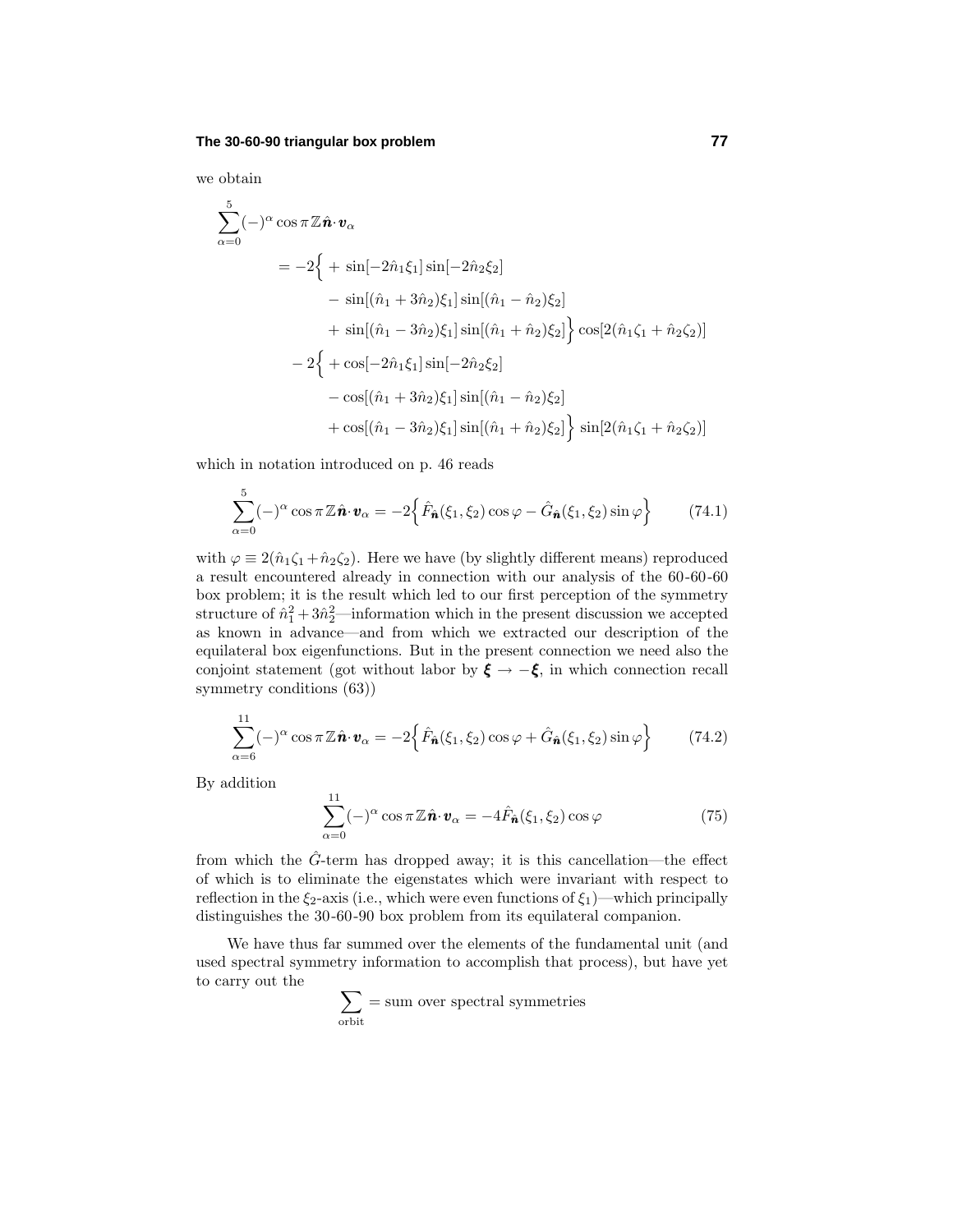we obtain

$$
\begin{aligned}
\sum_{\alpha=0}^{5}(-)^\alpha \cos\pi\mathbb{Z}\hat{\boldsymbol{n}}\cdot\boldsymbol{v}_\alpha
&= -2\Big\{ + \sin[-2\hat{n}_1\xi_1]\sin[-2\hat{n}_2\xi_2] \\
&\qquad - \sin[(\hat{n}_1+3\hat{n}_2)\xi_1]\sin[(\hat{n}_1-\hat{n}_2)\xi_2] \\
&\qquad + \sin[(\hat{n}_1-3\hat{n}_2)\xi_1]\sin[(\hat{n}_1+\hat{n}_2)\xi_2]\Big\}\cos[2(\hat{n}_1\zeta_1+\hat{n}_2\zeta_2)] \\
&\quad - 2\Big\{ + \cos[-2\hat{n}_1\xi_1]\sin[-2\hat{n}_2\xi_2] \\
&\qquad - \cos[(\hat{n}_1+3\hat{n}_2)\xi_1]\sin[(\hat{n}_1-\hat{n}_2)\xi_2] \\
&\qquad + \cos[(\hat{n}_1-3\hat{n}_2)\xi_1]\sin[(\hat{n}_1+\hat{n}_2)\xi_2]\Big\}\sin[2(\hat{n}_1\zeta_1+\hat{n}_2\zeta_2)]
\end{aligned}
$$

which in notation introduced on p. 46 reads

$$
\sum_{\alpha=0}^{5}(-)^\alpha \cos\pi\mathbb{Z}\hat{\boldsymbol{n}}\cdot\boldsymbol{v}_\alpha = -2\Big\{\hat{F}_{\hat{\boldsymbol{n}}}(\xi_1,\xi_2)\cos\varphi - \hat{G}_{\hat{\boldsymbol{n}}}(\xi_1,\xi_2)\sin\varphi\Big\} \tag{74.1}
$$

with $\varphi \equiv 2(\hat{n}_1\zeta_1+\hat{n}_2\zeta_2)$. Here we have (by slightly different means) reproduced a result encountered already in connection with our analysis of the 60-60-60 box problem; it is the result which led to our first perception of the symmetry structure of $\hat{n}_1^2+3\hat{n}_2^2$—information which in the present discussion we accepted as known in advance—and from which we extracted our description of the equilateral box eigenfunctions. But in the present connection we need also the conjoint statement (got without labor by $\boldsymbol{\xi}\to-\boldsymbol{\xi}$, in which connection recall symmetry conditions (63))

$$
\sum_{\alpha=6}^{11}(-)^\alpha \cos\pi\mathbb{Z}\hat{\boldsymbol{n}}\cdot\boldsymbol{v}_\alpha = -2\Big\{\hat{F}_{\hat{\boldsymbol{n}}}(\xi_1,\xi_2)\cos\varphi + \hat{G}_{\hat{\boldsymbol{n}}}(\xi_1,\xi_2)\sin\varphi\Big\} \tag{74.2}
$$

By addition

$$
\sum_{\alpha=0}^{11}(-)^\alpha \cos\pi\mathbb{Z}\hat{\boldsymbol{n}}\cdot\boldsymbol{v}_\alpha = -4\hat{F}_{\hat{\boldsymbol{n}}}(\xi_1,\xi_2)\cos\varphi \tag{75}
$$

from which the $\hat{G}$-term has dropped away; it is this cancellation—the effect of which is to eliminate the eigenstates which were invariant with respect to reflection in the $\xi_2$-axis (i.e., which were even functions of $\xi_1$)—which principally distinguishes the 30-60-90 box problem from its equilateral companion.

We have thus far summed over the elements of the fundamental unit (and used spectral symmetry information to accomplish that process), but have yet to carry out the

$$
\sum_{\text{orbit}} = \text{sum over spectral symmetries}
$$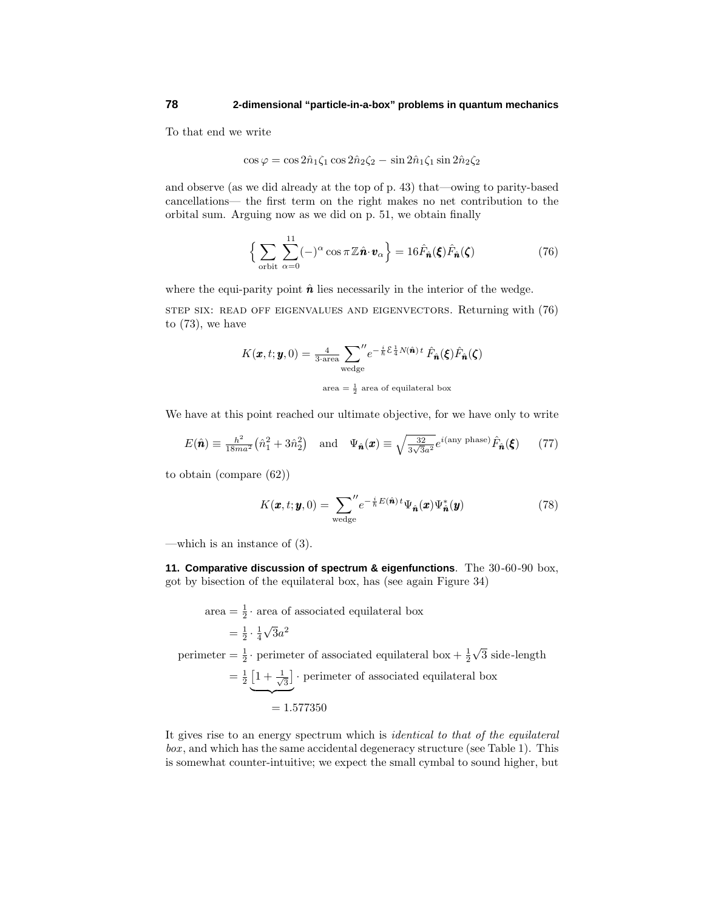To that end we write

$$\cos\varphi = \cos 2\hat{n}_1\zeta_1 \cos 2\hat{n}_2\zeta_2 - \sin 2\hat{n}_1\zeta_1 \sin 2\hat{n}_2\zeta_2$$

and observe (as we did already at the top of p. 43) that—owing to parity-based cancellations— the first term on the right makes no net contribution to the orbital sum. Arguing now as we did on p. 51, we obtain finally

$$\Big\{ \sum_{\text{orbit}} \sum_{\alpha=0}^{11} (-)^\alpha \cos \pi \mathbb{Z} \hat{\boldsymbol{n}}\cdot \boldsymbol{v}_\alpha \Big\} = 16 \hat{F}_{\hat{\boldsymbol{n}}}(\boldsymbol{\xi}) \hat{F}_{\hat{\boldsymbol{n}}}(\boldsymbol{\zeta}) \tag{76}$$

where the equi-parity point $\hat{\boldsymbol{n}}$ lies necessarily in the interior of the wedge.

STEP SIX: READ OFF EIGENVALUES AND EIGENVECTORS. Returning with (76) to (73), we have

$$K(\boldsymbol{x}, t; \boldsymbol{y}, 0) = \tfrac{4}{3\cdot\text{area}} \sum_{\text{wedge}}{}^{\prime\prime} e^{-\frac{i}{\hbar}\mathcal{E}\frac{1}{4}N(\hat{\boldsymbol{n}})\,t}\, \hat{F}_{\hat{\boldsymbol{n}}}(\boldsymbol{\xi}) \hat{F}_{\hat{\boldsymbol{n}}}(\boldsymbol{\zeta})$$

$$\text{area} = \tfrac{1}{2} \text{ area of equilateral box}$$

We have at this point reached our ultimate objective, for we have only to write

$$E(\hat{\boldsymbol{n}}) \equiv \tfrac{h^2}{18ma^2}\big(\hat{n}_1^2 + 3\hat{n}_2^2\big) \quad \text{and} \quad \Psi_{\hat{\boldsymbol{n}}}(\boldsymbol{x}) \equiv \sqrt{\tfrac{32}{3\sqrt{3}a^2}}\, e^{i(\text{any phase})} \hat{F}_{\hat{\boldsymbol{n}}}(\boldsymbol{\xi}) \tag{77}$$

to obtain (compare (62))

$$K(\boldsymbol{x}, t; \boldsymbol{y}, 0) = \sum_{\text{wedge}}{}^{\prime\prime} e^{-\frac{i}{\hbar}E(\hat{\boldsymbol{n}})\,t} \Psi_{\hat{\boldsymbol{n}}}(\boldsymbol{x}) \Psi^*_{\hat{\boldsymbol{n}}}(\boldsymbol{y}) \tag{78}$$

—which is an instance of (3).

**11. Comparative discussion of spectrum & eigenfunctions**. The 30-60-90 box, got by bisection of the equilateral box, has (see again Figure 34)

$$\begin{aligned}
\text{area} &= \tfrac{1}{2}\cdot \text{area of associated equilateral box}\\
&= \tfrac{1}{2}\cdot \tfrac{1}{4}\sqrt{3}a^2\\
\text{perimeter} &= \tfrac{1}{2}\cdot \text{perimeter of associated equilateral box} + \tfrac{1}{2}\sqrt{3}\text{ side-length}\\
&= \tfrac{1}{2}\underbrace{\big[1 + \tfrac{1}{\sqrt{3}}\big]}_{=\,1.577350}\cdot \text{perimeter of associated equilateral box}
\end{aligned}$$

It gives rise to an energy spectrum which is *identical to that of the equilateral box*, and which has the same accidental degeneracy structure (see Table 1). This is somewhat counter-intuitive; we expect the small cymbal to sound higher, but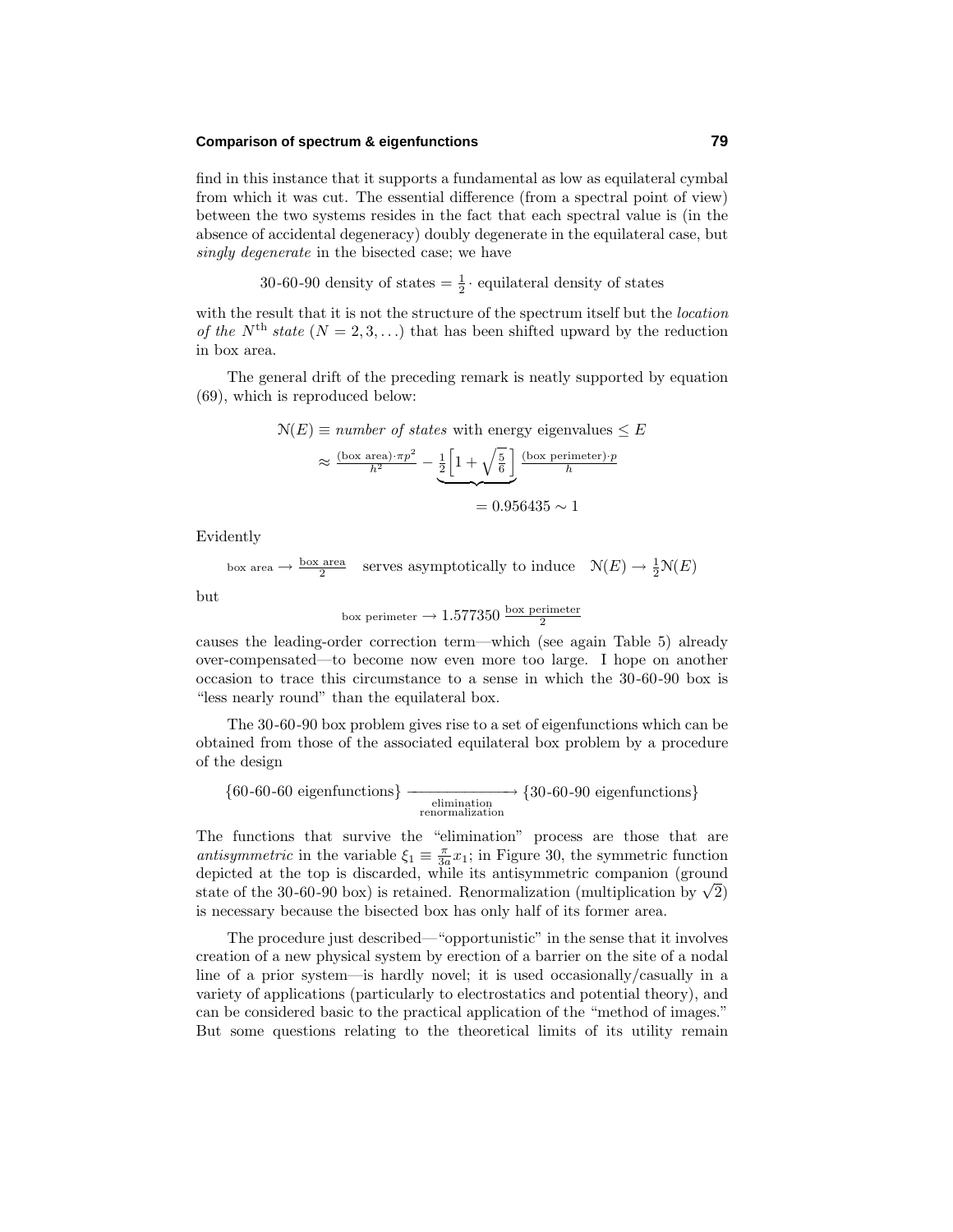find in this instance that it supports a fundamental as low as equilateral cymbal from which it was cut. The essential difference (from a spectral point of view) between the two systems resides in the fact that each spectral value is (in the absence of accidental degeneracy) doubly degenerate in the equilateral case, but *singly degenerate* in the bisected case; we have

$$\text{30-60-90 density of states} = \tfrac{1}{2}\cdot \text{equilateral density of states}$$

with the result that it is not the structure of the spectrum itself but the *location of the* $N^{\text{th}}$ *state* ($N = 2, 3, \ldots$) that has been shifted upward by the reduction in box area.

The general drift of the preceding remark is neatly supported by equation (69), which is reproduced below:

$$\begin{aligned}
\mathcal{N}(E) &\equiv \textit{number of states} \text{ with energy eigenvalues} \leq E\\
&\approx \tfrac{(\text{box area})\cdot \pi p^2}{h^2} - \underbrace{\tfrac{1}{2}\Big[1+\sqrt{\tfrac{5}{6}}\,\Big]}_{=\,0.956435\,\sim\,1}\tfrac{(\text{box perimeter})\cdot p}{h}
\end{aligned}$$

Evidently

$$\text{box area} \longrightarrow \tfrac{\text{box area}}{2} \quad \text{serves asymptotically to induce} \quad \mathcal{N}(E) \rightarrow \tfrac{1}{2}\mathcal{N}(E)$$

but

$$\text{box perimeter} \longrightarrow 1.577350\, \tfrac{\text{box perimeter}}{2}$$

causes the leading-order correction term—which (see again Table 5) already over-compensated—to become now even more too large. I hope on another occasion to trace this circumstance to a sense in which the 30-60-90 box is "less nearly round" than the equilateral box.

The 30-60-90 box problem gives rise to a set of eigenfunctions which can be obtained from those of the associated equilateral box problem by a procedure of the design

$$\{\text{60-60-60 eigenfunctions}\} \xrightarrow[\text{elimination}\atop\text{renormalization}]{\qquad\qquad} \{\text{30-60-90 eigenfunctions}\}$$

The functions that survive the "elimination" process are those that are *antisymmetric* in the variable $\xi_1 \equiv \frac{\pi}{3a}x_1$; in Figure 30, the symmetric function depicted at the top is discarded, while its antisymmetric companion (ground state of the 30-60-90 box) is retained. Renormalization (multiplication by $\sqrt{2}$) is necessary because the bisected box has only half of its former area.

The procedure just described—"opportunistic" in the sense that it involves creation of a new physical system by erection of a barrier on the site of a nodal line of a prior system—is hardly novel; it is used occasionally/casually in a variety of applications (particularly to electrostatics and potential theory), and can be considered basic to the practical application of the "method of images." But some questions relating to the theoretical limits of its utility remain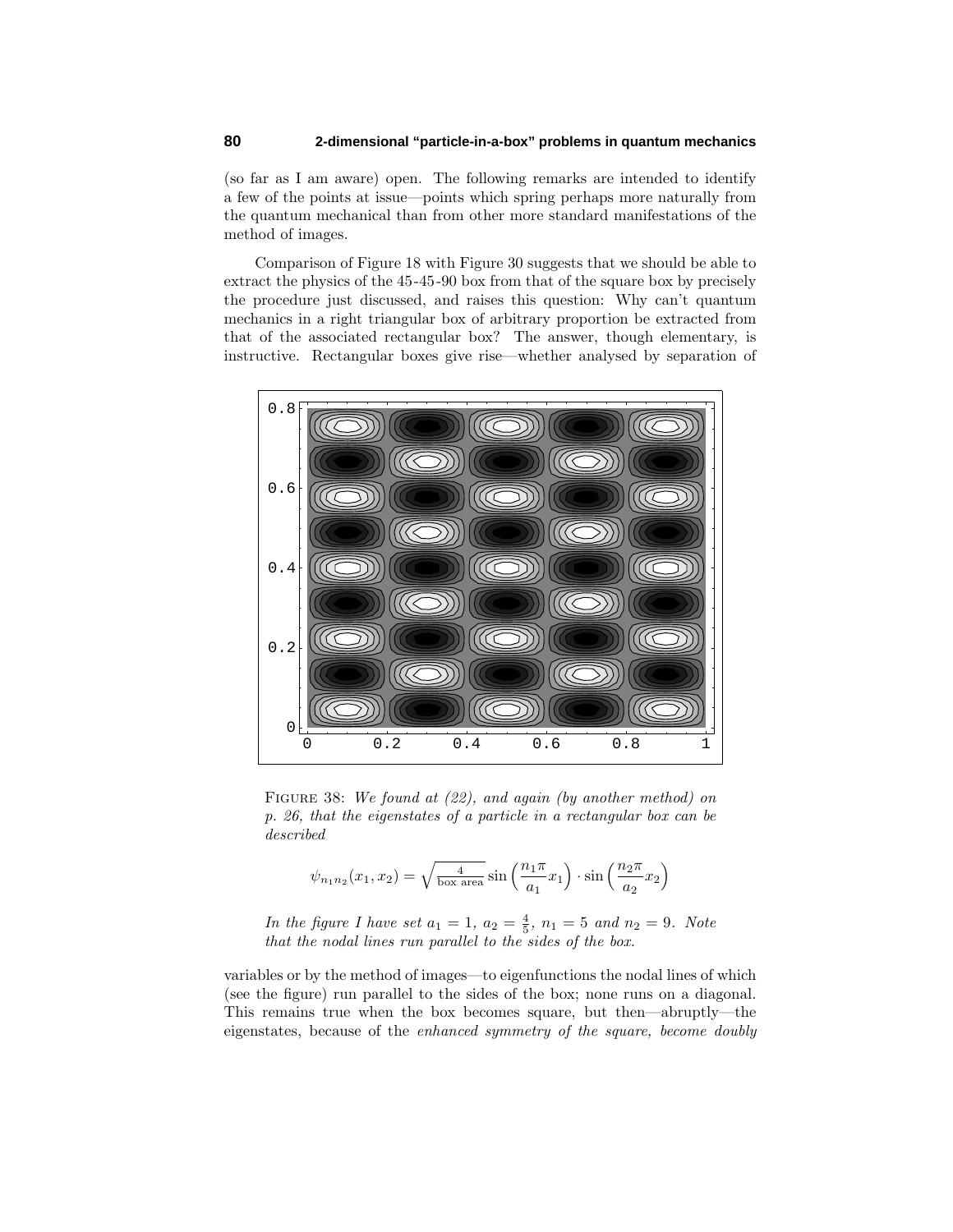(so far as I am aware) open. The following remarks are intended to identify a few of the points at issue—points which spring perhaps more naturally from the quantum mechanical than from other more standard manifestations of the method of images.

Comparison of Figure 18 with Figure 30 suggests that we should be able to extract the physics of the 45-45-90 box from that of the square box by precisely the procedure just discussed, and raises this question: Why can't quantum mechanics in a right triangular box of arbitrary proportion be extracted from that of the associated rectangular box? The answer, though elementary, is instructive. Rectangular boxes give rise—whether analysed by separation of

FIGURE 38: *We found at (22), and again (by another method) on p. 26, that the eigenstates of a particle in a rectangular box can be described*

$$\psi_{n_1 n_2}(x_1, x_2) = \sqrt{\tfrac{4}{\text{box area}}}\sin\Big(\frac{n_1\pi}{a_1}x_1\Big)\cdot\sin\Big(\frac{n_2\pi}{a_2}x_2\Big)$$

*In the figure I have set* $a_1 = 1$, $a_2 = \frac{4}{5}$, $n_1 = 5$ *and* $n_2 = 9$. *Note that the nodal lines run parallel to the sides of the box.*

variables or by the method of images—to eigenfunctions the nodal lines of which (see the figure) run parallel to the sides of the box; none runs on a diagonal. This remains true when the box becomes square, but then—abruptly—the eigenstates, because of the *enhanced symmetry of the square, become doubly*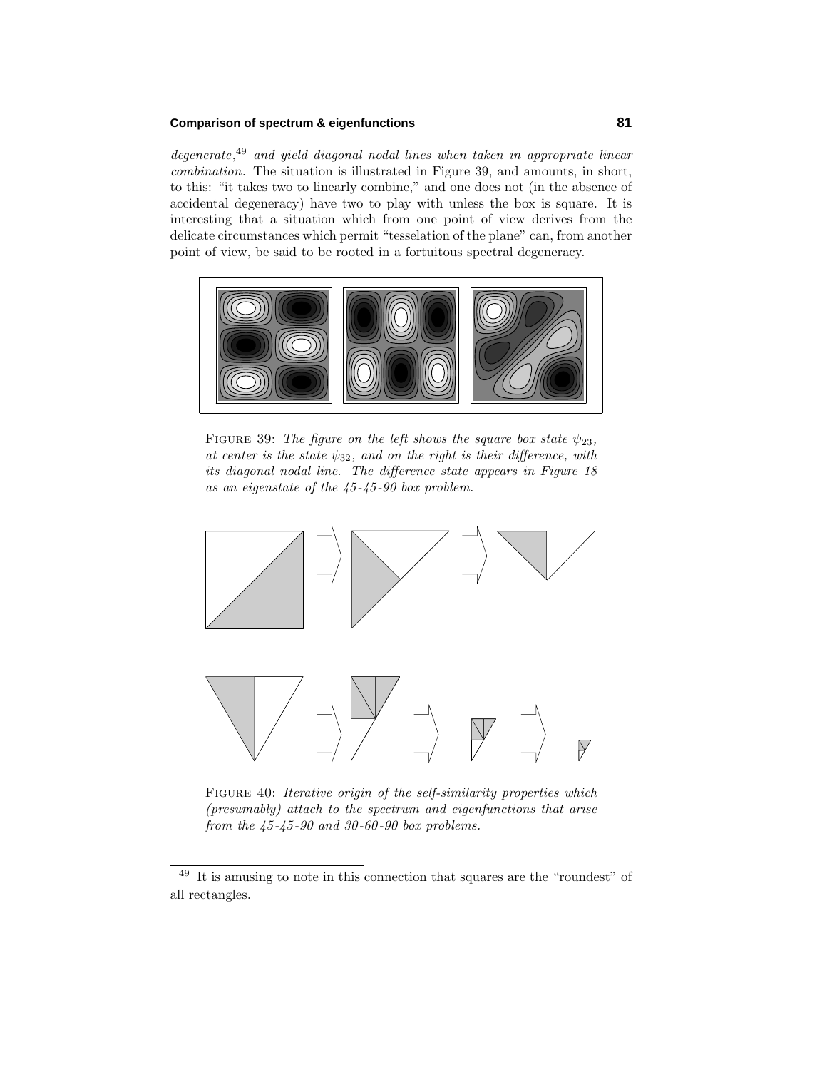*degenerate,*[49] *and yield diagonal nodal lines when taken in appropriate linear combination*. The situation is illustrated in Figure 39, and amounts, in short, to this: "it takes two to linearly combine," and one does not (in the absence of accidental degeneracy) have two to play with unless the box is square. It is interesting that a situation which from one point of view derives from the delicate circumstances which permit "tesselation of the plane" can, from another point of view, be said to be rooted in a fortuitous spectral degeneracy.

FIGURE 39: *The figure on the left shows the square box state $\psi_{23}$, at center is the state $\psi_{32}$, and on the right is their difference, with its diagonal nodal line. The difference state appears in Figure 18 as an eigenstate of the 45-45-90 box problem.*

FIGURE 40: *Iterative origin of the self-similarity properties which (presumably) attach to the spectrum and eigenfunctions that arise from the 45-45-90 and 30-60-90 box problems.*

[49] It is amusing to note in this connection that squares are the "roundest" of all rectangles.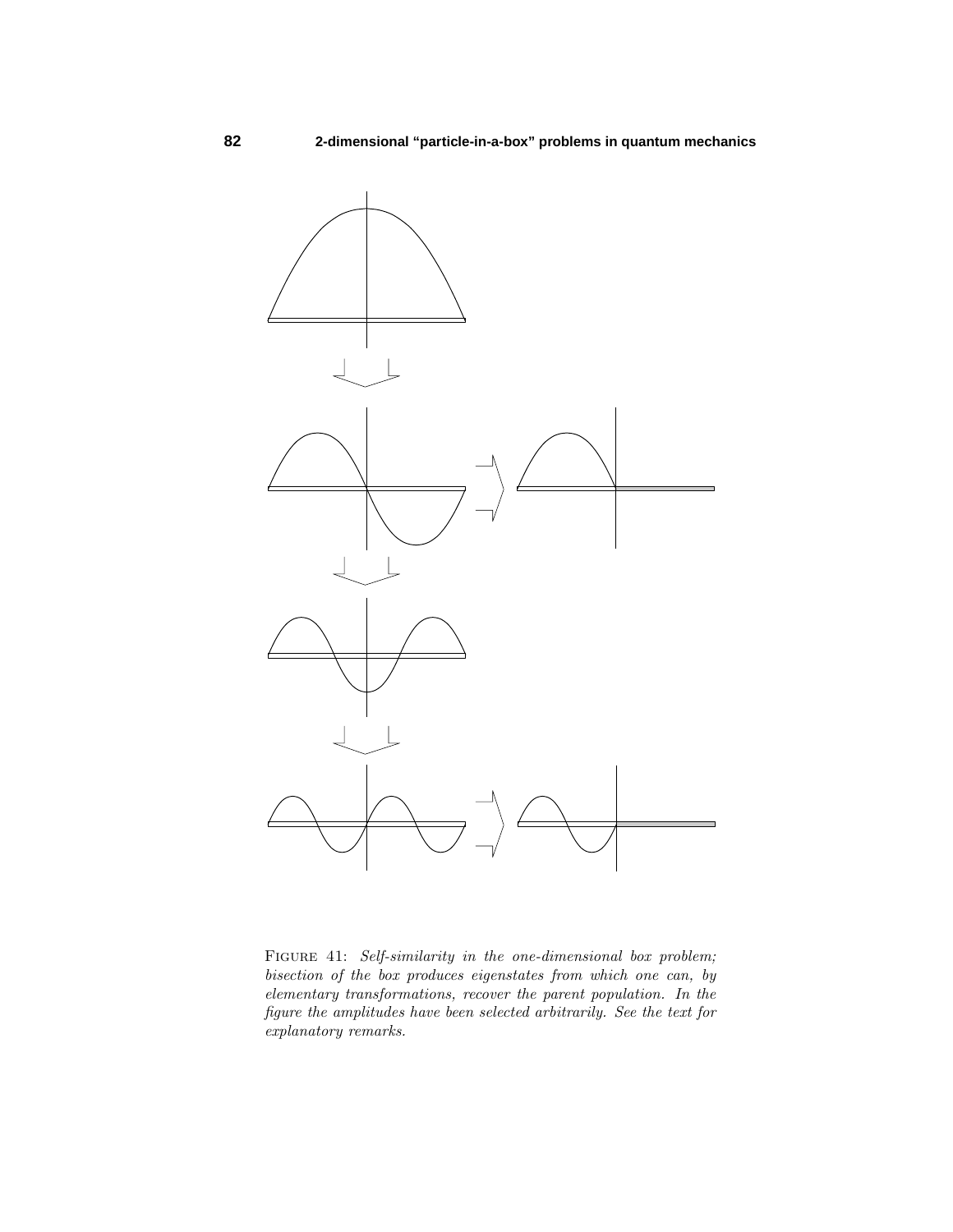FIGURE 41: *Self-similarity in the one-dimensional box problem; bisection of the box produces eigenstates from which one can, by elementary transformations, recover the parent population. In the figure the amplitudes have been selected arbitrarily. See the text for explanatory remarks.*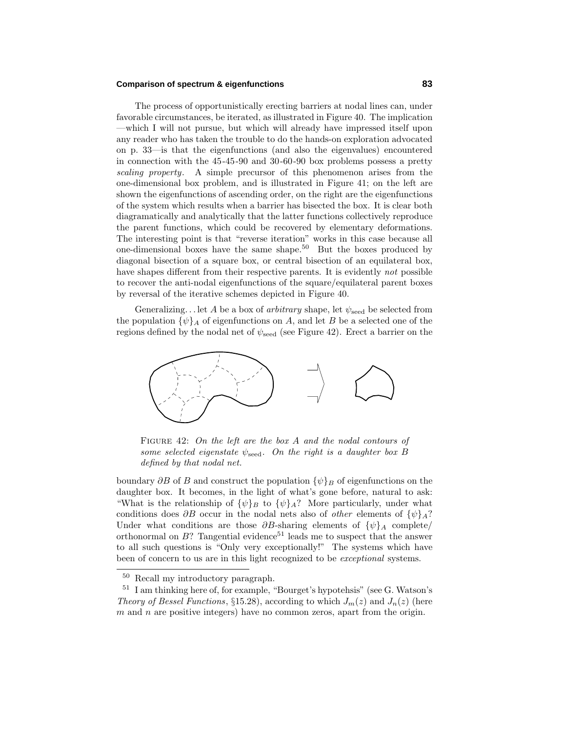The process of opportunistically erecting barriers at nodal lines can, under favorable circumstances, be iterated, as illustrated in Figure 40. The implication —which I will not pursue, but which will already have impressed itself upon any reader who has taken the trouble to do the hands-on exploration advocated on p. 33—is that the eigenfunctions (and also the eigenvalues) encountered in connection with the 45-45-90 and 30-60-90 box problems possess a pretty *scaling property*. A simple precursor of this phenomenon arises from the one-dimensional box problem, and is illustrated in Figure 41; on the left are shown the eigenfunctions of ascending order, on the right are the eigenfunctions of the system which results when a barrier has bisected the box. It is clear both diagramatically and analytically that the latter functions collectively reproduce the parent functions, which could be recovered by elementary deformations. The interesting point is that "reverse iteration" works in this case because all one-dimensional boxes have the same shape.[50] But the boxes produced by diagonal bisection of a square box, or central bisection of an equilateral box, have shapes different from their respective parents. It is evidently *not* possible to recover the anti-nodal eigenfunctions of the square/equilateral parent boxes by reversal of the iterative schemes depicted in Figure 40.

Generalizing... let $A$ be a box of *arbitrary* shape, let $\psi_{\text{seed}}$ be selected from the population $\{\psi\}_A$ of eigenfunctions on $A$, and let $B$ be a selected one of the regions defined by the nodal net of $\psi_{\text{seed}}$ (see Figure 42). Erect a barrier on the

FIGURE 42: *On the left are the box A and the nodal contours of some selected eigenstate* $\psi_{\text{seed}}$. *On the right is a daughter box B defined by that nodal net.*

boundary $\partial B$ of $B$ and construct the population $\{\psi\}_B$ of eigenfunctions on the daughter box. It becomes, in the light of what's gone before, natural to ask: "What is the relationship of $\{\psi\}_B$ to $\{\psi\}_A$? More particularly, under what conditions does $\partial B$ occur in the nodal nets also of *other* elements of $\{\psi\}_A$? Under what conditions are those $\partial B$-sharing elements of $\{\psi\}_A$ complete/orthonormal on $B$? Tangential evidence[51] leads me to suspect that the answer to all such questions is "Only very exceptionally!" The systems which have been of concern to us are in this light recognized to be *exceptional* systems.

---

[50] Recall my introductory paragraph.

[51] I am thinking here of, for example, "Bourget's hypotehsis" (see G. Watson's *Theory of Bessel Functions*, §15.28), according to which $J_m(z)$ and $J_n(z)$ (here $m$ and $n$ are positive integers) have no common zeros, apart from the origin.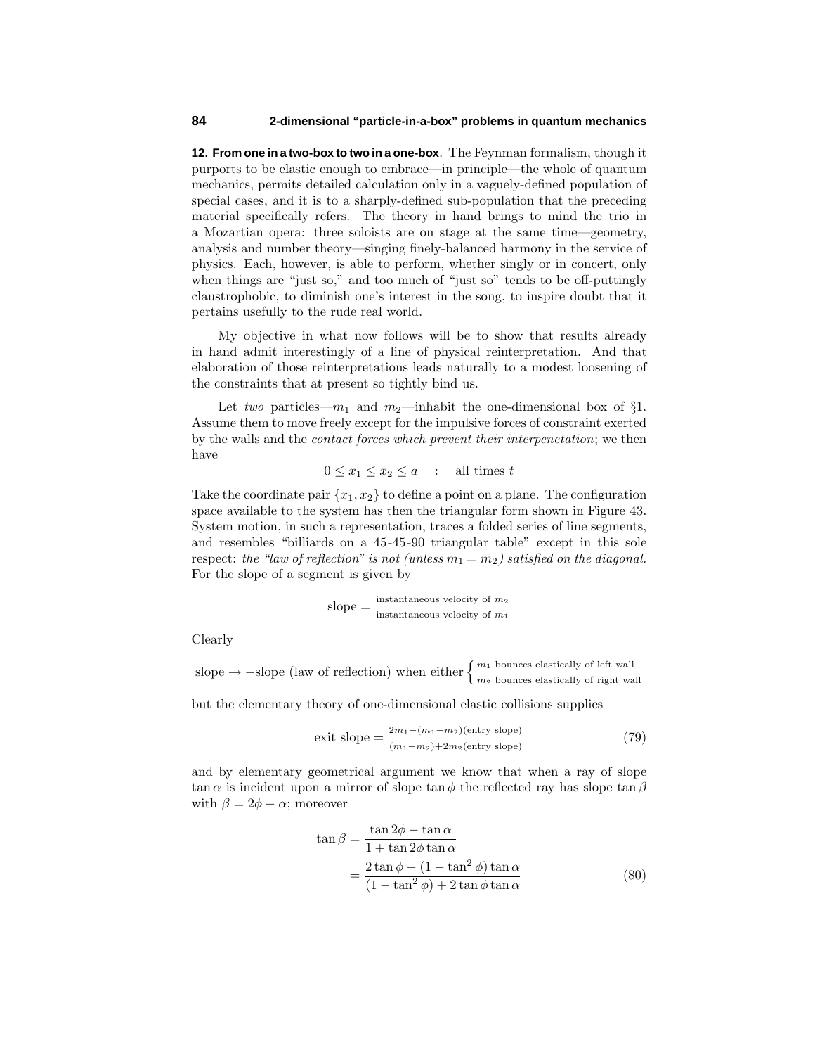**12. From one in a two-box to two in a one-box**. The Feynman formalism, though it purports to be elastic enough to embrace—in principle—the whole of quantum mechanics, permits detailed calculation only in a vaguely-defined population of special cases, and it is to a sharply-defined sub-population that the preceding material specifically refers. The theory in hand brings to mind the trio in a Mozartian opera: three soloists are on stage at the same time—geometry, analysis and number theory—singing finely-balanced harmony in the service of physics. Each, however, is able to perform, whether singly or in concert, only when things are "just so," and too much of "just so" tends to be off-puttingly claustrophobic, to diminish one's interest in the song, to inspire doubt that it pertains usefully to the rude real world.

My objective in what now follows will be to show that results already in hand admit interestingly of a line of physical reinterpretation. And that elaboration of those reinterpretations leads naturally to a modest loosening of the constraints that at present so tightly bind us.

Let *two* particles—$m_1$ and $m_2$—inhabit the one-dimensional box of §1. Assume them to move freely except for the impulsive forces of constraint exerted by the walls and the *contact forces which prevent their interpenetation*; we then have

$$0 \leq x_1 \leq x_2 \leq a \quad : \quad \text{all times } t$$

Take the coordinate pair $\{x_1, x_2\}$ to define a point on a plane. The configuration space available to the system has then the triangular form shown in Figure 43. System motion, in such a representation, traces a folded series of line segments, and resembles "billiards on a 45-45-90 triangular table" except in this sole respect: *the "law of reflection" is not (unless $m_1 = m_2$) satisfied on the diagonal.* For the slope of a segment is given by

$$\text{slope} = \frac{\text{instantaneous velocity of } m_2}{\text{instantaneous velocity of } m_1}$$

Clearly

$$\text{slope} \rightarrow -\text{slope (law of reflection) when either} \begin{cases} m_1 \text{ bounces elastically of left wall} \\ m_2 \text{ bounces elastically of right wall} \end{cases}$$

but the elementary theory of one-dimensional elastic collisions supplies

$$\text{exit slope} = \frac{2m_1 - (m_1 - m_2)(\text{entry slope})}{(m_1 - m_2) + 2m_2(\text{entry slope})} \tag{79}$$

and by elementary geometrical argument we know that when a ray of slope $\tan\alpha$ is incident upon a mirror of slope $\tan\phi$ the reflected ray has slope $\tan\beta$ with $\beta = 2\phi - \alpha$; moreover

$$\begin{aligned}
\tan\beta &= \frac{\tan 2\phi - \tan\alpha}{1 + \tan 2\phi \tan\alpha} \\
&= \frac{2\tan\phi - (1 - \tan^2\phi)\tan\alpha}{(1 - \tan^2\phi) + 2\tan\phi\tan\alpha}
\end{aligned} \tag{80}$$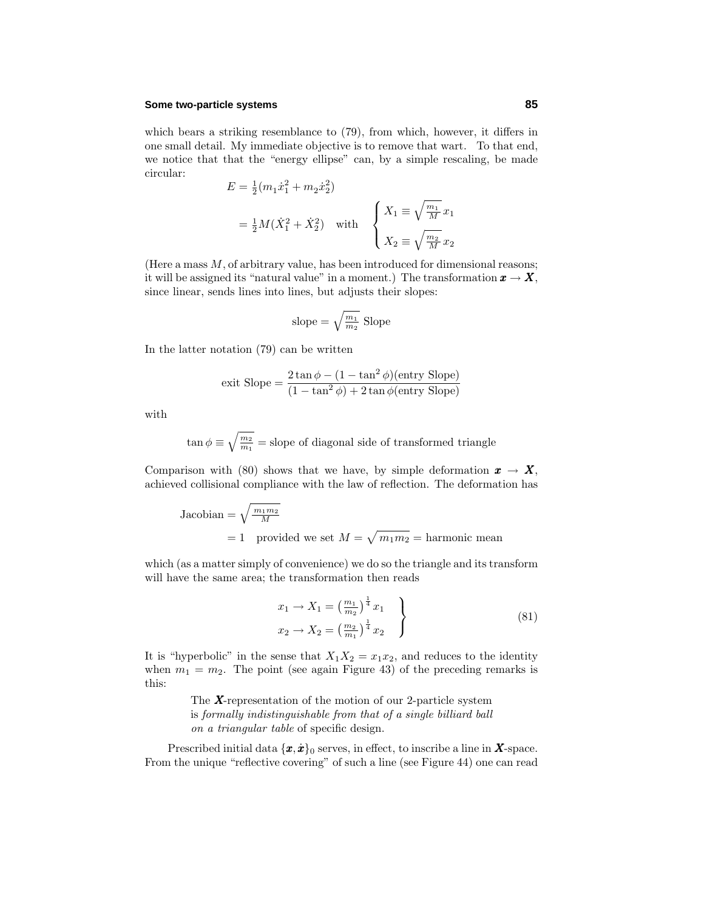which bears a striking resemblance to (79), from which, however, it differs in one small detail. My immediate objective is to remove that wart. To that end, we notice that that the "energy ellipse" can, by a simple rescaling, be made circular:

$$
\begin{aligned}
E &= \tfrac{1}{2}(m_1\dot{x}_1^2 + m_2\dot{x}_2^2)\\
&= \tfrac{1}{2}M(\dot{X}_1^2 + \dot{X}_2^2) \quad \text{with} \quad \begin{cases} X_1 \equiv \sqrt{\frac{m_1}{M}}\,x_1 \\[6pt] X_2 \equiv \sqrt{\frac{m_2}{M}}\,x_2 \end{cases}
\end{aligned}
$$

(Here a mass $M$, of arbitrary value, has been introduced for dimensional reasons; it will be assigned its "natural value" in a moment.) The transformation $\boldsymbol{x} \rightarrow \boldsymbol{X}$, since linear, sends lines into lines, but adjusts their slopes:

$$
\text{slope} = \sqrt{\tfrac{m_1}{m_2}}\ \text{Slope}
$$

In the latter notation (79) can be written

$$
\text{exit Slope} = \frac{2\tan\phi - (1-\tan^2\phi)(\text{entry Slope})}{(1-\tan^2\phi) + 2\tan\phi(\text{entry Slope})}
$$

with

$$
\tan\phi \equiv \sqrt{\tfrac{m_2}{m_1}} = \text{slope of diagonal side of transformed triangle}
$$

Comparison with (80) shows that we have, by simple deformation $\boldsymbol{x} \rightarrow \boldsymbol{X}$, achieved collisional compliance with the law of reflection. The deformation has

$$
\begin{aligned}
\text{Jacobian} &= \sqrt{\tfrac{m_1 m_2}{M}}\\
&= 1 \quad \text{provided we set } M = \sqrt{m_1 m_2} = \text{harmonic mean}
\end{aligned}
$$

which (as a matter simply of convenience) we do so the triangle and its transform will have the same area; the transformation then reads

$$
\left.
\begin{aligned}
x_1 \rightarrow X_1 &= \left(\tfrac{m_1}{m_2}\right)^{\frac{1}{4}} x_1\\
x_2 \rightarrow X_2 &= \left(\tfrac{m_2}{m_1}\right)^{\frac{1}{4}} x_2
\end{aligned}
\right\}
\tag{81}
$$

It is "hyperbolic" in the sense that $X_1X_2 = x_1x_2$, and reduces to the identity when $m_1 = m_2$. The point (see again Figure 43) of the preceding remarks is this:

> The $\boldsymbol{X}$-representation of the motion of our 2-particle system is *formally indistinguishable from that of a single billiard ball on a triangular table* of specific design.

Prescribed initial data $\{\boldsymbol{x}, \dot{\boldsymbol{x}}\}_0$ serves, in effect, to inscribe a line in $\boldsymbol{X}$-space. From the unique "reflective covering" of such a line (see Figure 44) one can read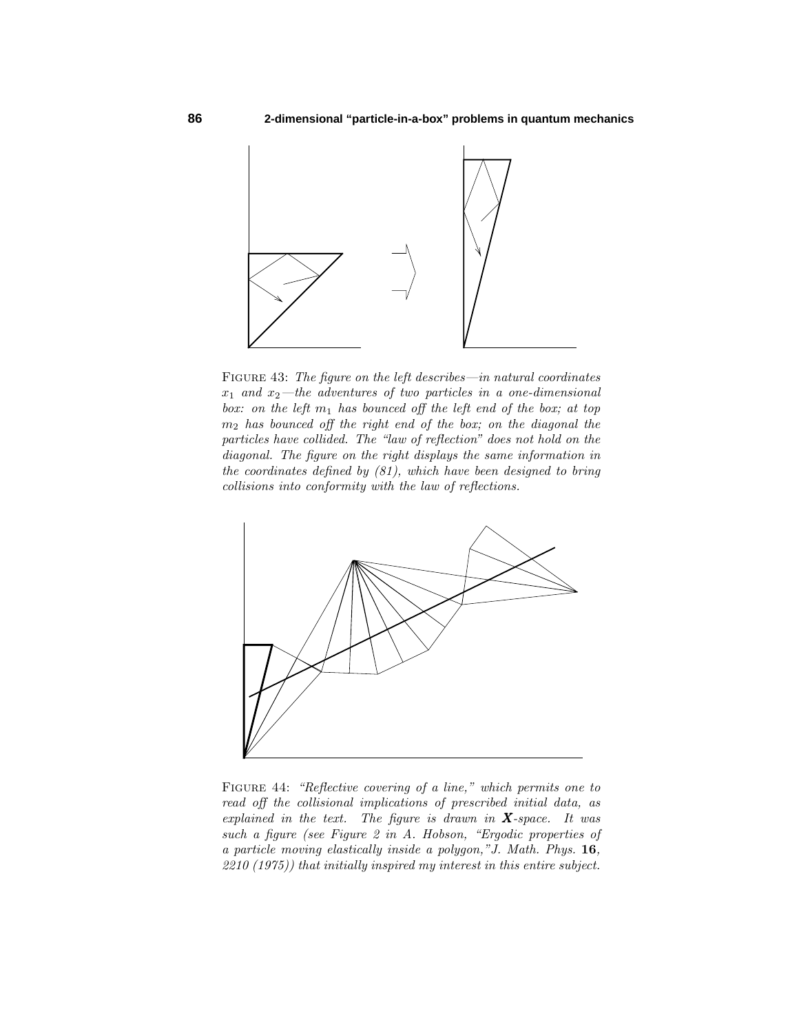FIGURE 43: *The figure on the left describes—in natural coordinates $x_1$ and $x_2$—the adventures of two particles in a one-dimensional box: on the left $m_1$ has bounced off the left end of the box; at top $m_2$ has bounced off the right end of the box; on the diagonal the particles have collided. The "law of reflection" does not hold on the diagonal. The figure on the right displays the same information in the coordinates defined by (81), which have been designed to bring collisions into conformity with the law of reflections.*

FIGURE 44: *"Reflective covering of a line," which permits one to read off the collisional implications of prescribed initial data, as explained in the text. The figure is drawn in $\boldsymbol{X}$-space. It was such a figure (see Figure 2 in A. Hobson, "Ergodic properties of a particle moving elastically inside a polygon," J. Math. Phys.* **16***, 2210 (1975)) that initially inspired my interest in this entire subject.*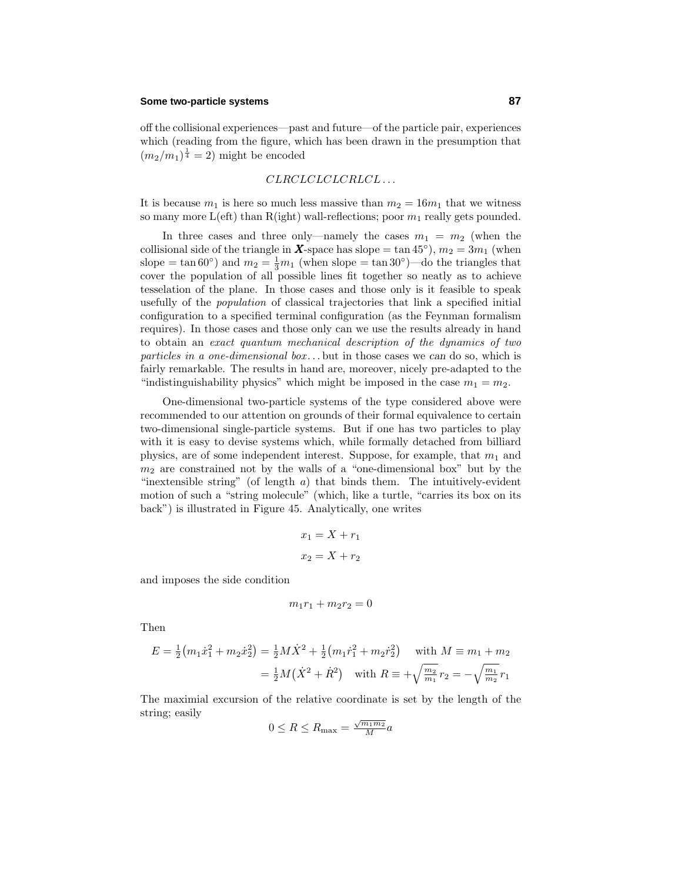off the collisional experiences—past and future—of the particle pair, experiences which (reading from the figure, which has been drawn in the presumption that $(m_2/m_1)^{\frac{1}{4}} = 2$) might be encoded

$$CLRCLCLCLCRLCL\ldots$$

It is because $m_1$ is here so much less massive than $m_2 = 16m_1$ that we witness so many more L(eft) than R(ight) wall-reflections; poor $m_1$ really gets pounded.

In three cases and three only—namely the cases $m_1 = m_2$ (when the collisional side of the triangle in $\boldsymbol{X}$-space has slope $= \tan 45°$), $m_2 = 3m_1$ (when slope $= \tan 60°$) and $m_2 = \frac{1}{3}m_1$ (when slope $= \tan 30°$)—do the triangles that cover the population of all possible lines fit together so neatly as to achieve tesselation of the plane. In those cases and those only is it feasible to speak usefully of the *population* of classical trajectories that link a specified initial configuration to a specified terminal configuration (as the Feynman formalism requires). In those cases and those only can we use the results already in hand to obtain an *exact quantum mechanical description of the dynamics of two particles in a one-dimensional box*... but in those cases we *can* do so, which is fairly remarkable. The results in hand are, moreover, nicely pre-adapted to the "indistinguishability physics" which might be imposed in the case $m_1 = m_2$.

One-dimensional two-particle systems of the type considered above were recommended to our attention on grounds of their formal equivalence to certain two-dimensional single-particle systems. But if one has two particles to play with it is easy to devise systems which, while formally detached from billiard physics, are of some independent interest. Suppose, for example, that $m_1$ and $m_2$ are constrained not by the walls of a "one-dimensional box" but by the "inextensible string" (of length $a$) that binds them. The intuitively-evident motion of such a "string molecule" (which, like a turtle, "carries its box on its back") is illustrated in Figure 45. Analytically, one writes

$$x_1 = X + r_1$$

$$x_2 = X + r_2$$

and imposes the side condition

$$m_1 r_1 + m_2 r_2 = 0$$

Then

$$\begin{aligned} E = \tfrac{1}{2}\big(m_1\dot{x}_1^2 + m_2\dot{x}_2^2\big) &= \tfrac{1}{2}M\dot{X}^2 + \tfrac{1}{2}\big(m_1\dot{r}_1^2 + m_2\dot{r}_2^2\big) \quad \text{ with } M \equiv m_1 + m_2 \\ &= \tfrac{1}{2}M\big(\dot{X}^2 + \dot{R}^2\big) \quad \text{ with } R \equiv +\sqrt{\tfrac{m_2}{m_1}}\,r_2 = -\sqrt{\tfrac{m_1}{m_2}}\,r_1 \end{aligned}$$

The maximial excursion of the relative coordinate is set by the length of the string; easily

$$0 \le R \le R_{\max} = \tfrac{\sqrt{m_1 m_2}}{M}a$$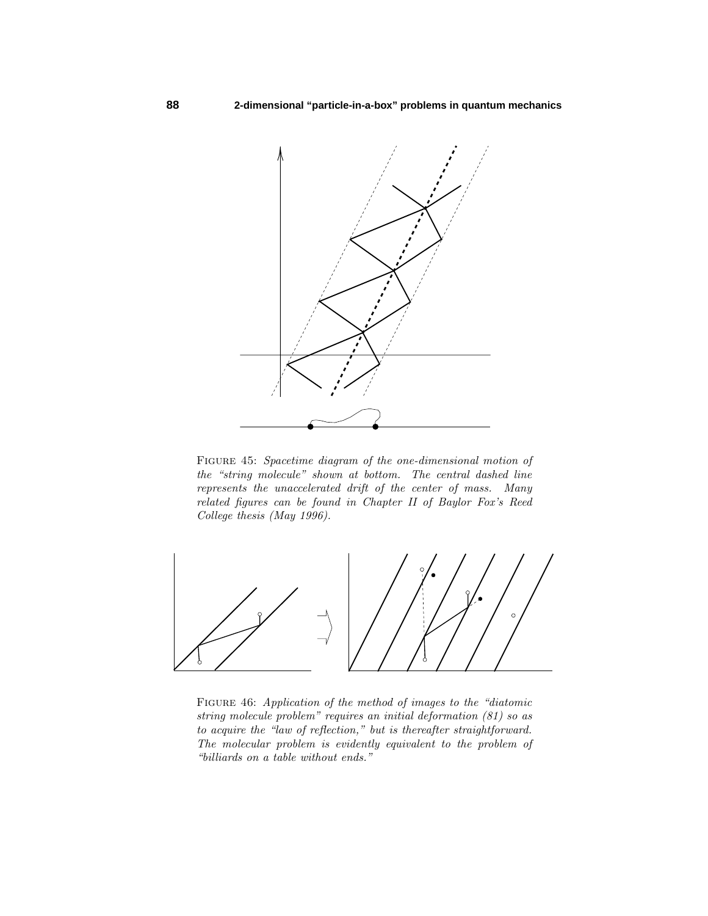Figure 45: *Spacetime diagram of the one-dimensional motion of the "string molecule" shown at bottom. The central dashed line represents the unaccelerated drift of the center of mass. Many related figures can be found in Chapter II of Baylor Fox's Reed College thesis (May 1996).*

Figure 46: *Application of the method of images to the "diatomic string molecule problem" requires an initial deformation (81) so as to acquire the "law of reflection," but is thereafter straightforward. The molecular problem is evidently equivalent to the problem of "billiards on a table without ends."*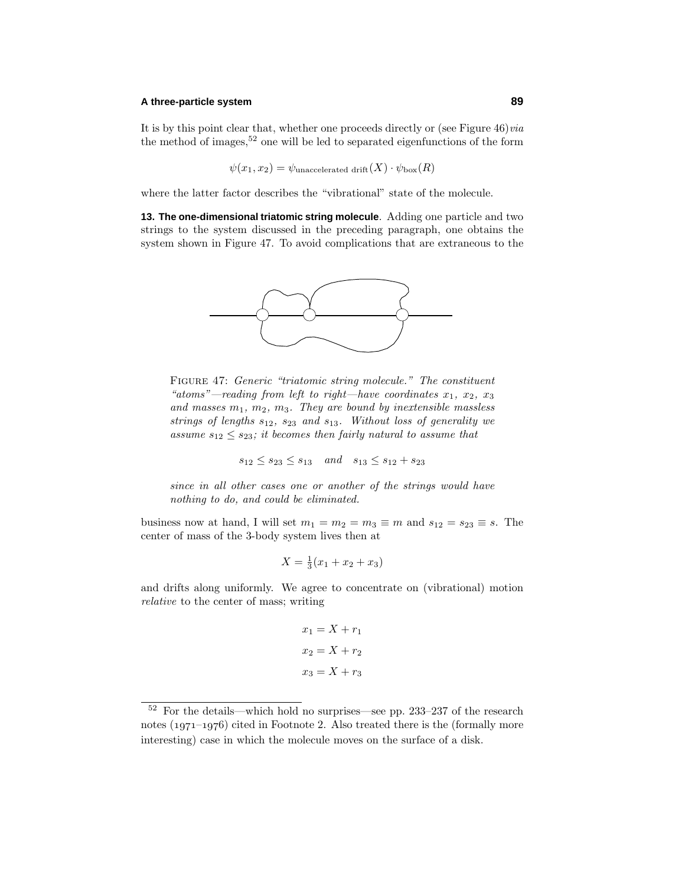It is by this point clear that, whether one proceeds directly or (see Figure 46) *via* the method of images,[52] one will be led to separated eigenfunctions of the form

$$\psi(x_1, x_2) = \psi_{\text{unaccelerated drift}}(X) \cdot \psi_{\text{box}}(R)$$

where the latter factor describes the "vibrational" state of the molecule.

**13. The one-dimensional triatomic string molecule**. Adding one particle and two strings to the system discussed in the preceding paragraph, one obtains the system shown in Figure 47. To avoid complications that are extraneous to the

FIGURE 47: *Generic "triatomic string molecule." The constituent "atoms"—reading from left to right—have coordinates $x_1$, $x_2$, $x_3$ and masses $m_1$, $m_2$, $m_3$. They are bound by inextensible massless strings of lengths $s_{12}$, $s_{23}$ and $s_{13}$. Without loss of generality we assume $s_{12} \leq s_{23}$; it becomes then fairly natural to assume that*

$$s_{12} \leq s_{23} \leq s_{13} \quad \textit{and} \quad s_{13} \leq s_{12} + s_{23}$$

*since in all other cases one or another of the strings would have nothing to do, and could be eliminated.*

business now at hand, I will set $m_1 = m_2 = m_3 \equiv m$ and $s_{12} = s_{23} \equiv s$. The center of mass of the 3-body system lives then at

$$X = \tfrac{1}{3}(x_1 + x_2 + x_3)$$

and drifts along uniformly. We agree to concentrate on (vibrational) motion *relative* to the center of mass; writing

$$x_1 = X + r_1$$
$$x_2 = X + r_2$$
$$x_3 = X + r_3$$

---

[52] For the details—which hold no surprises—see pp. 233–237 of the research notes (1971–1976) cited in Footnote 2. Also treated there is the (formally more interesting) case in which the molecule moves on the surface of a disk.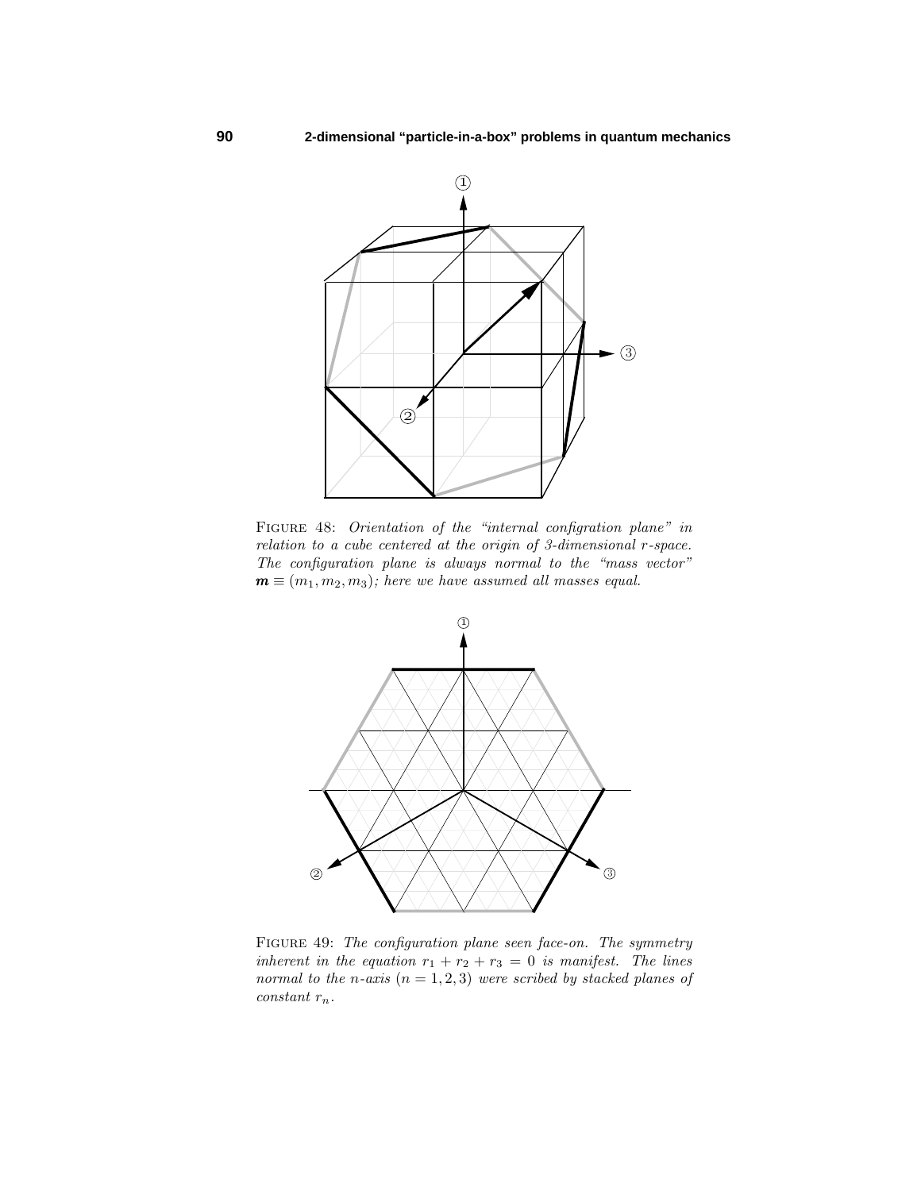FIGURE 48: *Orientation of the "internal configration plane" in relation to a cube centered at the origin of 3-dimensional* $r$*-space. The configuration plane is always normal to the "mass vector"* $\boldsymbol{m} \equiv (m_1, m_2, m_3)$*; here we have assumed all masses equal.*

FIGURE 49: *The configuration plane seen face-on. The symmetry inherent in the equation* $r_1 + r_2 + r_3 = 0$ *is manifest. The lines normal to the* $n$*-axis* $(n = 1, 2, 3)$ *were scribed by stacked planes of constant* $r_n$*.*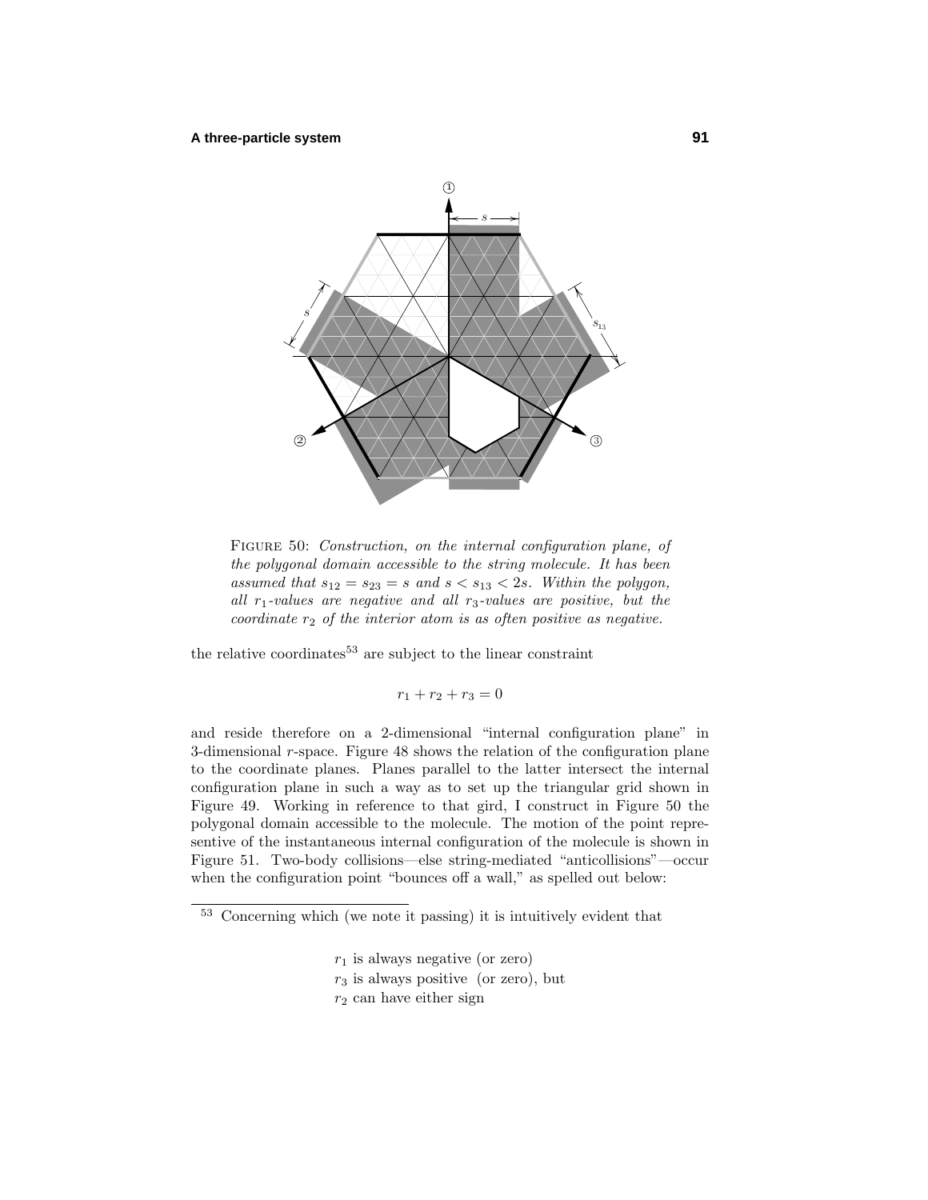FIGURE 50: *Construction, on the internal configuration plane, of the polygonal domain accessible to the string molecule. It has been assumed that $s_{12} = s_{23} = s$ and $s < s_{13} < 2s$. Within the polygon, all $r_1$-values are negative and all $r_3$-values are positive, but the coordinate $r_2$ of the interior atom is as often positive as negative.*

the relative coordinates[53] are subject to the linear constraint

$$r_1 + r_2 + r_3 = 0$$

and reside therefore on a 2-dimensional "internal configuration plane" in 3-dimensional $r$-space. Figure 48 shows the relation of the configuration plane to the coordinate planes. Planes parallel to the latter intersect the internal configuration plane in such a way as to set up the triangular grid shown in Figure 49. Working in reference to that gird, I construct in Figure 50 the polygonal domain accessible to the molecule. The motion of the point representive of the instantaneous internal configuration of the molecule is shown in Figure 51. Two-body collisions—else string-mediated "anticollisions"—occur when the configuration point "bounces off a wall," as spelled out below:

---

[53] Concerning which (we note it passing) it is intuitively evident that

$r_1$ is always negative (or zero)
$r_3$ is always positive (or zero), but
$r_2$ can have either sign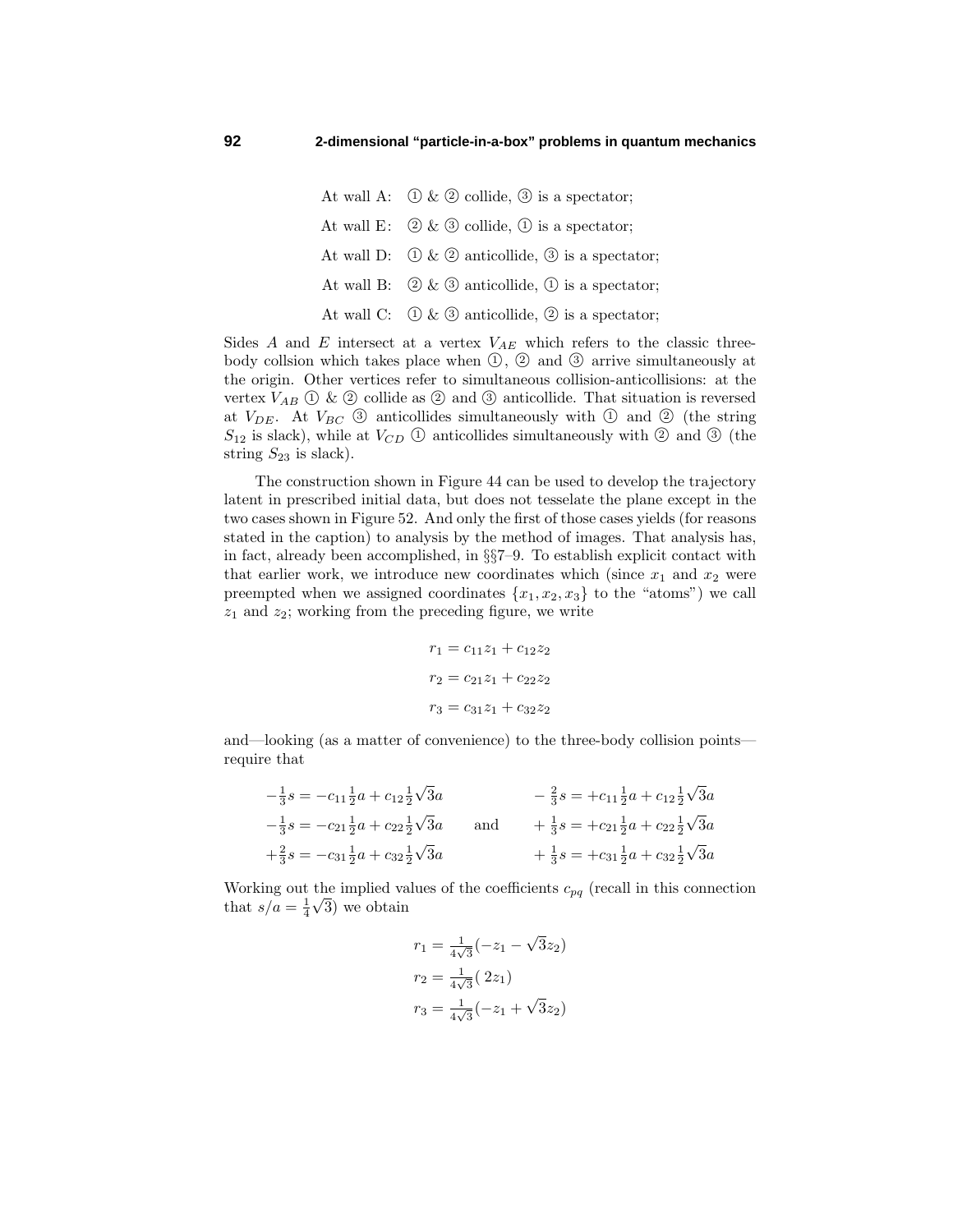At wall A: ① & ② collide, ③ is a spectator;

At wall E: ② & ③ collide, ① is a spectator;

At wall D: ① & ② anticollide, ③ is a spectator;

At wall B: ② & ③ anticollide, ① is a spectator;

At wall C: ① & ③ anticollide, ② is a spectator;

Sides $A$ and $E$ intersect at a vertex $V_{AE}$ which refers to the classic three-body collsion which takes place when ①, ② and ③ arrive simultaneously at the origin. Other vertices refer to simultaneous collision-anticollisions: at the vertex $V_{AB}$ ① & ② collide as ② and ③ anticollide. That situation is reversed at $V_{DE}$. At $V_{BC}$ ③ anticollides simultaneously with ① and ② (the string $S_{12}$ is slack), while at $V_{CD}$ ① anticollides simultaneously with ② and ③ (the string $S_{23}$ is slack).

The construction shown in Figure 44 can be used to develop the trajectory latent in prescribed initial data, but does not tesselate the plane except in the two cases shown in Figure 52. And only the first of those cases yields (for reasons stated in the caption) to analysis by the method of images. That analysis has, in fact, already been accomplished, in §§7–9. To establish explicit contact with that earlier work, we introduce new coordinates which (since $x_1$ and $x_2$ were preempted when we assigned coordinates $\{x_1, x_2, x_3\}$ to the "atoms") we call $z_1$ and $z_2$; working from the preceding figure, we write

$$
\begin{aligned}
r_1 &= c_{11}z_1 + c_{12}z_2 \\
r_2 &= c_{21}z_1 + c_{22}z_2 \\
r_3 &= c_{31}z_1 + c_{32}z_2
\end{aligned}
$$

and—looking (as a matter of convenience) to the three-body collision points—require that

$$
\begin{aligned}
-\tfrac{1}{3}s &= -c_{11}\tfrac{1}{2}a + c_{12}\tfrac{1}{2}\sqrt{3}a & \qquad -\tfrac{2}{3}s &= +c_{11}\tfrac{1}{2}a + c_{12}\tfrac{1}{2}\sqrt{3}a \\
-\tfrac{1}{3}s &= -c_{21}\tfrac{1}{2}a + c_{22}\tfrac{1}{2}\sqrt{3}a & \quad\text{and}\quad +\tfrac{1}{3}s &= +c_{21}\tfrac{1}{2}a + c_{22}\tfrac{1}{2}\sqrt{3}a \\
+\tfrac{2}{3}s &= -c_{31}\tfrac{1}{2}a + c_{32}\tfrac{1}{2}\sqrt{3}a & \qquad +\tfrac{1}{3}s &= +c_{31}\tfrac{1}{2}a + c_{32}\tfrac{1}{2}\sqrt{3}a
\end{aligned}
$$

Working out the implied values of the coefficients $c_{pq}$ (recall in this connection that $s/a = \frac{1}{4}\sqrt{3}$) we obtain

$$
\begin{aligned}
r_1 &= \tfrac{1}{4\sqrt{3}}(-z_1 - \sqrt{3}z_2) \\
r_2 &= \tfrac{1}{4\sqrt{3}}(\ 2z_1) \\
r_3 &= \tfrac{1}{4\sqrt{3}}(-z_1 + \sqrt{3}z_2)
\end{aligned}
$$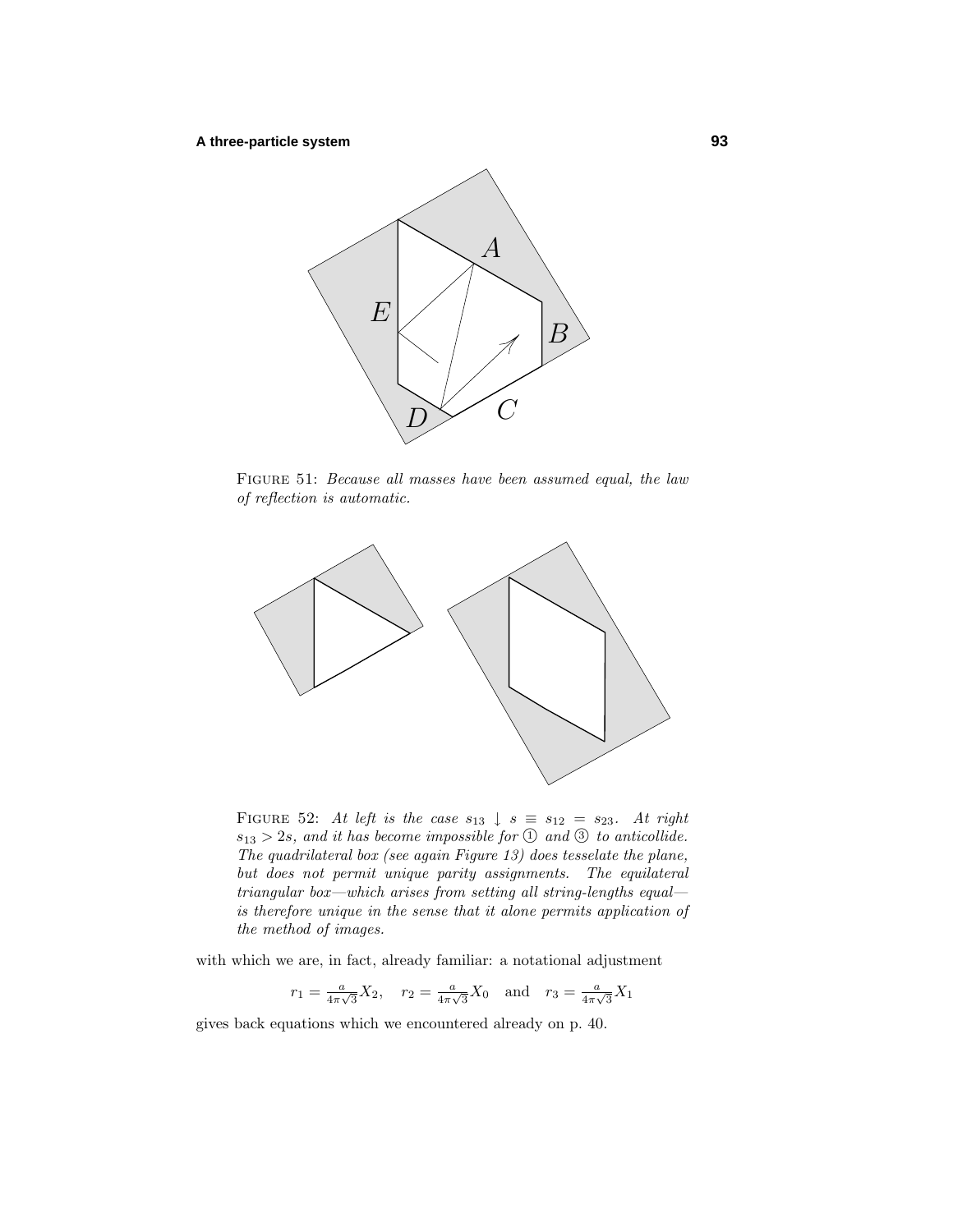FIGURE 51: *Because all masses have been assumed equal, the law of reflection is automatic.*

FIGURE 52: *At left is the case $s_{13} \downarrow s \equiv s_{12} = s_{23}$. At right $s_{13} > 2s$, and it has become impossible for ① and ③ to anticollide. The quadrilateral box (see again Figure 13) does tesselate the plane, but does not permit unique parity assignments. The equilateral triangular box—which arises from setting all string-lengths equal—is therefore unique in the sense that it alone permits application of the method of images.*

with which we are, in fact, already familiar: a notational adjustment

$$r_1 = \tfrac{a}{4\pi\sqrt{3}}X_2, \quad r_2 = \tfrac{a}{4\pi\sqrt{3}}X_0 \quad \text{and} \quad r_3 = \tfrac{a}{4\pi\sqrt{3}}X_1$$

gives back equations which we encountered already on p. 40.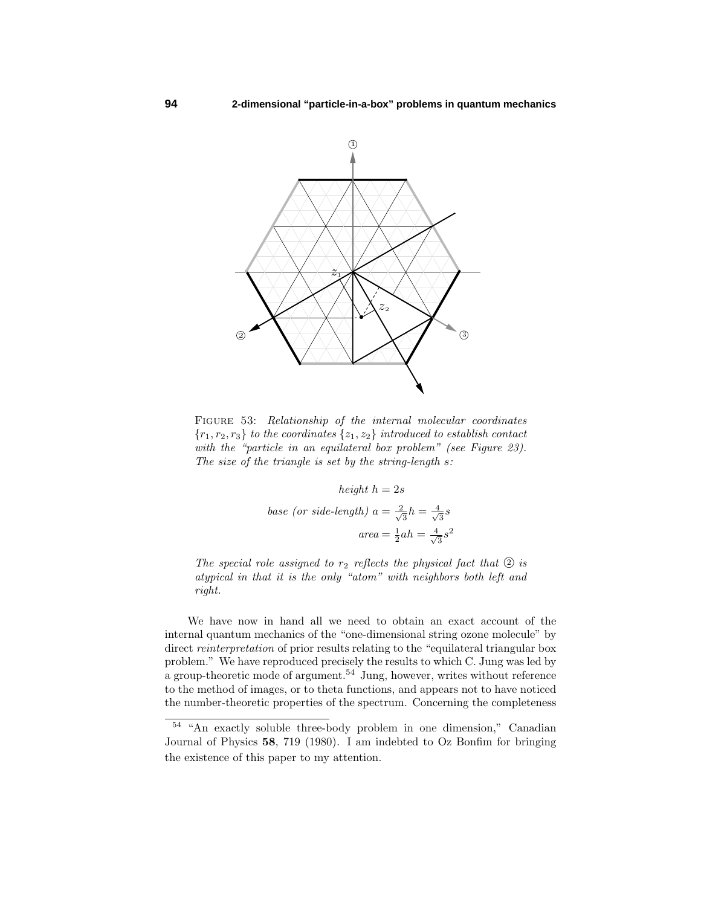FIGURE 53: *Relationship of the internal molecular coordinates* $\{r_1, r_2, r_3\}$ *to the coordinates* $\{z_1, z_2\}$ *introduced to establish contact with the "particle in an equilateral box problem" (see Figure 23). The size of the triangle is set by the string-length* $s$*:*

$$\textit{height } h = 2s$$

$$\textit{base (or side-length) } a = \tfrac{2}{\sqrt{3}}h = \tfrac{4}{\sqrt{3}}s$$

$$\textit{area} = \tfrac{1}{2}ah = \tfrac{4}{\sqrt{3}}s^2$$

*The special role assigned to* $r_2$ *reflects the physical fact that* ② *is atypical in that it is the only "atom" with neighbors both left and right.*

We have now in hand all we need to obtain an exact account of the internal quantum mechanics of the "one-dimensional string ozone molecule" by direct *reinterpretation* of prior results relating to the "equilateral triangular box problem." We have reproduced precisely the results to which C. Jung was led by a group-theoretic mode of argument.[54] Jung, however, writes without reference to the method of images, or to theta functions, and appears not to have noticed the number-theoretic properties of the spectrum. Concerning the completeness

---

[54] "An exactly soluble three-body problem in one dimension," Canadian Journal of Physics **58**, 719 (1980). I am indebted to Oz Bonfim for bringing the existence of this paper to my attention.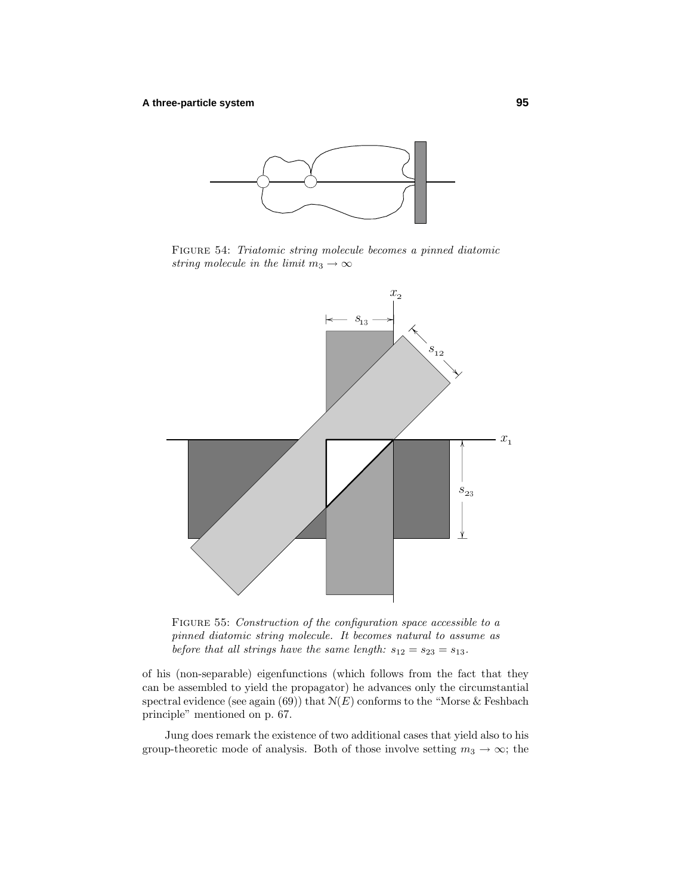FIGURE 54: *Triatomic string molecule becomes a pinned diatomic string molecule in the limit $m_3 \to \infty$*

FIGURE 55: *Construction of the configuration space accessible to a pinned diatomic string molecule. It becomes natural to assume as before that all strings have the same length: $s_{12} = s_{23} = s_{13}$.*

of his (non-separable) eigenfunctions (which follows from the fact that they can be assembled to yield the propagator) he advances only the circumstantial spectral evidence (see again (69)) that $\mathcal{N}(E)$ conforms to the "Morse & Feshbach principle" mentioned on p. 67.

Jung does remark the existence of two additional cases that yield also to his group-theoretic mode of analysis. Both of those involve setting $m_3 \to \infty$; the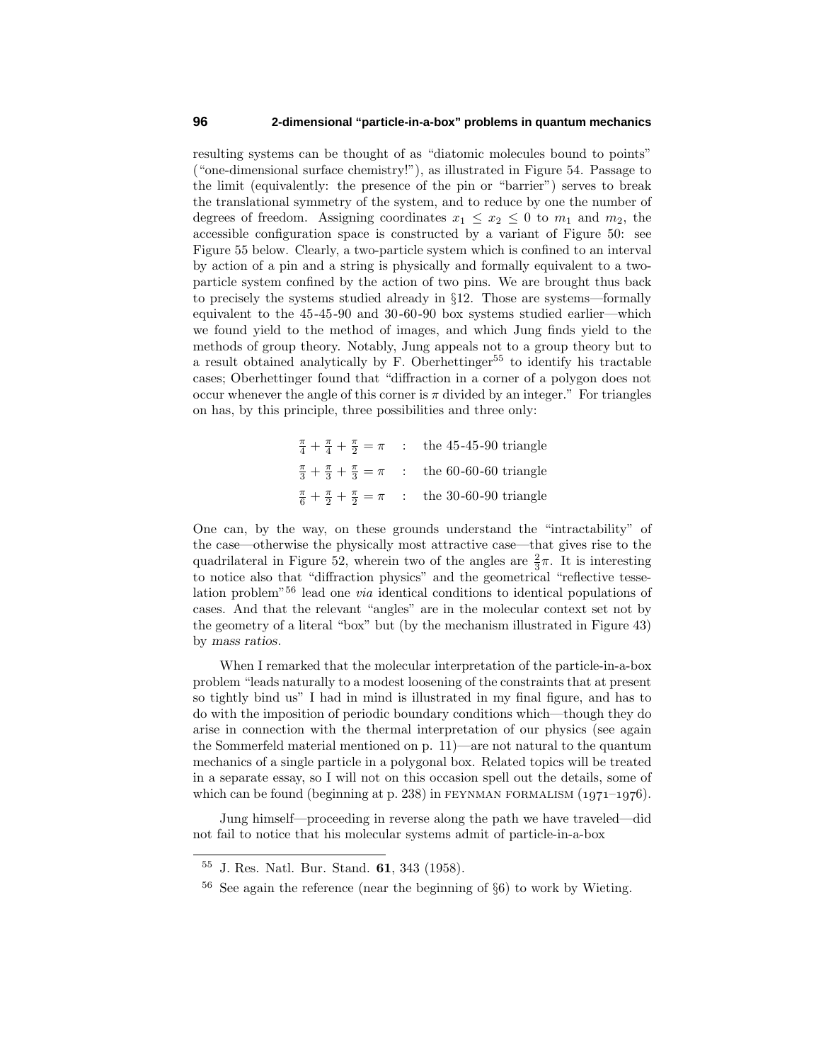resulting systems can be thought of as "diatomic molecules bound to points" ("one-dimensional surface chemistry!"), as illustrated in Figure 54. Passage to the limit (equivalently: the presence of the pin or "barrier") serves to break the translational symmetry of the system, and to reduce by one the number of degrees of freedom. Assigning coordinates $x_1 \leq x_2 \leq 0$ to $m_1$ and $m_2$, the accessible configuration space is constructed by a variant of Figure 50: see Figure 55 below. Clearly, a two-particle system which is confined to an interval by action of a pin and a string is physically and formally equivalent to a two-particle system confined by the action of two pins. We are brought thus back to precisely the systems studied already in §12. Those are systems—formally equivalent to the 45-45-90 and 30-60-90 box systems studied earlier—which we found yield to the method of images, and which Jung finds yield to the methods of group theory. Notably, Jung appeals not to a group theory but to a result obtained analytically by F. Oberhettinger[55] to identify his tractable cases; Oberhettinger found that "diffraction in a corner of a polygon does not occur whenever the angle of this corner is $\pi$ divided by an integer." For triangles on has, by this principle, three possibilities and three only:

$$\tfrac{\pi}{4} + \tfrac{\pi}{4} + \tfrac{\pi}{2} = \pi \quad : \quad \text{the 45-45-90 triangle}$$

$$\tfrac{\pi}{3} + \tfrac{\pi}{3} + \tfrac{\pi}{3} = \pi \quad : \quad \text{the 60-60-60 triangle}$$

$$\tfrac{\pi}{6} + \tfrac{\pi}{2} + \tfrac{\pi}{2} = \pi \quad : \quad \text{the 30-60-90 triangle}$$

One can, by the way, on these grounds understand the "intractability" of the case—otherwise the physically most attractive case—that gives rise to the quadrilateral in Figure 52, wherein two of the angles are $\frac{2}{3}\pi$. It is interesting to notice also that "diffraction physics" and the geometrical "reflective tesselation problem"[56] lead one *via* identical conditions to identical populations of cases. And that the relevant "angles" are in the molecular context set not by the geometry of a literal "box" but (by the mechanism illustrated in Figure 43) by *mass ratios*.

When I remarked that the molecular interpretation of the particle-in-a-box problem "leads naturally to a modest loosening of the constraints that at present so tightly bind us" I had in mind is illustrated in my final figure, and has to do with the imposition of periodic boundary conditions which—though they do arise in connection with the thermal interpretation of our physics (see again the Sommerfeld material mentioned on p. 11)—are not natural to the quantum mechanics of a single particle in a polygonal box. Related topics will be treated in a separate essay, so I will not on this occasion spell out the details, some of which can be found (beginning at p. 238) in FEYNMAN FORMALISM (1971–1976).

Jung himself—proceeding in reverse along the path we have traveled—did not fail to notice that his molecular systems admit of particle-in-a-box

[55] J. Res. Natl. Bur. Stand. **61**, 343 (1958).

[56] See again the reference (near the beginning of §6) to work by Wieting.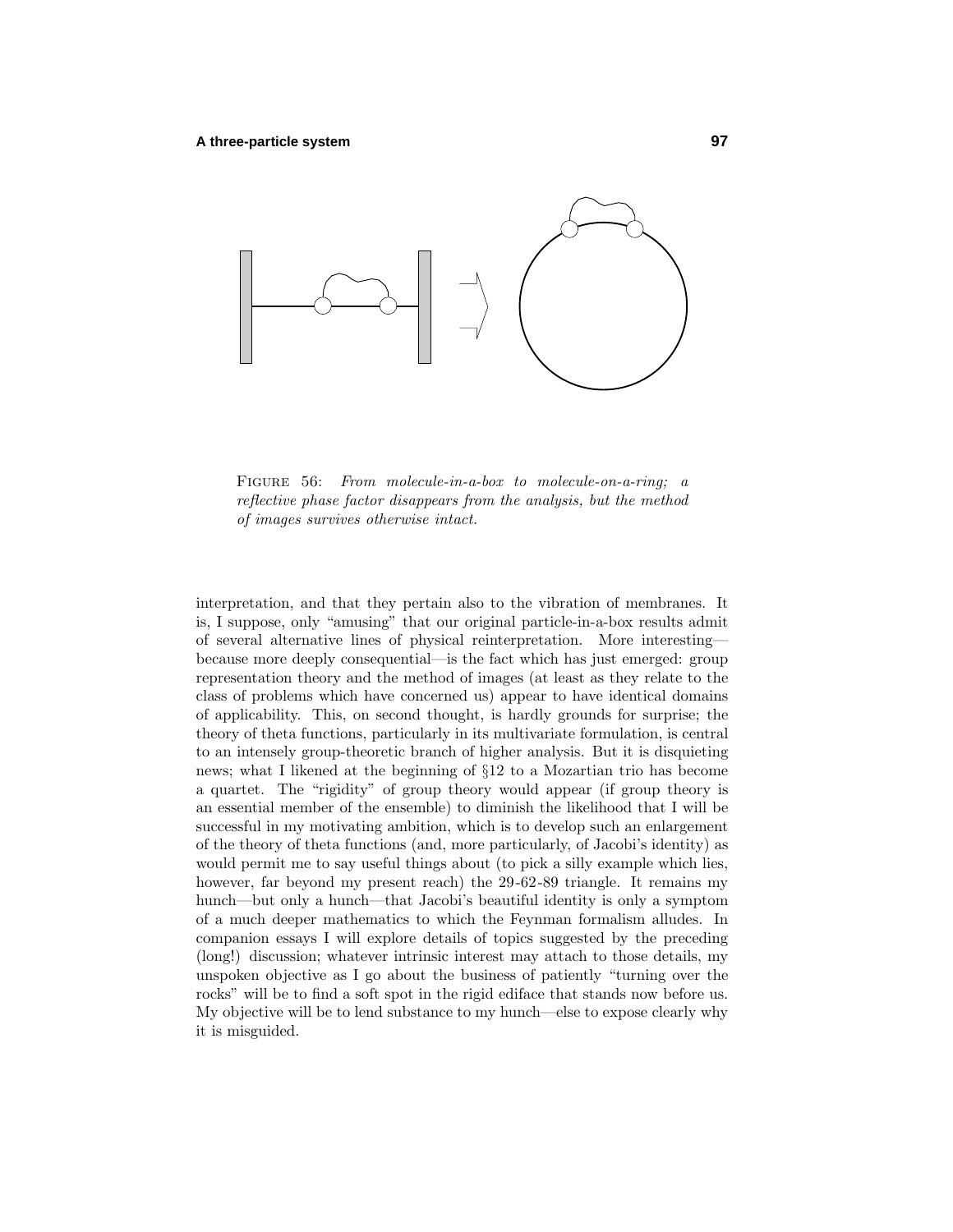FIGURE 56: *From molecule-in-a-box to molecule-on-a-ring; a reflective phase factor disappears from the analysis, but the method of images survives otherwise intact.*

interpretation, and that they pertain also to the vibration of membranes. It is, I suppose, only "amusing" that our original particle-in-a-box results admit of several alternative lines of physical reinterpretation. More interesting—because more deeply consequential—is the fact which has just emerged: group representation theory and the method of images (at least as they relate to the class of problems which have concerned us) appear to have identical domains of applicability. This, on second thought, is hardly grounds for surprise; the theory of theta functions, particularly in its multivariate formulation, is central to an intensely group-theoretic branch of higher analysis. But it is disquieting news; what I likened at the beginning of §12 to a Mozartian trio has become a quartet. The "rigidity" of group theory would appear (if group theory is an essential member of the ensemble) to diminish the likelihood that I will be successful in my motivating ambition, which is to develop such an enlargement of the theory of theta functions (and, more particularly, of Jacobi's identity) as would permit me to say useful things about (to pick a silly example which lies, however, far beyond my present reach) the 29-62-89 triangle. It remains my hunch—but only a hunch—that Jacobi's beautiful identity is only a symptom of a much deeper mathematics to which the Feynman formalism alludes. In companion essays I will explore details of topics suggested by the preceding (long!) discussion; whatever intrinsic interest may attach to those details, my unspoken objective as I go about the business of patiently "turning over the rocks" will be to find a soft spot in the rigid ediface that stands now before us. My objective will be to lend substance to my hunch—else to expose clearly why it is misguided.